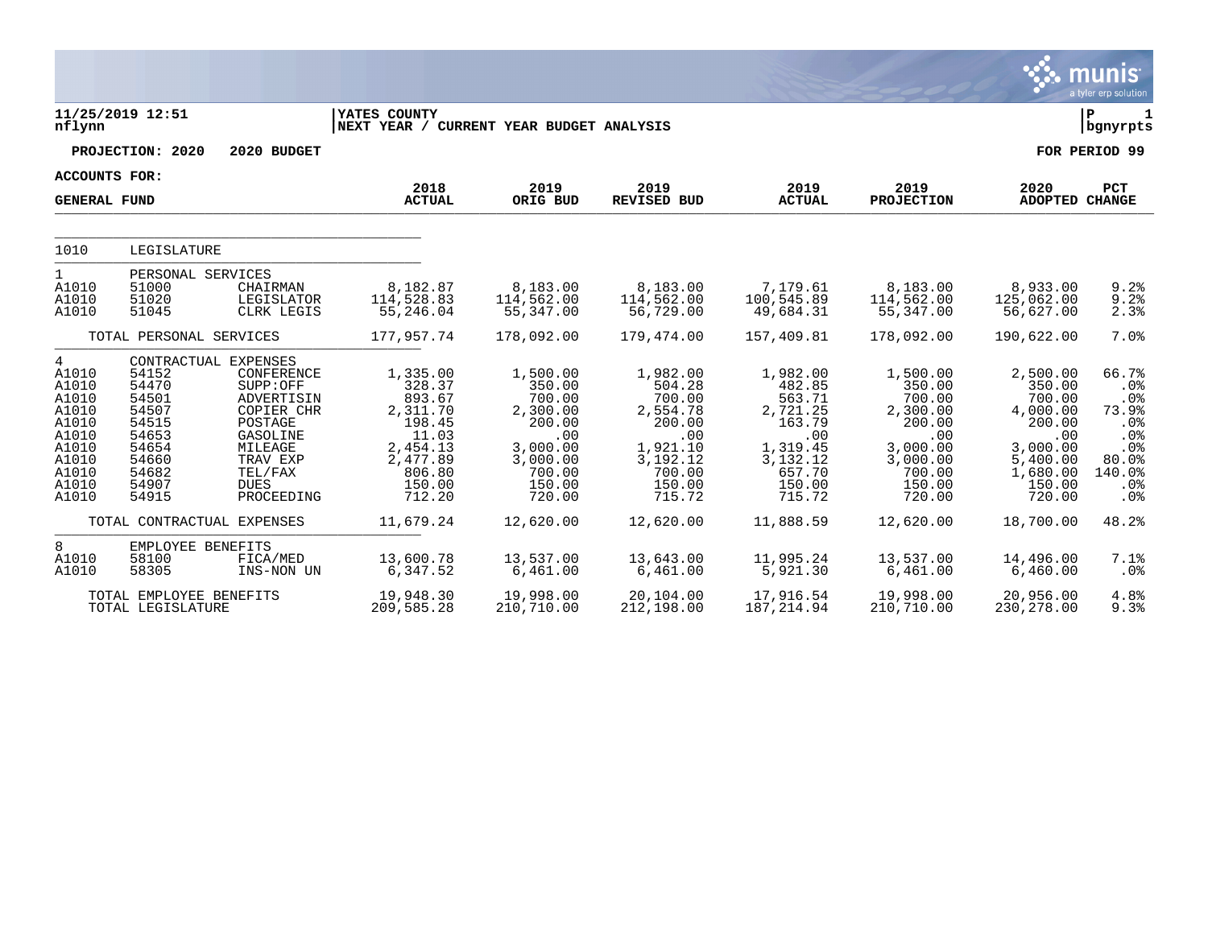**YATES COUNTY**
**NEXT YEAR / CURRENT YEAR BUDGET ANALYSIS**

11/25/2019 12:51
nflynn

P 1
bgnyrpts

**PROJECTION: 2020    2020 BUDGET**    **FOR PERIOD 99**

**ACCOUNTS FOR:**
**GENERAL FUND**

| | | | 2018 ACTUAL | 2019 ORIG BUD | 2019 REVISED BUD | 2019 ACTUAL | 2019 PROJECTION | 2020 ADOPTED | PCT CHANGE |
|---|---|---|---|---|---|---|---|---|---|
| 1010 | LEGISLATURE | | | | | | | | |
| 1 | PERSONAL SERVICES | | | | | | | | |
| A1010 | 51000 | CHAIRMAN | 8,182.87 | 8,183.00 | 8,183.00 | 7,179.61 | 8,183.00 | 8,933.00 | 9.2% |
| A1010 | 51020 | LEGISLATOR | 114,528.83 | 114,562.00 | 114,562.00 | 100,545.89 | 114,562.00 | 125,062.00 | 9.2% |
| A1010 | 51045 | CLRK LEGIS | 55,246.04 | 55,347.00 | 56,729.00 | 49,684.31 | 55,347.00 | 56,627.00 | 2.3% |
| | TOTAL PERSONAL SERVICES | | 177,957.74 | 178,092.00 | 179,474.00 | 157,409.81 | 178,092.00 | 190,622.00 | 7.0% |
| 4 | CONTRACTUAL EXPENSES | | | | | | | | |
| A1010 | 54152 | CONFERENCE | 1,335.00 | 1,500.00 | 1,982.00 | 1,982.00 | 1,500.00 | 2,500.00 | 66.7% |
| A1010 | 54470 | SUPP:OFF | 328.37 | 350.00 | 504.28 | 482.85 | 350.00 | 350.00 | .0% |
| A1010 | 54501 | ADVERTISIN | 893.67 | 700.00 | 700.00 | 563.71 | 700.00 | 700.00 | .0% |
| A1010 | 54507 | COPIER CHR | 2,311.70 | 2,300.00 | 2,554.78 | 2,721.25 | 2,300.00 | 4,000.00 | 73.9% |
| A1010 | 54515 | POSTAGE | 198.45 | 200.00 | 200.00 | 163.79 | 200.00 | 200.00 | .0% |
| A1010 | 54653 | GASOLINE | 11.03 | .00 | .00 | .00 | .00 | .00 | .0% |
| A1010 | 54654 | MILEAGE | 2,454.13 | 3,000.00 | 1,921.10 | 1,319.45 | 3,000.00 | 3,000.00 | .0% |
| A1010 | 54660 | TRAV EXP | 2,477.89 | 3,000.00 | 3,192.12 | 3,132.12 | 3,000.00 | 5,400.00 | 80.0% |
| A1010 | 54682 | TEL/FAX | 806.80 | 700.00 | 700.00 | 657.70 | 700.00 | 1,680.00 | 140.0% |
| A1010 | 54907 | DUES | 150.00 | 150.00 | 150.00 | 150.00 | 150.00 | 150.00 | .0% |
| A1010 | 54915 | PROCEEDING | 712.20 | 720.00 | 715.72 | 715.72 | 720.00 | 720.00 | .0% |
| | TOTAL CONTRACTUAL EXPENSES | | 11,679.24 | 12,620.00 | 12,620.00 | 11,888.59 | 12,620.00 | 18,700.00 | 48.2% |
| 8 | EMPLOYEE BENEFITS | | | | | | | | |
| A1010 | 58100 | FICA/MED | 13,600.78 | 13,537.00 | 13,643.00 | 11,995.24 | 13,537.00 | 14,496.00 | 7.1% |
| A1010 | 58305 | INS-NON UN | 6,347.52 | 6,461.00 | 6,461.00 | 5,921.30 | 6,461.00 | 6,460.00 | .0% |
| | TOTAL EMPLOYEE BENEFITS | | 19,948.30 | 19,998.00 | 20,104.00 | 17,916.54 | 19,998.00 | 20,956.00 | 4.8% |
| | TOTAL LEGISLATURE | | 209,585.28 | 210,710.00 | 212,198.00 | 187,214.94 | 210,710.00 | 230,278.00 | 9.3% |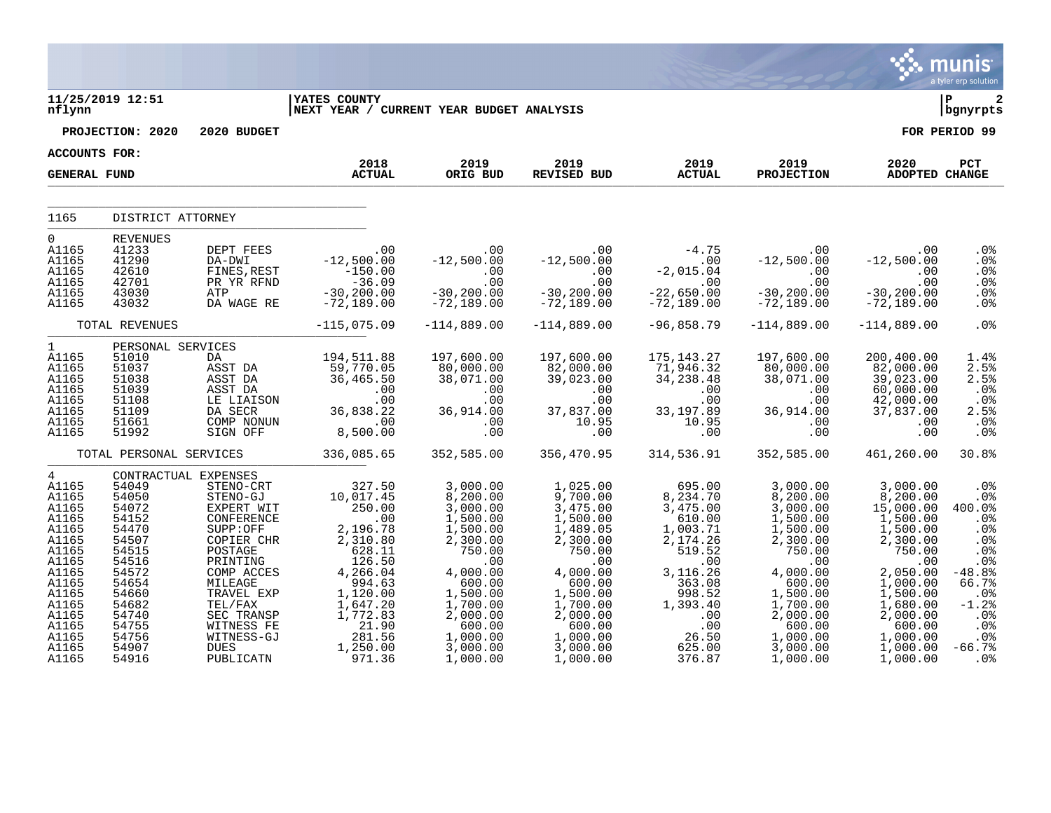**11/25/2019 12:51** | **YATES COUNTY** | **P 2**
**nflynn** | **NEXT YEAR / CURRENT YEAR BUDGET ANALYSIS** | **bgnyrpts**

**PROJECTION: 2020 2020 BUDGET** — **FOR PERIOD 99**

**ACCOUNTS FOR:**
**GENERAL FUND**

| | | | 2018 ACTUAL | 2019 ORIG BUD | 2019 REVISED BUD | 2019 ACTUAL | 2019 PROJECTION | 2020 ADOPTED | PCT CHANGE |
|---|---|---|---|---|---|---|---|---|---|
| **1165** | **DISTRICT ATTORNEY** | | | | | | | | |
| 0 | REVENUES | | | | | | | | |
| A1165 | 41233 | DEPT FEES | .00 | .00 | .00 | -4.75 | .00 | .00 | .0% |
| A1165 | 41290 | DA-DWI | -12,500.00 | -12,500.00 | -12,500.00 | .00 | -12,500.00 | -12,500.00 | .0% |
| A1165 | 42610 | FINES,REST | -150.00 | .00 | .00 | -2,015.04 | .00 | .00 | .0% |
| A1165 | 42701 | PR YR RFND | -36.09 | .00 | .00 | .00 | .00 | .00 | .0% |
| A1165 | 43030 | ATP | -30,200.00 | -30,200.00 | -30,200.00 | -22,650.00 | -30,200.00 | -30,200.00 | .0% |
| A1165 | 43032 | DA WAGE RE | -72,189.00 | -72,189.00 | -72,189.00 | -72,189.00 | -72,189.00 | -72,189.00 | .0% |
| | TOTAL REVENUES | | -115,075.09 | -114,889.00 | -114,889.00 | -96,858.79 | -114,889.00 | -114,889.00 | .0% |
| 1 | PERSONAL SERVICES | | | | | | | | |
| A1165 | 51010 | DA | 194,511.88 | 197,600.00 | 197,600.00 | 175,143.27 | 197,600.00 | 200,400.00 | 1.4% |
| A1165 | 51037 | ASST DA | 59,770.05 | 80,000.00 | 82,000.00 | 71,946.32 | 80,000.00 | 82,000.00 | 2.5% |
| A1165 | 51038 | ASST DA | 36,465.50 | 38,071.00 | 39,023.00 | 34,238.48 | 38,071.00 | 39,023.00 | 2.5% |
| A1165 | 51039 | ASST DA | .00 | .00 | .00 | .00 | .00 | 60,000.00 | .0% |
| A1165 | 51108 | LE LIAISON | .00 | .00 | .00 | .00 | .00 | 42,000.00 | .0% |
| A1165 | 51109 | DA SECR | 36,838.22 | 36,914.00 | 37,837.00 | 33,197.89 | 36,914.00 | 37,837.00 | 2.5% |
| A1165 | 51661 | COMP NONUN | .00 | .00 | 10.95 | 10.95 | .00 | .00 | .0% |
| A1165 | 51992 | SIGN OFF | 8,500.00 | .00 | .00 | .00 | .00 | .00 | .0% |
| | TOTAL PERSONAL SERVICES | | 336,085.65 | 352,585.00 | 356,470.95 | 314,536.91 | 352,585.00 | 461,260.00 | 30.8% |
| 4 | CONTRACTUAL EXPENSES | | | | | | | | |
| A1165 | 54049 | STENO-CRT | 327.50 | 3,000.00 | 1,025.00 | 695.00 | 3,000.00 | 3,000.00 | .0% |
| A1165 | 54050 | STENO-GJ | 10,017.45 | 8,200.00 | 9,700.00 | 8,234.70 | 8,200.00 | 8,200.00 | .0% |
| A1165 | 54072 | EXPERT WIT | 250.00 | 3,000.00 | 3,475.00 | 3,475.00 | 3,000.00 | 15,000.00 | 400.0% |
| A1165 | 54152 | CONFERENCE | .00 | 1,500.00 | 1,500.00 | 610.00 | 1,500.00 | 1,500.00 | .0% |
| A1165 | 54470 | SUPP:OFF | 2,196.78 | 1,500.00 | 1,489.05 | 1,003.71 | 1,500.00 | 1,500.00 | .0% |
| A1165 | 54507 | COPIER CHR | 2,310.80 | 2,300.00 | 2,300.00 | 2,174.26 | 2,300.00 | 2,300.00 | .0% |
| A1165 | 54515 | POSTAGE | 628.11 | 750.00 | 750.00 | 519.52 | 750.00 | 750.00 | .0% |
| A1165 | 54516 | PRINTING | 126.50 | .00 | .00 | .00 | .00 | .00 | .0% |
| A1165 | 54572 | COMP ACCES | 4,266.04 | 4,000.00 | 4,000.00 | 3,116.26 | 4,000.00 | 2,050.00 | -48.8% |
| A1165 | 54654 | MILEAGE | 994.63 | 600.00 | 600.00 | 363.08 | 600.00 | 1,000.00 | 66.7% |
| A1165 | 54660 | TRAVEL EXP | 1,120.00 | 1,500.00 | 1,500.00 | 998.52 | 1,500.00 | 1,500.00 | .0% |
| A1165 | 54682 | TEL/FAX | 1,647.20 | 1,700.00 | 1,700.00 | 1,393.40 | 1,700.00 | 1,680.00 | -1.2% |
| A1165 | 54740 | SEC TRANSP | 1,772.83 | 2,000.00 | 2,000.00 | .00 | 2,000.00 | 2,000.00 | .0% |
| A1165 | 54755 | WITNESS FE | 21.90 | 600.00 | 600.00 | .00 | 600.00 | 600.00 | .0% |
| A1165 | 54756 | WITNESS-GJ | 281.56 | 1,000.00 | 1,000.00 | 26.50 | 1,000.00 | 1,000.00 | .0% |
| A1165 | 54907 | DUES | 1,250.00 | 3,000.00 | 3,000.00 | 625.00 | 3,000.00 | 1,000.00 | -66.7% |
| A1165 | 54916 | PUBLICATN | 971.36 | 1,000.00 | 1,000.00 | 376.87 | 1,000.00 | 1,000.00 | .0% |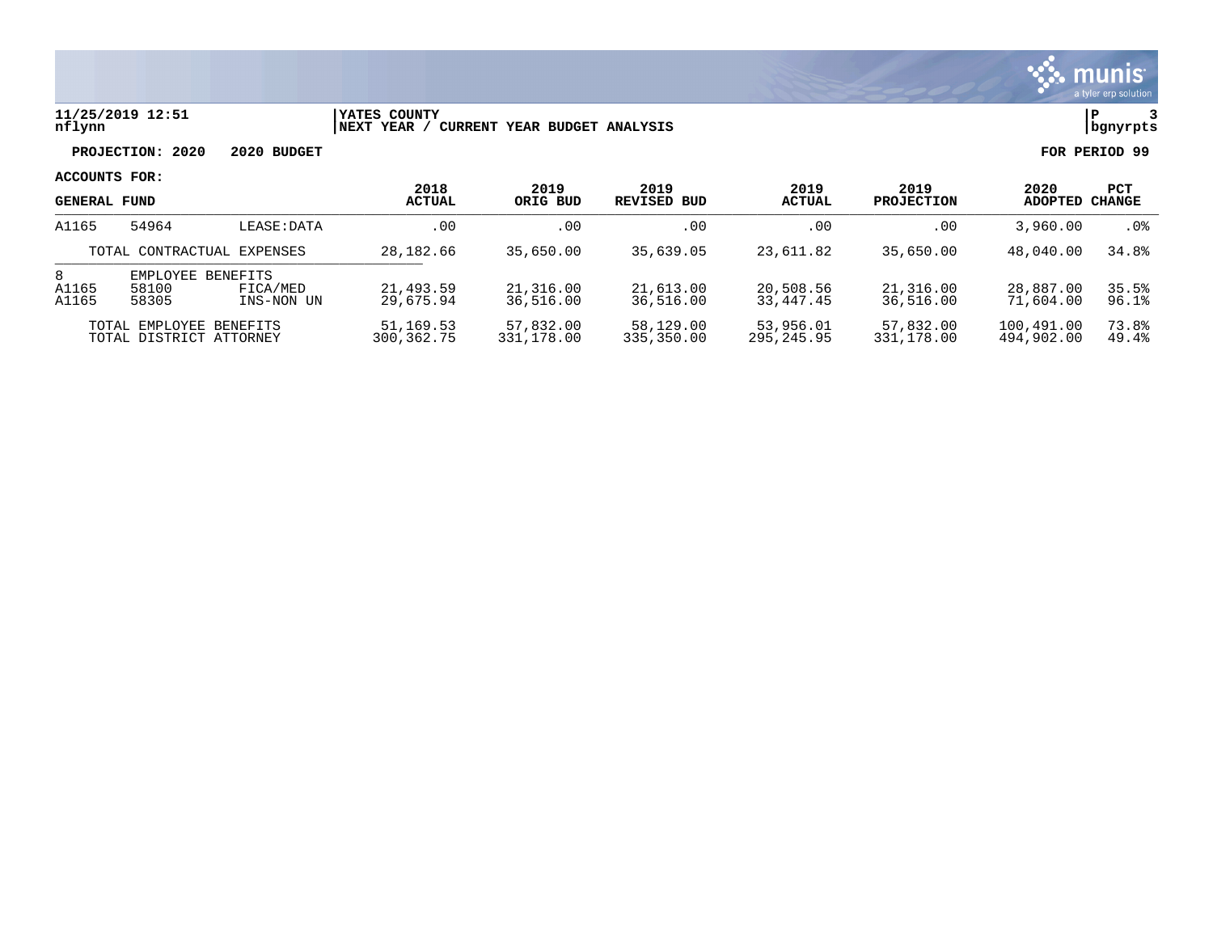**YATES COUNTY**
**NEXT YEAR / CURRENT YEAR BUDGET ANALYSIS**

11/25/2019 12:51
nflynn

bgnyrpts

**PROJECTION: 2020   2020 BUDGET**

**FOR PERIOD 99**

**ACCOUNTS FOR:**

| GENERAL FUND | | | 2018 ACTUAL | 2019 ORIG BUD | 2019 REVISED BUD | 2019 ACTUAL | 2019 PROJECTION | 2020 ADOPTED | PCT CHANGE |
|---|---|---|---|---|---|---|---|---|---|
| A1165 | 54964 | LEASE:DATA | .00 | .00 | .00 | .00 | .00 | 3,960.00 | .0% |
| TOTAL CONTRACTUAL EXPENSES | | | 28,182.66 | 35,650.00 | 35,639.05 | 23,611.82 | 35,650.00 | 48,040.00 | 34.8% |
| 8 | EMPLOYEE BENEFITS | | | | | | | | |
| A1165 | 58100 | FICA/MED | 21,493.59 | 21,316.00 | 21,613.00 | 20,508.56 | 21,316.00 | 28,887.00 | 35.5% |
| A1165 | 58305 | INS-NON UN | 29,675.94 | 36,516.00 | 36,516.00 | 33,447.45 | 36,516.00 | 71,604.00 | 96.1% |
| TOTAL EMPLOYEE BENEFITS | | | 51,169.53 | 57,832.00 | 58,129.00 | 53,956.01 | 57,832.00 | 100,491.00 | 73.8% |
| TOTAL DISTRICT ATTORNEY | | | 300,362.75 | 331,178.00 | 335,350.00 | 295,245.95 | 331,178.00 | 494,902.00 | 49.4% |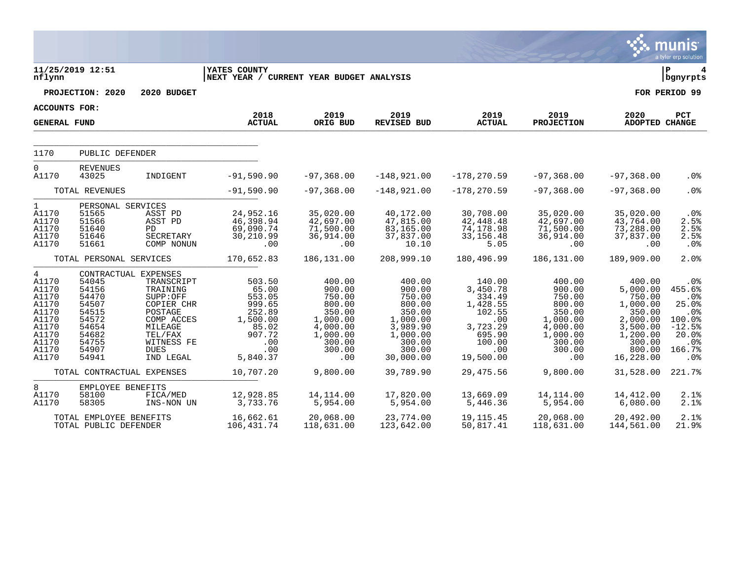11/25/2019 12:51
nflynn

**YATES COUNTY**
**NEXT YEAR / CURRENT YEAR BUDGET ANALYSIS**

P 4
bgnyrpts

**PROJECTION: 2020 2020 BUDGET** **FOR PERIOD 99**

**ACCOUNTS FOR:**

| GENERAL FUND | | | 2018 ACTUAL | 2019 ORIG BUD | 2019 REVISED BUD | 2019 ACTUAL | 2019 PROJECTION | 2020 ADOPTED | PCT CHANGE |
|---|---|---|---|---|---|---|---|---|---|
| 1170 | PUBLIC DEFENDER | | | | | | | | |
| 0 | REVENUES | | | | | | | | |
| A1170 | 43025 | INDIGENT | -91,590.90 | -97,368.00 | -148,921.00 | -178,270.59 | -97,368.00 | -97,368.00 | .0% |
| | TOTAL REVENUES | | -91,590.90 | -97,368.00 | -148,921.00 | -178,270.59 | -97,368.00 | -97,368.00 | .0% |
| 1 | PERSONAL SERVICES | | | | | | | | |
| A1170 | 51565 | ASST PD | 24,952.16 | 35,020.00 | 40,172.00 | 30,708.00 | 35,020.00 | 35,020.00 | .0% |
| A1170 | 51566 | ASST PD | 46,398.94 | 42,697.00 | 47,815.00 | 42,448.48 | 42,697.00 | 43,764.00 | 2.5% |
| A1170 | 51640 | PD | 69,090.74 | 71,500.00 | 83,165.00 | 74,178.98 | 71,500.00 | 73,288.00 | 2.5% |
| A1170 | 51646 | SECRETARY | 30,210.99 | 36,914.00 | 37,837.00 | 33,156.48 | 36,914.00 | 37,837.00 | 2.5% |
| A1170 | 51661 | COMP NONUN | .00 | .00 | 10.10 | 5.05 | .00 | .00 | .0% |
| | TOTAL PERSONAL SERVICES | | 170,652.83 | 186,131.00 | 208,999.10 | 180,496.99 | 186,131.00 | 189,909.00 | 2.0% |
| 4 | CONTRACTUAL EXPENSES | | | | | | | | |
| A1170 | 54045 | TRANSCRIPT | 503.50 | 400.00 | 400.00 | 140.00 | 400.00 | 400.00 | .0% |
| A1170 | 54156 | TRAINING | 65.00 | 900.00 | 900.00 | 3,450.78 | 900.00 | 5,000.00 | 455.6% |
| A1170 | 54470 | SUPP:OFF | 553.05 | 750.00 | 750.00 | 334.49 | 750.00 | 750.00 | .0% |
| A1170 | 54507 | COPIER CHR | 999.65 | 800.00 | 800.00 | 1,428.55 | 800.00 | 1,000.00 | 25.0% |
| A1170 | 54515 | POSTAGE | 252.89 | 350.00 | 350.00 | 102.55 | 350.00 | 350.00 | .0% |
| A1170 | 54572 | COMP ACCES | 1,500.00 | 1,000.00 | 1,000.00 | .00 | 1,000.00 | 2,000.00 | 100.0% |
| A1170 | 54654 | MILEAGE | 85.02 | 4,000.00 | 3,989.90 | 3,723.29 | 4,000.00 | 3,500.00 | -12.5% |
| A1170 | 54682 | TEL/FAX | 907.72 | 1,000.00 | 1,000.00 | 695.90 | 1,000.00 | 1,200.00 | 20.0% |
| A1170 | 54755 | WITNESS FE | .00 | 300.00 | 300.00 | 100.00 | 300.00 | 300.00 | .0% |
| A1170 | 54907 | DUES | .00 | 300.00 | 300.00 | .00 | 300.00 | 800.00 | 166.7% |
| A1170 | 54941 | IND LEGAL | 5,840.37 | .00 | 30,000.00 | 19,500.00 | .00 | 16,228.00 | .0% |
| | TOTAL CONTRACTUAL EXPENSES | | 10,707.20 | 9,800.00 | 39,789.90 | 29,475.56 | 9,800.00 | 31,528.00 | 221.7% |
| 8 | EMPLOYEE BENEFITS | | | | | | | | |
| A1170 | 58100 | FICA/MED | 12,928.85 | 14,114.00 | 17,820.00 | 13,669.09 | 14,114.00 | 14,412.00 | 2.1% |
| A1170 | 58305 | INS-NON UN | 3,733.76 | 5,954.00 | 5,954.00 | 5,446.36 | 5,954.00 | 6,080.00 | 2.1% |
| | TOTAL EMPLOYEE BENEFITS | | 16,662.61 | 20,068.00 | 23,774.00 | 19,115.45 | 20,068.00 | 20,492.00 | 2.1% |
| | TOTAL PUBLIC DEFENDER | | 106,431.74 | 118,631.00 | 123,642.00 | 50,817.41 | 118,631.00 | 144,561.00 | 21.9% |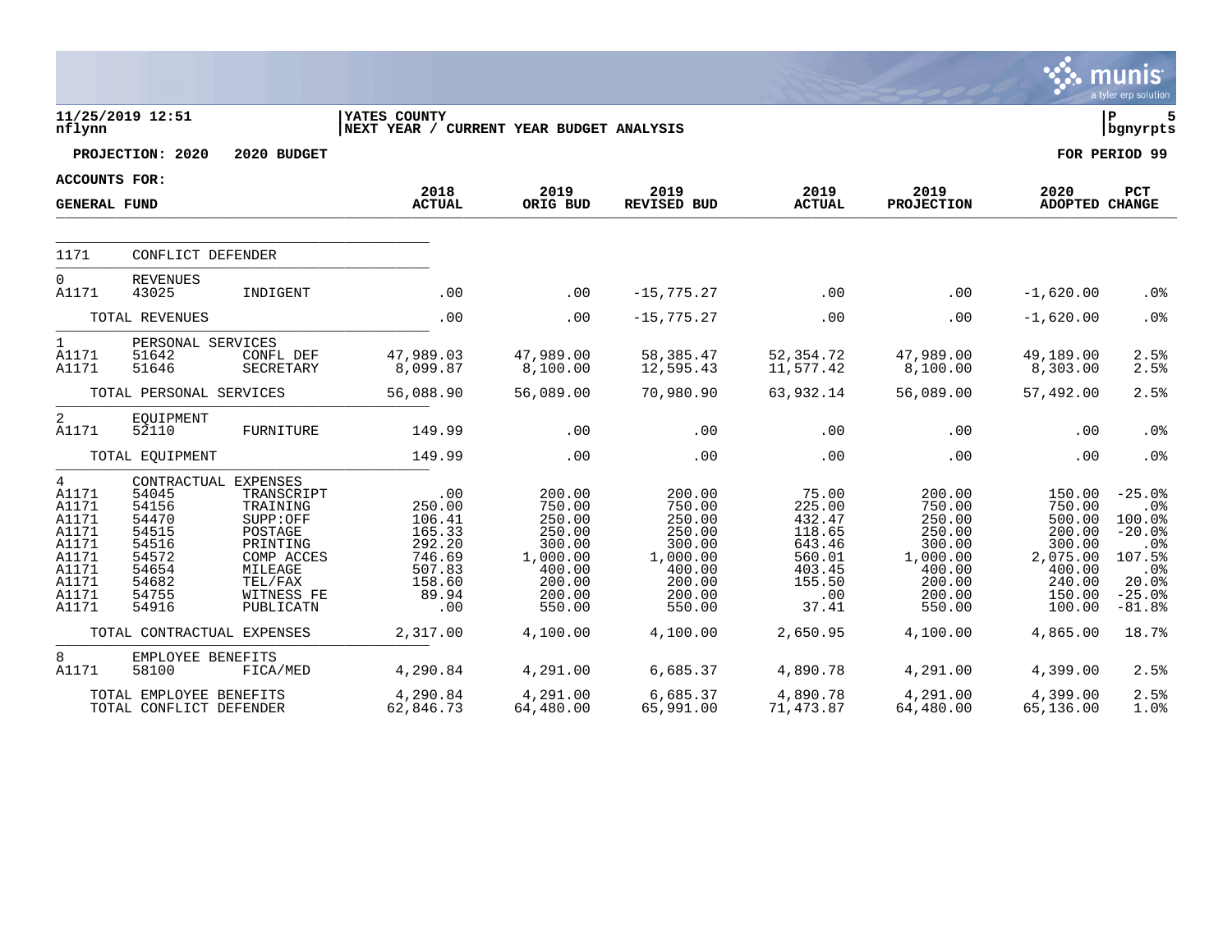**YATES COUNTY**
**NEXT YEAR / CURRENT YEAR BUDGET ANALYSIS**

11/25/2019 12:51
nflynn

PROJECTION: 2020 2020 BUDGET

FOR PERIOD 99

ACCOUNTS FOR:
GENERAL FUND

| | | | 2018 ACTUAL | 2019 ORIG BUD | 2019 REVISED BUD | 2019 ACTUAL | 2019 PROJECTION | 2020 ADOPTED | PCT CHANGE |
|---|---|---|---|---|---|---|---|---|---|
| 1171 | CONFLICT DEFENDER | | | | | | | | |
| 0 | REVENUES | | | | | | | | |
| A1171 | 43025 | INDIGENT | .00 | .00 | -15,775.27 | .00 | .00 | -1,620.00 | .0% |
| | TOTAL REVENUES | | .00 | .00 | -15,775.27 | .00 | .00 | -1,620.00 | .0% |
| 1 | PERSONAL SERVICES | | | | | | | | |
| A1171 | 51642 | CONFL DEF | 47,989.03 | 47,989.00 | 58,385.47 | 52,354.72 | 47,989.00 | 49,189.00 | 2.5% |
| A1171 | 51646 | SECRETARY | 8,099.87 | 8,100.00 | 12,595.43 | 11,577.42 | 8,100.00 | 8,303.00 | 2.5% |
| | TOTAL PERSONAL SERVICES | | 56,088.90 | 56,089.00 | 70,980.90 | 63,932.14 | 56,089.00 | 57,492.00 | 2.5% |
| 2 | EQUIPMENT | | | | | | | | |
| A1171 | 52110 | FURNITURE | 149.99 | .00 | .00 | .00 | .00 | .00 | .0% |
| | TOTAL EQUIPMENT | | 149.99 | .00 | .00 | .00 | .00 | .00 | .0% |
| 4 | CONTRACTUAL EXPENSES | | | | | | | | |
| A1171 | 54045 | TRANSCRIPT | .00 | 200.00 | 200.00 | 75.00 | 200.00 | 150.00 | -25.0% |
| A1171 | 54156 | TRAINING | 250.00 | 750.00 | 750.00 | 225.00 | 750.00 | 750.00 | .0% |
| A1171 | 54470 | SUPP:OFF | 106.41 | 250.00 | 250.00 | 432.47 | 250.00 | 500.00 | 100.0% |
| A1171 | 54515 | POSTAGE | 165.33 | 250.00 | 250.00 | 118.65 | 250.00 | 200.00 | -20.0% |
| A1171 | 54516 | PRINTING | 292.20 | 300.00 | 300.00 | 643.46 | 300.00 | 300.00 | .0% |
| A1171 | 54572 | COMP ACCES | 746.69 | 1,000.00 | 1,000.00 | 560.01 | 1,000.00 | 2,075.00 | 107.5% |
| A1171 | 54654 | MILEAGE | 507.83 | 400.00 | 400.00 | 403.45 | 400.00 | 400.00 | .0% |
| A1171 | 54682 | TEL/FAX | 158.60 | 200.00 | 200.00 | 155.50 | 200.00 | 240.00 | 20.0% |
| A1171 | 54755 | WITNESS FE | 89.94 | 200.00 | 200.00 | .00 | 200.00 | 150.00 | -25.0% |
| A1171 | 54916 | PUBLICATN | .00 | 550.00 | 550.00 | 37.41 | 550.00 | 100.00 | -81.8% |
| | TOTAL CONTRACTUAL EXPENSES | | 2,317.00 | 4,100.00 | 4,100.00 | 2,650.95 | 4,100.00 | 4,865.00 | 18.7% |
| 8 | EMPLOYEE BENEFITS | | | | | | | | |
| A1171 | 58100 | FICA/MED | 4,290.84 | 4,291.00 | 6,685.37 | 4,890.78 | 4,291.00 | 4,399.00 | 2.5% |
| | TOTAL EMPLOYEE BENEFITS | | 4,290.84 | 4,291.00 | 6,685.37 | 4,890.78 | 4,291.00 | 4,399.00 | 2.5% |
| | TOTAL CONFLICT DEFENDER | | 62,846.73 | 64,480.00 | 65,991.00 | 71,473.87 | 64,480.00 | 65,136.00 | 1.0% |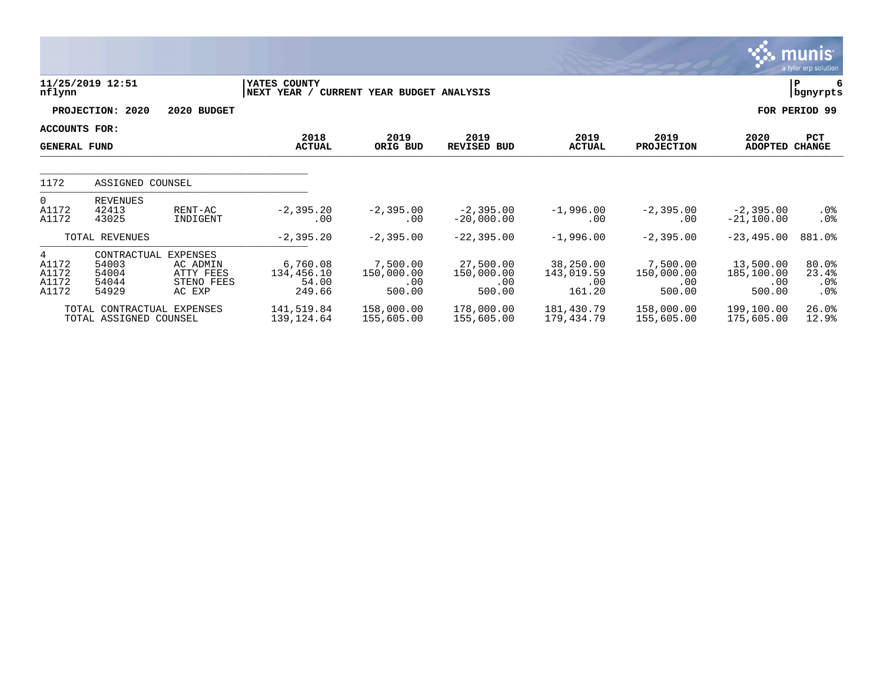**11/25/2019 12:51** | **YATES COUNTY** | **NEXT YEAR / CURRENT YEAR BUDGET ANALYSIS**

nflynn | bgnyrpts

**PROJECTION: 2020 2020 BUDGET** | **FOR PERIOD 99**

**ACCOUNTS FOR:**

| GENERAL FUND | | | 2018 ACTUAL | 2019 ORIG BUD | 2019 REVISED BUD | 2019 ACTUAL | 2019 PROJECTION | 2020 ADOPTED | PCT CHANGE |
|---|---|---|---|---|---|---|---|---|---|
| 1172 | ASSIGNED COUNSEL | | | | | | | | |
| 0 | REVENUES | | | | | | | | |
| A1172 | 42413 | RENT-AC | -2,395.20 | -2,395.00 | -2,395.00 | -1,996.00 | -2,395.00 | -2,395.00 | .0% |
| A1172 | 43025 | INDIGENT | .00 | .00 | -20,000.00 | .00 | .00 | -21,100.00 | .0% |
| | TOTAL REVENUES | | -2,395.20 | -2,395.00 | -22,395.00 | -1,996.00 | -2,395.00 | -23,495.00 | 881.0% |
| 4 | CONTRACTUAL EXPENSES | | | | | | | | |
| A1172 | 54003 | AC ADMIN | 6,760.08 | 7,500.00 | 27,500.00 | 38,250.00 | 7,500.00 | 13,500.00 | 80.0% |
| A1172 | 54004 | ATTY FEES | 134,456.10 | 150,000.00 | 150,000.00 | 143,019.59 | 150,000.00 | 185,100.00 | 23.4% |
| A1172 | 54044 | STENO FEES | 54.00 | .00 | .00 | .00 | .00 | .00 | .0% |
| A1172 | 54929 | AC EXP | 249.66 | 500.00 | 500.00 | 161.20 | 500.00 | 500.00 | .0% |
| | TOTAL CONTRACTUAL EXPENSES | | 141,519.84 | 158,000.00 | 178,000.00 | 181,430.79 | 158,000.00 | 199,100.00 | 26.0% |
| | TOTAL ASSIGNED COUNSEL | | 139,124.64 | 155,605.00 | 155,605.00 | 179,434.79 | 155,605.00 | 175,605.00 | 12.9% |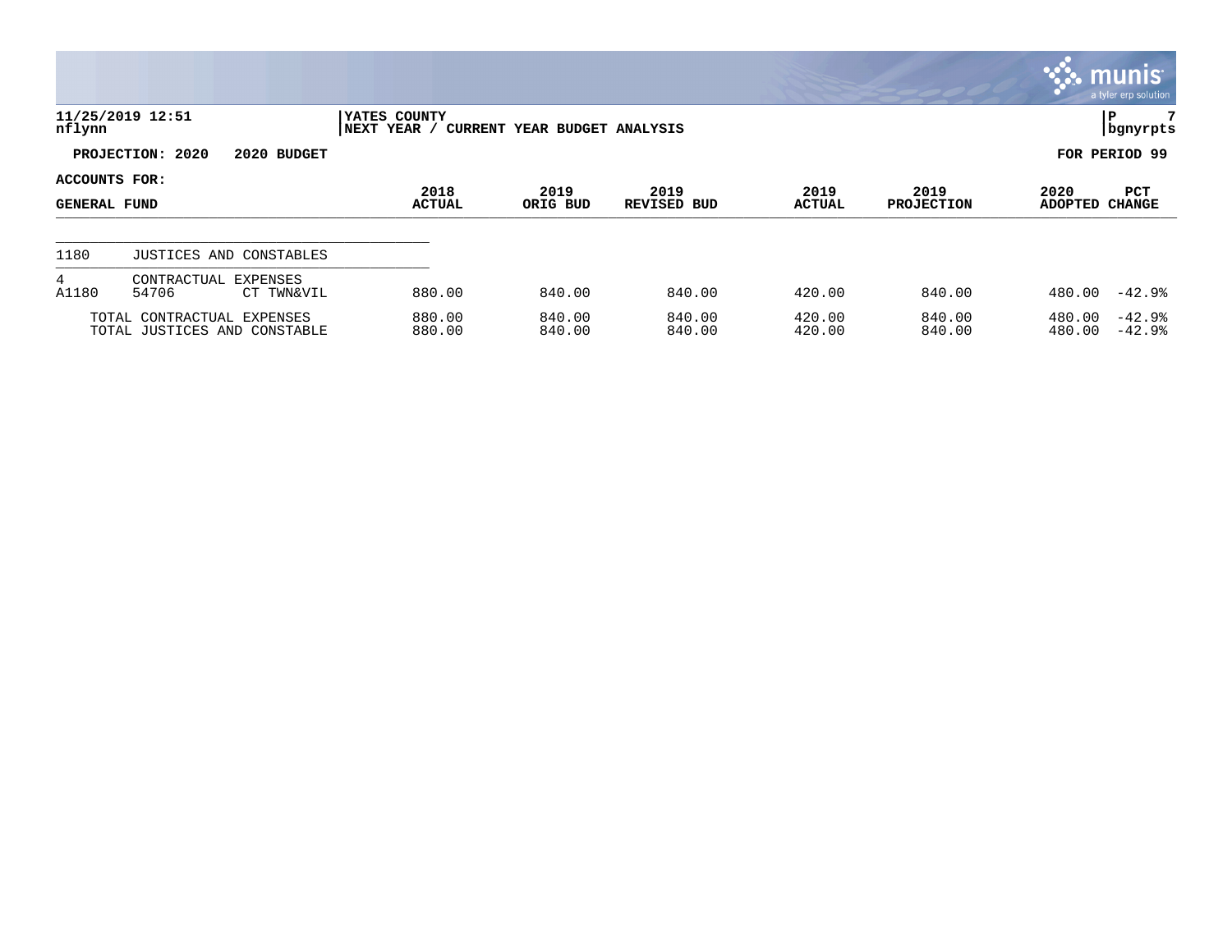**YATES COUNTY**
**NEXT YEAR / CURRENT YEAR BUDGET ANALYSIS**

11/25/2019 12:51
nflynn

bgnyrpts

**PROJECTION: 2020 2020 BUDGET**

**FOR PERIOD 99**

**ACCOUNTS FOR:**

| GENERAL FUND | | | 2018 ACTUAL | 2019 ORIG BUD | 2019 REVISED BUD | 2019 ACTUAL | 2019 PROJECTION | 2020 ADOPTED | PCT CHANGE |
|---|---|---|---|---|---|---|---|---|---|
| 1180 | JUSTICES AND CONSTABLES | | | | | | | | |
| 4 | CONTRACTUAL EXPENSES | | | | | | | | |
| A1180 | 54706 | CT TWN&VIL | 880.00 | 840.00 | 840.00 | 420.00 | 840.00 | 480.00 | -42.9% |
| | TOTAL CONTRACTUAL EXPENSES | | 880.00 | 840.00 | 840.00 | 420.00 | 840.00 | 480.00 | -42.9% |
| | TOTAL JUSTICES AND CONSTABLE | | 880.00 | 840.00 | 840.00 | 420.00 | 840.00 | 480.00 | -42.9% |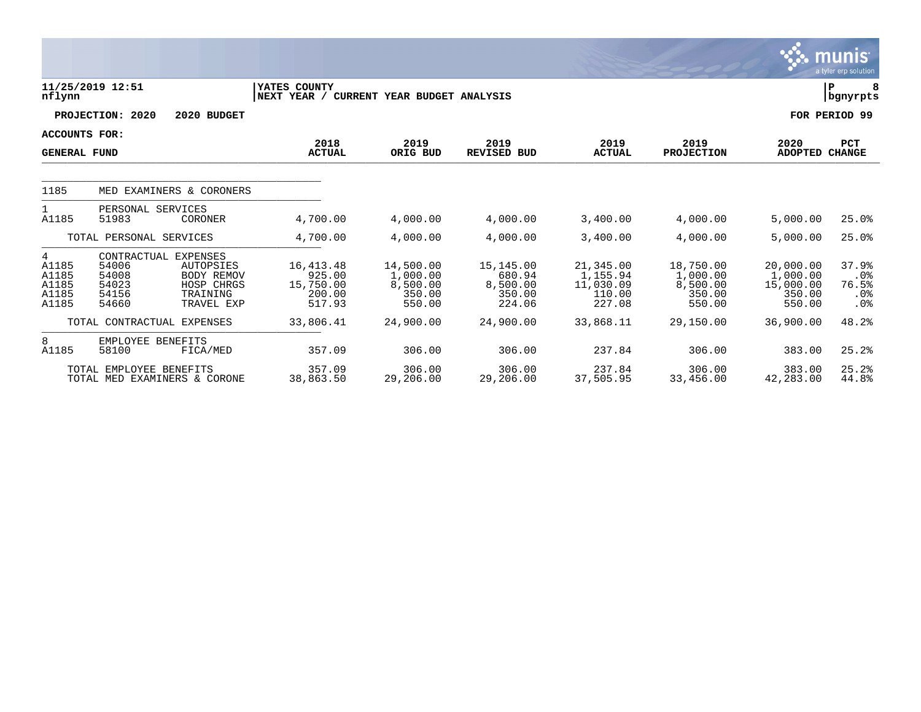**11/25/2019 12:51** | **YATES COUNTY** | **P 8**
nflynn | **NEXT YEAR / CURRENT YEAR BUDGET ANALYSIS** | **bgnyrpts**

**PROJECTION: 2020 2020 BUDGET** — **FOR PERIOD 99**

**ACCOUNTS FOR:**

| GENERAL FUND | | | 2018 ACTUAL | 2019 ORIG BUD | 2019 REVISED BUD | 2019 ACTUAL | 2019 PROJECTION | 2020 ADOPTED | PCT CHANGE |
|---|---|---|---|---|---|---|---|---|---|
| 1185 | MED EXAMINERS & CORONERS | | | | | | | | |
| 1 | PERSONAL SERVICES | | | | | | | | |
| A1185 | 51983 | CORONER | 4,700.00 | 4,000.00 | 4,000.00 | 3,400.00 | 4,000.00 | 5,000.00 | 25.0% |
| | TOTAL PERSONAL SERVICES | | 4,700.00 | 4,000.00 | 4,000.00 | 3,400.00 | 4,000.00 | 5,000.00 | 25.0% |
| 4 | CONTRACTUAL EXPENSES | | | | | | | | |
| A1185 | 54006 | AUTOPSIES | 16,413.48 | 14,500.00 | 15,145.00 | 21,345.00 | 18,750.00 | 20,000.00 | 37.9% |
| A1185 | 54008 | BODY REMOV | 925.00 | 1,000.00 | 680.94 | 1,155.94 | 1,000.00 | 1,000.00 | .0% |
| A1185 | 54023 | HOSP CHRGS | 15,750.00 | 8,500.00 | 8,500.00 | 11,030.09 | 8,500.00 | 15,000.00 | 76.5% |
| A1185 | 54156 | TRAINING | 200.00 | 350.00 | 350.00 | 110.00 | 350.00 | 350.00 | .0% |
| A1185 | 54660 | TRAVEL EXP | 517.93 | 550.00 | 224.06 | 227.08 | 550.00 | 550.00 | .0% |
| | TOTAL CONTRACTUAL EXPENSES | | 33,806.41 | 24,900.00 | 24,900.00 | 33,868.11 | 29,150.00 | 36,900.00 | 48.2% |
| 8 | EMPLOYEE BENEFITS | | | | | | | | |
| A1185 | 58100 | FICA/MED | 357.09 | 306.00 | 306.00 | 237.84 | 306.00 | 383.00 | 25.2% |
| | TOTAL EMPLOYEE BENEFITS | | 357.09 | 306.00 | 306.00 | 237.84 | 306.00 | 383.00 | 25.2% |
| | TOTAL MED EXAMINERS & CORONE | | 38,863.50 | 29,206.00 | 29,206.00 | 37,505.95 | 33,456.00 | 42,283.00 | 44.8% |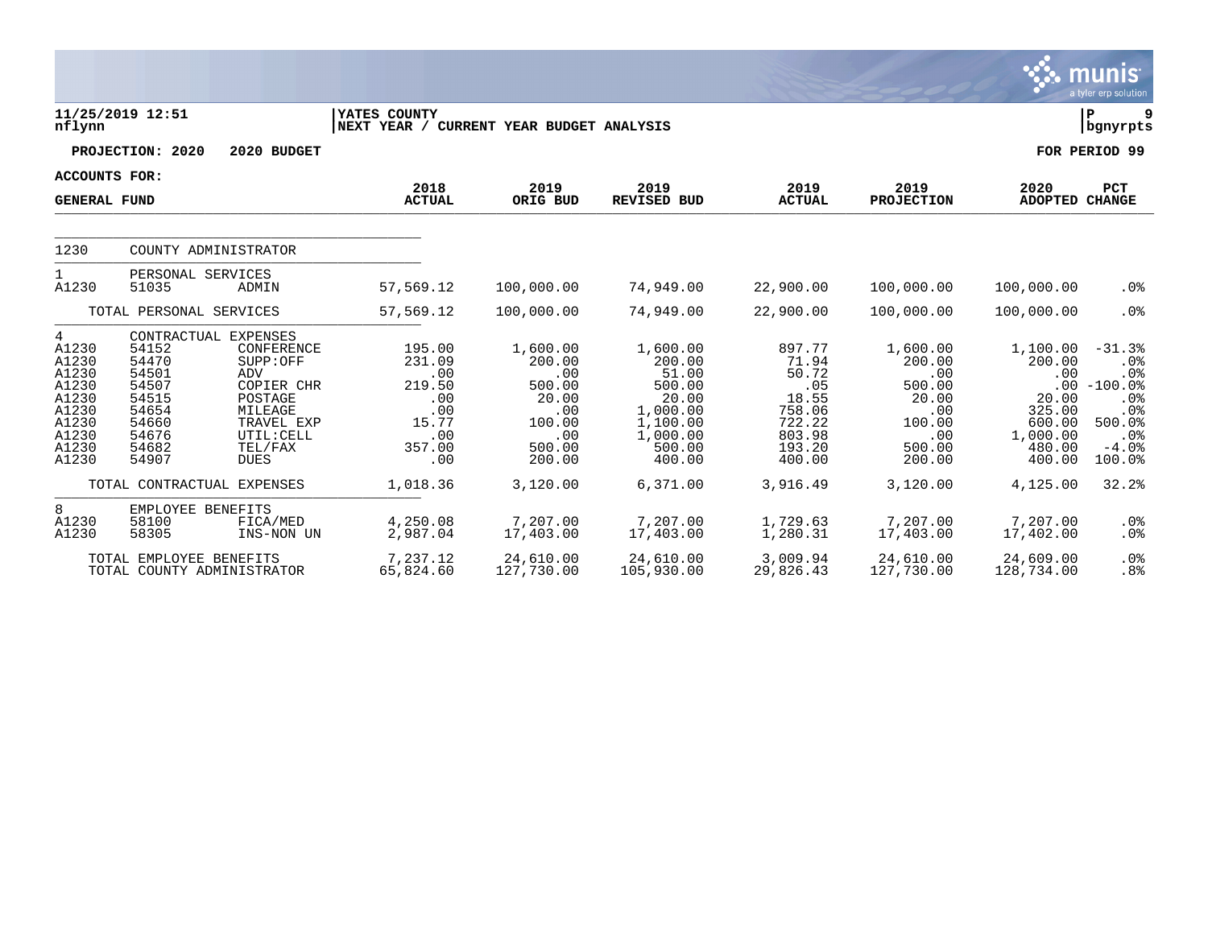**11/25/2019 12:51** | **YATES COUNTY** | **P 9**
**nflynn** | **NEXT YEAR / CURRENT YEAR BUDGET ANALYSIS** | **bgnyrpts**

**PROJECTION: 2020 2020 BUDGET** — **FOR PERIOD 99**

**ACCOUNTS FOR:**

| GENERAL FUND | | | 2018 ACTUAL | 2019 ORIG BUD | 2019 REVISED BUD | 2019 ACTUAL | 2019 PROJECTION | 2020 ADOPTED | PCT CHANGE |
|---|---|---|---|---|---|---|---|---|---|
| 1230 | COUNTY ADMINISTRATOR | | | | | | | | |
| 1 | PERSONAL SERVICES | | | | | | | | |
| A1230 | 51035 | ADMIN | 57,569.12 | 100,000.00 | 74,949.00 | 22,900.00 | 100,000.00 | 100,000.00 | .0% |
| | TOTAL PERSONAL SERVICES | | 57,569.12 | 100,000.00 | 74,949.00 | 22,900.00 | 100,000.00 | 100,000.00 | .0% |
| 4 | CONTRACTUAL EXPENSES | | | | | | | | |
| A1230 | 54152 | CONFERENCE | 195.00 | 1,600.00 | 1,600.00 | 897.77 | 1,600.00 | 1,100.00 | -31.3% |
| A1230 | 54470 | SUPP:OFF | 231.09 | 200.00 | 200.00 | 71.94 | 200.00 | 200.00 | .0% |
| A1230 | 54501 | ADV | .00 | .00 | 51.00 | 50.72 | .00 | .00 | .0% |
| A1230 | 54507 | COPIER CHR | 219.50 | 500.00 | 500.00 | .05 | 500.00 | .00 | -100.0% |
| A1230 | 54515 | POSTAGE | .00 | 20.00 | 20.00 | 18.55 | 20.00 | 20.00 | .0% |
| A1230 | 54654 | MILEAGE | .00 | .00 | 1,000.00 | 758.06 | .00 | 325.00 | .0% |
| A1230 | 54660 | TRAVEL EXP | 15.77 | 100.00 | 1,100.00 | 722.22 | 100.00 | 600.00 | 500.0% |
| A1230 | 54676 | UTIL:CELL | .00 | .00 | 1,000.00 | 803.98 | .00 | 1,000.00 | .0% |
| A1230 | 54682 | TEL/FAX | 357.00 | 500.00 | 500.00 | 193.20 | 500.00 | 480.00 | -4.0% |
| A1230 | 54907 | DUES | .00 | 200.00 | 400.00 | 400.00 | 200.00 | 400.00 | 100.0% |
| | TOTAL CONTRACTUAL EXPENSES | | 1,018.36 | 3,120.00 | 6,371.00 | 3,916.49 | 3,120.00 | 4,125.00 | 32.2% |
| 8 | EMPLOYEE BENEFITS | | | | | | | | |
| A1230 | 58100 | FICA/MED | 4,250.08 | 7,207.00 | 7,207.00 | 1,729.63 | 7,207.00 | 7,207.00 | .0% |
| A1230 | 58305 | INS-NON UN | 2,987.04 | 17,403.00 | 17,403.00 | 1,280.31 | 17,403.00 | 17,402.00 | .0% |
| | TOTAL EMPLOYEE BENEFITS | | 7,237.12 | 24,610.00 | 24,610.00 | 3,009.94 | 24,610.00 | 24,609.00 | .0% |
| | TOTAL COUNTY ADMINISTRATOR | | 65,824.60 | 127,730.00 | 105,930.00 | 29,826.43 | 127,730.00 | 128,734.00 | .8% |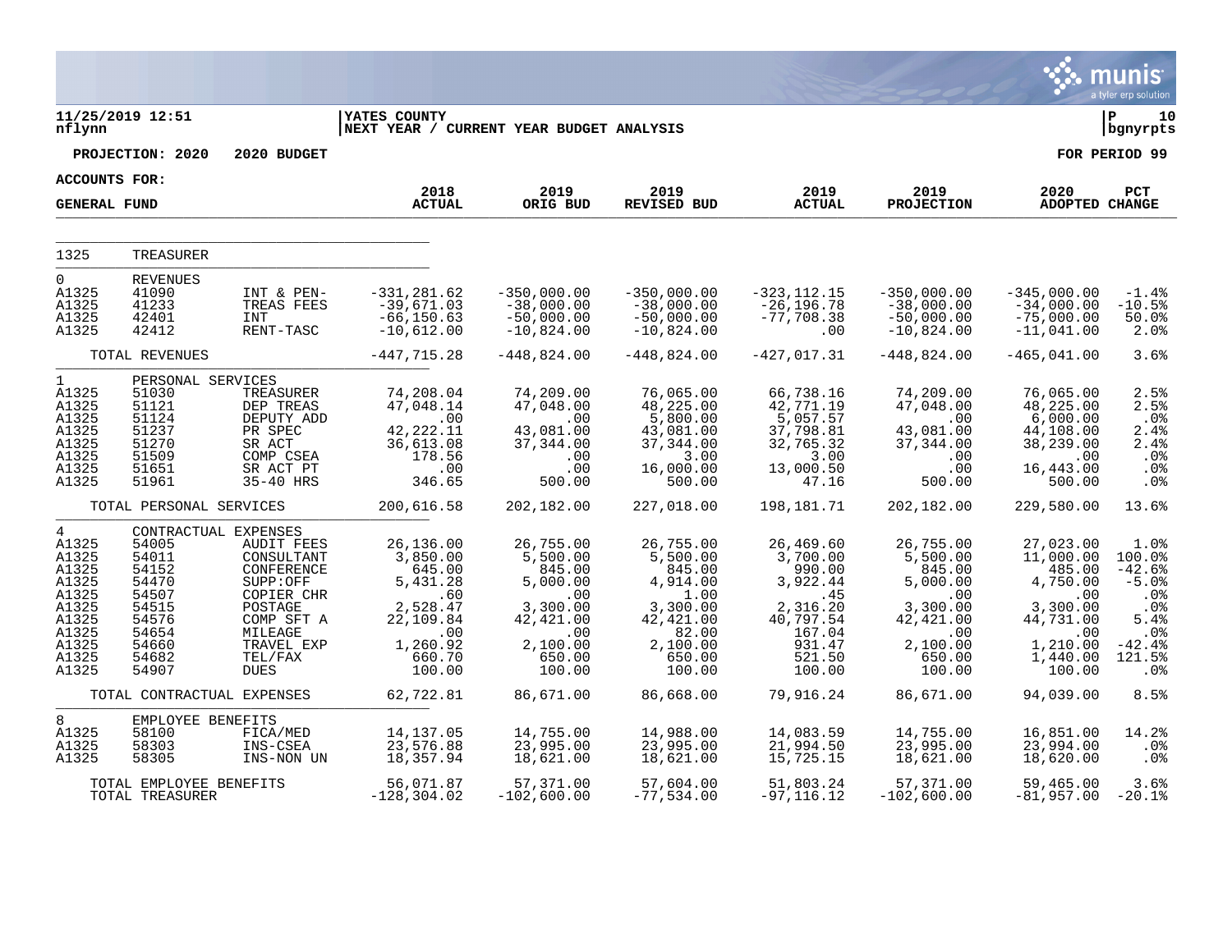11/25/2019 12:51 | YATES COUNTY | P 10
nflynn | NEXT YEAR / CURRENT YEAR BUDGET ANALYSIS | bgnyrpts

**PROJECTION: 2020 2020 BUDGET** — **FOR PERIOD 99**

**ACCOUNTS FOR:**

| GENERAL FUND | | | 2018 ACTUAL | 2019 ORIG BUD | 2019 REVISED BUD | 2019 ACTUAL | 2019 PROJECTION | 2020 ADOPTED | PCT CHANGE |
|---|---|---|---|---|---|---|---|---|---|
| 1325 | TREASURER | | | | | | | | |
| 0 | REVENUES | | | | | | | | |
| A1325 | 41090 | INT & PEN- | -331,281.62 | -350,000.00 | -350,000.00 | -323,112.15 | -350,000.00 | -345,000.00 | -1.4% |
| A1325 | 41233 | TREAS FEES | -39,671.03 | -38,000.00 | -38,000.00 | -26,196.78 | -38,000.00 | -34,000.00 | -10.5% |
| A1325 | 42401 | INT | -66,150.63 | -50,000.00 | -50,000.00 | -77,708.38 | -50,000.00 | -75,000.00 | 50.0% |
| A1325 | 42412 | RENT-TASC | -10,612.00 | -10,824.00 | -10,824.00 | .00 | -10,824.00 | -11,041.00 | 2.0% |
| | TOTAL REVENUES | | -447,715.28 | -448,824.00 | -448,824.00 | -427,017.31 | -448,824.00 | -465,041.00 | 3.6% |
| 1 | PERSONAL SERVICES | | | | | | | | |
| A1325 | 51030 | TREASURER | 74,208.04 | 74,209.00 | 76,065.00 | 66,738.16 | 74,209.00 | 76,065.00 | 2.5% |
| A1325 | 51121 | DEP TREAS | 47,048.14 | 47,048.00 | 48,225.00 | 42,771.19 | 47,048.00 | 48,225.00 | 2.5% |
| A1325 | 51124 | DEPUTY ADD | .00 | .00 | 5,800.00 | 5,057.57 | .00 | 6,000.00 | .0% |
| A1325 | 51237 | PR SPEC | 42,222.11 | 43,081.00 | 43,081.00 | 37,798.81 | 43,081.00 | 44,108.00 | 2.4% |
| A1325 | 51270 | SR ACT | 36,613.08 | 37,344.00 | 37,344.00 | 32,765.32 | 37,344.00 | 38,239.00 | 2.4% |
| A1325 | 51509 | COMP CSEA | 178.56 | .00 | 3.00 | 3.00 | .00 | .00 | .0% |
| A1325 | 51651 | SR ACT PT | .00 | .00 | 16,000.00 | 13,000.50 | .00 | 16,443.00 | .0% |
| A1325 | 51961 | 35-40 HRS | 346.65 | 500.00 | 500.00 | 47.16 | 500.00 | 500.00 | .0% |
| | TOTAL PERSONAL SERVICES | | 200,616.58 | 202,182.00 | 227,018.00 | 198,181.71 | 202,182.00 | 229,580.00 | 13.6% |
| 4 | CONTRACTUAL EXPENSES | | | | | | | | |
| A1325 | 54005 | AUDIT FEES | 26,136.00 | 26,755.00 | 26,755.00 | 26,469.60 | 26,755.00 | 27,023.00 | 1.0% |
| A1325 | 54011 | CONSULTANT | 3,850.00 | 5,500.00 | 5,500.00 | 3,700.00 | 5,500.00 | 11,000.00 | 100.0% |
| A1325 | 54152 | CONFERENCE | 645.00 | 845.00 | 845.00 | 990.00 | 845.00 | 485.00 | -42.6% |
| A1325 | 54470 | SUPP:OFF | 5,431.28 | 5,000.00 | 4,914.00 | 3,922.44 | 5,000.00 | 4,750.00 | -5.0% |
| A1325 | 54507 | COPIER CHR | .60 | .00 | 1.00 | .45 | .00 | .00 | .0% |
| A1325 | 54515 | POSTAGE | 2,528.47 | 3,300.00 | 3,300.00 | 2,316.20 | 3,300.00 | 3,300.00 | .0% |
| A1325 | 54576 | COMP SFT A | 22,109.84 | 42,421.00 | 42,421.00 | 40,797.54 | 42,421.00 | 44,731.00 | 5.4% |
| A1325 | 54654 | MILEAGE | .00 | .00 | 82.00 | 167.04 | .00 | .00 | .0% |
| A1325 | 54660 | TRAVEL EXP | 1,260.92 | 2,100.00 | 2,100.00 | 931.47 | 2,100.00 | 1,210.00 | -42.4% |
| A1325 | 54682 | TEL/FAX | 660.70 | 650.00 | 650.00 | 521.50 | 650.00 | 1,440.00 | 121.5% |
| A1325 | 54907 | DUES | 100.00 | 100.00 | 100.00 | 100.00 | 100.00 | 100.00 | .0% |
| | TOTAL CONTRACTUAL EXPENSES | | 62,722.81 | 86,671.00 | 86,668.00 | 79,916.24 | 86,671.00 | 94,039.00 | 8.5% |
| 8 | EMPLOYEE BENEFITS | | | | | | | | |
| A1325 | 58100 | FICA/MED | 14,137.05 | 14,755.00 | 14,988.00 | 14,083.59 | 14,755.00 | 16,851.00 | 14.2% |
| A1325 | 58303 | INS-CSEA | 23,576.88 | 23,995.00 | 23,995.00 | 21,994.50 | 23,995.00 | 23,994.00 | .0% |
| A1325 | 58305 | INS-NON UN | 18,357.94 | 18,621.00 | 18,621.00 | 15,725.15 | 18,621.00 | 18,620.00 | .0% |
| | TOTAL EMPLOYEE BENEFITS | | 56,071.87 | 57,371.00 | 57,604.00 | 51,803.24 | 57,371.00 | 59,465.00 | 3.6% |
| | TOTAL TREASURER | | -128,304.02 | -102,600.00 | -77,534.00 | -97,116.12 | -102,600.00 | -81,957.00 | -20.1% |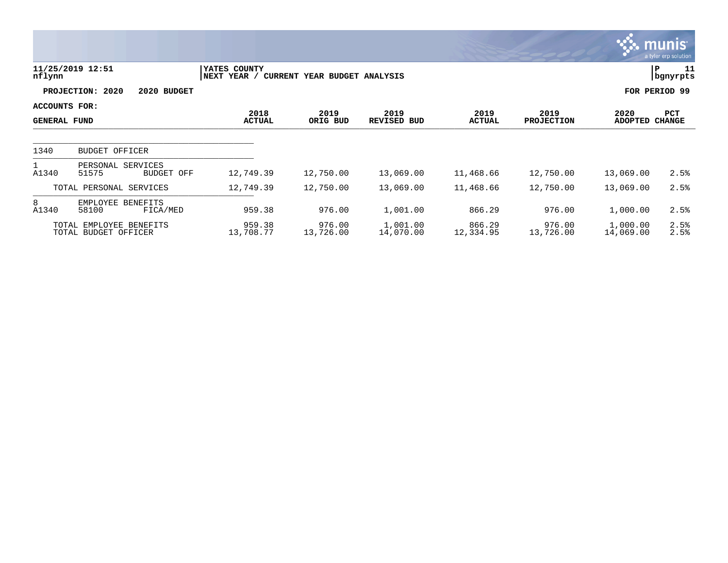**11/25/2019 12:51** nflynn | **YATES COUNTY** NEXT YEAR / CURRENT YEAR BUDGET ANALYSIS | P 11 bgnyrpts

**PROJECTION: 2020 2020 BUDGET** | **FOR PERIOD 99**

**ACCOUNTS FOR:**

| GENERAL FUND | | | 2018 ACTUAL | 2019 ORIG BUD | 2019 REVISED BUD | 2019 ACTUAL | 2019 PROJECTION | 2020 ADOPTED | PCT CHANGE |
|---|---|---|---|---|---|---|---|---|---|
| 1340 | BUDGET OFFICER | | | | | | | | |
| 1 | PERSONAL SERVICES | | | | | | | | |
| A1340 | 51575 | BUDGET OFF | 12,749.39 | 12,750.00 | 13,069.00 | 11,468.66 | 12,750.00 | 13,069.00 | 2.5% |
| | TOTAL PERSONAL SERVICES | | 12,749.39 | 12,750.00 | 13,069.00 | 11,468.66 | 12,750.00 | 13,069.00 | 2.5% |
| 8 | EMPLOYEE BENEFITS | | | | | | | | |
| A1340 | 58100 | FICA/MED | 959.38 | 976.00 | 1,001.00 | 866.29 | 976.00 | 1,000.00 | 2.5% |
| | TOTAL EMPLOYEE BENEFITS | | 959.38 | 976.00 | 1,001.00 | 866.29 | 976.00 | 1,000.00 | 2.5% |
| | TOTAL BUDGET OFFICER | | 13,708.77 | 13,726.00 | 14,070.00 | 12,334.95 | 13,726.00 | 14,069.00 | 2.5% |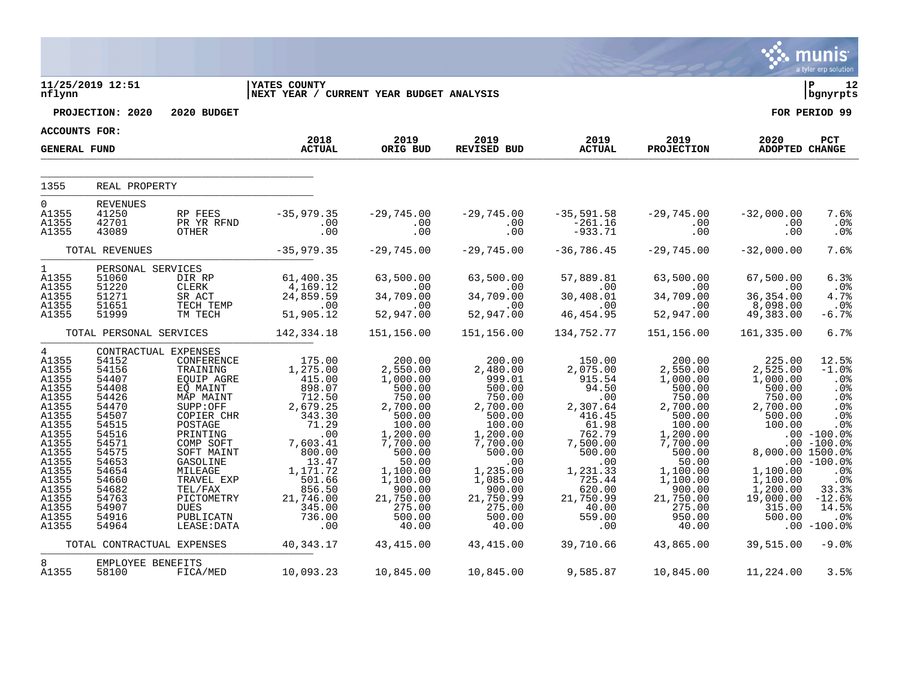11/25/2019 12:51 nflynn | YATES COUNTY
NEXT YEAR / CURRENT YEAR BUDGET ANALYSIS

**PROJECTION: 2020 2020 BUDGET** | **FOR PERIOD 99**

**ACCOUNTS FOR: GENERAL FUND**

| | | | 2018 ACTUAL | 2019 ORIG BUD | 2019 REVISED BUD | 2019 ACTUAL | 2019 PROJECTION | 2020 ADOPTED | PCT CHANGE |
|---|---|---|---|---|---|---|---|---|---|
| 1355 | REAL PROPERTY | | | | | | | | |
| 0 | REVENUES | | | | | | | | |
| A1355 | 41250 | RP FEES | -35,979.35 | -29,745.00 | -29,745.00 | -35,591.58 | -29,745.00 | -32,000.00 | 7.6% |
| A1355 | 42701 | PR YR RFND | .00 | .00 | .00 | -261.16 | .00 | .00 | .0% |
| A1355 | 43089 | OTHER | .00 | .00 | .00 | -933.71 | .00 | .00 | .0% |
| | TOTAL REVENUES | | -35,979.35 | -29,745.00 | -29,745.00 | -36,786.45 | -29,745.00 | -32,000.00 | 7.6% |
| 1 | PERSONAL SERVICES | | | | | | | | |
| A1355 | 51060 | DIR RP | 61,400.35 | 63,500.00 | 63,500.00 | 57,889.81 | 63,500.00 | 67,500.00 | 6.3% |
| A1355 | 51220 | CLERK | 4,169.12 | .00 | .00 | .00 | .00 | .00 | .0% |
| A1355 | 51271 | SR ACT | 24,859.59 | 34,709.00 | 34,709.00 | 30,408.01 | 34,709.00 | 36,354.00 | 4.7% |
| A1355 | 51651 | TECH TEMP | .00 | .00 | .00 | .00 | .00 | 8,098.00 | .0% |
| A1355 | 51999 | TM TECH | 51,905.12 | 52,947.00 | 52,947.00 | 46,454.95 | 52,947.00 | 49,383.00 | -6.7% |
| | TOTAL PERSONAL SERVICES | | 142,334.18 | 151,156.00 | 151,156.00 | 134,752.77 | 151,156.00 | 161,335.00 | 6.7% |
| 4 | CONTRACTUAL EXPENSES | | | | | | | | |
| A1355 | 54152 | CONFERENCE | 175.00 | 200.00 | 200.00 | 150.00 | 200.00 | 225.00 | 12.5% |
| A1355 | 54156 | TRAINING | 1,275.00 | 2,550.00 | 2,480.00 | 2,075.00 | 2,550.00 | 2,525.00 | -1.0% |
| A1355 | 54407 | EQUIP AGRE | 415.00 | 1,000.00 | 999.01 | 915.54 | 1,000.00 | 1,000.00 | .0% |
| A1355 | 54408 | EQ MAINT | 898.07 | 500.00 | 500.00 | 94.50 | 500.00 | 500.00 | .0% |
| A1355 | 54426 | MAP MAINT | 712.50 | 750.00 | 750.00 | .00 | 750.00 | 750.00 | .0% |
| A1355 | 54470 | SUPP:OFF | 2,679.25 | 2,700.00 | 2,700.00 | 2,307.64 | 2,700.00 | 2,700.00 | .0% |
| A1355 | 54507 | COPIER CHR | 343.30 | 500.00 | 500.00 | 416.45 | 500.00 | 500.00 | .0% |
| A1355 | 54515 | POSTAGE | 71.29 | 100.00 | 100.00 | 61.98 | 100.00 | 100.00 | .0% |
| A1355 | 54516 | PRINTING | .00 | 1,200.00 | 1,200.00 | 762.79 | 1,200.00 | .00 | -100.0% |
| A1355 | 54571 | COMP SOFT | 7,603.41 | 7,700.00 | 7,700.00 | 7,500.00 | 7,700.00 | .00 | -100.0% |
| A1355 | 54575 | SOFT MAINT | 800.00 | 500.00 | 500.00 | 500.00 | 500.00 | 8,000.00 | 1500.0% |
| A1355 | 54653 | GASOLINE | 13.47 | 50.00 | .00 | .00 | 50.00 | .00 | -100.0% |
| A1355 | 54654 | MILEAGE | 1,171.72 | 1,100.00 | 1,235.00 | 1,231.33 | 1,100.00 | 1,100.00 | .0% |
| A1355 | 54660 | TRAVEL EXP | 501.66 | 1,100.00 | 1,085.00 | 725.44 | 1,100.00 | 1,100.00 | .0% |
| A1355 | 54682 | TEL/FAX | 856.50 | 900.00 | 900.00 | 620.00 | 900.00 | 1,200.00 | 33.3% |
| A1355 | 54763 | PICTOMETRY | 21,746.00 | 21,750.00 | 21,750.99 | 21,750.99 | 21,750.00 | 19,000.00 | -12.6% |
| A1355 | 54907 | DUES | 345.00 | 275.00 | 275.00 | 40.00 | 275.00 | 315.00 | 14.5% |
| A1355 | 54916 | PUBLICATN | 736.00 | 500.00 | 500.00 | 559.00 | 950.00 | 500.00 | .0% |
| A1355 | 54964 | LEASE:DATA | .00 | 40.00 | 40.00 | .00 | 40.00 | .00 | -100.0% |
| | TOTAL CONTRACTUAL EXPENSES | | 40,343.17 | 43,415.00 | 43,415.00 | 39,710.66 | 43,865.00 | 39,515.00 | -9.0% |
| 8 | EMPLOYEE BENEFITS | | | | | | | | |
| A1355 | 58100 | FICA/MED | 10,093.23 | 10,845.00 | 10,845.00 | 9,585.87 | 10,845.00 | 11,224.00 | 3.5% |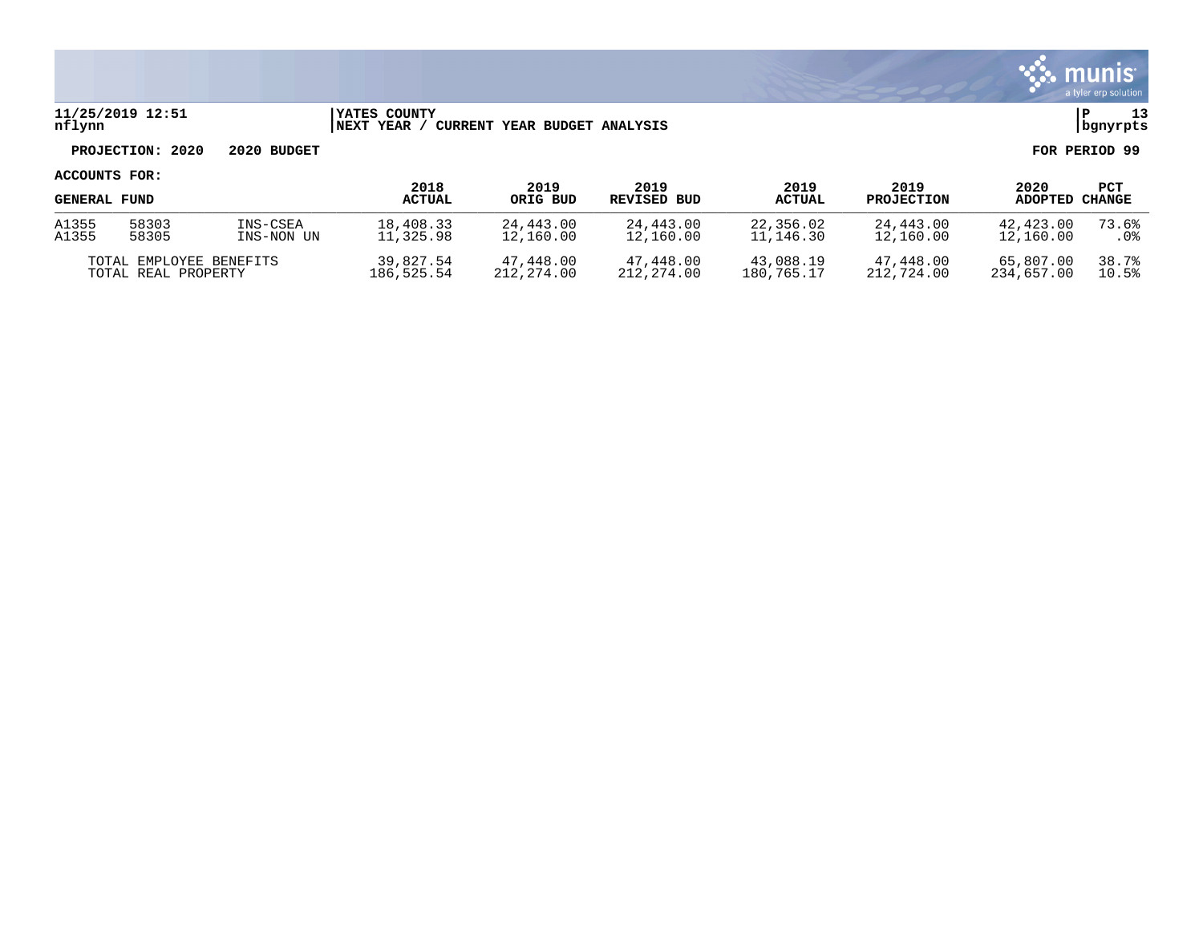**YATES COUNTY**
**NEXT YEAR / CURRENT YEAR BUDGET ANALYSIS**

11/25/2019 12:51
nflynn

P 13
bgnyrpts

**PROJECTION: 2020 2020 BUDGET** **FOR PERIOD 99**

**ACCOUNTS FOR:**

| GENERAL FUND | | | 2018 ACTUAL | 2019 ORIG BUD | 2019 REVISED BUD | 2019 ACTUAL | 2019 PROJECTION | 2020 ADOPTED | PCT CHANGE |
|---|---|---|---|---|---|---|---|---|---|
| A1355 | 58303 | INS-CSEA | 18,408.33 | 24,443.00 | 24,443.00 | 22,356.02 | 24,443.00 | 42,423.00 | 73.6% |
| A1355 | 58305 | INS-NON UN | 11,325.98 | 12,160.00 | 12,160.00 | 11,146.30 | 12,160.00 | 12,160.00 | .0% |
| TOTAL EMPLOYEE BENEFITS | | | 39,827.54 | 47,448.00 | 47,448.00 | 43,088.19 | 47,448.00 | 65,807.00 | 38.7% |
| TOTAL REAL PROPERTY | | | 186,525.54 | 212,274.00 | 212,274.00 | 180,765.17 | 212,724.00 | 234,657.00 | 10.5% |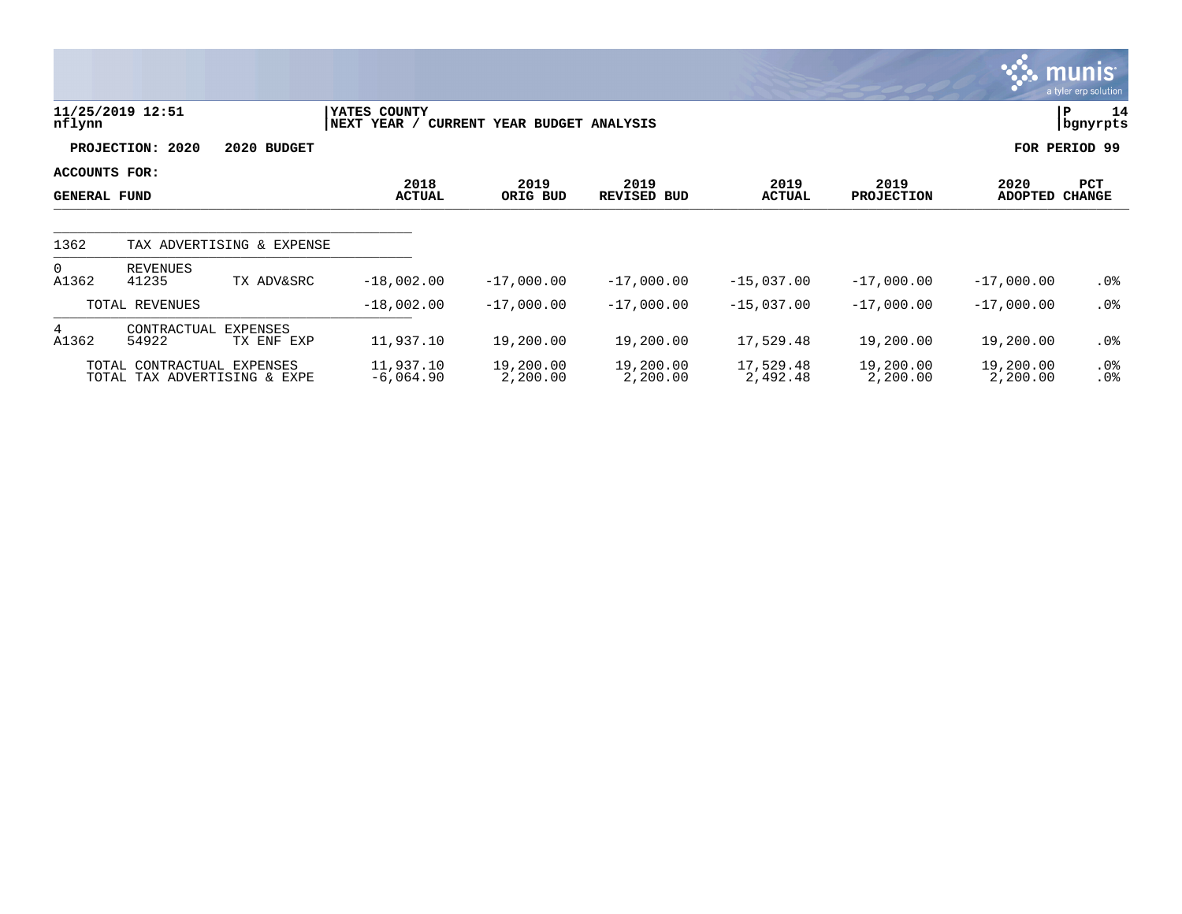11/25/2019 12:51
nflynn

YATES COUNTY
NEXT YEAR / CURRENT YEAR BUDGET ANALYSIS

P 14
bgnyrpts

**PROJECTION: 2020 2020 BUDGET** **FOR PERIOD 99**

**ACCOUNTS FOR:**
**GENERAL FUND**

| | | | 2018 ACTUAL | 2019 ORIG BUD | 2019 REVISED BUD | 2019 ACTUAL | 2019 PROJECTION | 2020 ADOPTED | PCT CHANGE |
|---|---|---|---|---|---|---|---|---|---|
| 1362 | TAX ADVERTISING & EXPENSE | | | | | | | | |
| 0 | REVENUES | | | | | | | | |
| A1362 | 41235 | TX ADV&SRC | -18,002.00 | -17,000.00 | -17,000.00 | -15,037.00 | -17,000.00 | -17,000.00 | .0% |
| | TOTAL REVENUES | | -18,002.00 | -17,000.00 | -17,000.00 | -15,037.00 | -17,000.00 | -17,000.00 | .0% |
| 4 | CONTRACTUAL EXPENSES | | | | | | | | |
| A1362 | 54922 | TX ENF EXP | 11,937.10 | 19,200.00 | 19,200.00 | 17,529.48 | 19,200.00 | 19,200.00 | .0% |
| | TOTAL CONTRACTUAL EXPENSES | | 11,937.10 | 19,200.00 | 19,200.00 | 17,529.48 | 19,200.00 | 19,200.00 | .0% |
| | TOTAL TAX ADVERTISING & EXPE | | -6,064.90 | 2,200.00 | 2,200.00 | 2,492.48 | 2,200.00 | 2,200.00 | .0% |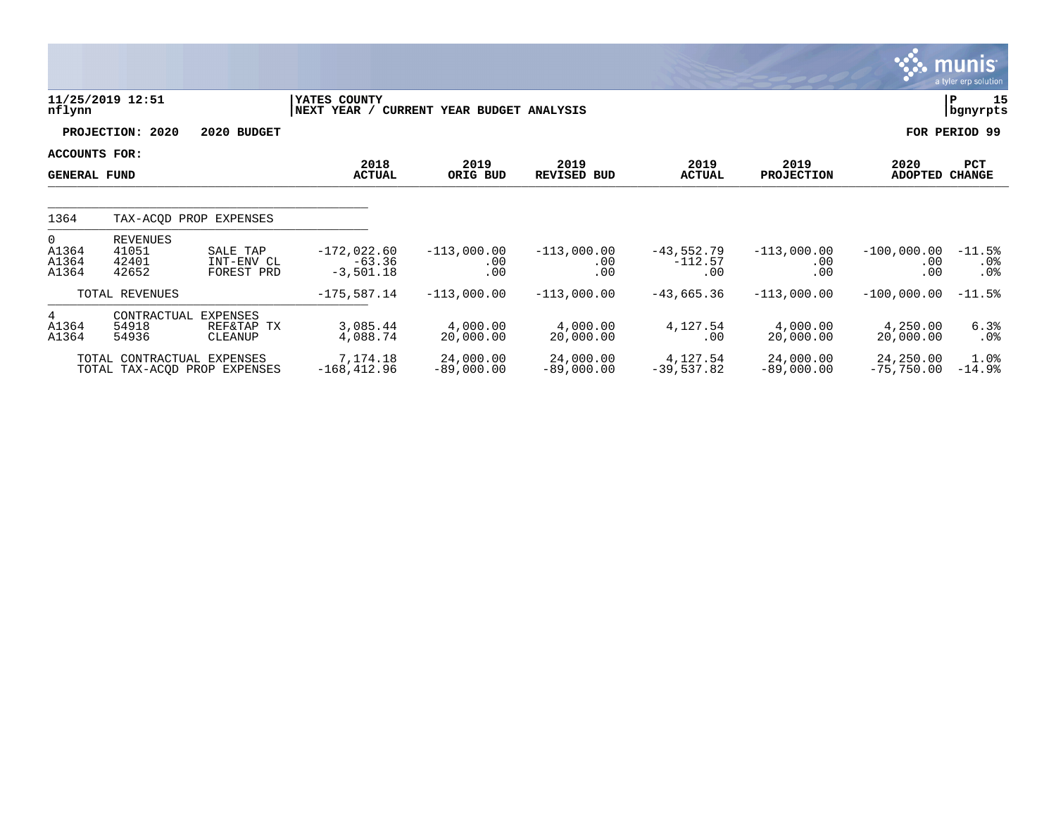**11/25/2019 12:51** | **YATES COUNTY** | **P 15**
**nflynn** | **NEXT YEAR / CURRENT YEAR BUDGET ANALYSIS** | **bgnyrpts**

**PROJECTION: 2020 2020 BUDGET** — **FOR PERIOD 99**

**ACCOUNTS FOR:**

| GENERAL FUND | | | 2018 ACTUAL | 2019 ORIG BUD | 2019 REVISED BUD | 2019 ACTUAL | 2019 PROJECTION | 2020 ADOPTED | PCT CHANGE |
|---|---|---|---|---|---|---|---|---|---|
| 1364 | TAX-ACQD PROP EXPENSES | | | | | | | | |
| 0 | REVENUES | | | | | | | | |
| A1364 | 41051 | SALE TAP | -172,022.60 | -113,000.00 | -113,000.00 | -43,552.79 | -113,000.00 | -100,000.00 | -11.5% |
| A1364 | 42401 | INT-ENV CL | -63.36 | .00 | .00 | -112.57 | .00 | .00 | .0% |
| A1364 | 42652 | FOREST PRD | -3,501.18 | .00 | .00 | .00 | .00 | .00 | .0% |
| | TOTAL REVENUES | | -175,587.14 | -113,000.00 | -113,000.00 | -43,665.36 | -113,000.00 | -100,000.00 | -11.5% |
| 4 | CONTRACTUAL EXPENSES | | | | | | | | |
| A1364 | 54918 | REF&TAP TX | 3,085.44 | 4,000.00 | 4,000.00 | 4,127.54 | 4,000.00 | 4,250.00 | 6.3% |
| A1364 | 54936 | CLEANUP | 4,088.74 | 20,000.00 | 20,000.00 | .00 | 20,000.00 | 20,000.00 | .0% |
| | TOTAL CONTRACTUAL EXPENSES | | 7,174.18 | 24,000.00 | 24,000.00 | 4,127.54 | 24,000.00 | 24,250.00 | 1.0% |
| | TOTAL TAX-ACQD PROP EXPENSES | | -168,412.96 | -89,000.00 | -89,000.00 | -39,537.82 | -89,000.00 | -75,750.00 | -14.9% |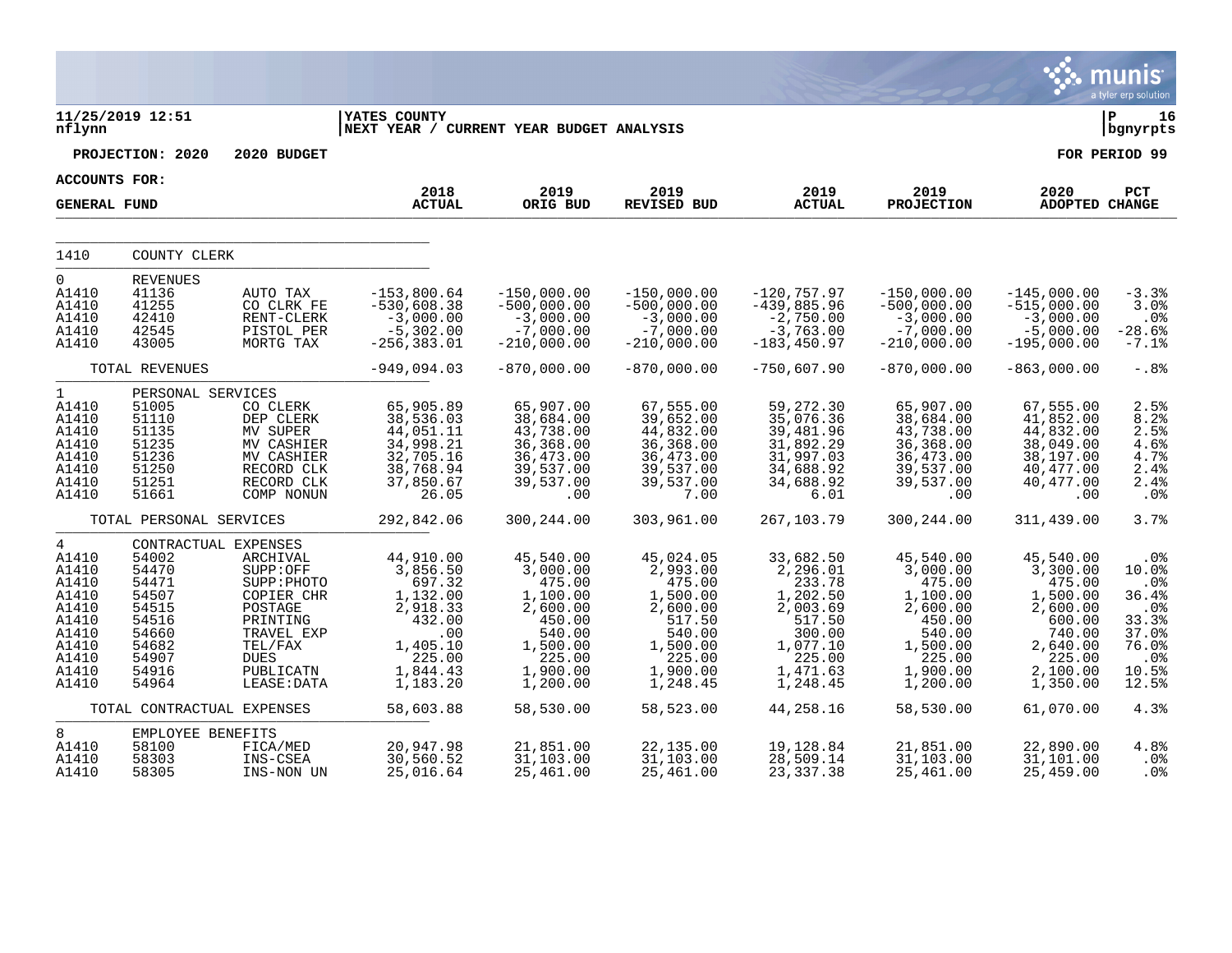YATES COUNTY
NEXT YEAR / CURRENT YEAR BUDGET ANALYSIS

11/25/2019 12:51 nflynn | bgnyrpts

**PROJECTION: 2020 2020 BUDGET** | **FOR PERIOD 99**

**ACCOUNTS FOR:**
**GENERAL FUND**

| | | | 2018 ACTUAL | 2019 ORIG BUD | 2019 REVISED BUD | 2019 ACTUAL | 2019 PROJECTION | 2020 ADOPTED | PCT CHANGE |
|---|---|---|---|---|---|---|---|---|---|
| 1410 | COUNTY CLERK | | | | | | | | |
| 0 | REVENUES | | | | | | | | |
| A1410 | 41136 | AUTO TAX | -153,800.64 | -150,000.00 | -150,000.00 | -120,757.97 | -150,000.00 | -145,000.00 | -3.3% |
| A1410 | 41255 | CO CLRK FE | -530,608.38 | -500,000.00 | -500,000.00 | -439,885.96 | -500,000.00 | -515,000.00 | 3.0% |
| A1410 | 42410 | RENT-CLERK | -3,000.00 | -3,000.00 | -3,000.00 | -2,750.00 | -3,000.00 | -3,000.00 | .0% |
| A1410 | 42545 | PISTOL PER | -5,302.00 | -7,000.00 | -7,000.00 | -3,763.00 | -7,000.00 | -5,000.00 | -28.6% |
| A1410 | 43005 | MORTG TAX | -256,383.01 | -210,000.00 | -210,000.00 | -183,450.97 | -210,000.00 | -195,000.00 | -7.1% |
| | TOTAL REVENUES | | -949,094.03 | -870,000.00 | -870,000.00 | -750,607.90 | -870,000.00 | -863,000.00 | -.8% |
| 1 | PERSONAL SERVICES | | | | | | | | |
| A1410 | 51005 | CO CLERK | 65,905.89 | 65,907.00 | 67,555.00 | 59,272.30 | 65,907.00 | 67,555.00 | 2.5% |
| A1410 | 51110 | DEP CLERK | 38,536.03 | 38,684.00 | 39,652.00 | 35,076.36 | 38,684.00 | 41,852.00 | 8.2% |
| A1410 | 51135 | MV SUPER | 44,051.11 | 43,738.00 | 44,832.00 | 39,481.96 | 43,738.00 | 44,832.00 | 2.5% |
| A1410 | 51235 | MV CASHIER | 34,998.21 | 36,368.00 | 36,368.00 | 31,892.29 | 36,368.00 | 38,049.00 | 4.6% |
| A1410 | 51236 | MV CASHIER | 32,705.16 | 36,473.00 | 36,473.00 | 31,997.03 | 36,473.00 | 38,197.00 | 4.7% |
| A1410 | 51250 | RECORD CLK | 38,768.94 | 39,537.00 | 39,537.00 | 34,688.92 | 39,537.00 | 40,477.00 | 2.4% |
| A1410 | 51251 | RECORD CLK | 37,850.67 | 39,537.00 | 39,537.00 | 34,688.92 | 39,537.00 | 40,477.00 | 2.4% |
| A1410 | 51661 | COMP NONUN | 26.05 | .00 | 7.00 | 6.01 | .00 | .00 | .0% |
| | TOTAL PERSONAL SERVICES | | 292,842.06 | 300,244.00 | 303,961.00 | 267,103.79 | 300,244.00 | 311,439.00 | 3.7% |
| 4 | CONTRACTUAL EXPENSES | | | | | | | | |
| A1410 | 54002 | ARCHIVAL | 44,910.00 | 45,540.00 | 45,024.05 | 33,682.50 | 45,540.00 | 45,540.00 | .0% |
| A1410 | 54470 | SUPP:OFF | 3,856.50 | 3,000.00 | 2,993.00 | 2,296.01 | 3,000.00 | 3,300.00 | 10.0% |
| A1410 | 54471 | SUPP:PHOTO | 697.32 | 475.00 | 475.00 | 233.78 | 475.00 | 475.00 | .0% |
| A1410 | 54507 | COPIER CHR | 1,132.00 | 1,100.00 | 1,500.00 | 1,202.50 | 1,100.00 | 1,500.00 | 36.4% |
| A1410 | 54515 | POSTAGE | 2,918.33 | 2,600.00 | 2,600.00 | 2,003.69 | 2,600.00 | 2,600.00 | .0% |
| A1410 | 54516 | PRINTING | 432.00 | 450.00 | 517.50 | 517.50 | 450.00 | 600.00 | 33.3% |
| A1410 | 54660 | TRAVEL EXP | .00 | 540.00 | 540.00 | 300.00 | 540.00 | 740.00 | 37.0% |
| A1410 | 54682 | TEL/FAX | 1,405.10 | 1,500.00 | 1,500.00 | 1,077.10 | 1,500.00 | 2,640.00 | 76.0% |
| A1410 | 54907 | DUES | 225.00 | 225.00 | 225.00 | 225.00 | 225.00 | 225.00 | .0% |
| A1410 | 54916 | PUBLICATN | 1,844.43 | 1,900.00 | 1,900.00 | 1,471.63 | 1,900.00 | 2,100.00 | 10.5% |
| A1410 | 54964 | LEASE:DATA | 1,183.20 | 1,200.00 | 1,248.45 | 1,248.45 | 1,200.00 | 1,350.00 | 12.5% |
| | TOTAL CONTRACTUAL EXPENSES | | 58,603.88 | 58,530.00 | 58,523.00 | 44,258.16 | 58,530.00 | 61,070.00 | 4.3% |
| 8 | EMPLOYEE BENEFITS | | | | | | | | |
| A1410 | 58100 | FICA/MED | 20,947.98 | 21,851.00 | 22,135.00 | 19,128.84 | 21,851.00 | 22,890.00 | 4.8% |
| A1410 | 58303 | INS-CSEA | 30,560.52 | 31,103.00 | 31,103.00 | 28,509.14 | 31,103.00 | 31,101.00 | .0% |
| A1410 | 58305 | INS-NON UN | 25,016.64 | 25,461.00 | 25,461.00 | 23,337.38 | 25,461.00 | 25,459.00 | .0% |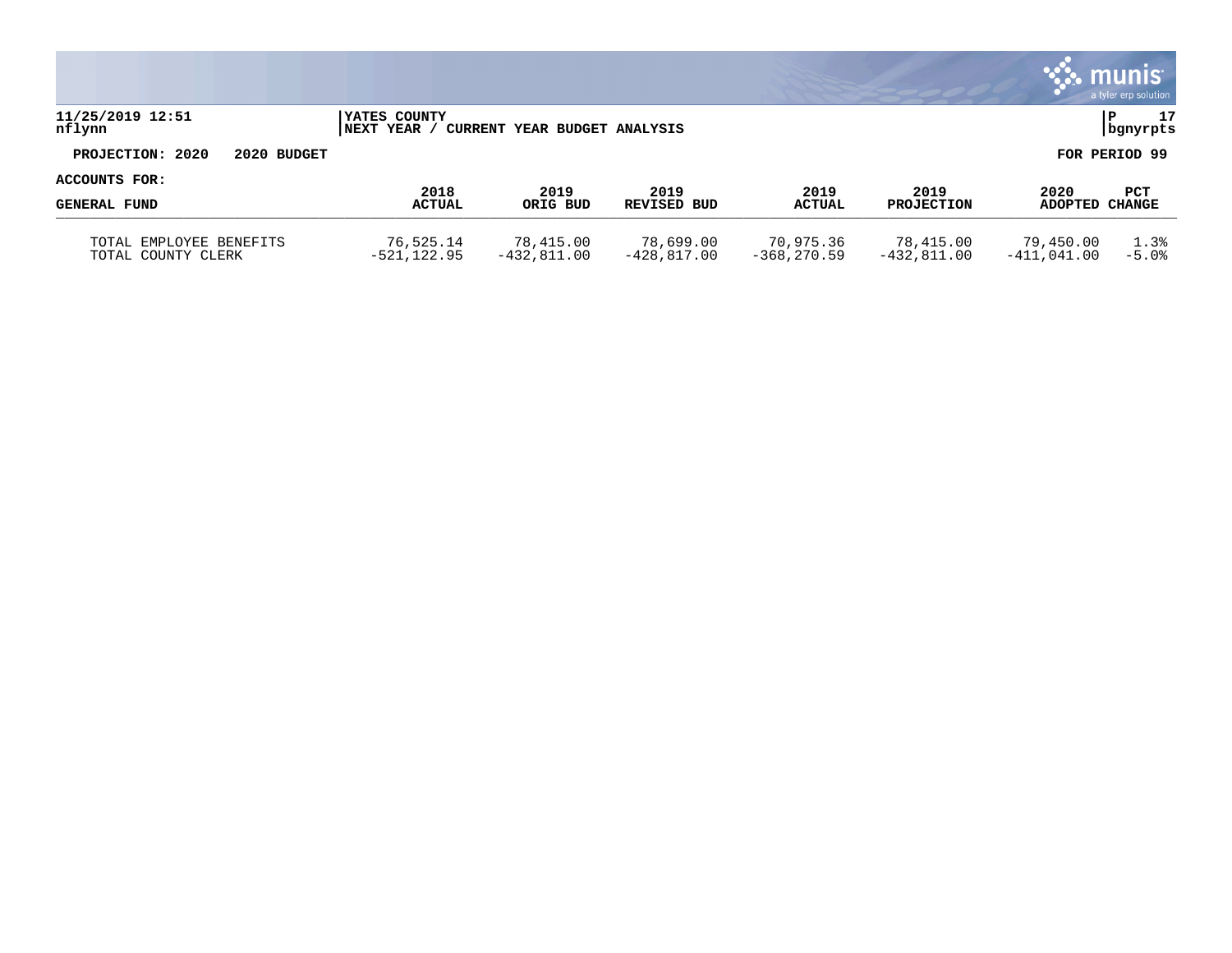YATES COUNTY
NEXT YEAR / CURRENT YEAR BUDGET ANALYSIS

**PROJECTION: 2020 2020 BUDGET** **FOR PERIOD 99**

**ACCOUNTS FOR:**

| GENERAL FUND | 2018 ACTUAL | 2019 ORIG BUD | 2019 REVISED BUD | 2019 ACTUAL | 2019 PROJECTION | 2020 ADOPTED | PCT CHANGE |
|---|---|---|---|---|---|---|---|
| TOTAL EMPLOYEE BENEFITS | 76,525.14 | 78,415.00 | 78,699.00 | 70,975.36 | 78,415.00 | 79,450.00 | 1.3% |
| TOTAL COUNTY CLERK | -521,122.95 | -432,811.00 | -428,817.00 | -368,270.59 | -432,811.00 | -411,041.00 | -5.0% |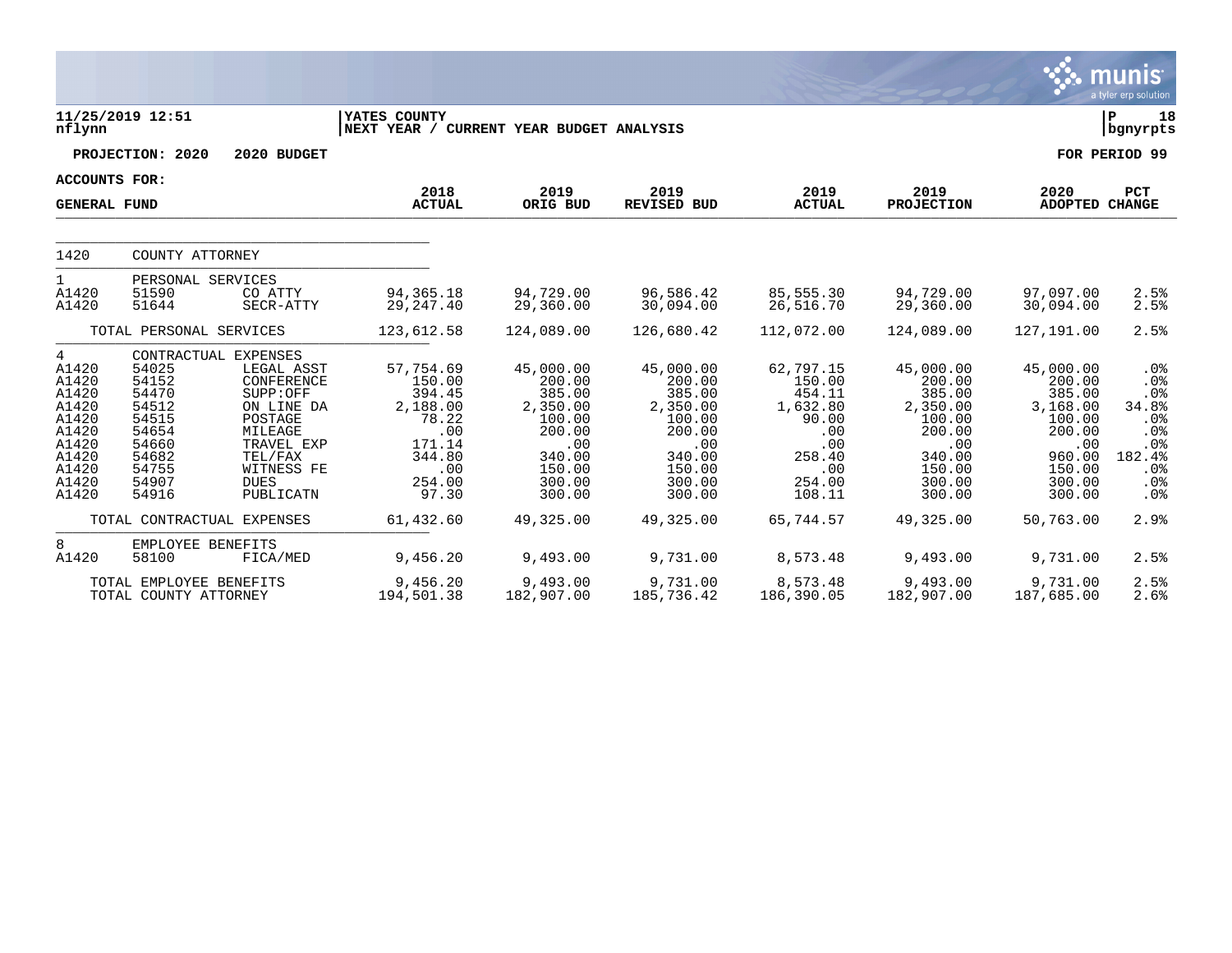11/25/2019 12:51 nflynn | YATES COUNTY | NEXT YEAR / CURRENT YEAR BUDGET ANALYSIS | P 18 bgnyrpts

**PROJECTION: 2020 2020 BUDGET** — **FOR PERIOD 99**

**ACCOUNTS FOR: GENERAL FUND**

| | | | 2018 ACTUAL | 2019 ORIG BUD | 2019 REVISED BUD | 2019 ACTUAL | 2019 PROJECTION | 2020 ADOPTED | PCT CHANGE |
|---|---|---|---|---|---|---|---|---|---|
| 1420 | COUNTY ATTORNEY | | | | | | | | |
| 1 | PERSONAL SERVICES | | | | | | | | |
| A1420 | 51590 | CO ATTY | 94,365.18 | 94,729.00 | 96,586.42 | 85,555.30 | 94,729.00 | 97,097.00 | 2.5% |
| A1420 | 51644 | SECR-ATTY | 29,247.40 | 29,360.00 | 30,094.00 | 26,516.70 | 29,360.00 | 30,094.00 | 2.5% |
| | TOTAL PERSONAL SERVICES | | 123,612.58 | 124,089.00 | 126,680.42 | 112,072.00 | 124,089.00 | 127,191.00 | 2.5% |
| 4 | CONTRACTUAL EXPENSES | | | | | | | | |
| A1420 | 54025 | LEGAL ASST | 57,754.69 | 45,000.00 | 45,000.00 | 62,797.15 | 45,000.00 | 45,000.00 | .0% |
| A1420 | 54152 | CONFERENCE | 150.00 | 200.00 | 200.00 | 150.00 | 200.00 | 200.00 | .0% |
| A1420 | 54470 | SUPP:OFF | 394.45 | 385.00 | 385.00 | 454.11 | 385.00 | 385.00 | .0% |
| A1420 | 54512 | ON LINE DA | 2,188.00 | 2,350.00 | 2,350.00 | 1,632.80 | 2,350.00 | 3,168.00 | 34.8% |
| A1420 | 54515 | POSTAGE | 78.22 | 100.00 | 100.00 | 90.00 | 100.00 | 100.00 | .0% |
| A1420 | 54654 | MILEAGE | .00 | 200.00 | 200.00 | .00 | 200.00 | 200.00 | .0% |
| A1420 | 54660 | TRAVEL EXP | 171.14 | .00 | .00 | .00 | .00 | .00 | .0% |
| A1420 | 54682 | TEL/FAX | 344.80 | 340.00 | 340.00 | 258.40 | 340.00 | 960.00 | 182.4% |
| A1420 | 54755 | WITNESS FE | .00 | 150.00 | 150.00 | .00 | 150.00 | 150.00 | .0% |
| A1420 | 54907 | DUES | 254.00 | 300.00 | 300.00 | 254.00 | 300.00 | 300.00 | .0% |
| A1420 | 54916 | PUBLICATN | 97.30 | 300.00 | 300.00 | 108.11 | 300.00 | 300.00 | .0% |
| | TOTAL CONTRACTUAL EXPENSES | | 61,432.60 | 49,325.00 | 49,325.00 | 65,744.57 | 49,325.00 | 50,763.00 | 2.9% |
| 8 | EMPLOYEE BENEFITS | | | | | | | | |
| A1420 | 58100 | FICA/MED | 9,456.20 | 9,493.00 | 9,731.00 | 8,573.48 | 9,493.00 | 9,731.00 | 2.5% |
| | TOTAL EMPLOYEE BENEFITS | | 9,456.20 | 9,493.00 | 9,731.00 | 8,573.48 | 9,493.00 | 9,731.00 | 2.5% |
| | TOTAL COUNTY ATTORNEY | | 194,501.38 | 182,907.00 | 185,736.42 | 186,390.05 | 182,907.00 | 187,685.00 | 2.6% |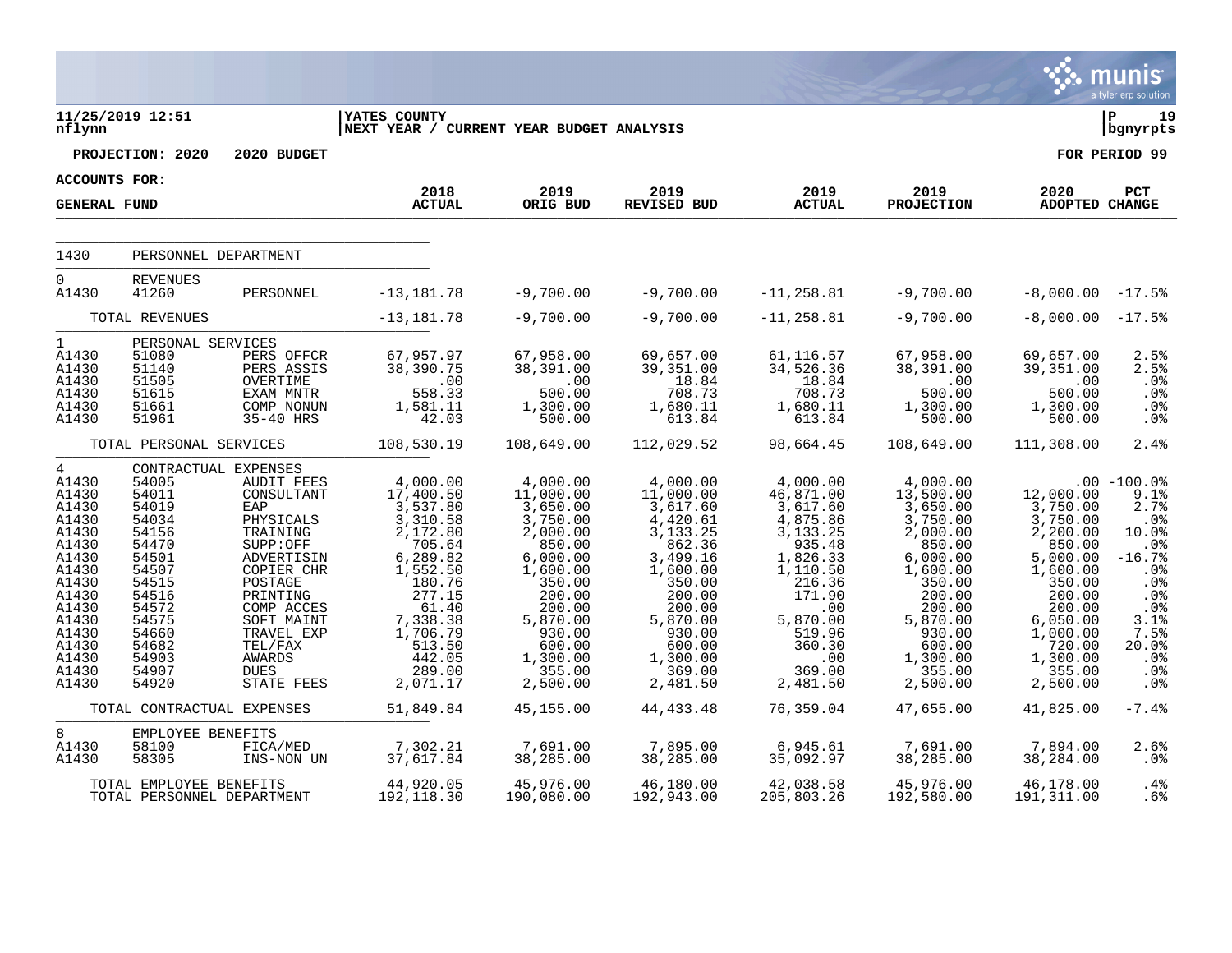**11/25/2019 12:51** | **YATES COUNTY** | **P 19**
**nflynn** | **NEXT YEAR / CURRENT YEAR BUDGET ANALYSIS** | **bgnyrpts**

**PROJECTION: 2020 2020 BUDGET** — **FOR PERIOD 99**

**ACCOUNTS FOR:**

| GENERAL FUND | | | 2018 ACTUAL | 2019 ORIG BUD | 2019 REVISED BUD | 2019 ACTUAL | 2019 PROJECTION | 2020 ADOPTED | PCT CHANGE |
|---|---|---|---|---|---|---|---|---|---|
| 1430 | PERSONNEL DEPARTMENT | | | | | | | | |
| 0 | REVENUES | | | | | | | | |
| A1430 | 41260 | PERSONNEL | -13,181.78 | -9,700.00 | -9,700.00 | -11,258.81 | -9,700.00 | -8,000.00 | -17.5% |
| | TOTAL REVENUES | | -13,181.78 | -9,700.00 | -9,700.00 | -11,258.81 | -9,700.00 | -8,000.00 | -17.5% |
| 1 | PERSONAL SERVICES | | | | | | | | |
| A1430 | 51080 | PERS OFFCR | 67,957.97 | 67,958.00 | 69,657.00 | 61,116.57 | 67,958.00 | 69,657.00 | 2.5% |
| A1430 | 51140 | PERS ASSIS | 38,390.75 | 38,391.00 | 39,351.00 | 34,526.36 | 38,391.00 | 39,351.00 | 2.5% |
| A1430 | 51505 | OVERTIME | .00 | .00 | 18.84 | 18.84 | .00 | .00 | .0% |
| A1430 | 51615 | EXAM MNTR | 558.33 | 500.00 | 708.73 | 708.73 | 500.00 | 500.00 | .0% |
| A1430 | 51661 | COMP NONUN | 1,581.11 | 1,300.00 | 1,680.11 | 1,680.11 | 1,300.00 | 1,300.00 | .0% |
| A1430 | 51961 | 35-40 HRS | 42.03 | 500.00 | 613.84 | 613.84 | 500.00 | 500.00 | .0% |
| | TOTAL PERSONAL SERVICES | | 108,530.19 | 108,649.00 | 112,029.52 | 98,664.45 | 108,649.00 | 111,308.00 | 2.4% |
| 4 | CONTRACTUAL EXPENSES | | | | | | | | |
| A1430 | 54005 | AUDIT FEES | 4,000.00 | 4,000.00 | 4,000.00 | 4,000.00 | 4,000.00 | .00 | -100.0% |
| A1430 | 54011 | CONSULTANT | 17,400.50 | 11,000.00 | 11,000.00 | 46,871.00 | 13,500.00 | 12,000.00 | 9.1% |
| A1430 | 54019 | EAP | 3,537.80 | 3,650.00 | 3,617.60 | 3,617.60 | 3,650.00 | 3,750.00 | 2.7% |
| A1430 | 54034 | PHYSICALS | 3,310.58 | 3,750.00 | 4,420.61 | 4,875.86 | 3,750.00 | 3,750.00 | .0% |
| A1430 | 54156 | TRAINING | 2,172.80 | 2,000.00 | 3,133.25 | 3,133.25 | 2,000.00 | 2,200.00 | 10.0% |
| A1430 | 54470 | SUPP:OFF | 705.64 | 850.00 | 862.36 | 935.48 | 850.00 | 850.00 | .0% |
| A1430 | 54501 | ADVERTISIN | 6,289.82 | 6,000.00 | 3,499.16 | 1,826.33 | 6,000.00 | 5,000.00 | -16.7% |
| A1430 | 54507 | COPIER CHR | 1,552.50 | 1,600.00 | 1,600.00 | 1,110.50 | 1,600.00 | 1,600.00 | .0% |
| A1430 | 54515 | POSTAGE | 180.76 | 350.00 | 350.00 | 216.36 | 350.00 | 350.00 | .0% |
| A1430 | 54516 | PRINTING | 277.15 | 200.00 | 200.00 | 171.90 | 200.00 | 200.00 | .0% |
| A1430 | 54572 | COMP ACCES | 61.40 | 200.00 | 200.00 | .00 | 200.00 | 200.00 | .0% |
| A1430 | 54575 | SOFT MAINT | 7,338.38 | 5,870.00 | 5,870.00 | 5,870.00 | 5,870.00 | 6,050.00 | 3.1% |
| A1430 | 54660 | TRAVEL EXP | 1,706.79 | 930.00 | 930.00 | 519.96 | 930.00 | 1,000.00 | 7.5% |
| A1430 | 54682 | TEL/FAX | 513.50 | 600.00 | 600.00 | 360.30 | 600.00 | 720.00 | 20.0% |
| A1430 | 54903 | AWARDS | 442.05 | 1,300.00 | 1,300.00 | .00 | 1,300.00 | 1,300.00 | .0% |
| A1430 | 54907 | DUES | 289.00 | 355.00 | 369.00 | 369.00 | 355.00 | 355.00 | .0% |
| A1430 | 54920 | STATE FEES | 2,071.17 | 2,500.00 | 2,481.50 | 2,481.50 | 2,500.00 | 2,500.00 | .0% |
| | TOTAL CONTRACTUAL EXPENSES | | 51,849.84 | 45,155.00 | 44,433.48 | 76,359.04 | 47,655.00 | 41,825.00 | -7.4% |
| 8 | EMPLOYEE BENEFITS | | | | | | | | |
| A1430 | 58100 | FICA/MED | 7,302.21 | 7,691.00 | 7,895.00 | 6,945.61 | 7,691.00 | 7,894.00 | 2.6% |
| A1430 | 58305 | INS-NON UN | 37,617.84 | 38,285.00 | 38,285.00 | 35,092.97 | 38,285.00 | 38,284.00 | .0% |
| | TOTAL EMPLOYEE BENEFITS | | 44,920.05 | 45,976.00 | 46,180.00 | 42,038.58 | 45,976.00 | 46,178.00 | .4% |
| | TOTAL PERSONNEL DEPARTMENT | | 192,118.30 | 190,080.00 | 192,943.00 | 205,803.26 | 192,580.00 | 191,311.00 | .6% |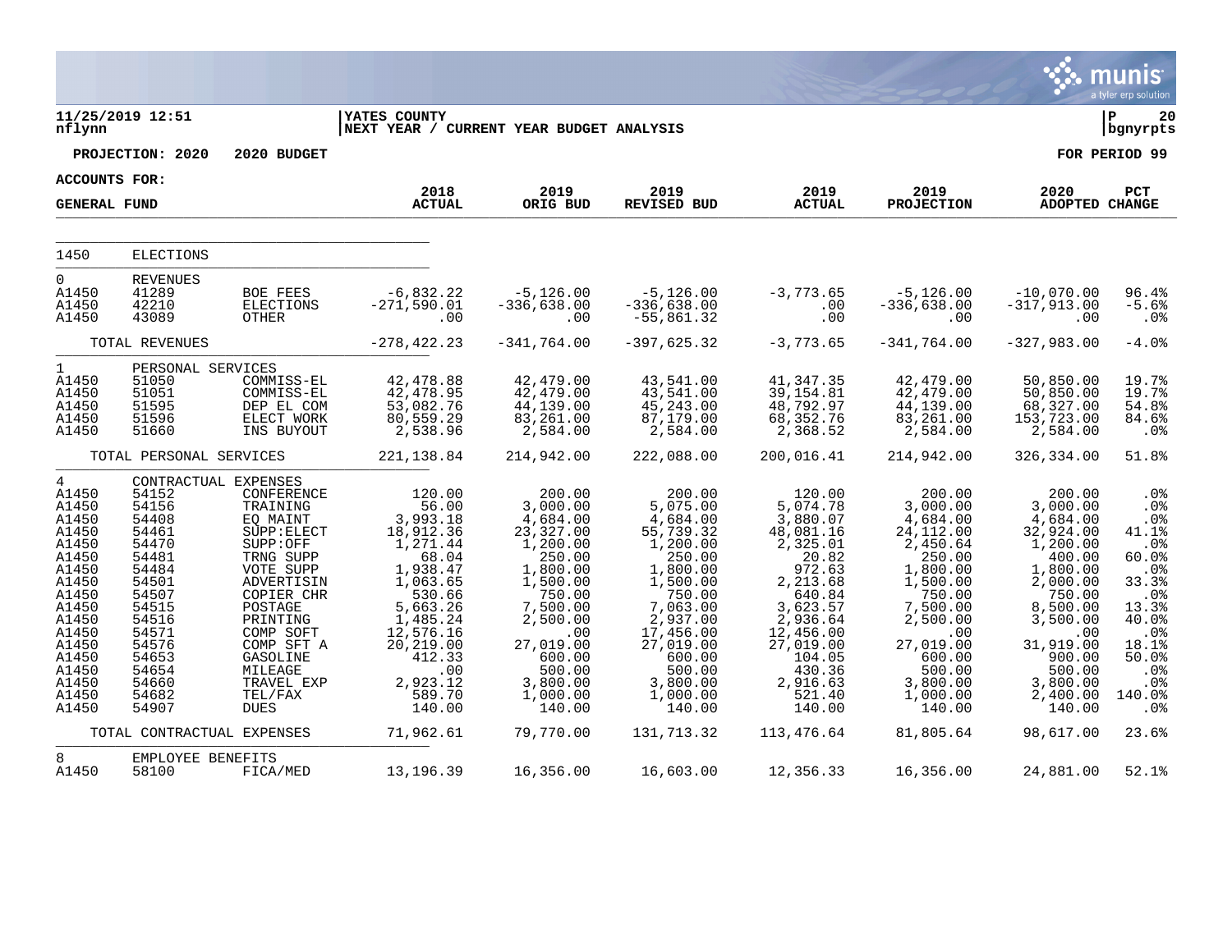**11/25/2019 12:51** | **YATES COUNTY** | **P 20**
**nflynn** | **NEXT YEAR / CURRENT YEAR BUDGET ANALYSIS** | **bgnyrpts**

**PROJECTION: 2020 2020 BUDGET** — **FOR PERIOD 99**

**ACCOUNTS FOR:**

**GENERAL FUND**

| | | | 2018 ACTUAL | 2019 ORIG BUD | 2019 REVISED BUD | 2019 ACTUAL | 2019 PROJECTION | 2020 ADOPTED | PCT CHANGE |
|---|---|---|---|---|---|---|---|---|---|
| 1450 | ELECTIONS | | | | | | | | |
| 0 | REVENUES | | | | | | | | |
| A1450 | 41289 | BOE FEES | -6,832.22 | -5,126.00 | -5,126.00 | -3,773.65 | -5,126.00 | -10,070.00 | 96.4% |
| A1450 | 42210 | ELECTIONS | -271,590.01 | -336,638.00 | -336,638.00 | .00 | -336,638.00 | -317,913.00 | -5.6% |
| A1450 | 43089 | OTHER | .00 | .00 | -55,861.32 | .00 | .00 | .00 | .0% |
| | TOTAL REVENUES | | -278,422.23 | -341,764.00 | -397,625.32 | -3,773.65 | -341,764.00 | -327,983.00 | -4.0% |
| 1 | PERSONAL SERVICES | | | | | | | | |
| A1450 | 51050 | COMMISS-EL | 42,478.88 | 42,479.00 | 43,541.00 | 41,347.35 | 42,479.00 | 50,850.00 | 19.7% |
| A1450 | 51051 | COMMISS-EL | 42,478.95 | 42,479.00 | 43,541.00 | 39,154.81 | 42,479.00 | 50,850.00 | 19.7% |
| A1450 | 51595 | DEP EL COM | 53,082.76 | 44,139.00 | 45,243.00 | 48,792.97 | 44,139.00 | 68,327.00 | 54.8% |
| A1450 | 51596 | ELECT WORK | 80,559.29 | 83,261.00 | 87,179.00 | 68,352.76 | 83,261.00 | 153,723.00 | 84.6% |
| A1450 | 51660 | INS BUYOUT | 2,538.96 | 2,584.00 | 2,584.00 | 2,368.52 | 2,584.00 | 2,584.00 | .0% |
| | TOTAL PERSONAL SERVICES | | 221,138.84 | 214,942.00 | 222,088.00 | 200,016.41 | 214,942.00 | 326,334.00 | 51.8% |
| 4 | CONTRACTUAL EXPENSES | | | | | | | | |
| A1450 | 54152 | CONFERENCE | 120.00 | 200.00 | 200.00 | 120.00 | 200.00 | 200.00 | .0% |
| A1450 | 54156 | TRAINING | 56.00 | 3,000.00 | 5,075.00 | 5,074.78 | 3,000.00 | 3,000.00 | .0% |
| A1450 | 54408 | EQ MAINT | 3,993.18 | 4,684.00 | 4,684.00 | 3,880.07 | 4,684.00 | 4,684.00 | .0% |
| A1450 | 54461 | SUPP:ELECT | 18,912.36 | 23,327.00 | 55,739.32 | 48,081.16 | 24,112.00 | 32,924.00 | 41.1% |
| A1450 | 54470 | SUPP:OFF | 1,271.44 | 1,200.00 | 1,200.00 | 2,325.01 | 2,450.64 | 1,200.00 | .0% |
| A1450 | 54481 | TRNG SUPP | 68.04 | 250.00 | 250.00 | 20.82 | 250.00 | 400.00 | 60.0% |
| A1450 | 54484 | VOTE SUPP | 1,938.47 | 1,800.00 | 1,800.00 | 972.63 | 1,800.00 | 1,800.00 | .0% |
| A1450 | 54501 | ADVERTISIN | 1,063.65 | 1,500.00 | 1,500.00 | 2,213.68 | 1,500.00 | 2,000.00 | 33.3% |
| A1450 | 54507 | COPIER CHR | 530.66 | 750.00 | 750.00 | 640.84 | 750.00 | 750.00 | .0% |
| A1450 | 54515 | POSTAGE | 5,663.26 | 7,500.00 | 7,063.00 | 3,623.57 | 7,500.00 | 8,500.00 | 13.3% |
| A1450 | 54516 | PRINTING | 1,485.24 | 2,500.00 | 2,937.00 | 2,936.64 | 2,500.00 | 3,500.00 | 40.0% |
| A1450 | 54571 | COMP SOFT | 12,576.16 | .00 | 17,456.00 | 12,456.00 | .00 | .00 | .0% |
| A1450 | 54576 | COMP SFT A | 20,219.00 | 27,019.00 | 27,019.00 | 27,019.00 | 27,019.00 | 31,919.00 | 18.1% |
| A1450 | 54653 | GASOLINE | 412.33 | 600.00 | 600.00 | 104.05 | 600.00 | 900.00 | 50.0% |
| A1450 | 54654 | MILEAGE | .00 | 500.00 | 500.00 | 430.36 | 500.00 | 500.00 | .0% |
| A1450 | 54660 | TRAVEL EXP | 2,923.12 | 3,800.00 | 3,800.00 | 2,916.63 | 3,800.00 | 3,800.00 | .0% |
| A1450 | 54682 | TEL/FAX | 589.70 | 1,000.00 | 1,000.00 | 521.40 | 1,000.00 | 2,400.00 | 140.0% |
| A1450 | 54907 | DUES | 140.00 | 140.00 | 140.00 | 140.00 | 140.00 | 140.00 | .0% |
| | TOTAL CONTRACTUAL EXPENSES | | 71,962.61 | 79,770.00 | 131,713.32 | 113,476.64 | 81,805.64 | 98,617.00 | 23.6% |
| 8 | EMPLOYEE BENEFITS | | | | | | | | |
| A1450 | 58100 | FICA/MED | 13,196.39 | 16,356.00 | 16,603.00 | 12,356.33 | 16,356.00 | 24,881.00 | 52.1% |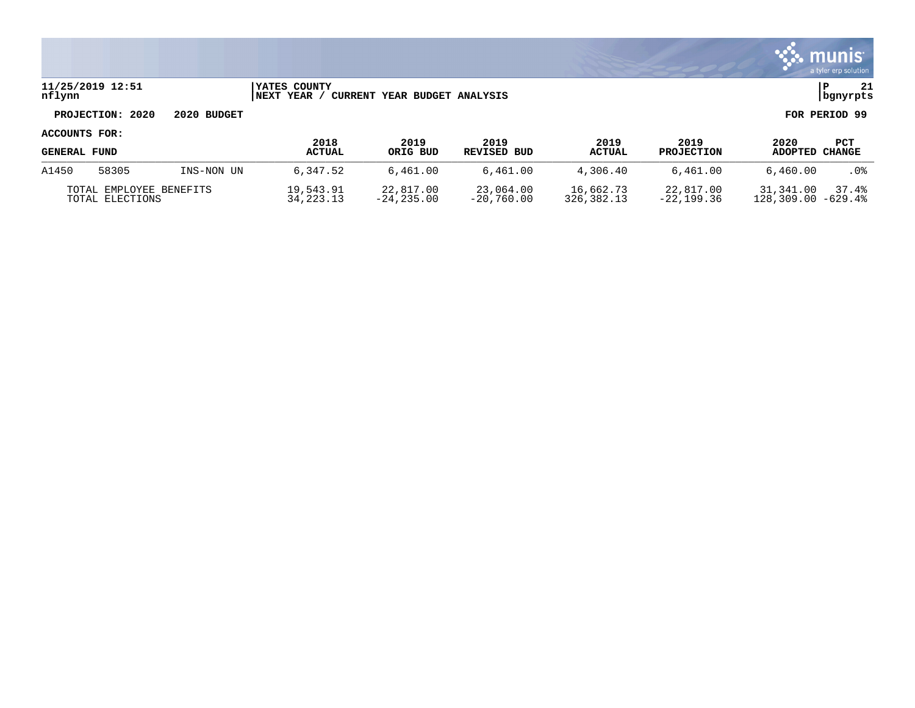**11/25/2019 12:51** | **YATES COUNTY** | **P 21**
**nflynn** | **NEXT YEAR / CURRENT YEAR BUDGET ANALYSIS** | **bgnyrpts**

**PROJECTION: 2020 2020 BUDGET** **FOR PERIOD 99**

**ACCOUNTS FOR:**

| GENERAL FUND | | | 2018 ACTUAL | 2019 ORIG BUD | 2019 REVISED BUD | 2019 ACTUAL | 2019 PROJECTION | 2020 ADOPTED | PCT CHANGE |
|---|---|---|---|---|---|---|---|---|---|
| A1450 | 58305 | INS-NON UN | 6,347.52 | 6,461.00 | 6,461.00 | 4,306.40 | 6,461.00 | 6,460.00 | .0% |
| TOTAL EMPLOYEE BENEFITS | | | 19,543.91 | 22,817.00 | 23,064.00 | 16,662.73 | 22,817.00 | 31,341.00 | 37.4% |
| TOTAL ELECTIONS | | | 34,223.13 | -24,235.00 | -20,760.00 | 326,382.13 | -22,199.36 | 128,309.00 | -629.4% |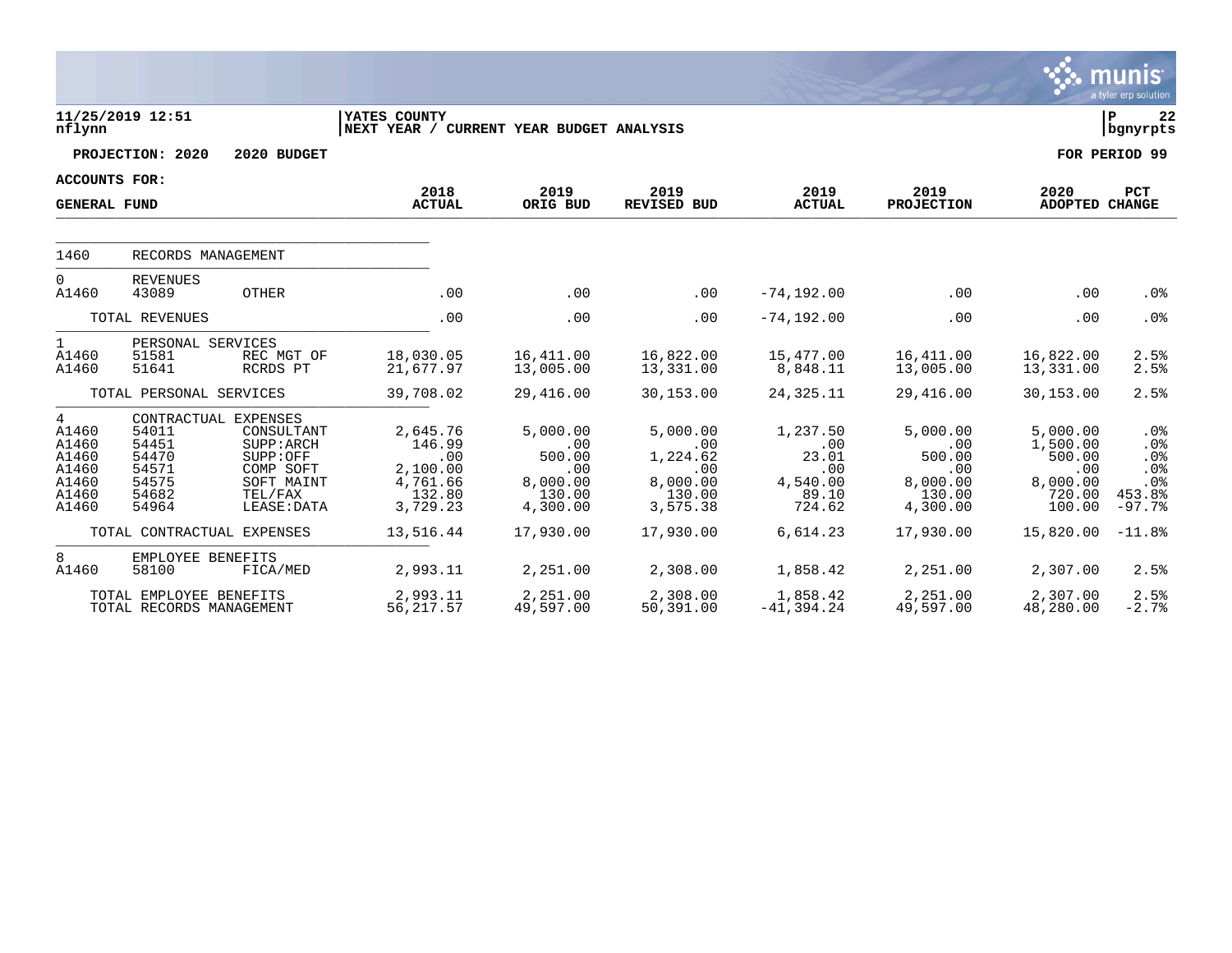**11/25/2019 12:51**
**nflynn**

**YATES COUNTY**
**NEXT YEAR / CURRENT YEAR BUDGET ANALYSIS**

**P 22**
**bgnyrpts**

**PROJECTION: 2020 2020 BUDGET**

**FOR PERIOD 99**

**ACCOUNTS FOR:**

| GENERAL FUND | | | 2018 ACTUAL | 2019 ORIG BUD | 2019 REVISED BUD | 2019 ACTUAL | 2019 PROJECTION | 2020 ADOPTED | PCT CHANGE |
|---|---|---|---|---|---|---|---|---|---|
| 1460 | RECORDS MANAGEMENT | | | | | | | | |
| 0 | REVENUES | | | | | | | | |
| A1460 | 43089 | OTHER | .00 | .00 | .00 | -74,192.00 | .00 | .00 | .0% |
| | TOTAL REVENUES | | .00 | .00 | .00 | -74,192.00 | .00 | .00 | .0% |
| 1 | PERSONAL SERVICES | | | | | | | | |
| A1460 | 51581 | REC MGT OF | 18,030.05 | 16,411.00 | 16,822.00 | 15,477.00 | 16,411.00 | 16,822.00 | 2.5% |
| A1460 | 51641 | RCRDS PT | 21,677.97 | 13,005.00 | 13,331.00 | 8,848.11 | 13,005.00 | 13,331.00 | 2.5% |
| | TOTAL PERSONAL SERVICES | | 39,708.02 | 29,416.00 | 30,153.00 | 24,325.11 | 29,416.00 | 30,153.00 | 2.5% |
| 4 | CONTRACTUAL EXPENSES | | | | | | | | |
| A1460 | 54011 | CONSULTANT | 2,645.76 | 5,000.00 | 5,000.00 | 1,237.50 | 5,000.00 | 5,000.00 | .0% |
| A1460 | 54451 | SUPP:ARCH | 146.99 | .00 | .00 | .00 | .00 | 1,500.00 | .0% |
| A1460 | 54470 | SUPP:OFF | .00 | 500.00 | 1,224.62 | 23.01 | 500.00 | 500.00 | .0% |
| A1460 | 54571 | COMP SOFT | 2,100.00 | .00 | .00 | .00 | .00 | .00 | .0% |
| A1460 | 54575 | SOFT MAINT | 4,761.66 | 8,000.00 | 8,000.00 | 4,540.00 | 8,000.00 | 8,000.00 | .0% |
| A1460 | 54682 | TEL/FAX | 132.80 | 130.00 | 130.00 | 89.10 | 130.00 | 720.00 | 453.8% |
| A1460 | 54964 | LEASE:DATA | 3,729.23 | 4,300.00 | 3,575.38 | 724.62 | 4,300.00 | 100.00 | -97.7% |
| | TOTAL CONTRACTUAL EXPENSES | | 13,516.44 | 17,930.00 | 17,930.00 | 6,614.23 | 17,930.00 | 15,820.00 | -11.8% |
| 8 | EMPLOYEE BENEFITS | | | | | | | | |
| A1460 | 58100 | FICA/MED | 2,993.11 | 2,251.00 | 2,308.00 | 1,858.42 | 2,251.00 | 2,307.00 | 2.5% |
| | TOTAL EMPLOYEE BENEFITS | | 2,993.11 | 2,251.00 | 2,308.00 | 1,858.42 | 2,251.00 | 2,307.00 | 2.5% |
| | TOTAL RECORDS MANAGEMENT | | 56,217.57 | 49,597.00 | 50,391.00 | -41,394.24 | 49,597.00 | 48,280.00 | -2.7% |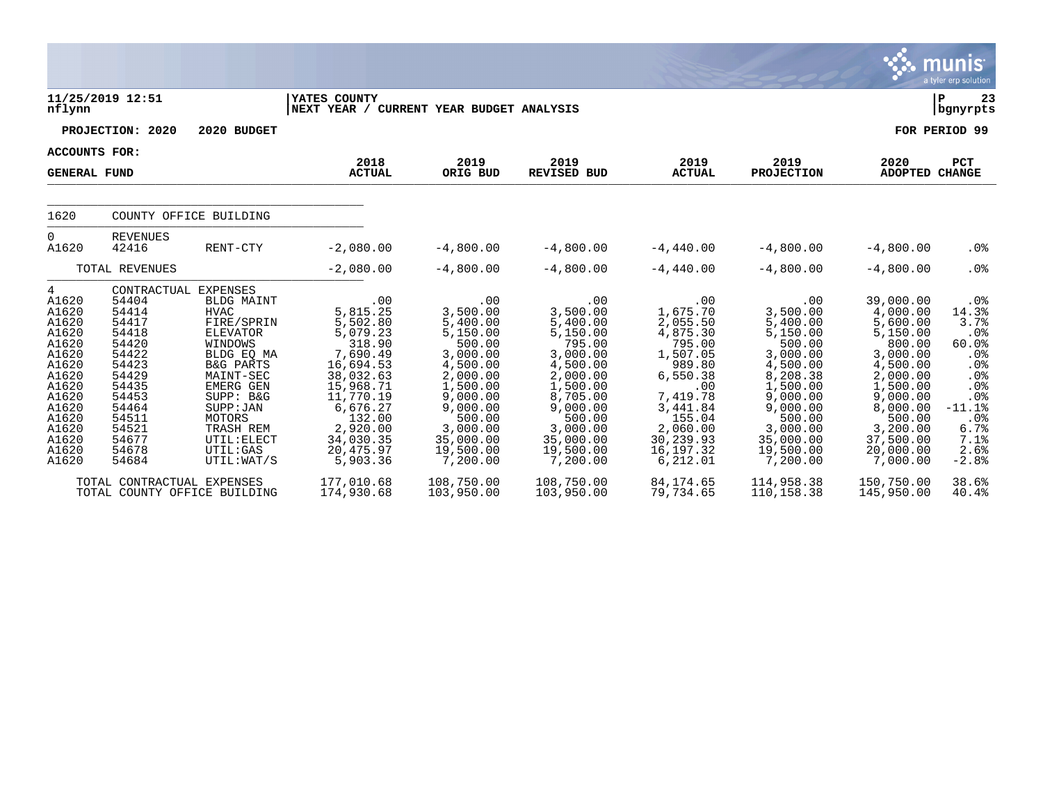11/25/2019 12:51 | YATES COUNTY | P 23
nflynn | NEXT YEAR / CURRENT YEAR BUDGET ANALYSIS | bgnyrpts

PROJECTION: 2020 2020 BUDGET | FOR PERIOD 99

ACCOUNTS FOR:

| GENERAL FUND | | | 2018 ACTUAL | 2019 ORIG BUD | 2019 REVISED BUD | 2019 ACTUAL | 2019 PROJECTION | 2020 ADOPTED | PCT CHANGE |
|---|---|---|---|---|---|---|---|---|---|
| 1620 | COUNTY OFFICE BUILDING | | | | | | | | |
| 0 | REVENUES | | | | | | | | |
| A1620 | 42416 | RENT-CTY | -2,080.00 | -4,800.00 | -4,800.00 | -4,440.00 | -4,800.00 | -4,800.00 | .0% |
| | TOTAL REVENUES | | -2,080.00 | -4,800.00 | -4,800.00 | -4,440.00 | -4,800.00 | -4,800.00 | .0% |
| 4 | CONTRACTUAL EXPENSES | | | | | | | | |
| A1620 | 54404 | BLDG MAINT | .00 | .00 | .00 | .00 | .00 | 39,000.00 | .0% |
| A1620 | 54414 | HVAC | 5,815.25 | 3,500.00 | 3,500.00 | 1,675.70 | 3,500.00 | 4,000.00 | 14.3% |
| A1620 | 54417 | FIRE/SPRIN | 5,502.80 | 5,400.00 | 5,400.00 | 2,055.50 | 5,400.00 | 5,600.00 | 3.7% |
| A1620 | 54418 | ELEVATOR | 5,079.23 | 5,150.00 | 5,150.00 | 4,875.30 | 5,150.00 | 5,150.00 | .0% |
| A1620 | 54420 | WINDOWS | 318.90 | 500.00 | 795.00 | 795.00 | 500.00 | 800.00 | 60.0% |
| A1620 | 54422 | BLDG EQ MA | 7,690.49 | 3,000.00 | 3,000.00 | 1,507.05 | 3,000.00 | 3,000.00 | .0% |
| A1620 | 54423 | B&G PARTS | 16,694.53 | 4,500.00 | 4,500.00 | 989.80 | 4,500.00 | 4,500.00 | .0% |
| A1620 | 54429 | MAINT-SEC | 38,032.63 | 2,000.00 | 2,000.00 | 6,550.38 | 8,208.38 | 2,000.00 | .0% |
| A1620 | 54435 | EMERG GEN | 15,968.71 | 1,500.00 | 1,500.00 | .00 | 1,500.00 | 1,500.00 | .0% |
| A1620 | 54453 | SUPP: B&G | 11,770.19 | 9,000.00 | 8,705.00 | 7,419.78 | 9,000.00 | 9,000.00 | .0% |
| A1620 | 54464 | SUPP:JAN | 6,676.27 | 9,000.00 | 9,000.00 | 3,441.84 | 9,000.00 | 8,000.00 | -11.1% |
| A1620 | 54511 | MOTORS | 132.00 | 500.00 | 500.00 | 155.04 | 500.00 | 500.00 | .0% |
| A1620 | 54521 | TRASH REM | 2,920.00 | 3,000.00 | 3,000.00 | 2,060.00 | 3,000.00 | 3,200.00 | 6.7% |
| A1620 | 54677 | UTIL:ELECT | 34,030.35 | 35,000.00 | 35,000.00 | 30,239.93 | 35,000.00 | 37,500.00 | 7.1% |
| A1620 | 54678 | UTIL:GAS | 20,475.97 | 19,500.00 | 19,500.00 | 16,197.32 | 19,500.00 | 20,000.00 | 2.6% |
| A1620 | 54684 | UTIL:WAT/S | 5,903.36 | 7,200.00 | 7,200.00 | 6,212.01 | 7,200.00 | 7,000.00 | -2.8% |
| | TOTAL CONTRACTUAL EXPENSES | | 177,010.68 | 108,750.00 | 108,750.00 | 84,174.65 | 114,958.38 | 150,750.00 | 38.6% |
| | TOTAL COUNTY OFFICE BUILDING | | 174,930.68 | 103,950.00 | 103,950.00 | 79,734.65 | 110,158.38 | 145,950.00 | 40.4% |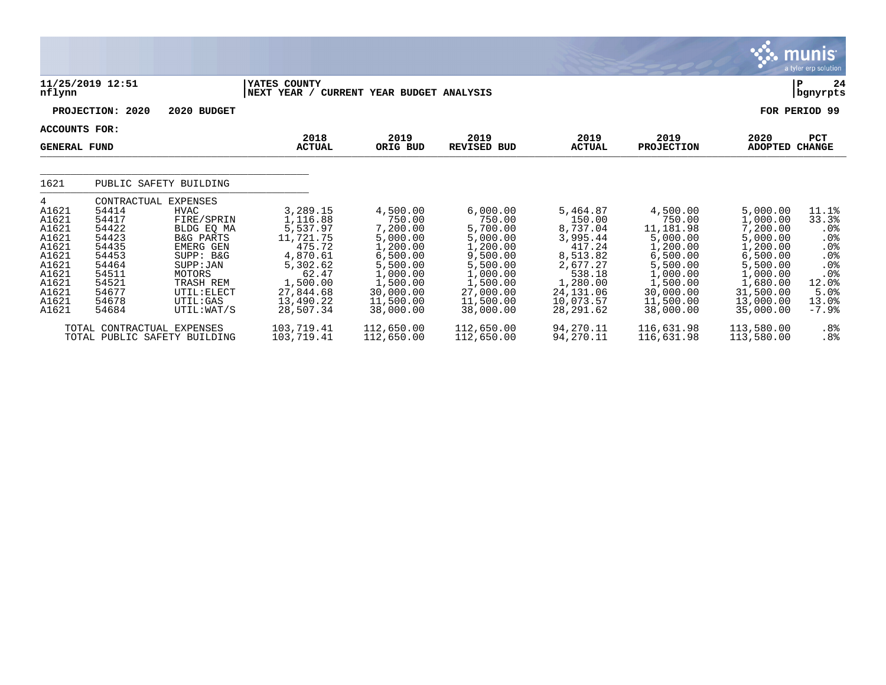**11/25/2019 12:51**
**nflynn**

**YATES COUNTY**
**NEXT YEAR / CURRENT YEAR BUDGET ANALYSIS**

**P 24**
**bgnyrpts**

**PROJECTION: 2020 2020 BUDGET**

**FOR PERIOD 99**

**ACCOUNTS FOR:**

| GENERAL FUND | | | 2018 ACTUAL | 2019 ORIG BUD | 2019 REVISED BUD | 2019 ACTUAL | 2019 PROJECTION | 2020 ADOPTED | PCT CHANGE |
|---|---|---|---|---|---|---|---|---|---|
| 1621 | PUBLIC SAFETY BUILDING | | | | | | | | |
| 4 | CONTRACTUAL EXPENSES | | | | | | | | |
| A1621 | 54414 | HVAC | 3,289.15 | 4,500.00 | 6,000.00 | 5,464.87 | 4,500.00 | 5,000.00 | 11.1% |
| A1621 | 54417 | FIRE/SPRIN | 1,116.88 | 750.00 | 750.00 | 150.00 | 750.00 | 1,000.00 | 33.3% |
| A1621 | 54422 | BLDG EQ MA | 5,537.97 | 7,200.00 | 5,700.00 | 8,737.04 | 11,181.98 | 7,200.00 | .0% |
| A1621 | 54423 | B&G PARTS | 11,721.75 | 5,000.00 | 5,000.00 | 3,995.44 | 5,000.00 | 5,000.00 | .0% |
| A1621 | 54435 | EMERG GEN | 475.72 | 1,200.00 | 1,200.00 | 417.24 | 1,200.00 | 1,200.00 | .0% |
| A1621 | 54453 | SUPP: B&G | 4,870.61 | 6,500.00 | 9,500.00 | 8,513.82 | 6,500.00 | 6,500.00 | .0% |
| A1621 | 54464 | SUPP:JAN | 5,302.62 | 5,500.00 | 5,500.00 | 2,677.27 | 5,500.00 | 5,500.00 | .0% |
| A1621 | 54511 | MOTORS | 62.47 | 1,000.00 | 1,000.00 | 538.18 | 1,000.00 | 1,000.00 | .0% |
| A1621 | 54521 | TRASH REM | 1,500.00 | 1,500.00 | 1,500.00 | 1,280.00 | 1,500.00 | 1,680.00 | 12.0% |
| A1621 | 54677 | UTIL:ELECT | 27,844.68 | 30,000.00 | 27,000.00 | 24,131.06 | 30,000.00 | 31,500.00 | 5.0% |
| A1621 | 54678 | UTIL:GAS | 13,490.22 | 11,500.00 | 11,500.00 | 10,073.57 | 11,500.00 | 13,000.00 | 13.0% |
| A1621 | 54684 | UTIL:WAT/S | 28,507.34 | 38,000.00 | 38,000.00 | 28,291.62 | 38,000.00 | 35,000.00 | -7.9% |
| TOTAL CONTRACTUAL EXPENSES | | | 103,719.41 | 112,650.00 | 112,650.00 | 94,270.11 | 116,631.98 | 113,580.00 | .8% |
| TOTAL PUBLIC SAFETY BUILDING | | | 103,719.41 | 112,650.00 | 112,650.00 | 94,270.11 | 116,631.98 | 113,580.00 | .8% |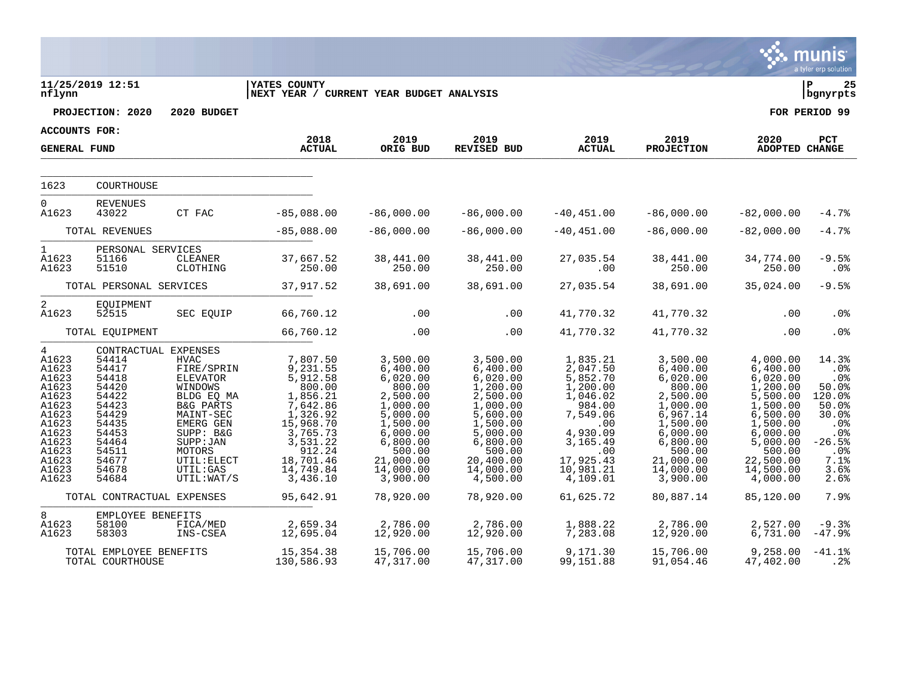**11/25/2019 12:51** | **YATES COUNTY**
**nflynn** | **NEXT YEAR / CURRENT YEAR BUDGET ANALYSIS** | **bgnyrpts**

**PROJECTION: 2020 2020 BUDGET** | **FOR PERIOD 99**

**ACCOUNTS FOR:**

| GENERAL FUND | | | 2018 ACTUAL | 2019 ORIG BUD | 2019 REVISED BUD | 2019 ACTUAL | 2019 PROJECTION | 2020 ADOPTED | PCT CHANGE |
|---|---|---|---|---|---|---|---|---|---|
| 1623 | COURTHOUSE | | | | | | | | |
| 0 | REVENUES | | | | | | | | |
| A1623 | 43022 | CT FAC | -85,088.00 | -86,000.00 | -86,000.00 | -40,451.00 | -86,000.00 | -82,000.00 | -4.7% |
| | TOTAL REVENUES | | -85,088.00 | -86,000.00 | -86,000.00 | -40,451.00 | -86,000.00 | -82,000.00 | -4.7% |
| 1 | PERSONAL SERVICES | | | | | | | | |
| A1623 | 51166 | CLEANER | 37,667.52 | 38,441.00 | 38,441.00 | 27,035.54 | 38,441.00 | 34,774.00 | -9.5% |
| A1623 | 51510 | CLOTHING | 250.00 | 250.00 | 250.00 | .00 | 250.00 | 250.00 | .0% |
| | TOTAL PERSONAL SERVICES | | 37,917.52 | 38,691.00 | 38,691.00 | 27,035.54 | 38,691.00 | 35,024.00 | -9.5% |
| 2 | EQUIPMENT | | | | | | | | |
| A1623 | 52515 | SEC EQUIP | 66,760.12 | .00 | .00 | 41,770.32 | 41,770.32 | .00 | .0% |
| | TOTAL EQUIPMENT | | 66,760.12 | .00 | .00 | 41,770.32 | 41,770.32 | .00 | .0% |
| 4 | CONTRACTUAL EXPENSES | | | | | | | | |
| A1623 | 54414 | HVAC | 7,807.50 | 3,500.00 | 3,500.00 | 1,835.21 | 3,500.00 | 4,000.00 | 14.3% |
| A1623 | 54417 | FIRE/SPRIN | 9,231.55 | 6,400.00 | 6,400.00 | 2,047.50 | 6,400.00 | 6,400.00 | .0% |
| A1623 | 54418 | ELEVATOR | 5,912.58 | 6,020.00 | 6,020.00 | 5,852.70 | 6,020.00 | 6,020.00 | .0% |
| A1623 | 54420 | WINDOWS | 800.00 | 800.00 | 1,200.00 | 1,200.00 | 800.00 | 1,200.00 | 50.0% |
| A1623 | 54422 | BLDG EQ MA | 1,856.21 | 2,500.00 | 2,500.00 | 1,046.02 | 2,500.00 | 5,500.00 | 120.0% |
| A1623 | 54423 | B&G PARTS | 7,642.86 | 1,000.00 | 1,000.00 | 984.00 | 1,000.00 | 1,500.00 | 50.0% |
| A1623 | 54429 | MAINT-SEC | 1,326.92 | 5,000.00 | 5,600.00 | 7,549.06 | 6,967.14 | 6,500.00 | 30.0% |
| A1623 | 54435 | EMERG GEN | 15,968.70 | 1,500.00 | 1,500.00 | .00 | 1,500.00 | 1,500.00 | .0% |
| A1623 | 54453 | SUPP: B&G | 3,765.73 | 6,000.00 | 5,000.00 | 4,930.09 | 6,000.00 | 6,000.00 | .0% |
| A1623 | 54464 | SUPP:JAN | 3,531.22 | 6,800.00 | 6,800.00 | 3,165.49 | 6,800.00 | 5,000.00 | -26.5% |
| A1623 | 54511 | MOTORS | 912.24 | 500.00 | 500.00 | .00 | 500.00 | 500.00 | .0% |
| A1623 | 54677 | UTIL:ELECT | 18,701.46 | 21,000.00 | 20,400.00 | 17,925.43 | 21,000.00 | 22,500.00 | 7.1% |
| A1623 | 54678 | UTIL:GAS | 14,749.84 | 14,000.00 | 14,000.00 | 10,981.21 | 14,000.00 | 14,500.00 | 3.6% |
| A1623 | 54684 | UTIL:WAT/S | 3,436.10 | 3,900.00 | 4,500.00 | 4,109.01 | 3,900.00 | 4,000.00 | 2.6% |
| | TOTAL CONTRACTUAL EXPENSES | | 95,642.91 | 78,920.00 | 78,920.00 | 61,625.72 | 80,887.14 | 85,120.00 | 7.9% |
| 8 | EMPLOYEE BENEFITS | | | | | | | | |
| A1623 | 58100 | FICA/MED | 2,659.34 | 2,786.00 | 2,786.00 | 1,888.22 | 2,786.00 | 2,527.00 | -9.3% |
| A1623 | 58303 | INS-CSEA | 12,695.04 | 12,920.00 | 12,920.00 | 7,283.08 | 12,920.00 | 6,731.00 | -47.9% |
| | TOTAL EMPLOYEE BENEFITS | | 15,354.38 | 15,706.00 | 15,706.00 | 9,171.30 | 15,706.00 | 9,258.00 | -41.1% |
| | TOTAL COURTHOUSE | | 130,586.93 | 47,317.00 | 47,317.00 | 99,151.88 | 91,054.46 | 47,402.00 | .2% |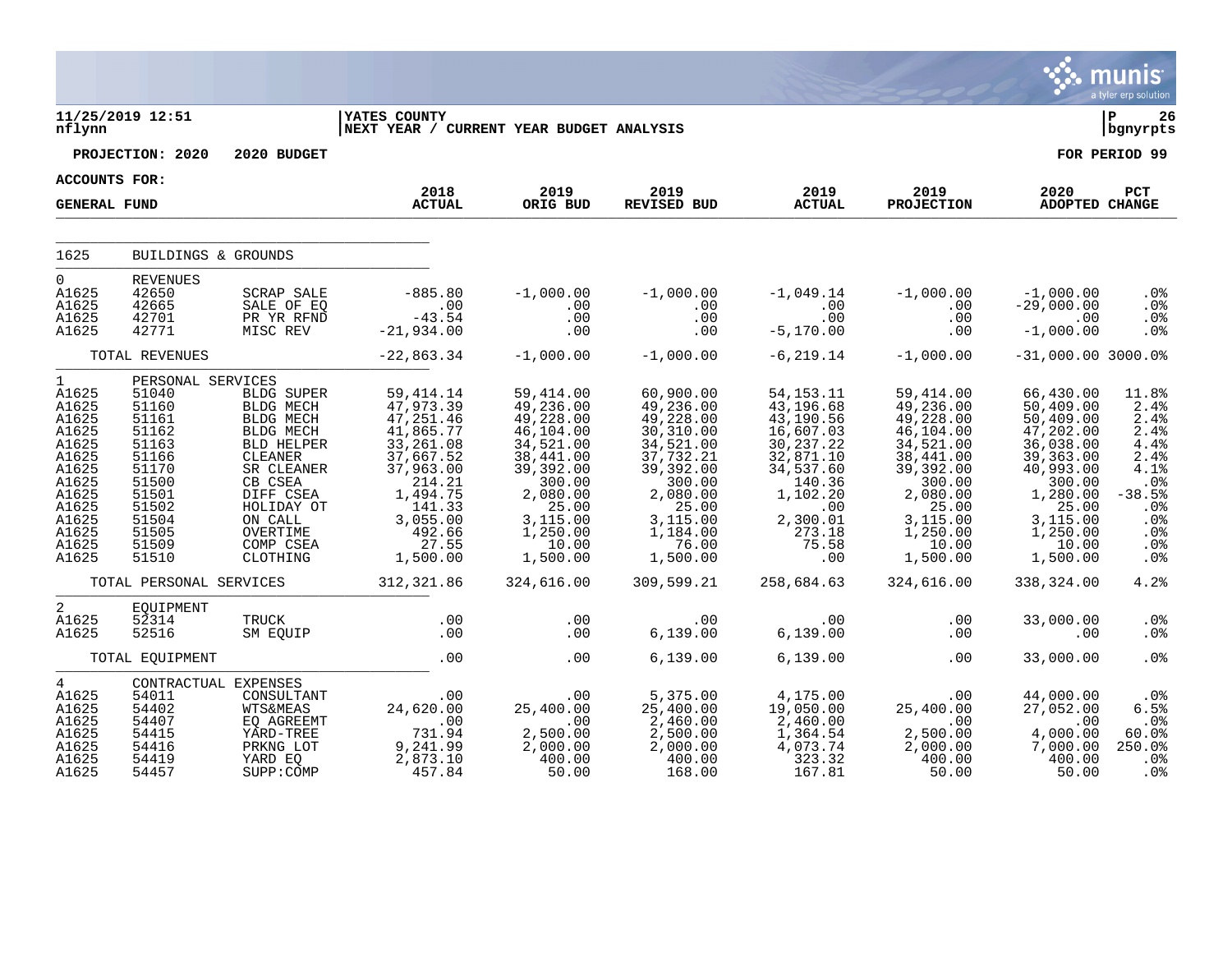11/25/2019 12:51 | YATES COUNTY | P 26
nflynn | NEXT YEAR / CURRENT YEAR BUDGET ANALYSIS | bgnyrpts

**PROJECTION: 2020 2020 BUDGET** — **FOR PERIOD 99**

**ACCOUNTS FOR: GENERAL FUND**

| | | | 2018 ACTUAL | 2019 ORIG BUD | 2019 REVISED BUD | 2019 ACTUAL | 2019 PROJECTION | 2020 ADOPTED | PCT CHANGE |
|---|---|---|---|---|---|---|---|---|---|
| 1625 | BUILDINGS & GROUNDS | | | | | | | | |
| 0 | REVENUES | | | | | | | | |
| A1625 | 42650 | SCRAP SALE | -885.80 | -1,000.00 | -1,000.00 | -1,049.14 | -1,000.00 | -1,000.00 | .0% |
| A1625 | 42665 | SALE OF EQ | .00 | .00 | .00 | .00 | .00 | -29,000.00 | .0% |
| A1625 | 42701 | PR YR RFND | -43.54 | .00 | .00 | .00 | .00 | .00 | .0% |
| A1625 | 42771 | MISC REV | -21,934.00 | .00 | .00 | -5,170.00 | .00 | -1,000.00 | .0% |
| | TOTAL REVENUES | | -22,863.34 | -1,000.00 | -1,000.00 | -6,219.14 | -1,000.00 | -31,000.00 | 3000.0% |
| 1 | PERSONAL SERVICES | | | | | | | | |
| A1625 | 51040 | BLDG SUPER | 59,414.14 | 59,414.00 | 60,900.00 | 54,153.11 | 59,414.00 | 66,430.00 | 11.8% |
| A1625 | 51160 | BLDG MECH | 47,973.39 | 49,236.00 | 49,236.00 | 43,196.68 | 49,236.00 | 50,409.00 | 2.4% |
| A1625 | 51161 | BLDG MECH | 47,251.46 | 49,228.00 | 49,228.00 | 43,190.56 | 49,228.00 | 50,409.00 | 2.4% |
| A1625 | 51162 | BLDG MECH | 41,865.77 | 46,104.00 | 30,310.00 | 16,607.03 | 46,104.00 | 47,202.00 | 2.4% |
| A1625 | 51163 | BLD HELPER | 33,261.08 | 34,521.00 | 34,521.00 | 30,237.22 | 34,521.00 | 36,038.00 | 4.4% |
| A1625 | 51166 | CLEANER | 37,667.52 | 38,441.00 | 37,732.21 | 32,871.10 | 38,441.00 | 39,363.00 | 2.4% |
| A1625 | 51170 | SR CLEANER | 37,963.00 | 39,392.00 | 39,392.00 | 34,537.60 | 39,392.00 | 40,993.00 | 4.1% |
| A1625 | 51500 | CB CSEA | 214.21 | 300.00 | 300.00 | 140.36 | 300.00 | 300.00 | .0% |
| A1625 | 51501 | DIFF CSEA | 1,494.75 | 2,080.00 | 2,080.00 | 1,102.20 | 2,080.00 | 1,280.00 | -38.5% |
| A1625 | 51502 | HOLIDAY OT | 141.33 | 25.00 | 25.00 | .00 | 25.00 | 25.00 | .0% |
| A1625 | 51504 | ON CALL | 3,055.00 | 3,115.00 | 3,115.00 | 2,300.01 | 3,115.00 | 3,115.00 | .0% |
| A1625 | 51505 | OVERTIME | 492.66 | 1,250.00 | 1,184.00 | 273.18 | 1,250.00 | 1,250.00 | .0% |
| A1625 | 51509 | COMP CSEA | 27.55 | 10.00 | 76.00 | 75.58 | 10.00 | 10.00 | .0% |
| A1625 | 51510 | CLOTHING | 1,500.00 | 1,500.00 | 1,500.00 | .00 | 1,500.00 | 1,500.00 | .0% |
| | TOTAL PERSONAL SERVICES | | 312,321.86 | 324,616.00 | 309,599.21 | 258,684.63 | 324,616.00 | 338,324.00 | 4.2% |
| 2 | EQUIPMENT | | | | | | | | |
| A1625 | 52314 | TRUCK | .00 | .00 | .00 | .00 | .00 | 33,000.00 | .0% |
| A1625 | 52516 | SM EQUIP | .00 | .00 | 6,139.00 | 6,139.00 | .00 | .00 | .0% |
| | TOTAL EQUIPMENT | | .00 | .00 | 6,139.00 | 6,139.00 | .00 | 33,000.00 | .0% |
| 4 | CONTRACTUAL EXPENSES | | | | | | | | |
| A1625 | 54011 | CONSULTANT | .00 | .00 | 5,375.00 | 4,175.00 | .00 | 44,000.00 | .0% |
| A1625 | 54402 | WTS&MEAS | 24,620.00 | 25,400.00 | 25,400.00 | 19,050.00 | 25,400.00 | 27,052.00 | 6.5% |
| A1625 | 54407 | EQ AGREEMT | .00 | .00 | 2,460.00 | 2,460.00 | .00 | .00 | .0% |
| A1625 | 54415 | YARD-TREE | 731.94 | 2,500.00 | 2,500.00 | 1,364.54 | 2,500.00 | 4,000.00 | 60.0% |
| A1625 | 54416 | PRKNG LOT | 9,241.99 | 2,000.00 | 2,000.00 | 4,073.74 | 2,000.00 | 7,000.00 | 250.0% |
| A1625 | 54419 | YARD EQ | 2,873.10 | 400.00 | 400.00 | 323.32 | 400.00 | 400.00 | .0% |
| A1625 | 54457 | SUPP:COMP | 457.84 | 50.00 | 168.00 | 167.81 | 50.00 | 50.00 | .0% |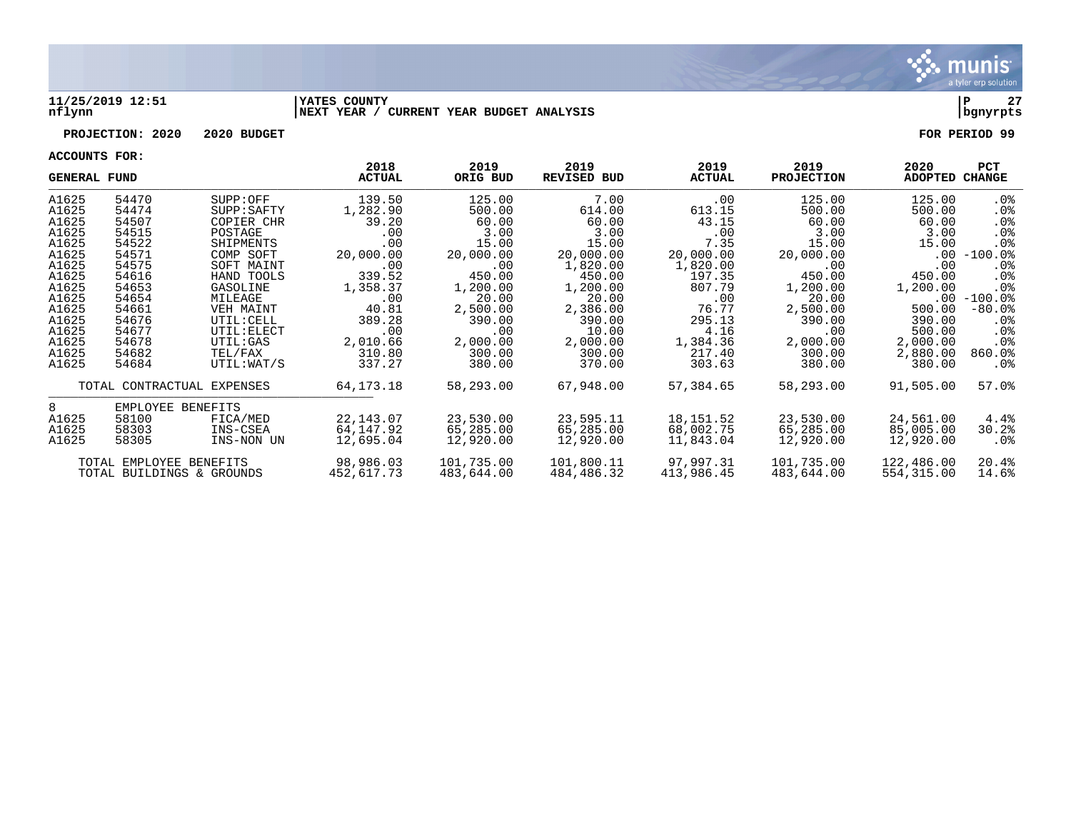**11/25/2019 12:51** | **YATES COUNTY** | **P 27**
**nflynn** | **NEXT YEAR / CURRENT YEAR BUDGET ANALYSIS** | **bgnyrpts**

**PROJECTION: 2020 2020 BUDGET** **FOR PERIOD 99**

**ACCOUNTS FOR:**

| GENERAL FUND | | | 2018 ACTUAL | 2019 ORIG BUD | 2019 REVISED BUD | 2019 ACTUAL | 2019 PROJECTION | 2020 ADOPTED | PCT CHANGE |
|---|---|---|---|---|---|---|---|---|---|
| A1625 | 54470 | SUPP:OFF | 139.50 | 125.00 | 7.00 | .00 | 125.00 | 125.00 | .0% |
| A1625 | 54474 | SUPP:SAFTY | 1,282.90 | 500.00 | 614.00 | 613.15 | 500.00 | 500.00 | .0% |
| A1625 | 54507 | COPIER CHR | 39.20 | 60.00 | 60.00 | 43.15 | 60.00 | 60.00 | .0% |
| A1625 | 54515 | POSTAGE | .00 | 3.00 | 3.00 | .00 | 3.00 | 3.00 | .0% |
| A1625 | 54522 | SHIPMENTS | .00 | 15.00 | 15.00 | 7.35 | 15.00 | 15.00 | .0% |
| A1625 | 54571 | COMP SOFT | 20,000.00 | 20,000.00 | 20,000.00 | 20,000.00 | 20,000.00 | .00 | -100.0% |
| A1625 | 54575 | SOFT MAINT | .00 | .00 | 1,820.00 | 1,820.00 | .00 | .00 | .0% |
| A1625 | 54616 | HAND TOOLS | 339.52 | 450.00 | 450.00 | 197.35 | 450.00 | 450.00 | .0% |
| A1625 | 54653 | GASOLINE | 1,358.37 | 1,200.00 | 1,200.00 | 807.79 | 1,200.00 | 1,200.00 | .0% |
| A1625 | 54654 | MILEAGE | .00 | 20.00 | 20.00 | .00 | 20.00 | .00 | -100.0% |
| A1625 | 54661 | VEH MAINT | 40.81 | 2,500.00 | 2,386.00 | 76.77 | 2,500.00 | 500.00 | -80.0% |
| A1625 | 54676 | UTIL:CELL | 389.28 | 390.00 | 390.00 | 295.13 | 390.00 | 390.00 | .0% |
| A1625 | 54677 | UTIL:ELECT | .00 | .00 | 10.00 | 4.16 | .00 | 500.00 | .0% |
| A1625 | 54678 | UTIL:GAS | 2,010.66 | 2,000.00 | 2,000.00 | 1,384.36 | 2,000.00 | 2,000.00 | .0% |
| A1625 | 54682 | TEL/FAX | 310.80 | 300.00 | 300.00 | 217.40 | 300.00 | 2,880.00 | 860.0% |
| A1625 | 54684 | UTIL:WAT/S | 337.27 | 380.00 | 370.00 | 303.63 | 380.00 | 380.00 | .0% |
| TOTAL CONTRACTUAL EXPENSES | | | 64,173.18 | 58,293.00 | 67,948.00 | 57,384.65 | 58,293.00 | 91,505.00 | 57.0% |
| 8 | EMPLOYEE BENEFITS | | | | | | | | |
| A1625 | 58100 | FICA/MED | 22,143.07 | 23,530.00 | 23,595.11 | 18,151.52 | 23,530.00 | 24,561.00 | 4.4% |
| A1625 | 58303 | INS-CSEA | 64,147.92 | 65,285.00 | 65,285.00 | 68,002.75 | 65,285.00 | 85,005.00 | 30.2% |
| A1625 | 58305 | INS-NON UN | 12,695.04 | 12,920.00 | 12,920.00 | 11,843.04 | 12,920.00 | 12,920.00 | .0% |
| TOTAL EMPLOYEE BENEFITS | | | 98,986.03 | 101,735.00 | 101,800.11 | 97,997.31 | 101,735.00 | 122,486.00 | 20.4% |
| TOTAL BUILDINGS & GROUNDS | | | 452,617.73 | 483,644.00 | 484,486.32 | 413,986.45 | 483,644.00 | 554,315.00 | 14.6% |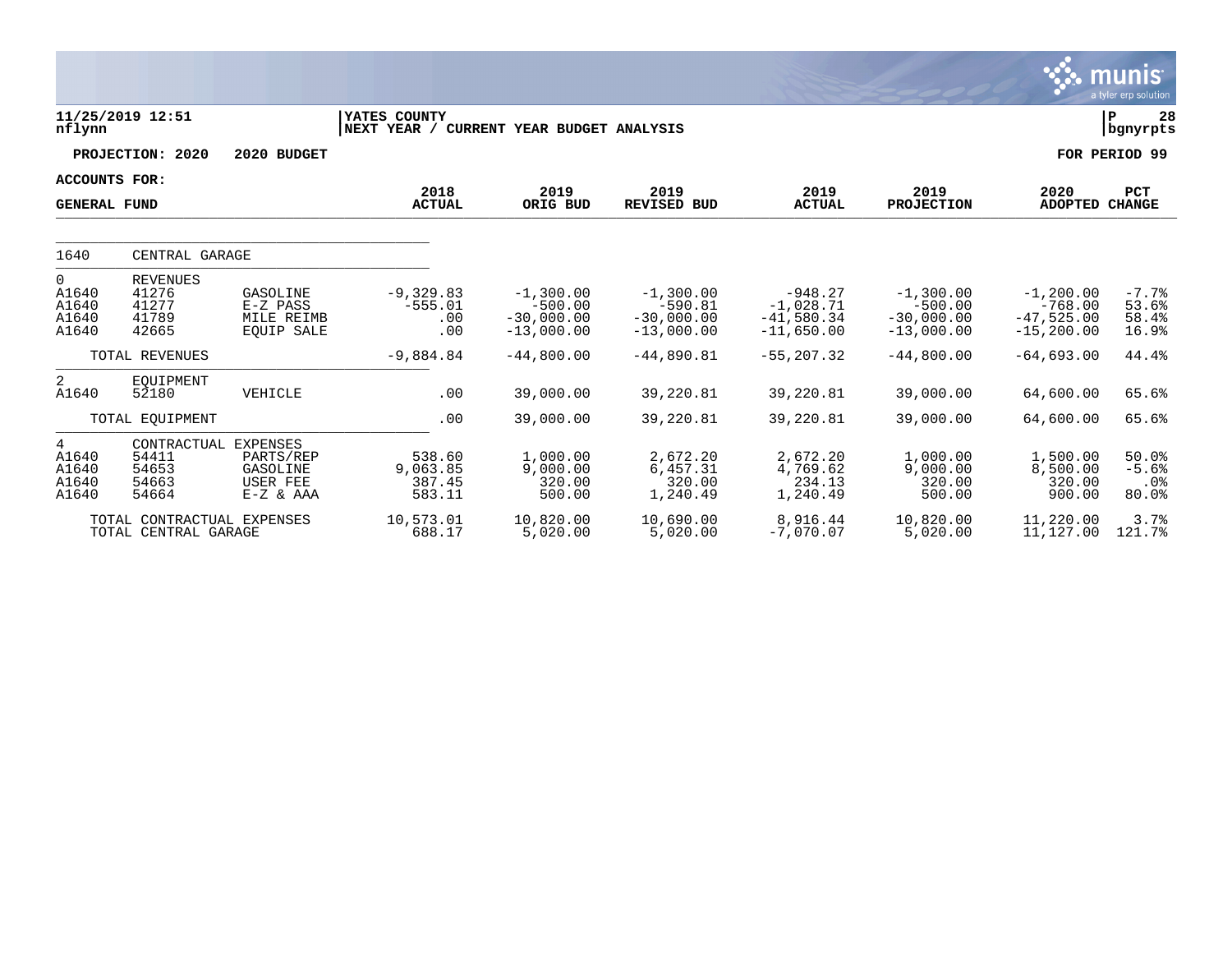**11/25/2019 12:51** | **YATES COUNTY** | **P 28**
**nflynn** | **NEXT YEAR / CURRENT YEAR BUDGET ANALYSIS** | **bgnyrpts**

**PROJECTION: 2020 2020 BUDGET** | **FOR PERIOD 99**

**ACCOUNTS FOR:**

| GENERAL FUND | | | 2018 ACTUAL | 2019 ORIG BUD | 2019 REVISED BUD | 2019 ACTUAL | 2019 PROJECTION | 2020 ADOPTED | PCT CHANGE |
|---|---|---|---|---|---|---|---|---|---|
| 1640 | CENTRAL GARAGE | | | | | | | | |
| 0 | REVENUES | | | | | | | | |
| A1640 | 41276 | GASOLINE | -9,329.83 | -1,300.00 | -1,300.00 | -948.27 | -1,300.00 | -1,200.00 | -7.7% |
| A1640 | 41277 | E-Z PASS | -555.01 | -500.00 | -590.81 | -1,028.71 | -500.00 | -768.00 | 53.6% |
| A1640 | 41789 | MILE REIMB | .00 | -30,000.00 | -30,000.00 | -41,580.34 | -30,000.00 | -47,525.00 | 58.4% |
| A1640 | 42665 | EQUIP SALE | .00 | -13,000.00 | -13,000.00 | -11,650.00 | -13,000.00 | -15,200.00 | 16.9% |
| | TOTAL REVENUES | | -9,884.84 | -44,800.00 | -44,890.81 | -55,207.32 | -44,800.00 | -64,693.00 | 44.4% |
| 2 | EQUIPMENT | | | | | | | | |
| A1640 | 52180 | VEHICLE | .00 | 39,000.00 | 39,220.81 | 39,220.81 | 39,000.00 | 64,600.00 | 65.6% |
| | TOTAL EQUIPMENT | | .00 | 39,000.00 | 39,220.81 | 39,220.81 | 39,000.00 | 64,600.00 | 65.6% |
| 4 | CONTRACTUAL EXPENSES | | | | | | | | |
| A1640 | 54411 | PARTS/REP | 538.60 | 1,000.00 | 2,672.20 | 2,672.20 | 1,000.00 | 1,500.00 | 50.0% |
| A1640 | 54653 | GASOLINE | 9,063.85 | 9,000.00 | 6,457.31 | 4,769.62 | 9,000.00 | 8,500.00 | -5.6% |
| A1640 | 54663 | USER FEE | 387.45 | 320.00 | 320.00 | 234.13 | 320.00 | 320.00 | .0% |
| A1640 | 54664 | E-Z & AAA | 583.11 | 500.00 | 1,240.49 | 1,240.49 | 500.00 | 900.00 | 80.0% |
| | TOTAL CONTRACTUAL EXPENSES | | 10,573.01 | 10,820.00 | 10,690.00 | 8,916.44 | 10,820.00 | 11,220.00 | 3.7% |
| | TOTAL CENTRAL GARAGE | | 688.17 | 5,020.00 | 5,020.00 | -7,070.07 | 5,020.00 | 11,127.00 | 121.7% |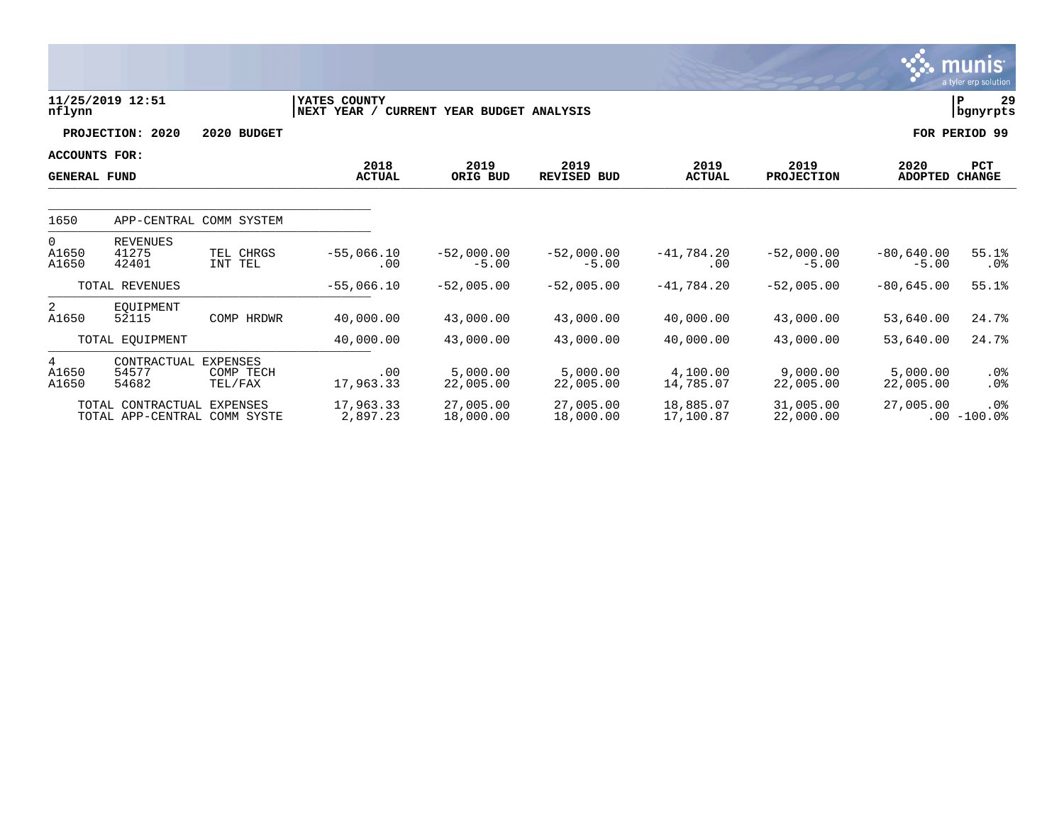11/25/2019 12:51 | YATES COUNTY
nflynn | NEXT YEAR / CURRENT YEAR BUDGET ANALYSIS | P 29 bgnyrpts

PROJECTION: 2020 2020 BUDGET — FOR PERIOD 99

ACCOUNTS FOR: GENERAL FUND

| | | | 2018 ACTUAL | 2019 ORIG BUD | 2019 REVISED BUD | 2019 ACTUAL | 2019 PROJECTION | 2020 ADOPTED | PCT CHANGE |
|---|---|---|---|---|---|---|---|---|---|
| 1650 | APP-CENTRAL COMM SYSTEM | | | | | | | | |
| 0 | REVENUES | | | | | | | | |
| A1650 | 41275 | TEL CHRGS | -55,066.10 | -52,000.00 | -52,000.00 | -41,784.20 | -52,000.00 | -80,640.00 | 55.1% |
| A1650 | 42401 | INT TEL | .00 | -5.00 | -5.00 | .00 | -5.00 | -5.00 | .0% |
| | TOTAL REVENUES | | -55,066.10 | -52,005.00 | -52,005.00 | -41,784.20 | -52,005.00 | -80,645.00 | 55.1% |
| 2 | EQUIPMENT | | | | | | | | |
| A1650 | 52115 | COMP HRDWR | 40,000.00 | 43,000.00 | 43,000.00 | 40,000.00 | 43,000.00 | 53,640.00 | 24.7% |
| | TOTAL EQUIPMENT | | 40,000.00 | 43,000.00 | 43,000.00 | 40,000.00 | 43,000.00 | 53,640.00 | 24.7% |
| 4 | CONTRACTUAL EXPENSES | | | | | | | | |
| A1650 | 54577 | COMP TECH | .00 | 5,000.00 | 5,000.00 | 4,100.00 | 9,000.00 | 5,000.00 | .0% |
| A1650 | 54682 | TEL/FAX | 17,963.33 | 22,005.00 | 22,005.00 | 14,785.07 | 22,005.00 | 22,005.00 | .0% |
| | TOTAL CONTRACTUAL EXPENSES | | 17,963.33 | 27,005.00 | 27,005.00 | 18,885.07 | 31,005.00 | 27,005.00 | .0% |
| | TOTAL APP-CENTRAL COMM SYSTE | | 2,897.23 | 18,000.00 | 18,000.00 | 17,100.87 | 22,000.00 | .00 | -100.0% |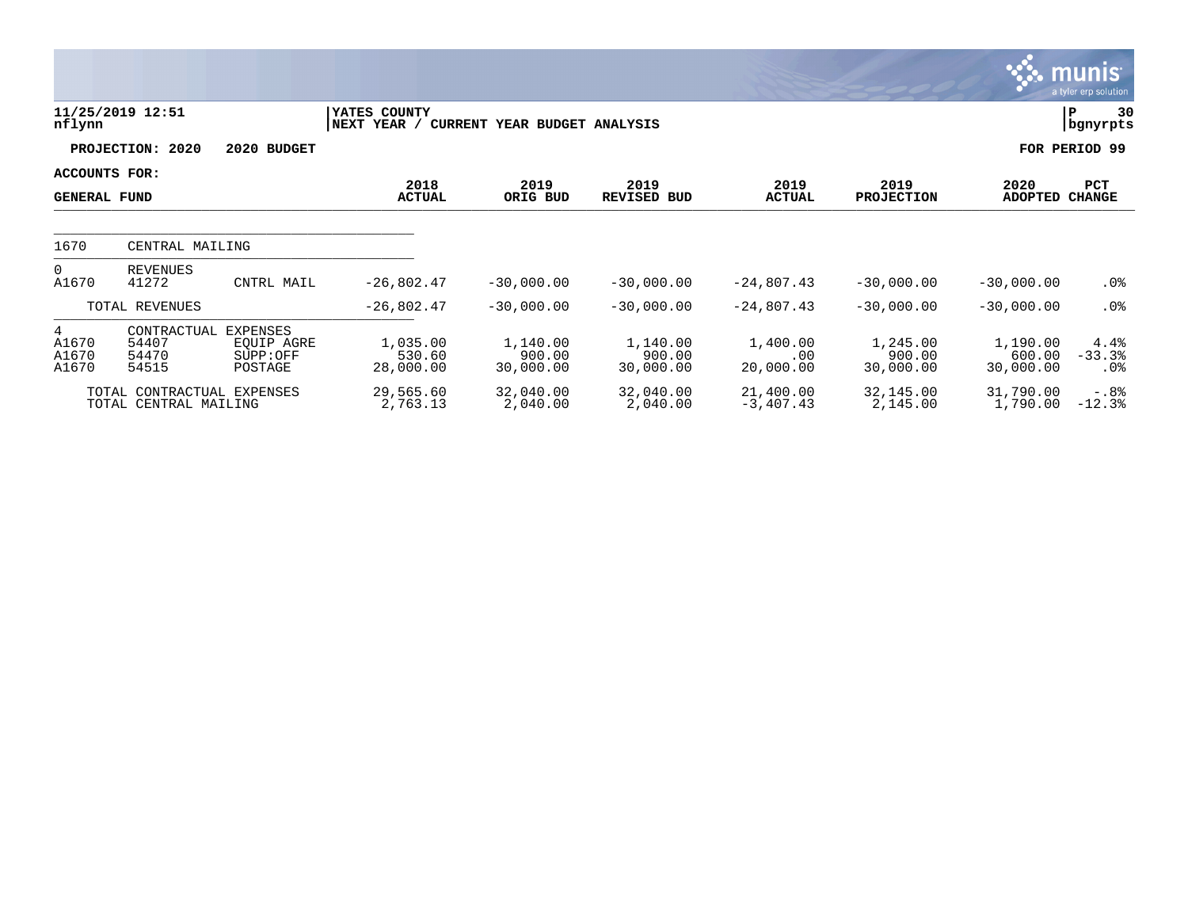YATES COUNTY
NEXT YEAR / CURRENT YEAR BUDGET ANALYSIS

11/25/2019 12:51
nflynn

bgnyrpts

**PROJECTION: 2020 — 2020 BUDGET** — FOR PERIOD 99

ACCOUNTS FOR: GENERAL FUND

| | | | 2018 ACTUAL | 2019 ORIG BUD | 2019 REVISED BUD | 2019 ACTUAL | 2019 PROJECTION | 2020 ADOPTED | PCT CHANGE |
|---|---|---|---|---|---|---|---|---|---|
| 1670 | CENTRAL MAILING | | | | | | | | |
| 0 | REVENUES | | | | | | | | |
| A1670 | 41272 | CNTRL MAIL | -26,802.47 | -30,000.00 | -30,000.00 | -24,807.43 | -30,000.00 | -30,000.00 | .0% |
| | TOTAL REVENUES | | -26,802.47 | -30,000.00 | -30,000.00 | -24,807.43 | -30,000.00 | -30,000.00 | .0% |
| 4 | CONTRACTUAL EXPENSES | | | | | | | | |
| A1670 | 54407 | EQUIP AGRE | 1,035.00 | 1,140.00 | 1,140.00 | 1,400.00 | 1,245.00 | 1,190.00 | 4.4% |
| A1670 | 54470 | SUPP:OFF | 530.60 | 900.00 | 900.00 | .00 | 900.00 | 600.00 | -33.3% |
| A1670 | 54515 | POSTAGE | 28,000.00 | 30,000.00 | 30,000.00 | 20,000.00 | 30,000.00 | 30,000.00 | .0% |
| | TOTAL CONTRACTUAL EXPENSES | | 29,565.60 | 32,040.00 | 32,040.00 | 21,400.00 | 32,145.00 | 31,790.00 | -.8% |
| | TOTAL CENTRAL MAILING | | 2,763.13 | 2,040.00 | 2,040.00 | -3,407.43 | 2,145.00 | 1,790.00 | -12.3% |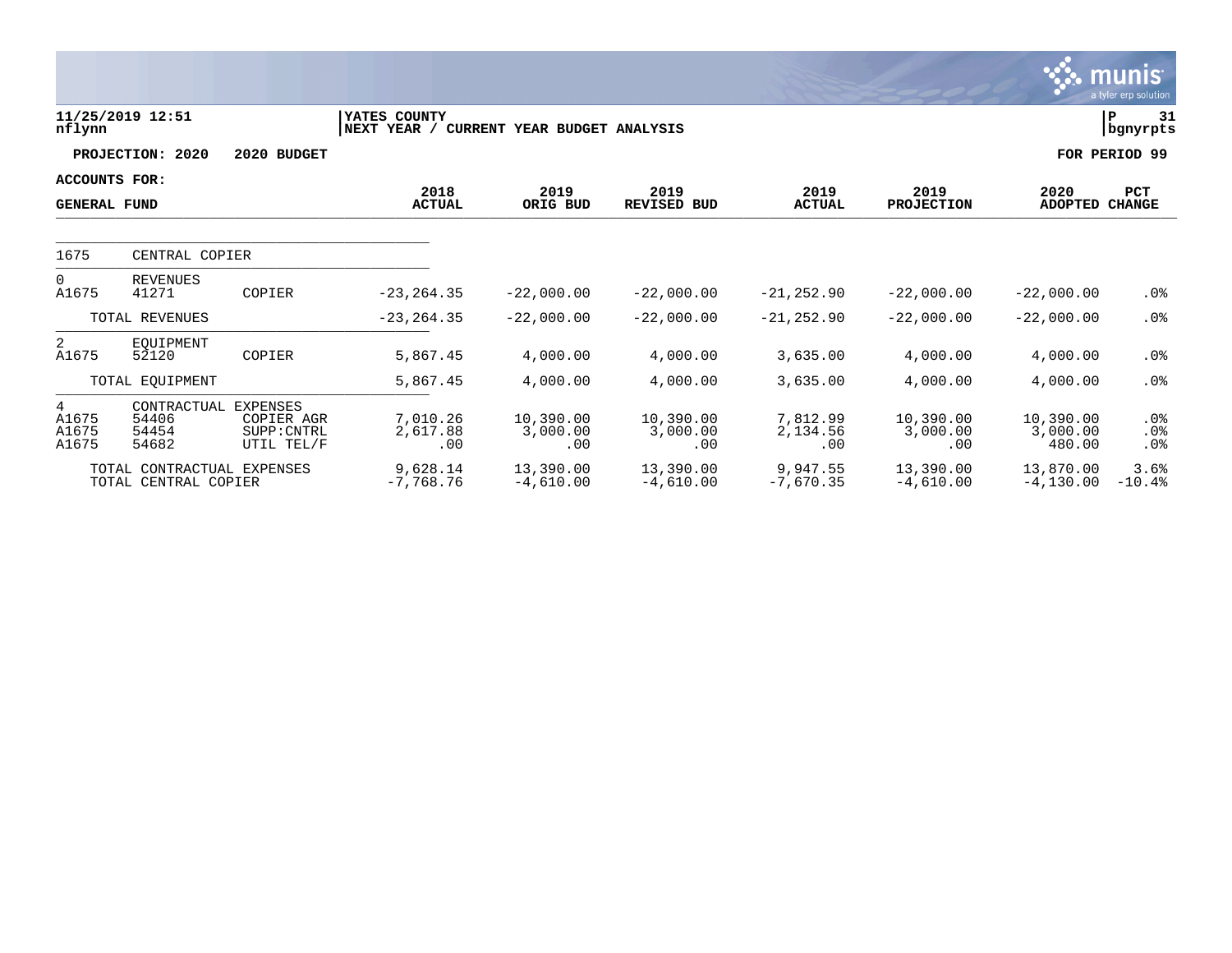11/25/2019 12:51
nflynn

YATES COUNTY
NEXT YEAR / CURRENT YEAR BUDGET ANALYSIS

P 31
bgnyrpts

**PROJECTION: 2020 2020 BUDGET** **FOR PERIOD 99**

**ACCOUNTS FOR:**

| GENERAL FUND | | | 2018 ACTUAL | 2019 ORIG BUD | 2019 REVISED BUD | 2019 ACTUAL | 2019 PROJECTION | 2020 ADOPTED | PCT CHANGE |
|---|---|---|---|---|---|---|---|---|---|
| 1675 | CENTRAL COPIER | | | | | | | | |
| 0 | REVENUES | | | | | | | | |
| A1675 | 41271 | COPIER | -23,264.35 | -22,000.00 | -22,000.00 | -21,252.90 | -22,000.00 | -22,000.00 | .0% |
| | TOTAL REVENUES | | -23,264.35 | -22,000.00 | -22,000.00 | -21,252.90 | -22,000.00 | -22,000.00 | .0% |
| 2 | EQUIPMENT | | | | | | | | |
| A1675 | 52120 | COPIER | 5,867.45 | 4,000.00 | 4,000.00 | 3,635.00 | 4,000.00 | 4,000.00 | .0% |
| | TOTAL EQUIPMENT | | 5,867.45 | 4,000.00 | 4,000.00 | 3,635.00 | 4,000.00 | 4,000.00 | .0% |
| 4 | CONTRACTUAL EXPENSES | | | | | | | | |
| A1675 | 54406 | COPIER AGR | 7,010.26 | 10,390.00 | 10,390.00 | 7,812.99 | 10,390.00 | 10,390.00 | .0% |
| A1675 | 54454 | SUPP:CNTRL | 2,617.88 | 3,000.00 | 3,000.00 | 2,134.56 | 3,000.00 | 3,000.00 | .0% |
| A1675 | 54682 | UTIL TEL/F | .00 | .00 | .00 | .00 | .00 | 480.00 | .0% |
| | TOTAL CONTRACTUAL EXPENSES | | 9,628.14 | 13,390.00 | 13,390.00 | 9,947.55 | 13,390.00 | 13,870.00 | 3.6% |
| | TOTAL CENTRAL COPIER | | -7,768.76 | -4,610.00 | -4,610.00 | -7,670.35 | -4,610.00 | -4,130.00 | -10.4% |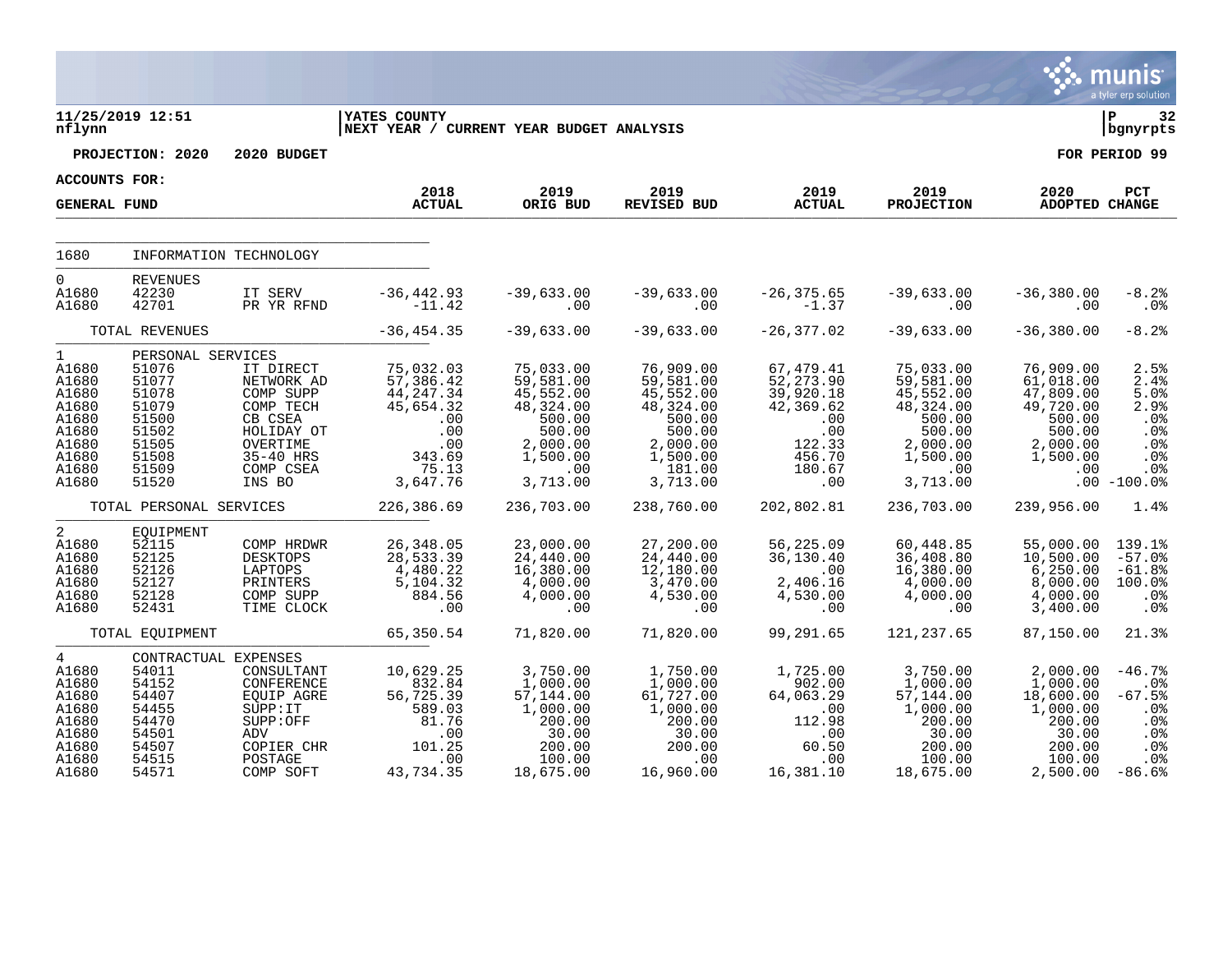**11/25/2019 12:51**
**nflynn**

**YATES COUNTY**
**NEXT YEAR / CURRENT YEAR BUDGET ANALYSIS**

**P 32**
**bgnyrpts**

**PROJECTION: 2020 2020 BUDGET** **FOR PERIOD 99**

**ACCOUNTS FOR:**
**GENERAL FUND**

| | | | 2018 ACTUAL | 2019 ORIG BUD | 2019 REVISED BUD | 2019 ACTUAL | 2019 PROJECTION | 2020 ADOPTED | PCT CHANGE |
|---|---|---|---|---|---|---|---|---|---|
| 1680 | INFORMATION TECHNOLOGY | | | | | | | | |
| 0 | REVENUES | | | | | | | | |
| A1680 | 42230 | IT SERV | -36,442.93 | -39,633.00 | -39,633.00 | -26,375.65 | -39,633.00 | -36,380.00 | -8.2% |
| A1680 | 42701 | PR YR RFND | -11.42 | .00 | .00 | -1.37 | .00 | .00 | .0% |
| | TOTAL REVENUES | | -36,454.35 | -39,633.00 | -39,633.00 | -26,377.02 | -39,633.00 | -36,380.00 | -8.2% |
| 1 | PERSONAL SERVICES | | | | | | | | |
| A1680 | 51076 | IT DIRECT | 75,032.03 | 75,033.00 | 76,909.00 | 67,479.41 | 75,033.00 | 76,909.00 | 2.5% |
| A1680 | 51077 | NETWORK AD | 57,386.42 | 59,581.00 | 59,581.00 | 52,273.90 | 59,581.00 | 61,018.00 | 2.4% |
| A1680 | 51078 | COMP SUPP | 44,247.34 | 45,552.00 | 45,552.00 | 39,920.18 | 45,552.00 | 47,809.00 | 5.0% |
| A1680 | 51079 | COMP TECH | 45,654.32 | 48,324.00 | 48,324.00 | 42,369.62 | 48,324.00 | 49,720.00 | 2.9% |
| A1680 | 51500 | CB CSEA | .00 | 500.00 | 500.00 | .00 | 500.00 | 500.00 | .0% |
| A1680 | 51502 | HOLIDAY OT | .00 | 500.00 | 500.00 | .00 | 500.00 | 500.00 | .0% |
| A1680 | 51505 | OVERTIME | .00 | 2,000.00 | 2,000.00 | 122.33 | 2,000.00 | 2,000.00 | .0% |
| A1680 | 51508 | 35-40 HRS | 343.69 | 1,500.00 | 1,500.00 | 456.70 | 1,500.00 | 1,500.00 | .0% |
| A1680 | 51509 | COMP CSEA | 75.13 | .00 | 181.00 | 180.67 | .00 | .00 | .0% |
| A1680 | 51520 | INS BO | 3,647.76 | 3,713.00 | 3,713.00 | .00 | 3,713.00 | .00 | -100.0% |
| | TOTAL PERSONAL SERVICES | | 226,386.69 | 236,703.00 | 238,760.00 | 202,802.81 | 236,703.00 | 239,956.00 | 1.4% |
| 2 | EQUIPMENT | | | | | | | | |
| A1680 | 52115 | COMP HRDWR | 26,348.05 | 23,000.00 | 27,200.00 | 56,225.09 | 60,448.85 | 55,000.00 | 139.1% |
| A1680 | 52125 | DESKTOPS | 28,533.39 | 24,440.00 | 24,440.00 | 36,130.40 | 36,408.80 | 10,500.00 | -57.0% |
| A1680 | 52126 | LAPTOPS | 4,480.22 | 16,380.00 | 12,180.00 | .00 | 16,380.00 | 6,250.00 | -61.8% |
| A1680 | 52127 | PRINTERS | 5,104.32 | 4,000.00 | 3,470.00 | 2,406.16 | 4,000.00 | 8,000.00 | 100.0% |
| A1680 | 52128 | COMP SUPP | 884.56 | 4,000.00 | 4,530.00 | 4,530.00 | 4,000.00 | 4,000.00 | .0% |
| A1680 | 52431 | TIME CLOCK | .00 | .00 | .00 | .00 | .00 | 3,400.00 | .0% |
| | TOTAL EQUIPMENT | | 65,350.54 | 71,820.00 | 71,820.00 | 99,291.65 | 121,237.65 | 87,150.00 | 21.3% |
| 4 | CONTRACTUAL EXPENSES | | | | | | | | |
| A1680 | 54011 | CONSULTANT | 10,629.25 | 3,750.00 | 1,750.00 | 1,725.00 | 3,750.00 | 2,000.00 | -46.7% |
| A1680 | 54152 | CONFERENCE | 832.84 | 1,000.00 | 1,000.00 | 902.00 | 1,000.00 | 1,000.00 | .0% |
| A1680 | 54407 | EQUIP AGRE | 56,725.39 | 57,144.00 | 61,727.00 | 64,063.29 | 57,144.00 | 18,600.00 | -67.5% |
| A1680 | 54455 | SUPP:IT | 589.03 | 1,000.00 | 1,000.00 | .00 | 1,000.00 | 1,000.00 | .0% |
| A1680 | 54470 | SUPP:OFF | 81.76 | 200.00 | 200.00 | 112.98 | 200.00 | 200.00 | .0% |
| A1680 | 54501 | ADV | .00 | 30.00 | 30.00 | .00 | 30.00 | 30.00 | .0% |
| A1680 | 54507 | COPIER CHR | 101.25 | 200.00 | 200.00 | 60.50 | 200.00 | 200.00 | .0% |
| A1680 | 54515 | POSTAGE | .00 | 100.00 | .00 | .00 | 100.00 | 100.00 | .0% |
| A1680 | 54571 | COMP SOFT | 43,734.35 | 18,675.00 | 16,960.00 | 16,381.10 | 18,675.00 | 2,500.00 | -86.6% |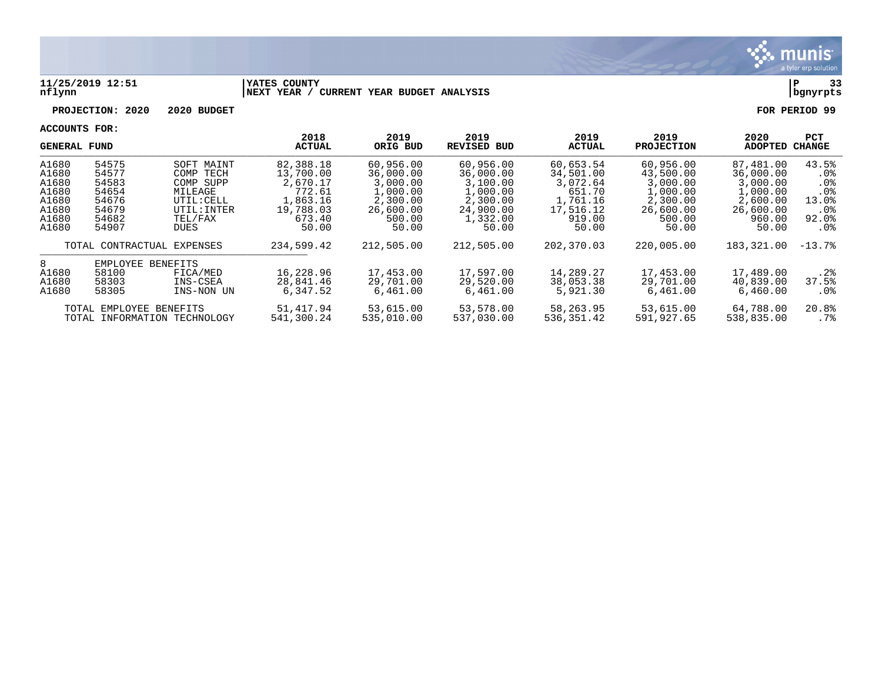**11/25/2019 12:51** | **YATES COUNTY** | **P 33**
**nflynn** | **NEXT YEAR / CURRENT YEAR BUDGET ANALYSIS** | **bgnyrpts**

**PROJECTION: 2020 2020 BUDGET** **FOR PERIOD 99**

**ACCOUNTS FOR:**

| GENERAL FUND | | | 2018 ACTUAL | 2019 ORIG BUD | 2019 REVISED BUD | 2019 ACTUAL | 2019 PROJECTION | 2020 ADOPTED | PCT CHANGE |
|---|---|---|---|---|---|---|---|---|---|
| A1680 | 54575 | SOFT MAINT | 82,388.18 | 60,956.00 | 60,956.00 | 60,653.54 | 60,956.00 | 87,481.00 | 43.5% |
| A1680 | 54577 | COMP TECH | 13,700.00 | 36,000.00 | 36,000.00 | 34,501.00 | 43,500.00 | 36,000.00 | .0% |
| A1680 | 54583 | COMP SUPP | 2,670.17 | 3,000.00 | 3,100.00 | 3,072.64 | 3,000.00 | 3,000.00 | .0% |
| A1680 | 54654 | MILEAGE | 772.61 | 1,000.00 | 1,000.00 | 651.70 | 1,000.00 | 1,000.00 | .0% |
| A1680 | 54676 | UTIL:CELL | 1,863.16 | 2,300.00 | 2,300.00 | 1,761.16 | 2,300.00 | 2,600.00 | 13.0% |
| A1680 | 54679 | UTIL:INTER | 19,788.03 | 26,600.00 | 24,900.00 | 17,516.12 | 26,600.00 | 26,600.00 | .0% |
| A1680 | 54682 | TEL/FAX | 673.40 | 500.00 | 1,332.00 | 919.00 | 500.00 | 960.00 | 92.0% |
| A1680 | 54907 | DUES | 50.00 | 50.00 | 50.00 | 50.00 | 50.00 | 50.00 | .0% |
| | TOTAL CONTRACTUAL EXPENSES | | 234,599.42 | 212,505.00 | 212,505.00 | 202,370.03 | 220,005.00 | 183,321.00 | -13.7% |
| 8 | EMPLOYEE BENEFITS | | | | | | | | |
| A1680 | 58100 | FICA/MED | 16,228.96 | 17,453.00 | 17,597.00 | 14,289.27 | 17,453.00 | 17,489.00 | .2% |
| A1680 | 58303 | INS-CSEA | 28,841.46 | 29,701.00 | 29,520.00 | 38,053.38 | 29,701.00 | 40,839.00 | 37.5% |
| A1680 | 58305 | INS-NON UN | 6,347.52 | 6,461.00 | 6,461.00 | 5,921.30 | 6,461.00 | 6,460.00 | .0% |
| | TOTAL EMPLOYEE BENEFITS | | 51,417.94 | 53,615.00 | 53,578.00 | 58,263.95 | 53,615.00 | 64,788.00 | 20.8% |
| | TOTAL INFORMATION TECHNOLOGY | | 541,300.24 | 535,010.00 | 537,030.00 | 536,351.42 | 591,927.65 | 538,835.00 | .7% |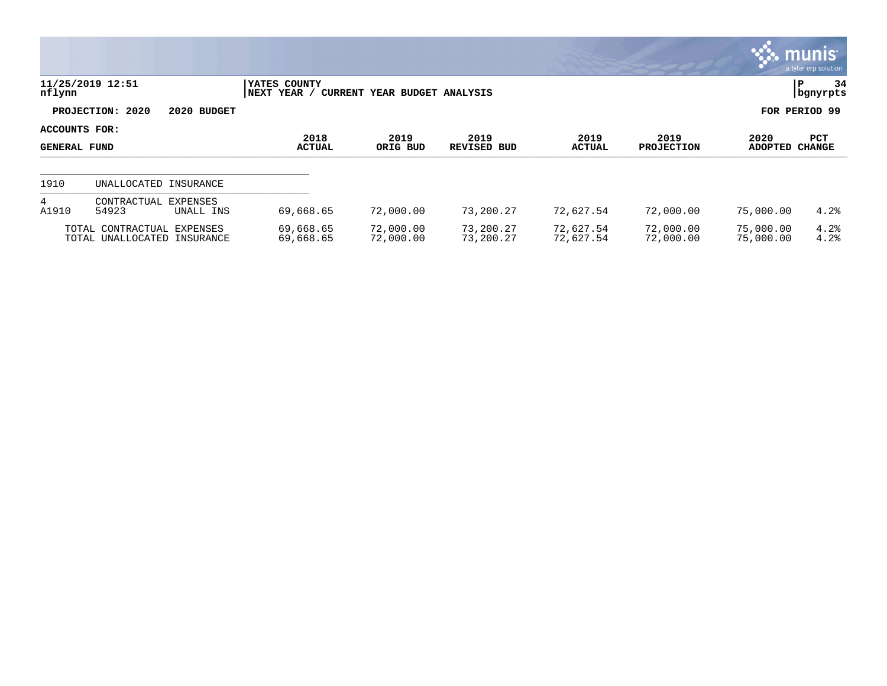**YATES COUNTY**
**NEXT YEAR / CURRENT YEAR BUDGET ANALYSIS**

11/25/2019 12:51
nflynn

P 34
bgnyrpts

**PROJECTION: 2020 2020 BUDGET** **FOR PERIOD 99**

**ACCOUNTS FOR:**
**GENERAL FUND**

| | | | 2018 ACTUAL | 2019 ORIG BUD | 2019 REVISED BUD | 2019 ACTUAL | 2019 PROJECTION | 2020 ADOPTED | PCT CHANGE |
|---|---|---|---|---|---|---|---|---|---|
| 1910 | UNALLOCATED INSURANCE | | | | | | | | |
| 4 | CONTRACTUAL EXPENSES | | | | | | | | |
| A1910 | 54923 | UNALL INS | 69,668.65 | 72,000.00 | 73,200.27 | 72,627.54 | 72,000.00 | 75,000.00 | 4.2% |
| | TOTAL CONTRACTUAL EXPENSES | | 69,668.65 | 72,000.00 | 73,200.27 | 72,627.54 | 72,000.00 | 75,000.00 | 4.2% |
| | TOTAL UNALLOCATED INSURANCE | | 69,668.65 | 72,000.00 | 73,200.27 | 72,627.54 | 72,000.00 | 75,000.00 | 4.2% |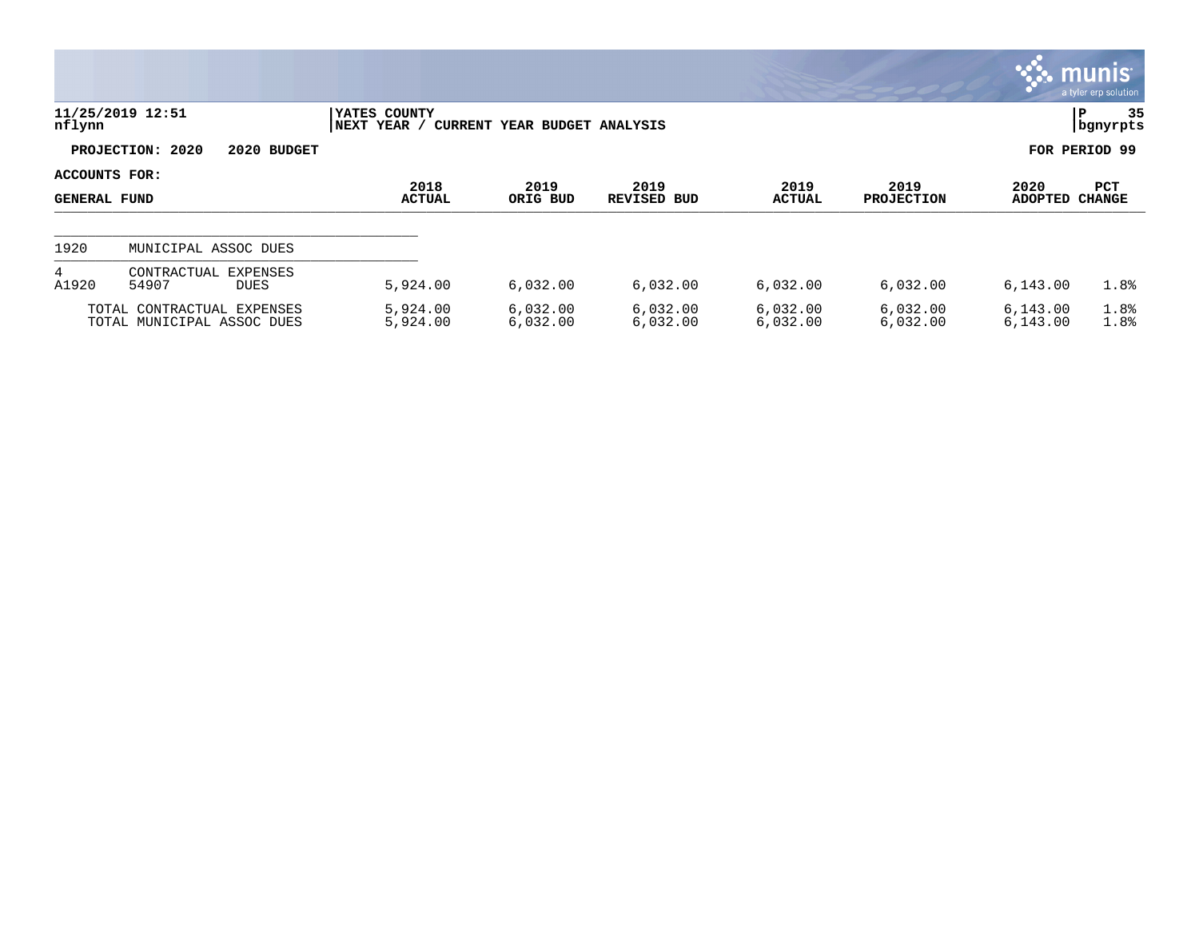**11/25/2019 12:51**
**nflynn**

**YATES COUNTY**
**NEXT YEAR / CURRENT YEAR BUDGET ANALYSIS**

**P 35**
**bgnyrpts**

**PROJECTION: 2020 2020 BUDGET**

**FOR PERIOD 99**

**ACCOUNTS FOR:**

| GENERAL FUND | | | 2018 ACTUAL | 2019 ORIG BUD | 2019 REVISED BUD | 2019 ACTUAL | 2019 PROJECTION | 2020 ADOPTED | PCT CHANGE |
|---|---|---|---|---|---|---|---|---|---|
| 1920 | MUNICIPAL ASSOC DUES | | | | | | | | |
| 4 | CONTRACTUAL EXPENSES | | | | | | | | |
| A1920 | 54907 | DUES | 5,924.00 | 6,032.00 | 6,032.00 | 6,032.00 | 6,032.00 | 6,143.00 | 1.8% |
| | TOTAL CONTRACTUAL EXPENSES | | 5,924.00 | 6,032.00 | 6,032.00 | 6,032.00 | 6,032.00 | 6,143.00 | 1.8% |
| | TOTAL MUNICIPAL ASSOC DUES | | 5,924.00 | 6,032.00 | 6,032.00 | 6,032.00 | 6,032.00 | 6,143.00 | 1.8% |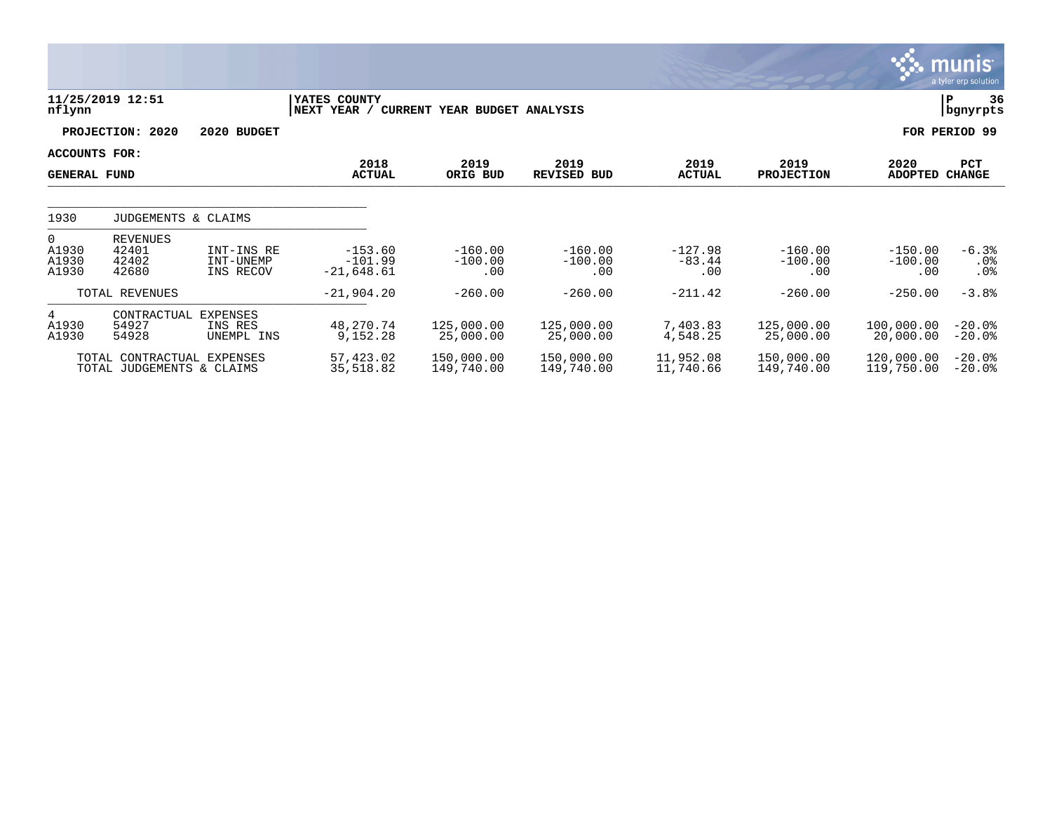**11/25/2019 12:51** | **YATES COUNTY** | **P 36**
**nflynn** | **NEXT YEAR / CURRENT YEAR BUDGET ANALYSIS** | **bgnyrpts**

**PROJECTION: 2020 2020 BUDGET** — **FOR PERIOD 99**

**ACCOUNTS FOR:**

| GENERAL FUND | | | 2018 ACTUAL | 2019 ORIG BUD | 2019 REVISED BUD | 2019 ACTUAL | 2019 PROJECTION | 2020 ADOPTED | PCT CHANGE |
|---|---|---|---|---|---|---|---|---|---|
| 1930 | JUDGEMENTS & CLAIMS | | | | | | | | |
| 0 | REVENUES | | | | | | | | |
| A1930 | 42401 | INT-INS RE | -153.60 | -160.00 | -160.00 | -127.98 | -160.00 | -150.00 | -6.3% |
| A1930 | 42402 | INT-UNEMP | -101.99 | -100.00 | -100.00 | -83.44 | -100.00 | -100.00 | .0% |
| A1930 | 42680 | INS RECOV | -21,648.61 | .00 | .00 | .00 | .00 | .00 | .0% |
| | TOTAL REVENUES | | -21,904.20 | -260.00 | -260.00 | -211.42 | -260.00 | -250.00 | -3.8% |
| 4 | CONTRACTUAL EXPENSES | | | | | | | | |
| A1930 | 54927 | INS RES | 48,270.74 | 125,000.00 | 125,000.00 | 7,403.83 | 125,000.00 | 100,000.00 | -20.0% |
| A1930 | 54928 | UNEMPL INS | 9,152.28 | 25,000.00 | 25,000.00 | 4,548.25 | 25,000.00 | 20,000.00 | -20.0% |
| | TOTAL CONTRACTUAL EXPENSES | | 57,423.02 | 150,000.00 | 150,000.00 | 11,952.08 | 150,000.00 | 120,000.00 | -20.0% |
| | TOTAL JUDGEMENTS & CLAIMS | | 35,518.82 | 149,740.00 | 149,740.00 | 11,740.66 | 149,740.00 | 119,750.00 | -20.0% |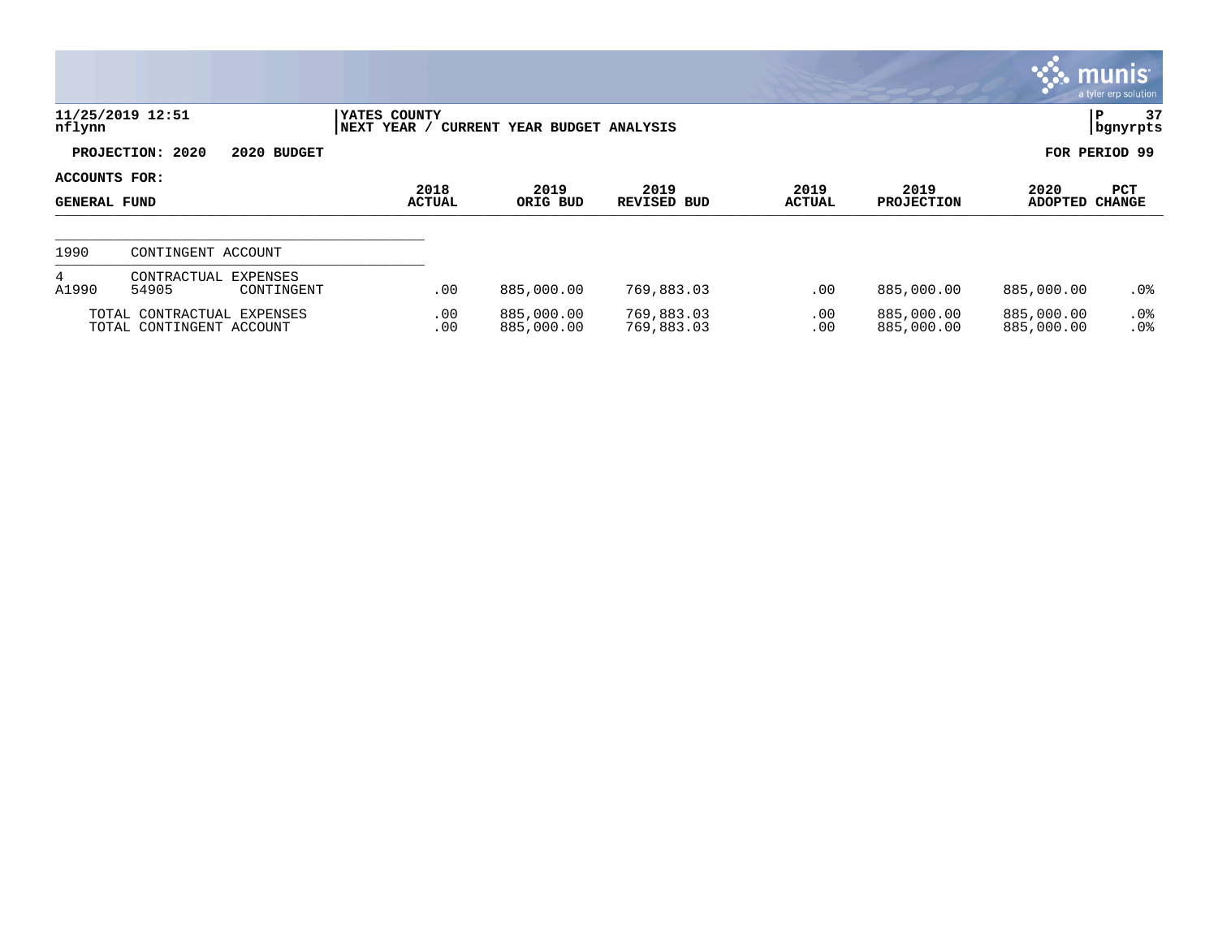11/25/2019 12:51
nflynn

YATES COUNTY
NEXT YEAR / CURRENT YEAR BUDGET ANALYSIS

P 37
bgnyrpts

**PROJECTION: 2020 2020 BUDGET** **FOR PERIOD 99**

**ACCOUNTS FOR:**
**GENERAL FUND**

| | | | 2018 ACTUAL | 2019 ORIG BUD | 2019 REVISED BUD | 2019 ACTUAL | 2019 PROJECTION | 2020 ADOPTED | PCT CHANGE |
|---|---|---|---|---|---|---|---|---|---|
| 1990 | CONTINGENT ACCOUNT | | | | | | | | |
| 4 | CONTRACTUAL EXPENSES | | | | | | | | |
| A1990 | 54905 | CONTINGENT | .00 | 885,000.00 | 769,883.03 | .00 | 885,000.00 | 885,000.00 | .0% |
| | TOTAL CONTRACTUAL EXPENSES | | .00 | 885,000.00 | 769,883.03 | .00 | 885,000.00 | 885,000.00 | .0% |
| | TOTAL CONTINGENT ACCOUNT | | .00 | 885,000.00 | 769,883.03 | .00 | 885,000.00 | 885,000.00 | .0% |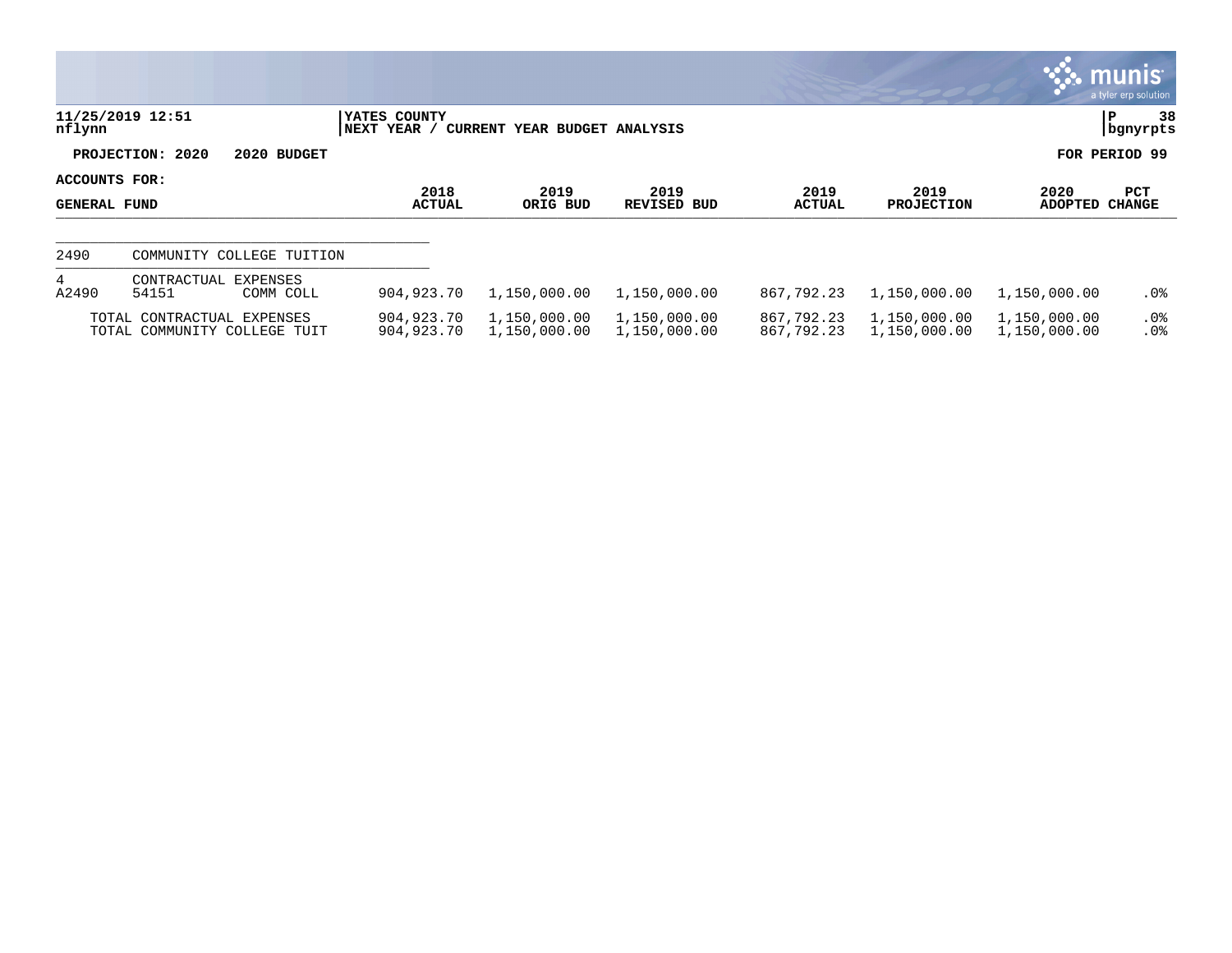**YATES COUNTY**
**NEXT YEAR / CURRENT YEAR BUDGET ANALYSIS**

**PROJECTION: 2020 2020 BUDGET** — **FOR PERIOD 99**

**ACCOUNTS FOR: GENERAL FUND**

| | | | 2018 ACTUAL | 2019 ORIG BUD | 2019 REVISED BUD | 2019 ACTUAL | 2019 PROJECTION | 2020 ADOPTED | PCT CHANGE |
|---|---|---|---|---|---|---|---|---|---|
| 2490 | COMMUNITY COLLEGE TUITION | | | | | | | | |
| 4 | CONTRACTUAL EXPENSES | | | | | | | | |
| A2490 | 54151 | COMM COLL | 904,923.70 | 1,150,000.00 | 1,150,000.00 | 867,792.23 | 1,150,000.00 | 1,150,000.00 | .0% |
| TOTAL CONTRACTUAL EXPENSES | | | 904,923.70 | 1,150,000.00 | 1,150,000.00 | 867,792.23 | 1,150,000.00 | 1,150,000.00 | .0% |
| TOTAL COMMUNITY COLLEGE TUIT | | | 904,923.70 | 1,150,000.00 | 1,150,000.00 | 867,792.23 | 1,150,000.00 | 1,150,000.00 | .0% |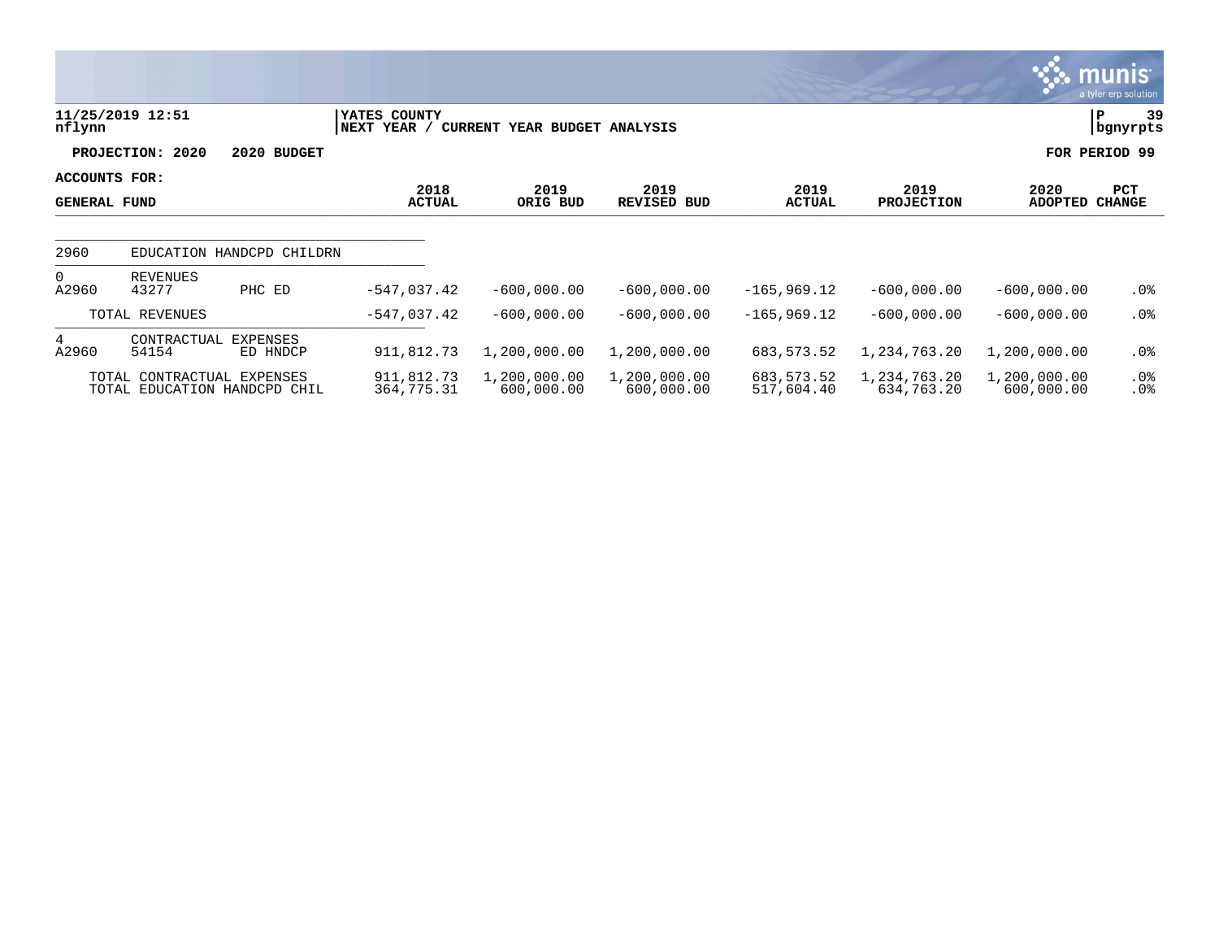**11/25/2019 12:51**
**nflynn**

**YATES COUNTY**
**NEXT YEAR / CURRENT YEAR BUDGET ANALYSIS**

**P 39**
**bgnyrpts**

**PROJECTION: 2020 2020 BUDGET** **FOR PERIOD 99**

| ACCOUNTS FOR: GENERAL FUND | | | 2018 ACTUAL | 2019 ORIG BUD | 2019 REVISED BUD | 2019 ACTUAL | 2019 PROJECTION | 2020 ADOPTED | PCT CHANGE |
|---|---|---|---|---|---|---|---|---|---|
| 2960 | EDUCATION HANDCPD CHILDRN | | | | | | | | |
| 0 | REVENUES | | | | | | | | |
| A2960 | 43277 | PHC ED | -547,037.42 | -600,000.00 | -600,000.00 | -165,969.12 | -600,000.00 | -600,000.00 | .0% |
| | TOTAL REVENUES | | -547,037.42 | -600,000.00 | -600,000.00 | -165,969.12 | -600,000.00 | -600,000.00 | .0% |
| 4 | CONTRACTUAL EXPENSES | | | | | | | | |
| A2960 | 54154 | ED HNDCP | 911,812.73 | 1,200,000.00 | 1,200,000.00 | 683,573.52 | 1,234,763.20 | 1,200,000.00 | .0% |
| | TOTAL CONTRACTUAL EXPENSES | | 911,812.73 | 1,200,000.00 | 1,200,000.00 | 683,573.52 | 1,234,763.20 | 1,200,000.00 | .0% |
| | TOTAL EDUCATION HANDCPD CHIL | | 364,775.31 | 600,000.00 | 600,000.00 | 517,604.40 | 634,763.20 | 600,000.00 | .0% |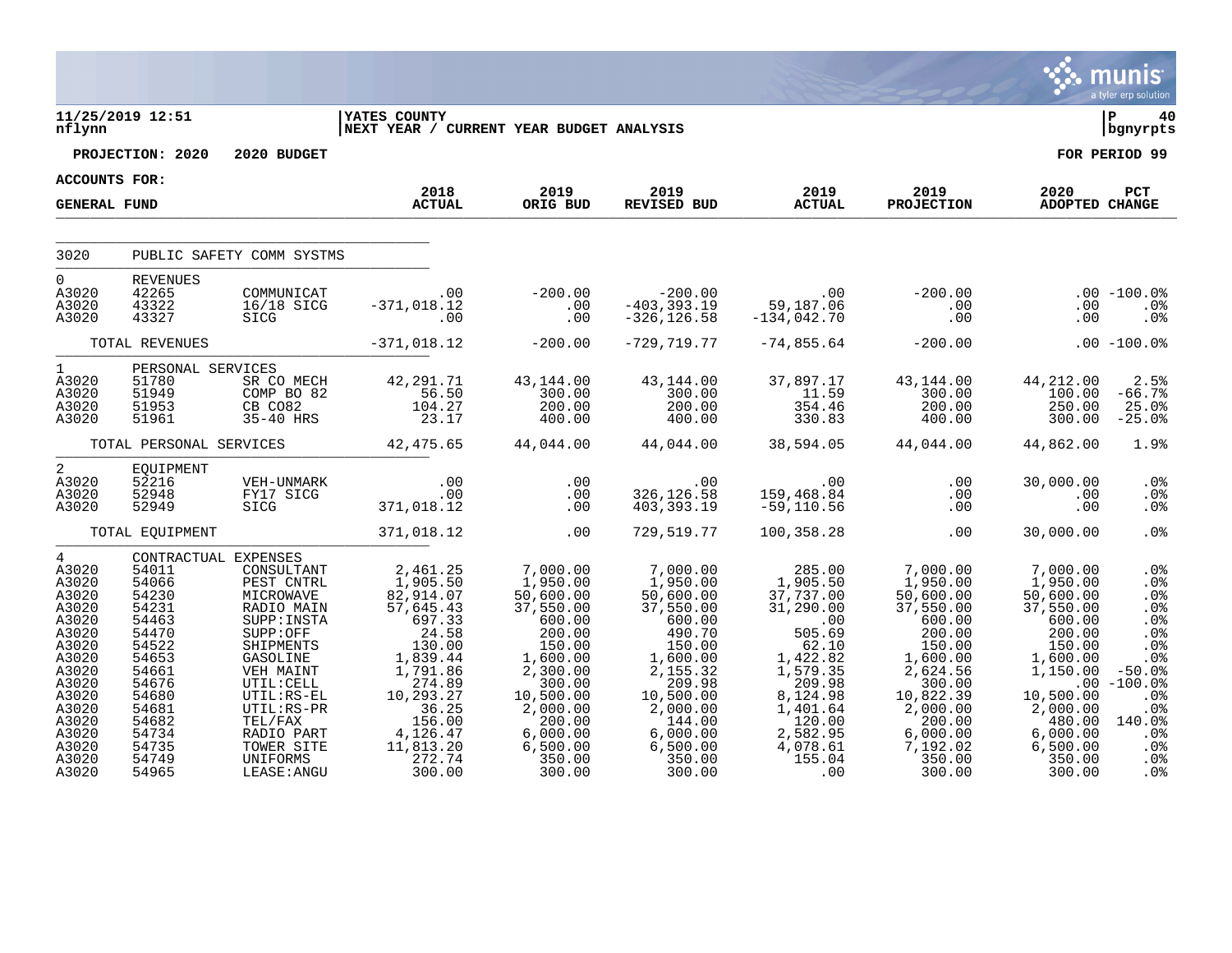**11/25/2019 12:51** | **YATES COUNTY** | **P 40**
**nflynn** | **NEXT YEAR / CURRENT YEAR BUDGET ANALYSIS** | **bgnyrpts**

**PROJECTION: 2020 2020 BUDGET** — **FOR PERIOD 99**

**ACCOUNTS FOR: GENERAL FUND**

| | | | 2018 ACTUAL | 2019 ORIG BUD | 2019 REVISED BUD | 2019 ACTUAL | 2019 PROJECTION | 2020 ADOPTED | PCT CHANGE |
|---|---|---|---|---|---|---|---|---|---|
| 3020 | PUBLIC SAFETY COMM SYSTMS | | | | | | | | |
| 0 | REVENUES | | | | | | | | |
| A3020 | 42265 | COMMUNICAT | .00 | -200.00 | -200.00 | .00 | -200.00 | .00 | -100.0% |
| A3020 | 43322 | 16/18 SICG | -371,018.12 | .00 | -403,393.19 | 59,187.06 | .00 | .00 | .0% |
| A3020 | 43327 | SICG | .00 | .00 | -326,126.58 | -134,042.70 | .00 | .00 | .0% |
| | TOTAL REVENUES | | -371,018.12 | -200.00 | -729,719.77 | -74,855.64 | -200.00 | .00 | -100.0% |
| 1 | PERSONAL SERVICES | | | | | | | | |
| A3020 | 51780 | SR CO MECH | 42,291.71 | 43,144.00 | 43,144.00 | 37,897.17 | 43,144.00 | 44,212.00 | 2.5% |
| A3020 | 51949 | COMP BO 82 | 56.50 | 300.00 | 300.00 | 11.59 | 300.00 | 100.00 | -66.7% |
| A3020 | 51953 | CB CO82 | 104.27 | 200.00 | 200.00 | 354.46 | 200.00 | 250.00 | 25.0% |
| A3020 | 51961 | 35-40 HRS | 23.17 | 400.00 | 400.00 | 330.83 | 400.00 | 300.00 | -25.0% |
| | TOTAL PERSONAL SERVICES | | 42,475.65 | 44,044.00 | 44,044.00 | 38,594.05 | 44,044.00 | 44,862.00 | 1.9% |
| 2 | EQUIPMENT | | | | | | | | |
| A3020 | 52216 | VEH-UNMARK | .00 | .00 | .00 | .00 | .00 | 30,000.00 | .0% |
| A3020 | 52948 | FY17 SICG | .00 | .00 | 326,126.58 | 159,468.84 | .00 | .00 | .0% |
| A3020 | 52949 | SICG | 371,018.12 | .00 | 403,393.19 | -59,110.56 | .00 | .00 | .0% |
| | TOTAL EQUIPMENT | | 371,018.12 | .00 | 729,519.77 | 100,358.28 | .00 | 30,000.00 | .0% |
| 4 | CONTRACTUAL EXPENSES | | | | | | | | |
| A3020 | 54011 | CONSULTANT | 2,461.25 | 7,000.00 | 7,000.00 | 285.00 | 7,000.00 | 7,000.00 | .0% |
| A3020 | 54066 | PEST CNTRL | 1,905.50 | 1,950.00 | 1,950.00 | 1,905.50 | 1,950.00 | 1,950.00 | .0% |
| A3020 | 54230 | MICROWAVE | 82,914.07 | 50,600.00 | 50,600.00 | 37,737.00 | 50,600.00 | 50,600.00 | .0% |
| A3020 | 54231 | RADIO MAIN | 57,645.43 | 37,550.00 | 37,550.00 | 31,290.00 | 37,550.00 | 37,550.00 | .0% |
| A3020 | 54463 | SUPP:INSTA | 697.33 | 600.00 | 600.00 | .00 | 600.00 | 600.00 | .0% |
| A3020 | 54470 | SUPP:OFF | 24.58 | 200.00 | 490.70 | 505.69 | 200.00 | 200.00 | .0% |
| A3020 | 54522 | SHIPMENTS | 130.00 | 150.00 | 150.00 | 62.10 | 150.00 | 150.00 | .0% |
| A3020 | 54653 | GASOLINE | 1,839.44 | 1,600.00 | 1,600.00 | 1,422.82 | 1,600.00 | 1,600.00 | .0% |
| A3020 | 54661 | VEH MAINT | 1,791.86 | 2,300.00 | 2,155.32 | 1,579.35 | 2,624.56 | 1,150.00 | -50.0% |
| A3020 | 54676 | UTIL:CELL | 274.89 | 300.00 | 209.98 | 209.98 | 300.00 | .00 | -100.0% |
| A3020 | 54680 | UTIL:RS-EL | 10,293.27 | 10,500.00 | 10,500.00 | 8,124.98 | 10,822.39 | 10,500.00 | .0% |
| A3020 | 54681 | UTIL:RS-PR | 36.25 | 2,000.00 | 2,000.00 | 1,401.64 | 2,000.00 | 2,000.00 | .0% |
| A3020 | 54682 | TEL/FAX | 156.00 | 200.00 | 144.00 | 120.00 | 200.00 | 480.00 | 140.0% |
| A3020 | 54734 | RADIO PART | 4,126.47 | 6,000.00 | 6,000.00 | 2,582.95 | 6,000.00 | 6,000.00 | .0% |
| A3020 | 54735 | TOWER SITE | 11,813.20 | 6,500.00 | 6,500.00 | 4,078.61 | 7,192.02 | 6,500.00 | .0% |
| A3020 | 54749 | UNIFORMS | 272.74 | 350.00 | 350.00 | 155.04 | 350.00 | 350.00 | .0% |
| A3020 | 54965 | LEASE:ANGU | 300.00 | 300.00 | 300.00 | .00 | 300.00 | 300.00 | .0% |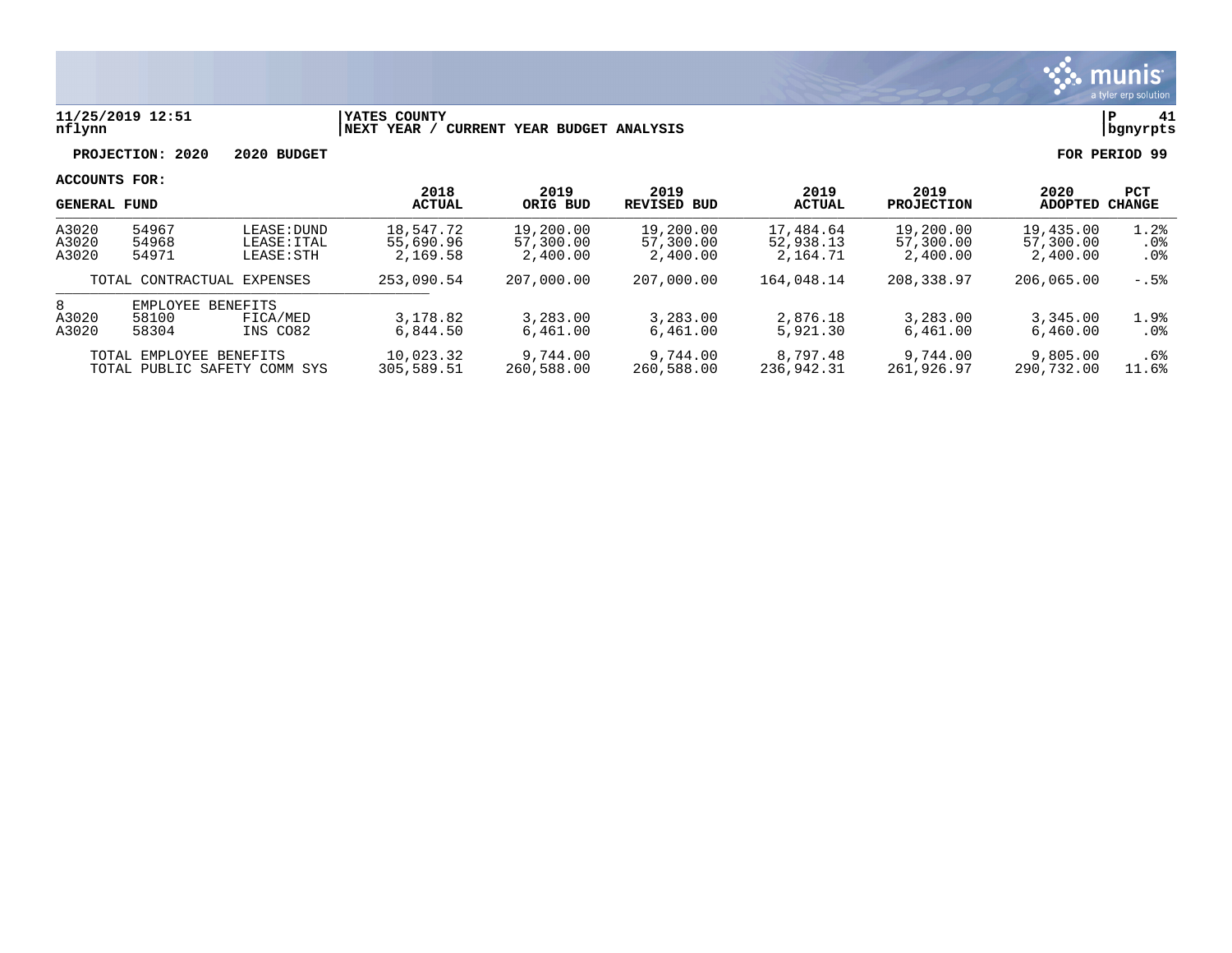**11/25/2019 12:51** | **YATES COUNTY** | **P 41**
**nflynn** | **NEXT YEAR / CURRENT YEAR BUDGET ANALYSIS** | **bgnyrpts**

**PROJECTION: 2020 2020 BUDGET** **FOR PERIOD 99**

**ACCOUNTS FOR:**

| GENERAL FUND | | | 2018 ACTUAL | 2019 ORIG BUD | 2019 REVISED BUD | 2019 ACTUAL | 2019 PROJECTION | 2020 ADOPTED | PCT CHANGE |
|---|---|---|---|---|---|---|---|---|---|
| A3020 | 54967 | LEASE:DUND | 18,547.72 | 19,200.00 | 19,200.00 | 17,484.64 | 19,200.00 | 19,435.00 | 1.2% |
| A3020 | 54968 | LEASE:ITAL | 55,690.96 | 57,300.00 | 57,300.00 | 52,938.13 | 57,300.00 | 57,300.00 | .0% |
| A3020 | 54971 | LEASE:STH | 2,169.58 | 2,400.00 | 2,400.00 | 2,164.71 | 2,400.00 | 2,400.00 | .0% |
| | TOTAL CONTRACTUAL EXPENSES | | 253,090.54 | 207,000.00 | 207,000.00 | 164,048.14 | 208,338.97 | 206,065.00 | -.5% |
| 8 | EMPLOYEE BENEFITS | | | | | | | | |
| A3020 | 58100 | FICA/MED | 3,178.82 | 3,283.00 | 3,283.00 | 2,876.18 | 3,283.00 | 3,345.00 | 1.9% |
| A3020 | 58304 | INS CO82 | 6,844.50 | 6,461.00 | 6,461.00 | 5,921.30 | 6,461.00 | 6,460.00 | .0% |
| | TOTAL EMPLOYEE BENEFITS | | 10,023.32 | 9,744.00 | 9,744.00 | 8,797.48 | 9,744.00 | 9,805.00 | .6% |
| | TOTAL PUBLIC SAFETY COMM SYS | | 305,589.51 | 260,588.00 | 260,588.00 | 236,942.31 | 261,926.97 | 290,732.00 | 11.6% |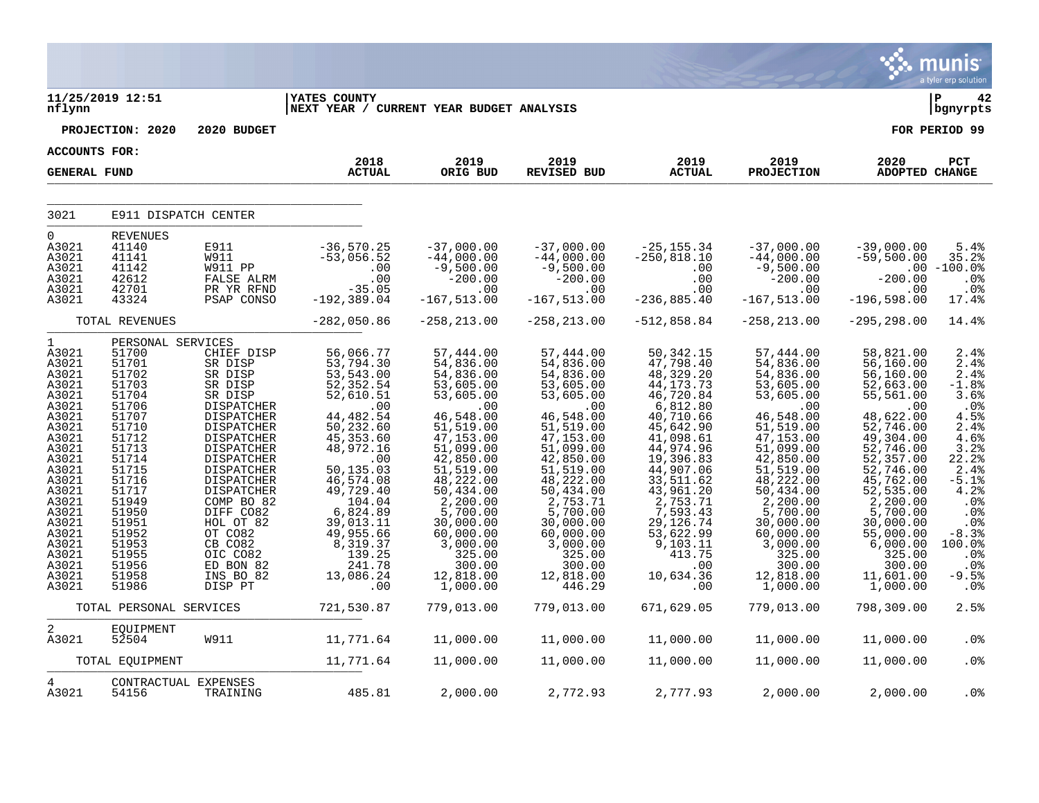**11/25/2019 12:51** | **YATES COUNTY** | **P 42**
**nflynn** | **NEXT YEAR / CURRENT YEAR BUDGET ANALYSIS** | **bgnyrpts**

**PROJECTION: 2020 2020 BUDGET** — **FOR PERIOD 99**

**ACCOUNTS FOR:**

| GENERAL FUND | | | 2018 ACTUAL | 2019 ORIG BUD | 2019 REVISED BUD | 2019 ACTUAL | 2019 PROJECTION | 2020 ADOPTED | PCT CHANGE |
|---|---|---|---|---|---|---|---|---|---|
| 3021 | E911 DISPATCH CENTER | | | | | | | | |
| 0 | REVENUES | | | | | | | | |
| A3021 | 41140 | E911 | -36,570.25 | -37,000.00 | -37,000.00 | -25,155.34 | -37,000.00 | -39,000.00 | 5.4% |
| A3021 | 41141 | W911 | -53,056.52 | -44,000.00 | -44,000.00 | -250,818.10 | -44,000.00 | -59,500.00 | 35.2% |
| A3021 | 41142 | W911 PP | .00 | -9,500.00 | -9,500.00 | .00 | -9,500.00 | .00 | -100.0% |
| A3021 | 42612 | FALSE ALRM | .00 | -200.00 | -200.00 | .00 | -200.00 | -200.00 | .0% |
| A3021 | 42701 | PR YR RFND | -35.05 | .00 | .00 | .00 | .00 | .00 | .0% |
| A3021 | 43324 | PSAP CONSO | -192,389.04 | -167,513.00 | -167,513.00 | -236,885.40 | -167,513.00 | -196,598.00 | 17.4% |
| | TOTAL REVENUES | | -282,050.86 | -258,213.00 | -258,213.00 | -512,858.84 | -258,213.00 | -295,298.00 | 14.4% |
| 1 | PERSONAL SERVICES | | | | | | | | |
| A3021 | 51700 | CHIEF DISP | 56,066.77 | 57,444.00 | 57,444.00 | 50,342.15 | 57,444.00 | 58,821.00 | 2.4% |
| A3021 | 51701 | SR DISP | 53,794.30 | 54,836.00 | 54,836.00 | 47,798.40 | 54,836.00 | 56,160.00 | 2.4% |
| A3021 | 51702 | SR DISP | 53,543.00 | 54,836.00 | 54,836.00 | 48,329.20 | 54,836.00 | 56,160.00 | 2.4% |
| A3021 | 51703 | SR DISP | 52,352.54 | 53,605.00 | 53,605.00 | 44,173.73 | 53,605.00 | 52,663.00 | -1.8% |
| A3021 | 51704 | SR DISP | 52,610.51 | 53,605.00 | 53,605.00 | 46,720.84 | 53,605.00 | 55,561.00 | 3.6% |
| A3021 | 51706 | DISPATCHER | .00 | .00 | .00 | 6,812.80 | .00 | .00 | .0% |
| A3021 | 51707 | DISPATCHER | 44,482.54 | 46,548.00 | 46,548.00 | 40,710.66 | 46,548.00 | 48,622.00 | 4.5% |
| A3021 | 51710 | DISPATCHER | 50,232.60 | 51,519.00 | 51,519.00 | 45,642.90 | 51,519.00 | 52,746.00 | 2.4% |
| A3021 | 51712 | DISPATCHER | 45,353.60 | 47,153.00 | 47,153.00 | 41,098.61 | 47,153.00 | 49,304.00 | 4.6% |
| A3021 | 51713 | DISPATCHER | 48,972.16 | 51,099.00 | 51,099.00 | 44,974.96 | 51,099.00 | 52,746.00 | 3.2% |
| A3021 | 51714 | DISPATCHER | .00 | 42,850.00 | 42,850.00 | 19,396.83 | 42,850.00 | 52,357.00 | 22.2% |
| A3021 | 51715 | DISPATCHER | 50,135.03 | 51,519.00 | 51,519.00 | 44,907.06 | 51,519.00 | 52,746.00 | 2.4% |
| A3021 | 51716 | DISPATCHER | 46,574.08 | 48,222.00 | 48,222.00 | 33,511.62 | 48,222.00 | 45,762.00 | -5.1% |
| A3021 | 51717 | DISPATCHER | 49,729.40 | 50,434.00 | 50,434.00 | 43,961.20 | 50,434.00 | 52,535.00 | 4.2% |
| A3021 | 51949 | COMP BO 82 | 104.04 | 2,200.00 | 2,753.71 | 2,753.71 | 2,200.00 | 2,200.00 | .0% |
| A3021 | 51950 | DIFF CO82 | 6,824.89 | 5,700.00 | 5,700.00 | 7,593.43 | 5,700.00 | 5,700.00 | .0% |
| A3021 | 51951 | HOL OT 82 | 39,013.11 | 30,000.00 | 30,000.00 | 29,126.74 | 30,000.00 | 30,000.00 | .0% |
| A3021 | 51952 | OT CO82 | 49,955.66 | 60,000.00 | 60,000.00 | 53,622.99 | 60,000.00 | 55,000.00 | -8.3% |
| A3021 | 51953 | CB CO82 | 8,319.37 | 3,000.00 | 3,000.00 | 9,103.11 | 3,000.00 | 6,000.00 | 100.0% |
| A3021 | 51955 | OIC CO82 | 139.25 | 325.00 | 325.00 | 413.75 | 325.00 | 325.00 | .0% |
| A3021 | 51956 | ED BON 82 | 241.78 | 300.00 | 300.00 | .00 | 300.00 | 300.00 | .0% |
| A3021 | 51958 | INS BO 82 | 13,086.24 | 12,818.00 | 12,818.00 | 10,634.36 | 12,818.00 | 11,601.00 | -9.5% |
| A3021 | 51986 | DISP PT | .00 | 1,000.00 | 446.29 | .00 | 1,000.00 | 1,000.00 | .0% |
| | TOTAL PERSONAL SERVICES | | 721,530.87 | 779,013.00 | 779,013.00 | 671,629.05 | 779,013.00 | 798,309.00 | 2.5% |
| 2 | EQUIPMENT | | | | | | | | |
| A3021 | 52504 | W911 | 11,771.64 | 11,000.00 | 11,000.00 | 11,000.00 | 11,000.00 | 11,000.00 | .0% |
| | TOTAL EQUIPMENT | | 11,771.64 | 11,000.00 | 11,000.00 | 11,000.00 | 11,000.00 | 11,000.00 | .0% |
| 4 | CONTRACTUAL EXPENSES | | | | | | | | |
| A3021 | 54156 | TRAINING | 485.81 | 2,000.00 | 2,772.93 | 2,777.93 | 2,000.00 | 2,000.00 | .0% |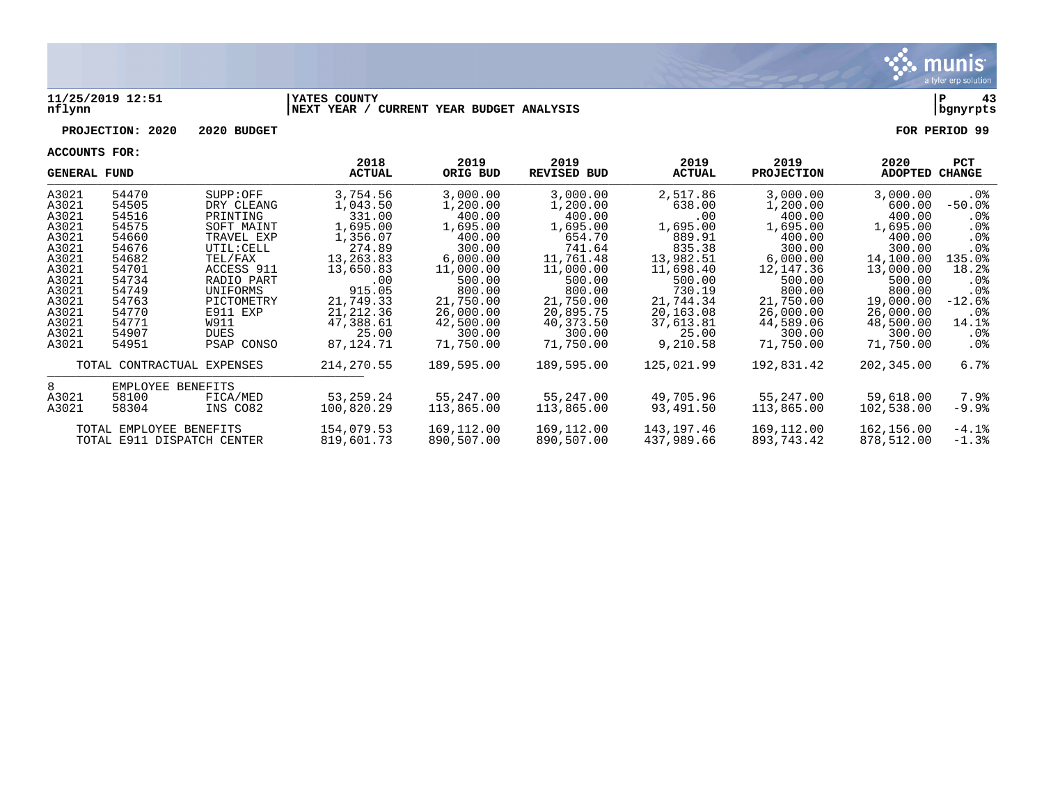11/25/2019 12:51 | YATES COUNTY
nflynn | NEXT YEAR / CURRENT YEAR BUDGET ANALYSIS

**PROJECTION: 2020 2020 BUDGET** — **FOR PERIOD 99**

**ACCOUNTS FOR:**

| GENERAL FUND | | | 2018 ACTUAL | 2019 ORIG BUD | 2019 REVISED BUD | 2019 ACTUAL | 2019 PROJECTION | 2020 ADOPTED | PCT CHANGE |
|---|---|---|---|---|---|---|---|---|---|
| A3021 | 54470 | SUPP:OFF | 3,754.56 | 3,000.00 | 3,000.00 | 2,517.86 | 3,000.00 | 3,000.00 | .0% |
| A3021 | 54505 | DRY CLEANG | 1,043.50 | 1,200.00 | 1,200.00 | 638.00 | 1,200.00 | 600.00 | -50.0% |
| A3021 | 54516 | PRINTING | 331.00 | 400.00 | 400.00 | .00 | 400.00 | 400.00 | .0% |
| A3021 | 54575 | SOFT MAINT | 1,695.00 | 1,695.00 | 1,695.00 | 1,695.00 | 1,695.00 | 1,695.00 | .0% |
| A3021 | 54660 | TRAVEL EXP | 1,356.07 | 400.00 | 654.70 | 889.91 | 400.00 | 400.00 | .0% |
| A3021 | 54676 | UTIL:CELL | 274.89 | 300.00 | 741.64 | 835.38 | 300.00 | 300.00 | .0% |
| A3021 | 54682 | TEL/FAX | 13,263.83 | 6,000.00 | 11,761.48 | 13,982.51 | 6,000.00 | 14,100.00 | 135.0% |
| A3021 | 54701 | ACCESS 911 | 13,650.83 | 11,000.00 | 11,000.00 | 11,698.40 | 12,147.36 | 13,000.00 | 18.2% |
| A3021 | 54734 | RADIO PART | .00 | 500.00 | 500.00 | 500.00 | 500.00 | 500.00 | .0% |
| A3021 | 54749 | UNIFORMS | 915.05 | 800.00 | 800.00 | 730.19 | 800.00 | 800.00 | .0% |
| A3021 | 54763 | PICTOMETRY | 21,749.33 | 21,750.00 | 21,750.00 | 21,744.34 | 21,750.00 | 19,000.00 | -12.6% |
| A3021 | 54770 | E911 EXP | 21,212.36 | 26,000.00 | 20,895.75 | 20,163.08 | 26,000.00 | 26,000.00 | .0% |
| A3021 | 54771 | W911 | 47,388.61 | 42,500.00 | 40,373.50 | 37,613.81 | 44,589.06 | 48,500.00 | 14.1% |
| A3021 | 54907 | DUES | 25.00 | 300.00 | 300.00 | 25.00 | 300.00 | 300.00 | .0% |
| A3021 | 54951 | PSAP CONSO | 87,124.71 | 71,750.00 | 71,750.00 | 9,210.58 | 71,750.00 | 71,750.00 | .0% |
| TOTAL CONTRACTUAL EXPENSES | | | 214,270.55 | 189,595.00 | 189,595.00 | 125,021.99 | 192,831.42 | 202,345.00 | 6.7% |
| 8 | EMPLOYEE BENEFITS | | | | | | | | |
| A3021 | 58100 | FICA/MED | 53,259.24 | 55,247.00 | 55,247.00 | 49,705.96 | 55,247.00 | 59,618.00 | 7.9% |
| A3021 | 58304 | INS CO82 | 100,820.29 | 113,865.00 | 113,865.00 | 93,491.50 | 113,865.00 | 102,538.00 | -9.9% |
| TOTAL EMPLOYEE BENEFITS | | | 154,079.53 | 169,112.00 | 169,112.00 | 143,197.46 | 169,112.00 | 162,156.00 | -4.1% |
| TOTAL E911 DISPATCH CENTER | | | 819,601.73 | 890,507.00 | 890,507.00 | 437,989.66 | 893,743.42 | 878,512.00 | -1.3% |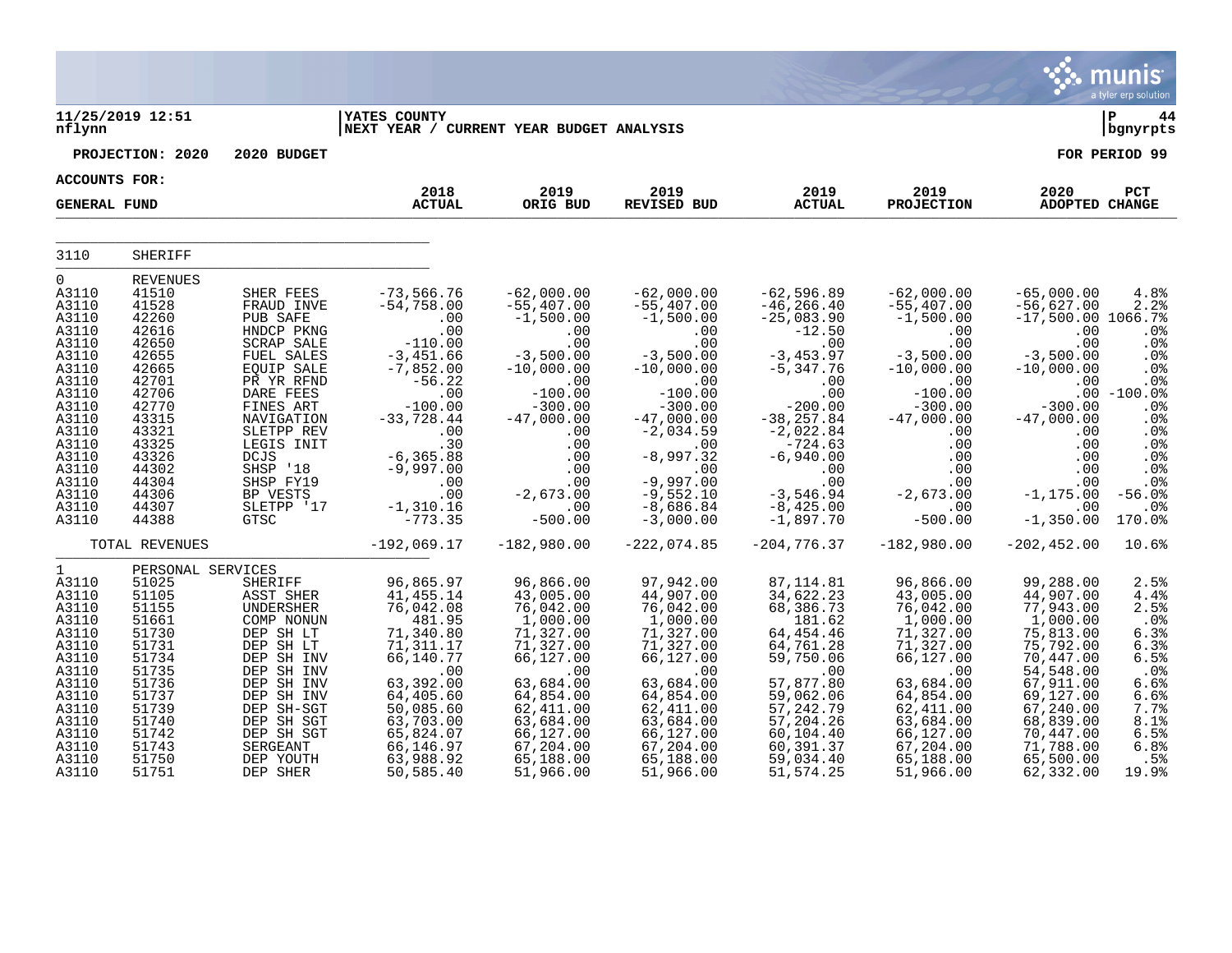11/25/2019 12:51 | YATES COUNTY
nflynn | NEXT YEAR / CURRENT YEAR BUDGET ANALYSIS | P 44 bgnyrpts

PROJECTION: 2020 2020 BUDGET | FOR PERIOD 99

ACCOUNTS FOR:

| GENERAL FUND | | | 2018 ACTUAL | 2019 ORIG BUD | 2019 REVISED BUD | 2019 ACTUAL | 2019 PROJECTION | 2020 ADOPTED | PCT CHANGE |
|---|---|---|---|---|---|---|---|---|---|
| 3110 | SHERIFF | | | | | | | | |
| 0 | REVENUES | | | | | | | | |
| A3110 | 41510 | SHER FEES | -73,566.76 | -62,000.00 | -62,000.00 | -62,596.89 | -62,000.00 | -65,000.00 | 4.8% |
| A3110 | 41528 | FRAUD INVE | -54,758.00 | -55,407.00 | -55,407.00 | -46,266.40 | -55,407.00 | -56,627.00 | 2.2% |
| A3110 | 42260 | PUB SAFE | .00 | -1,500.00 | -1,500.00 | -25,083.90 | -1,500.00 | -17,500.00 | 1066.7% |
| A3110 | 42616 | HNDCP PKNG | .00 | .00 | .00 | -12.50 | .00 | .00 | .0% |
| A3110 | 42650 | SCRAP SALE | -110.00 | .00 | .00 | .00 | .00 | .00 | .0% |
| A3110 | 42655 | FUEL SALES | -3,451.66 | -3,500.00 | -3,500.00 | -3,453.97 | -3,500.00 | -3,500.00 | .0% |
| A3110 | 42665 | EQUIP SALE | -7,852.00 | -10,000.00 | -10,000.00 | -5,347.76 | -10,000.00 | -10,000.00 | .0% |
| A3110 | 42701 | PR YR RFND | -56.22 | .00 | .00 | .00 | .00 | .00 | .0% |
| A3110 | 42706 | DARE FEES | .00 | -100.00 | -100.00 | .00 | -100.00 | .00 | -100.0% |
| A3110 | 42770 | FINES ART | -100.00 | -300.00 | -300.00 | -200.00 | -300.00 | -300.00 | .0% |
| A3110 | 43315 | NAVIGATION | -33,728.44 | -47,000.00 | -47,000.00 | -38,257.84 | -47,000.00 | -47,000.00 | .0% |
| A3110 | 43321 | SLETPP REV | .00 | .00 | -2,034.59 | -2,022.84 | .00 | .00 | .0% |
| A3110 | 43325 | LEGIS INIT | .30 | .00 | .00 | -724.63 | .00 | .00 | .0% |
| A3110 | 43326 | DCJS | -6,365.88 | .00 | -8,997.32 | -6,940.00 | .00 | .00 | .0% |
| A3110 | 44302 | SHSP '18 | -9,997.00 | .00 | .00 | .00 | .00 | .00 | .0% |
| A3110 | 44304 | SHSP FY19 | .00 | .00 | -9,997.00 | .00 | .00 | .00 | .0% |
| A3110 | 44306 | BP VESTS | .00 | -2,673.00 | -9,552.10 | -3,546.94 | -2,673.00 | -1,175.00 | -56.0% |
| A3110 | 44307 | SLETPP '17 | -1,310.16 | .00 | -8,686.84 | -8,425.00 | .00 | .00 | .0% |
| A3110 | 44388 | GTSC | -773.35 | -500.00 | -3,000.00 | -1,897.70 | -500.00 | -1,350.00 | 170.0% |
| | TOTAL REVENUES | | -192,069.17 | -182,980.00 | -222,074.85 | -204,776.37 | -182,980.00 | -202,452.00 | 10.6% |
| 1 | PERSONAL SERVICES | | | | | | | | |
| A3110 | 51025 | SHERIFF | 96,865.97 | 96,866.00 | 97,942.00 | 87,114.81 | 96,866.00 | 99,288.00 | 2.5% |
| A3110 | 51105 | ASST SHER | 41,455.14 | 43,005.00 | 44,907.00 | 34,622.23 | 43,005.00 | 44,907.00 | 4.4% |
| A3110 | 51155 | UNDERSHER | 76,042.08 | 76,042.00 | 76,042.00 | 68,386.73 | 76,042.00 | 77,943.00 | 2.5% |
| A3110 | 51661 | COMP NONUN | 481.95 | 1,000.00 | 1,000.00 | 181.62 | 1,000.00 | 1,000.00 | .0% |
| A3110 | 51730 | DEP SH LT | 71,340.80 | 71,327.00 | 71,327.00 | 64,454.46 | 71,327.00 | 75,813.00 | 6.3% |
| A3110 | 51731 | DEP SH LT | 71,311.17 | 71,327.00 | 71,327.00 | 64,761.28 | 71,327.00 | 75,792.00 | 6.3% |
| A3110 | 51734 | DEP SH INV | 66,140.77 | 66,127.00 | 66,127.00 | 59,750.06 | 66,127.00 | 70,447.00 | 6.5% |
| A3110 | 51735 | DEP SH INV | .00 | .00 | .00 | .00 | .00 | 54,548.00 | .0% |
| A3110 | 51736 | DEP SH INV | 63,392.00 | 63,684.00 | 63,684.00 | 57,877.80 | 63,684.00 | 67,911.00 | 6.6% |
| A3110 | 51737 | DEP SH INV | 64,405.60 | 64,854.00 | 64,854.00 | 59,062.06 | 64,854.00 | 69,127.00 | 6.6% |
| A3110 | 51739 | DEP SH-SGT | 50,085.60 | 62,411.00 | 62,411.00 | 57,242.79 | 62,411.00 | 67,240.00 | 7.7% |
| A3110 | 51740 | DEP SH SGT | 63,703.00 | 63,684.00 | 63,684.00 | 57,204.26 | 63,684.00 | 68,839.00 | 8.1% |
| A3110 | 51742 | DEP SH SGT | 65,824.07 | 66,127.00 | 66,127.00 | 60,104.40 | 66,127.00 | 70,447.00 | 6.5% |
| A3110 | 51743 | SERGEANT | 66,146.97 | 67,204.00 | 67,204.00 | 60,391.37 | 67,204.00 | 71,788.00 | 6.8% |
| A3110 | 51750 | DEP YOUTH | 63,988.92 | 65,188.00 | 65,188.00 | 59,034.40 | 65,188.00 | 65,500.00 | .5% |
| A3110 | 51751 | DEP SHER | 50,585.40 | 51,966.00 | 51,966.00 | 51,574.25 | 51,966.00 | 62,332.00 | 19.9% |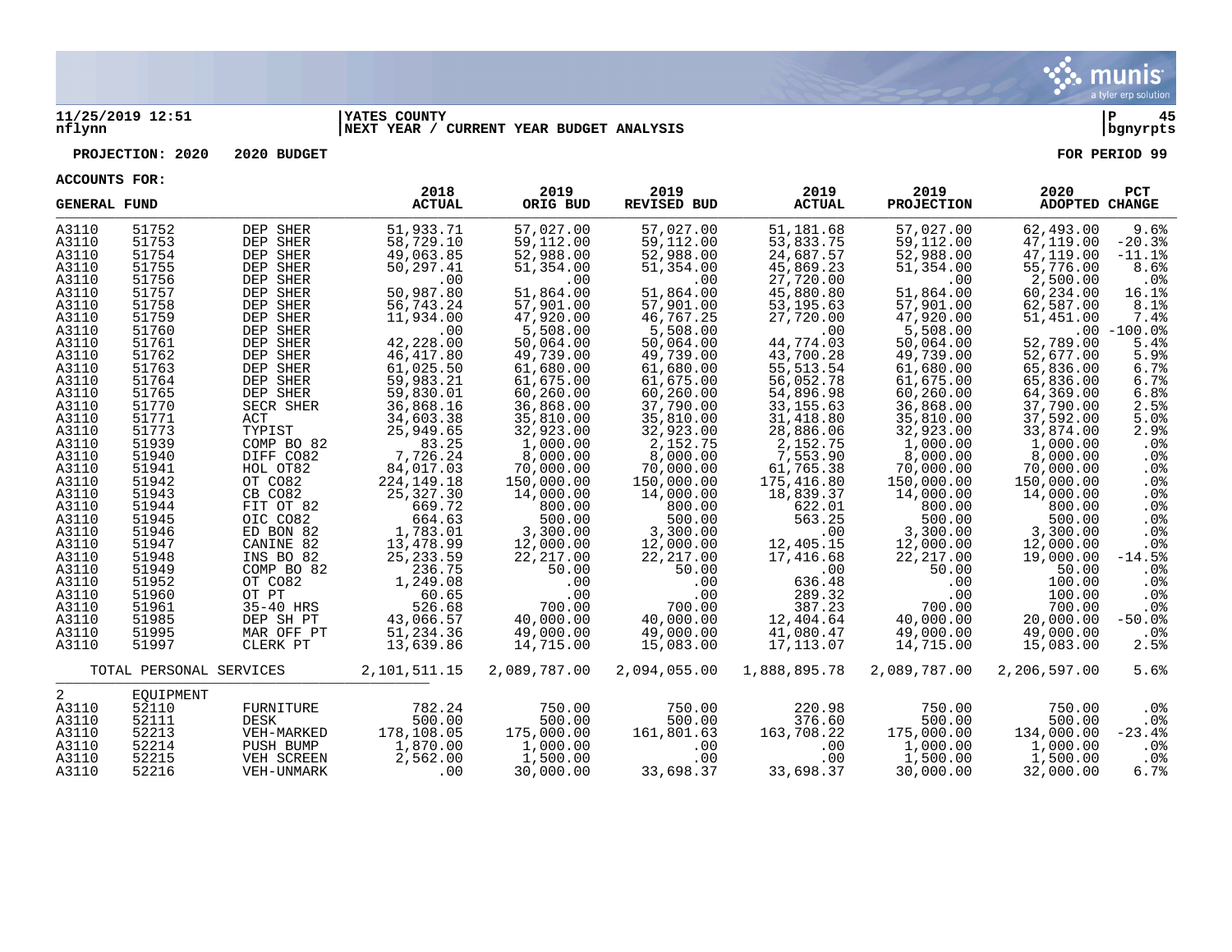**11/25/2019 12:51** | **YATES COUNTY** | **P 45**
**nflynn** | **NEXT YEAR / CURRENT YEAR BUDGET ANALYSIS** | **bgnyrpts**

**PROJECTION: 2020 2020 BUDGET** — **FOR PERIOD 99**

**ACCOUNTS FOR:**

| GENERAL FUND | | | 2018 ACTUAL | 2019 ORIG BUD | 2019 REVISED BUD | 2019 ACTUAL | 2019 PROJECTION | 2020 ADOPTED | PCT CHANGE |
|---|---|---|---|---|---|---|---|---|---|
| A3110 | 51752 | DEP SHER | 51,933.71 | 57,027.00 | 57,027.00 | 51,181.68 | 57,027.00 | 62,493.00 | 9.6% |
| A3110 | 51753 | DEP SHER | 58,729.10 | 59,112.00 | 59,112.00 | 53,833.75 | 59,112.00 | 47,119.00 | -20.3% |
| A3110 | 51754 | DEP SHER | 49,063.85 | 52,988.00 | 52,988.00 | 24,687.57 | 52,988.00 | 47,119.00 | -11.1% |
| A3110 | 51755 | DEP SHER | 50,297.41 | 51,354.00 | 51,354.00 | 45,869.23 | 51,354.00 | 55,776.00 | 8.6% |
| A3110 | 51756 | DEP SHER | .00 | .00 | .00 | 27,720.00 | .00 | 2,500.00 | .0% |
| A3110 | 51757 | DEP SHER | 50,987.80 | 51,864.00 | 51,864.00 | 45,880.80 | 51,864.00 | 60,234.00 | 16.1% |
| A3110 | 51758 | DEP SHER | 56,743.24 | 57,901.00 | 57,901.00 | 53,195.63 | 57,901.00 | 62,587.00 | 8.1% |
| A3110 | 51759 | DEP SHER | 11,934.00 | 47,920.00 | 46,767.25 | 27,720.00 | 47,920.00 | 51,451.00 | 7.4% |
| A3110 | 51760 | DEP SHER | .00 | 5,508.00 | 5,508.00 | .00 | 5,508.00 | .00 | -100.0% |
| A3110 | 51761 | DEP SHER | 42,228.00 | 50,064.00 | 50,064.00 | 44,774.03 | 50,064.00 | 52,789.00 | 5.4% |
| A3110 | 51762 | DEP SHER | 46,417.80 | 49,739.00 | 49,739.00 | 43,700.28 | 49,739.00 | 52,677.00 | 5.9% |
| A3110 | 51763 | DEP SHER | 61,025.50 | 61,680.00 | 61,680.00 | 55,513.54 | 61,680.00 | 65,836.00 | 6.7% |
| A3110 | 51764 | DEP SHER | 59,983.21 | 61,675.00 | 61,675.00 | 56,052.78 | 61,675.00 | 65,836.00 | 6.7% |
| A3110 | 51765 | DEP SHER | 59,830.01 | 60,260.00 | 60,260.00 | 54,896.98 | 60,260.00 | 64,369.00 | 6.8% |
| A3110 | 51770 | SECR SHER | 36,868.16 | 36,868.00 | 37,790.00 | 33,155.63 | 36,868.00 | 37,790.00 | 2.5% |
| A3110 | 51771 | ACT | 34,603.38 | 35,810.00 | 35,810.00 | 31,418.80 | 35,810.00 | 37,592.00 | 5.0% |
| A3110 | 51773 | TYPIST | 25,949.65 | 32,923.00 | 32,923.00 | 28,886.06 | 32,923.00 | 33,874.00 | 2.9% |
| A3110 | 51939 | COMP BO 82 | 83.25 | 1,000.00 | 2,152.75 | 2,152.75 | 1,000.00 | 1,000.00 | .0% |
| A3110 | 51940 | DIFF CO82 | 7,726.24 | 8,000.00 | 8,000.00 | 7,553.90 | 8,000.00 | 8,000.00 | .0% |
| A3110 | 51941 | HOL OT82 | 84,017.03 | 70,000.00 | 70,000.00 | 61,765.38 | 70,000.00 | 70,000.00 | .0% |
| A3110 | 51942 | OT CO82 | 224,149.18 | 150,000.00 | 150,000.00 | 175,416.80 | 150,000.00 | 150,000.00 | .0% |
| A3110 | 51943 | CB CO82 | 25,327.30 | 14,000.00 | 14,000.00 | 18,839.37 | 14,000.00 | 14,000.00 | .0% |
| A3110 | 51944 | FIT OT 82 | 669.72 | 800.00 | 800.00 | 622.01 | 800.00 | 800.00 | .0% |
| A3110 | 51945 | OIC CO82 | 664.63 | 500.00 | 500.00 | 563.25 | 500.00 | 500.00 | .0% |
| A3110 | 51946 | ED BON 82 | 1,783.01 | 3,300.00 | 3,300.00 | .00 | 3,300.00 | 3,300.00 | .0% |
| A3110 | 51947 | CANINE 82 | 13,478.99 | 12,000.00 | 12,000.00 | 12,405.15 | 12,000.00 | 12,000.00 | .0% |
| A3110 | 51948 | INS BO 82 | 25,233.59 | 22,217.00 | 22,217.00 | 17,416.68 | 22,217.00 | 19,000.00 | -14.5% |
| A3110 | 51949 | COMP BO 82 | 236.75 | 50.00 | 50.00 | .00 | 50.00 | 50.00 | .0% |
| A3110 | 51952 | OT CO82 | 1,249.08 | .00 | .00 | 636.48 | .00 | 100.00 | .0% |
| A3110 | 51960 | OT PT | 60.65 | .00 | .00 | 289.32 | .00 | 100.00 | .0% |
| A3110 | 51961 | 35-40 HRS | 526.68 | 700.00 | 700.00 | 387.23 | 700.00 | 700.00 | .0% |
| A3110 | 51985 | DEP SH PT | 43,066.57 | 40,000.00 | 40,000.00 | 12,404.64 | 40,000.00 | 20,000.00 | -50.0% |
| A3110 | 51995 | MAR OFF PT | 51,234.36 | 49,000.00 | 49,000.00 | 41,080.47 | 49,000.00 | 49,000.00 | .0% |
| A3110 | 51997 | CLERK PT | 13,639.86 | 14,715.00 | 15,083.00 | 17,113.07 | 14,715.00 | 15,083.00 | 2.5% |
| TOTAL PERSONAL SERVICES | | | 2,101,511.15 | 2,089,787.00 | 2,094,055.00 | 1,888,895.78 | 2,089,787.00 | 2,206,597.00 | 5.6% |
| 2 | EQUIPMENT | | | | | | | | |
| A3110 | 52110 | FURNITURE | 782.24 | 750.00 | 750.00 | 220.98 | 750.00 | 750.00 | .0% |
| A3110 | 52111 | DESK | 500.00 | 500.00 | 500.00 | 376.60 | 500.00 | 500.00 | .0% |
| A3110 | 52213 | VEH-MARKED | 178,108.05 | 175,000.00 | 161,801.63 | 163,708.22 | 175,000.00 | 134,000.00 | -23.4% |
| A3110 | 52214 | PUSH BUMP | 1,870.00 | 1,000.00 | .00 | .00 | 1,000.00 | 1,000.00 | .0% |
| A3110 | 52215 | VEH SCREEN | 2,562.00 | 1,500.00 | .00 | .00 | 1,500.00 | 1,500.00 | .0% |
| A3110 | 52216 | VEH-UNMARK | .00 | 30,000.00 | 33,698.37 | 33,698.37 | 30,000.00 | 32,000.00 | 6.7% |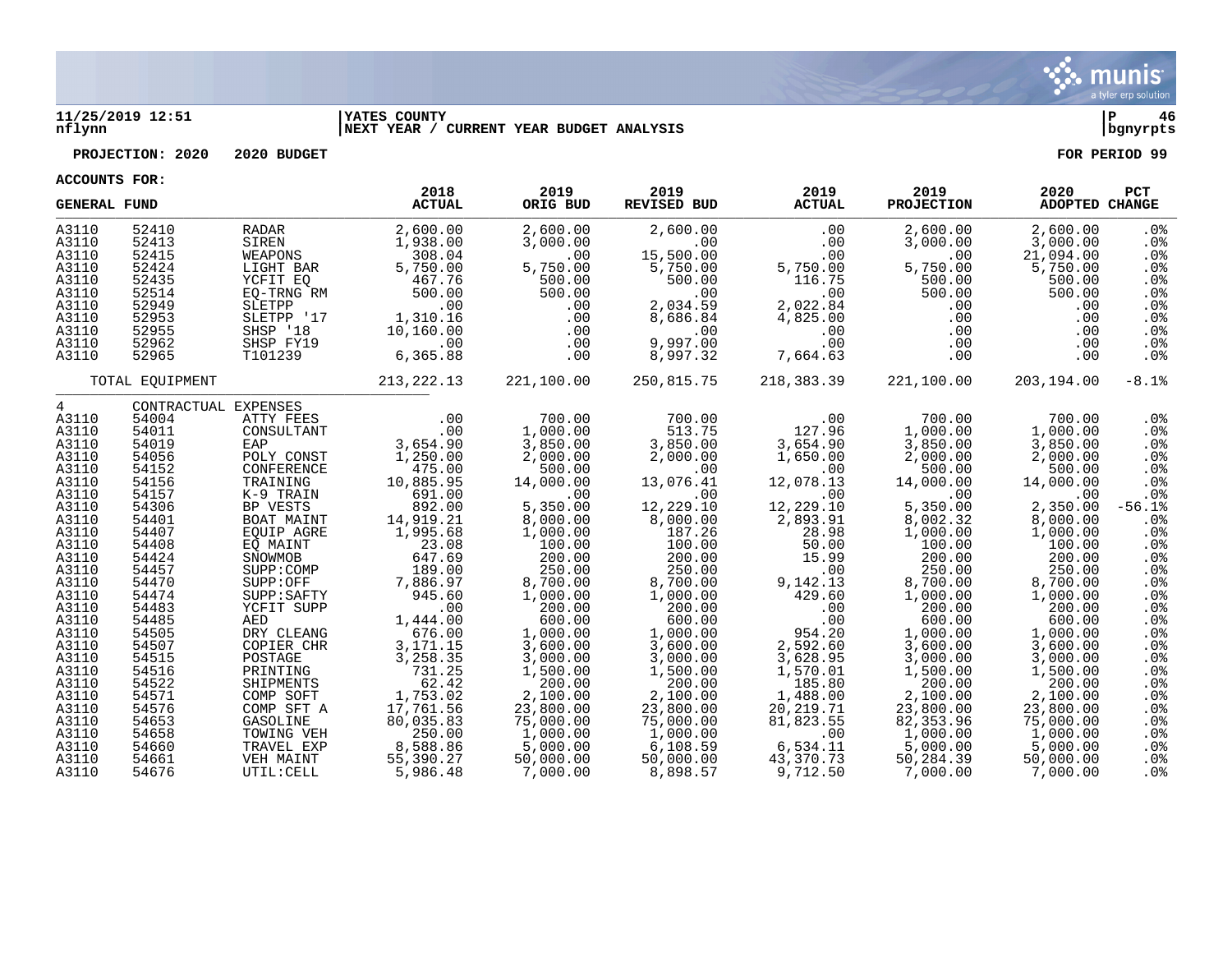11/25/2019 12:51 nflynn | YATES COUNTY NEXT YEAR / CURRENT YEAR BUDGET ANALYSIS | P 46 bgnyrpts

**PROJECTION: 2020 2020 BUDGET** **FOR PERIOD 99**

**ACCOUNTS FOR:**

| GENERAL FUND | | | 2018 ACTUAL | 2019 ORIG BUD | 2019 REVISED BUD | 2019 ACTUAL | 2019 PROJECTION | 2020 ADOPTED | PCT CHANGE |
|---|---|---|---|---|---|---|---|---|---|
| A3110 | 52410 | RADAR | 2,600.00 | 2,600.00 | 2,600.00 | .00 | 2,600.00 | 2,600.00 | .0% |
| A3110 | 52413 | SIREN | 1,938.00 | 3,000.00 | .00 | .00 | 3,000.00 | 3,000.00 | .0% |
| A3110 | 52415 | WEAPONS | 308.04 | .00 | 15,500.00 | .00 | .00 | 21,094.00 | .0% |
| A3110 | 52424 | LIGHT BAR | 5,750.00 | 5,750.00 | 5,750.00 | 5,750.00 | 5,750.00 | 5,750.00 | .0% |
| A3110 | 52435 | YCFIT EQ | 467.76 | 500.00 | 500.00 | 116.75 | 500.00 | 500.00 | .0% |
| A3110 | 52514 | EQ-TRNG RM | 500.00 | 500.00 | .00 | .00 | 500.00 | 500.00 | .0% |
| A3110 | 52949 | SLETPP | .00 | .00 | 2,034.59 | 2,022.84 | .00 | .00 | .0% |
| A3110 | 52953 | SLETPP '17 | 1,310.16 | .00 | 8,686.84 | 4,825.00 | .00 | .00 | .0% |
| A3110 | 52955 | SHSP '18 | 10,160.00 | .00 | .00 | .00 | .00 | .00 | .0% |
| A3110 | 52962 | SHSP FY19 | .00 | .00 | 9,997.00 | .00 | .00 | .00 | .0% |
| A3110 | 52965 | T101239 | 6,365.88 | .00 | 8,997.32 | 7,664.63 | .00 | .00 | .0% |
| TOTAL EQUIPMENT | | | 213,222.13 | 221,100.00 | 250,815.75 | 218,383.39 | 221,100.00 | 203,194.00 | -8.1% |
| 4 | CONTRACTUAL EXPENSES | | | | | | | | |
| A3110 | 54004 | ATTY FEES | .00 | 700.00 | 700.00 | .00 | 700.00 | 700.00 | .0% |
| A3110 | 54011 | CONSULTANT | .00 | 1,000.00 | 513.75 | 127.96 | 1,000.00 | 1,000.00 | .0% |
| A3110 | 54019 | EAP | 3,654.90 | 3,850.00 | 3,850.00 | 3,654.90 | 3,850.00 | 3,850.00 | .0% |
| A3110 | 54056 | POLY CONST | 1,250.00 | 2,000.00 | 2,000.00 | 1,650.00 | 2,000.00 | 2,000.00 | .0% |
| A3110 | 54152 | CONFERENCE | 475.00 | 500.00 | .00 | .00 | 500.00 | 500.00 | .0% |
| A3110 | 54156 | TRAINING | 10,885.95 | 14,000.00 | 13,076.41 | 12,078.13 | 14,000.00 | 14,000.00 | .0% |
| A3110 | 54157 | K-9 TRAIN | 691.00 | .00 | .00 | .00 | .00 | .00 | .0% |
| A3110 | 54306 | BP VESTS | 892.00 | 5,350.00 | 12,229.10 | 12,229.10 | 5,350.00 | 2,350.00 | -56.1% |
| A3110 | 54401 | BOAT MAINT | 14,919.21 | 8,000.00 | 8,000.00 | 2,893.91 | 8,002.32 | 8,000.00 | .0% |
| A3110 | 54407 | EQUIP AGRE | 1,995.68 | 1,000.00 | 187.26 | 28.98 | 1,000.00 | 1,000.00 | .0% |
| A3110 | 54408 | EQ MAINT | 23.08 | 100.00 | 100.00 | 50.00 | 100.00 | 100.00 | .0% |
| A3110 | 54424 | SNOWMOB | 647.69 | 200.00 | 200.00 | 15.99 | 200.00 | 200.00 | .0% |
| A3110 | 54457 | SUPP:COMP | 189.00 | 250.00 | 250.00 | .00 | 250.00 | 250.00 | .0% |
| A3110 | 54470 | SUPP:OFF | 7,886.97 | 8,700.00 | 8,700.00 | 9,142.13 | 8,700.00 | 8,700.00 | .0% |
| A3110 | 54474 | SUPP:SAFTY | 945.60 | 1,000.00 | 1,000.00 | 429.60 | 1,000.00 | 1,000.00 | .0% |
| A3110 | 54483 | YCFIT SUPP | .00 | 200.00 | 200.00 | .00 | 200.00 | 200.00 | .0% |
| A3110 | 54485 | AED | 1,444.00 | 600.00 | 600.00 | .00 | 600.00 | 600.00 | .0% |
| A3110 | 54505 | DRY CLEANG | 676.00 | 1,000.00 | 1,000.00 | 954.20 | 1,000.00 | 1,000.00 | .0% |
| A3110 | 54507 | COPIER CHR | 3,171.15 | 3,600.00 | 3,600.00 | 2,592.60 | 3,600.00 | 3,600.00 | .0% |
| A3110 | 54515 | POSTAGE | 3,258.35 | 3,000.00 | 3,000.00 | 3,628.95 | 3,000.00 | 3,000.00 | .0% |
| A3110 | 54516 | PRINTING | 731.25 | 1,500.00 | 1,500.00 | 1,570.01 | 1,500.00 | 1,500.00 | .0% |
| A3110 | 54522 | SHIPMENTS | 62.42 | 200.00 | 200.00 | 185.80 | 200.00 | 200.00 | .0% |
| A3110 | 54571 | COMP SOFT | 1,753.02 | 2,100.00 | 2,100.00 | 1,488.00 | 2,100.00 | 2,100.00 | .0% |
| A3110 | 54576 | COMP SFT A | 17,761.56 | 23,800.00 | 23,800.00 | 20,219.71 | 23,800.00 | 23,800.00 | .0% |
| A3110 | 54653 | GASOLINE | 80,035.83 | 75,000.00 | 75,000.00 | 81,823.55 | 82,353.96 | 75,000.00 | .0% |
| A3110 | 54658 | TOWING VEH | 250.00 | 1,000.00 | 1,000.00 | .00 | 1,000.00 | 1,000.00 | .0% |
| A3110 | 54660 | TRAVEL EXP | 8,588.86 | 5,000.00 | 6,108.59 | 6,534.11 | 5,000.00 | 5,000.00 | .0% |
| A3110 | 54661 | VEH MAINT | 55,390.27 | 50,000.00 | 50,000.00 | 43,370.73 | 50,284.39 | 50,000.00 | .0% |
| A3110 | 54676 | UTIL:CELL | 5,986.48 | 7,000.00 | 8,898.57 | 9,712.50 | 7,000.00 | 7,000.00 | .0% |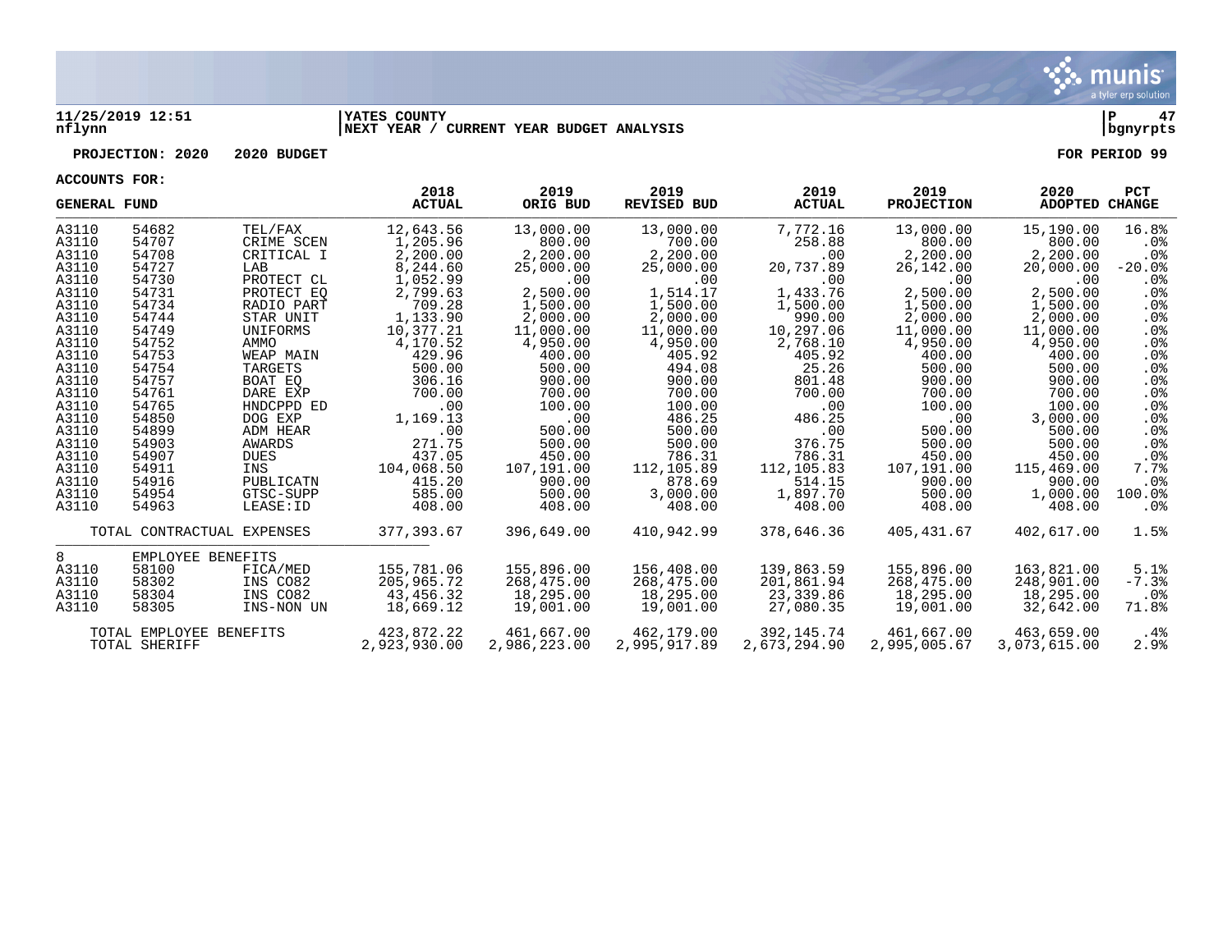**11/25/2019 12:51** | **YATES COUNTY** | **P 47**
**nflynn** | **NEXT YEAR / CURRENT YEAR BUDGET ANALYSIS** | **bgnyrpts**

**PROJECTION: 2020 2020 BUDGET** **FOR PERIOD 99**

**ACCOUNTS FOR:**

| GENERAL FUND | | | 2018 ACTUAL | 2019 ORIG BUD | 2019 REVISED BUD | 2019 ACTUAL | 2019 PROJECTION | 2020 ADOPTED | PCT CHANGE |
|---|---|---|---|---|---|---|---|---|---|
| A3110 | 54682 | TEL/FAX | 12,643.56 | 13,000.00 | 13,000.00 | 7,772.16 | 13,000.00 | 15,190.00 | 16.8% |
| A3110 | 54707 | CRIME SCEN | 1,205.96 | 800.00 | 700.00 | 258.88 | 800.00 | 800.00 | .0% |
| A3110 | 54708 | CRITICAL I | 2,200.00 | 2,200.00 | 2,200.00 | .00 | 2,200.00 | 2,200.00 | .0% |
| A3110 | 54727 | LAB | 8,244.60 | 25,000.00 | 25,000.00 | 20,737.89 | 26,142.00 | 20,000.00 | -20.0% |
| A3110 | 54730 | PROTECT CL | 1,052.99 | .00 | .00 | .00 | .00 | .00 | .0% |
| A3110 | 54731 | PROTECT EQ | 2,799.63 | 2,500.00 | 1,514.17 | 1,433.76 | 2,500.00 | 2,500.00 | .0% |
| A3110 | 54734 | RADIO PART | 709.28 | 1,500.00 | 1,500.00 | 1,500.00 | 1,500.00 | 1,500.00 | .0% |
| A3110 | 54744 | STAR UNIT | 1,133.90 | 2,000.00 | 2,000.00 | 990.00 | 2,000.00 | 2,000.00 | .0% |
| A3110 | 54749 | UNIFORMS | 10,377.21 | 11,000.00 | 11,000.00 | 10,297.06 | 11,000.00 | 11,000.00 | .0% |
| A3110 | 54752 | AMMO | 4,170.52 | 4,950.00 | 4,950.00 | 2,768.10 | 4,950.00 | 4,950.00 | .0% |
| A3110 | 54753 | WEAP MAIN | 429.96 | 400.00 | 405.92 | 405.92 | 400.00 | 400.00 | .0% |
| A3110 | 54754 | TARGETS | 500.00 | 500.00 | 494.08 | 25.26 | 500.00 | 500.00 | .0% |
| A3110 | 54757 | BOAT EQ | 306.16 | 900.00 | 900.00 | 801.48 | 900.00 | 900.00 | .0% |
| A3110 | 54761 | DARE EXP | 700.00 | 700.00 | 700.00 | 700.00 | 700.00 | 700.00 | .0% |
| A3110 | 54765 | HNDCPPD ED | .00 | 100.00 | 100.00 | .00 | 100.00 | 100.00 | .0% |
| A3110 | 54850 | DOG EXP | 1,169.13 | .00 | 486.25 | 486.25 | .00 | 3,000.00 | .0% |
| A3110 | 54899 | ADM HEAR | .00 | 500.00 | 500.00 | .00 | 500.00 | 500.00 | .0% |
| A3110 | 54903 | AWARDS | 271.75 | 500.00 | 500.00 | 376.75 | 500.00 | 500.00 | .0% |
| A3110 | 54907 | DUES | 437.05 | 450.00 | 786.31 | 786.31 | 450.00 | 450.00 | .0% |
| A3110 | 54911 | INS | 104,068.50 | 107,191.00 | 112,105.89 | 112,105.83 | 107,191.00 | 115,469.00 | 7.7% |
| A3110 | 54916 | PUBLICATN | 415.20 | 900.00 | 878.69 | 514.15 | 900.00 | 900.00 | .0% |
| A3110 | 54954 | GTSC-SUPP | 585.00 | 500.00 | 3,000.00 | 1,897.70 | 500.00 | 1,000.00 | 100.0% |
| A3110 | 54963 | LEASE:ID | 408.00 | 408.00 | 408.00 | 408.00 | 408.00 | 408.00 | .0% |
| | TOTAL CONTRACTUAL EXPENSES | | 377,393.67 | 396,649.00 | 410,942.99 | 378,646.36 | 405,431.67 | 402,617.00 | 1.5% |
| 8 | EMPLOYEE BENEFITS | | | | | | | | |
| A3110 | 58100 | FICA/MED | 155,781.06 | 155,896.00 | 156,408.00 | 139,863.59 | 155,896.00 | 163,821.00 | 5.1% |
| A3110 | 58302 | INS CO82 | 205,965.72 | 268,475.00 | 268,475.00 | 201,861.94 | 268,475.00 | 248,901.00 | -7.3% |
| A3110 | 58304 | INS CO82 | 43,456.32 | 18,295.00 | 18,295.00 | 23,339.86 | 18,295.00 | 18,295.00 | .0% |
| A3110 | 58305 | INS-NON UN | 18,669.12 | 19,001.00 | 19,001.00 | 27,080.35 | 19,001.00 | 32,642.00 | 71.8% |
| | TOTAL EMPLOYEE BENEFITS | | 423,872.22 | 461,667.00 | 462,179.00 | 392,145.74 | 461,667.00 | 463,659.00 | .4% |
| | TOTAL SHERIFF | | 2,923,930.00 | 2,986,223.00 | 2,995,917.89 | 2,673,294.90 | 2,995,005.67 | 3,073,615.00 | 2.9% |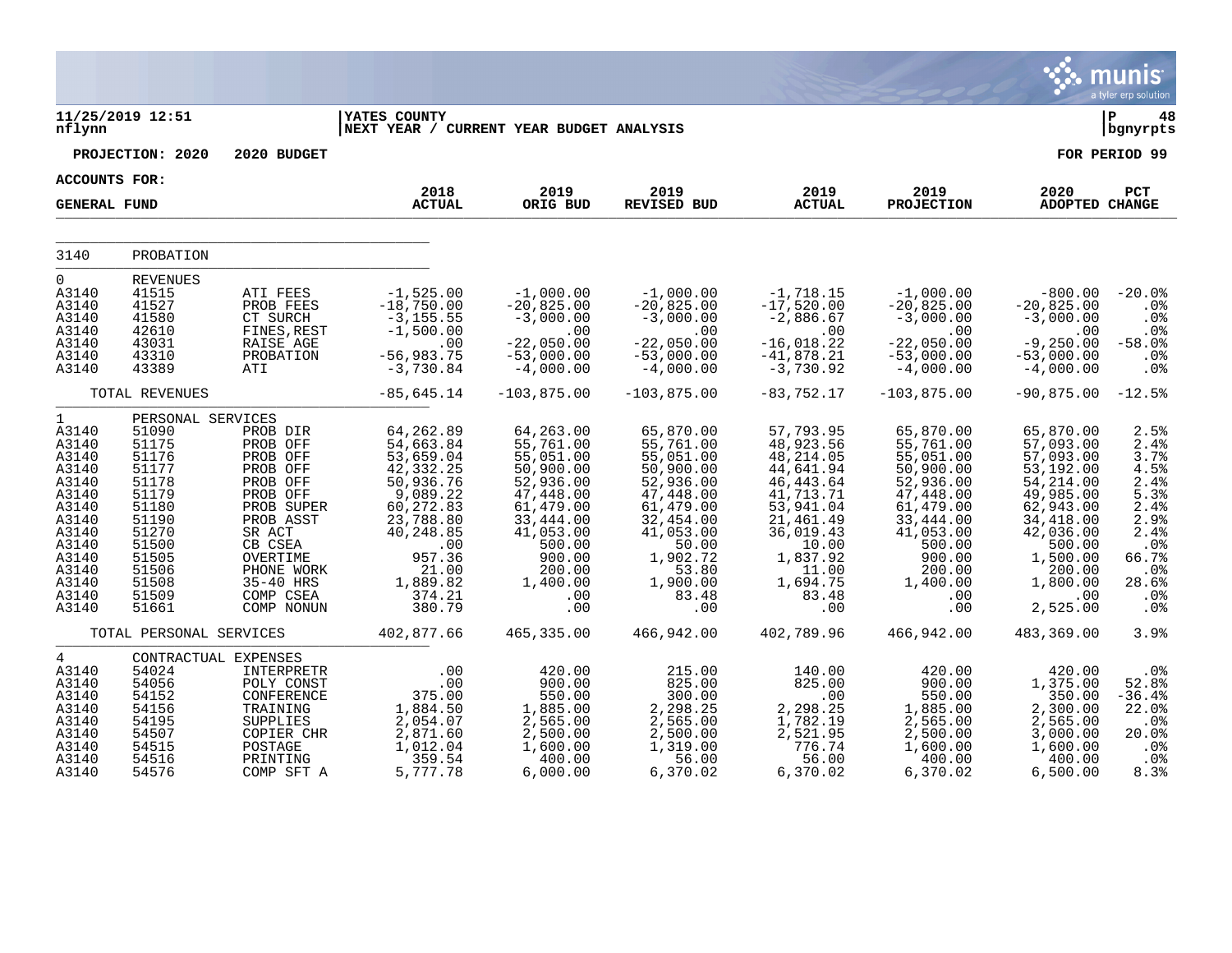11/25/2019 12:51 | YATES COUNTY | P 48
nflynn | NEXT YEAR / CURRENT YEAR BUDGET ANALYSIS | bgnyrpts

PROJECTION: 2020 2020 BUDGET | FOR PERIOD 99

ACCOUNTS FOR:

GENERAL FUND

| | | | 2018 ACTUAL | 2019 ORIG BUD | 2019 REVISED BUD | 2019 ACTUAL | 2019 PROJECTION | 2020 ADOPTED | PCT CHANGE |
|---|---|---|---|---|---|---|---|---|---|
| 3140 | PROBATION | | | | | | | | |
| 0 | REVENUES | | | | | | | | |
| A3140 | 41515 | ATI FEES | -1,525.00 | -1,000.00 | -1,000.00 | -1,718.15 | -1,000.00 | -800.00 | -20.0% |
| A3140 | 41527 | PROB FEES | -18,750.00 | -20,825.00 | -20,825.00 | -17,520.00 | -20,825.00 | -20,825.00 | .0% |
| A3140 | 41580 | CT SURCH | -3,155.55 | -3,000.00 | -3,000.00 | -2,886.67 | -3,000.00 | -3,000.00 | .0% |
| A3140 | 42610 | FINES,REST | -1,500.00 | .00 | .00 | .00 | .00 | .00 | .0% |
| A3140 | 43031 | RAISE AGE | .00 | -22,050.00 | -22,050.00 | -16,018.22 | -22,050.00 | -9,250.00 | -58.0% |
| A3140 | 43310 | PROBATION | -56,983.75 | -53,000.00 | -53,000.00 | -41,878.21 | -53,000.00 | -53,000.00 | .0% |
| A3140 | 43389 | ATI | -3,730.84 | -4,000.00 | -4,000.00 | -3,730.92 | -4,000.00 | -4,000.00 | .0% |
| | TOTAL REVENUES | | -85,645.14 | -103,875.00 | -103,875.00 | -83,752.17 | -103,875.00 | -90,875.00 | -12.5% |
| 1 | PERSONAL SERVICES | | | | | | | | |
| A3140 | 51090 | PROB DIR | 64,262.89 | 64,263.00 | 65,870.00 | 57,793.95 | 65,870.00 | 65,870.00 | 2.5% |
| A3140 | 51175 | PROB OFF | 54,663.84 | 55,761.00 | 55,761.00 | 48,923.56 | 55,761.00 | 57,093.00 | 2.4% |
| A3140 | 51176 | PROB OFF | 53,659.04 | 55,051.00 | 55,051.00 | 48,214.05 | 55,051.00 | 57,093.00 | 3.7% |
| A3140 | 51177 | PROB OFF | 42,332.25 | 50,900.00 | 50,900.00 | 44,641.94 | 50,900.00 | 53,192.00 | 4.5% |
| A3140 | 51178 | PROB OFF | 50,936.76 | 52,936.00 | 52,936.00 | 46,443.64 | 52,936.00 | 54,214.00 | 2.4% |
| A3140 | 51179 | PROB OFF | 9,089.22 | 47,448.00 | 47,448.00 | 41,713.71 | 47,448.00 | 49,985.00 | 5.3% |
| A3140 | 51180 | PROB SUPER | 60,272.83 | 61,479.00 | 61,479.00 | 53,941.04 | 61,479.00 | 62,943.00 | 2.4% |
| A3140 | 51190 | PROB ASST | 23,788.80 | 33,444.00 | 32,454.00 | 21,461.49 | 33,444.00 | 34,418.00 | 2.9% |
| A3140 | 51270 | SR ACT | 40,248.85 | 41,053.00 | 41,053.00 | 36,019.43 | 41,053.00 | 42,036.00 | 2.4% |
| A3140 | 51500 | CB CSEA | .00 | 500.00 | 50.00 | 10.00 | 500.00 | 500.00 | .0% |
| A3140 | 51505 | OVERTIME | 957.36 | 900.00 | 1,902.72 | 1,837.92 | 900.00 | 1,500.00 | 66.7% |
| A3140 | 51506 | PHONE WORK | 21.00 | 200.00 | 53.80 | 11.00 | 200.00 | 200.00 | .0% |
| A3140 | 51508 | 35-40 HRS | 1,889.82 | 1,400.00 | 1,900.00 | 1,694.75 | 1,400.00 | 1,800.00 | 28.6% |
| A3140 | 51509 | COMP CSEA | 374.21 | .00 | 83.48 | 83.48 | .00 | .00 | .0% |
| A3140 | 51661 | COMP NONUN | 380.79 | .00 | .00 | .00 | .00 | 2,525.00 | .0% |
| | TOTAL PERSONAL SERVICES | | 402,877.66 | 465,335.00 | 466,942.00 | 402,789.96 | 466,942.00 | 483,369.00 | 3.9% |
| 4 | CONTRACTUAL EXPENSES | | | | | | | | |
| A3140 | 54024 | INTERPRETR | .00 | 420.00 | 215.00 | 140.00 | 420.00 | 420.00 | .0% |
| A3140 | 54056 | POLY CONST | .00 | 900.00 | 825.00 | 825.00 | 900.00 | 1,375.00 | 52.8% |
| A3140 | 54152 | CONFERENCE | 375.00 | 550.00 | 300.00 | .00 | 550.00 | 350.00 | -36.4% |
| A3140 | 54156 | TRAINING | 1,884.50 | 1,885.00 | 2,298.25 | 2,298.25 | 1,885.00 | 2,300.00 | 22.0% |
| A3140 | 54195 | SUPPLIES | 2,054.07 | 2,565.00 | 2,565.00 | 1,782.19 | 2,565.00 | 2,565.00 | .0% |
| A3140 | 54507 | COPIER CHR | 2,871.60 | 2,500.00 | 2,500.00 | 2,521.95 | 2,500.00 | 3,000.00 | 20.0% |
| A3140 | 54515 | POSTAGE | 1,012.04 | 1,600.00 | 1,319.00 | 776.74 | 1,600.00 | 1,600.00 | .0% |
| A3140 | 54516 | PRINTING | 359.54 | 400.00 | 56.00 | 56.00 | 400.00 | 400.00 | .0% |
| A3140 | 54576 | COMP SFT A | 5,777.78 | 6,000.00 | 6,370.02 | 6,370.02 | 6,370.02 | 6,500.00 | 8.3% |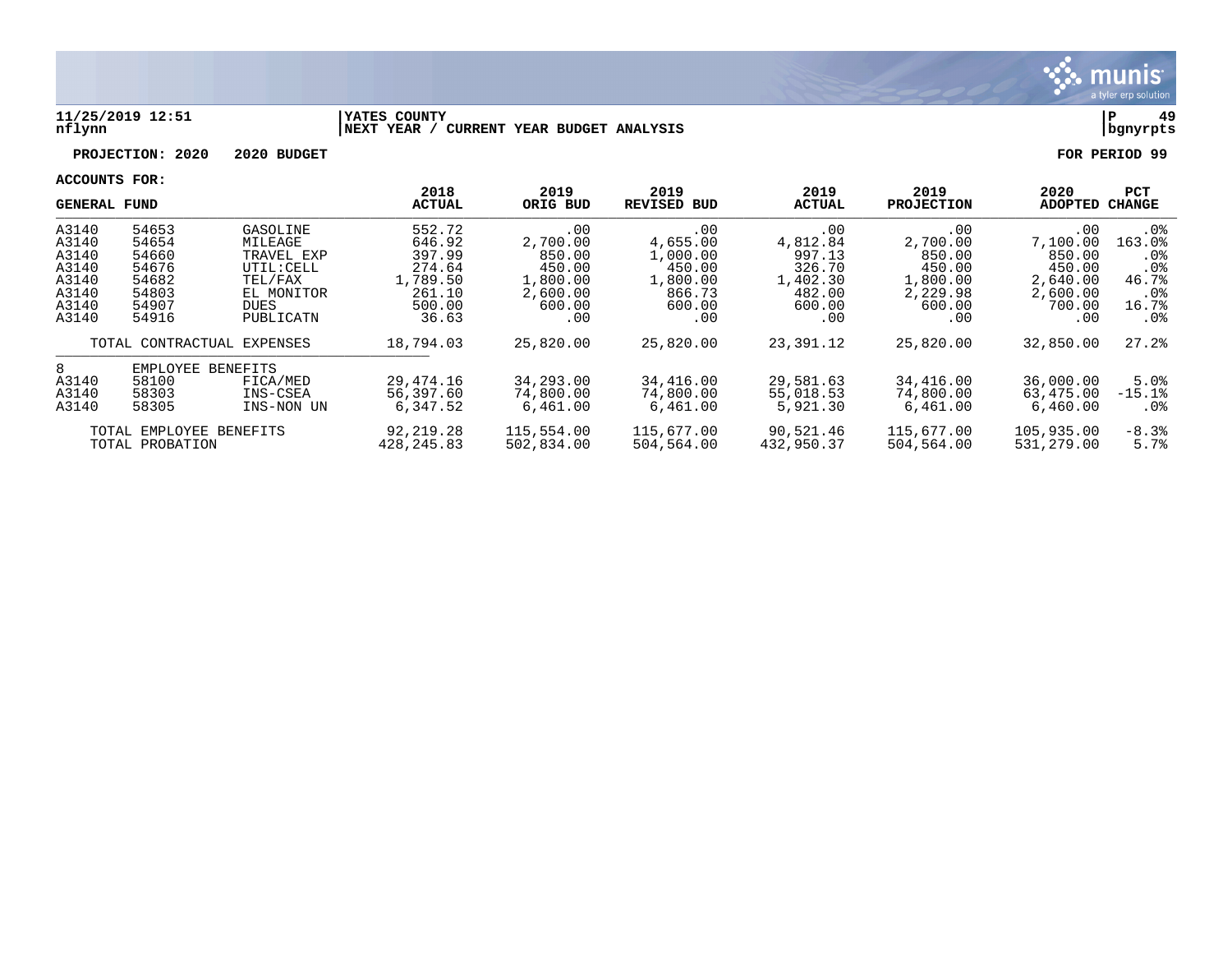11/25/2019 12:51 | YATES COUNTY | P 49
nflynn | NEXT YEAR / CURRENT YEAR BUDGET ANALYSIS | bgnyrpts

**PROJECTION: 2020 2020 BUDGET** **FOR PERIOD 99**

**ACCOUNTS FOR:**

| GENERAL FUND | | | 2018 ACTUAL | 2019 ORIG BUD | 2019 REVISED BUD | 2019 ACTUAL | 2019 PROJECTION | 2020 ADOPTED | PCT CHANGE |
|---|---|---|---|---|---|---|---|---|---|
| A3140 | 54653 | GASOLINE | 552.72 | .00 | .00 | .00 | .00 | .00 | .0% |
| A3140 | 54654 | MILEAGE | 646.92 | 2,700.00 | 4,655.00 | 4,812.84 | 2,700.00 | 7,100.00 | 163.0% |
| A3140 | 54660 | TRAVEL EXP | 397.99 | 850.00 | 1,000.00 | 997.13 | 850.00 | 850.00 | .0% |
| A3140 | 54676 | UTIL:CELL | 274.64 | 450.00 | 450.00 | 326.70 | 450.00 | 450.00 | .0% |
| A3140 | 54682 | TEL/FAX | 1,789.50 | 1,800.00 | 1,800.00 | 1,402.30 | 1,800.00 | 2,640.00 | 46.7% |
| A3140 | 54803 | EL MONITOR | 261.10 | 2,600.00 | 866.73 | 482.00 | 2,229.98 | 2,600.00 | .0% |
| A3140 | 54907 | DUES | 500.00 | 600.00 | 600.00 | 600.00 | 600.00 | 700.00 | 16.7% |
| A3140 | 54916 | PUBLICATN | 36.63 | .00 | .00 | .00 | .00 | .00 | .0% |
| | TOTAL CONTRACTUAL EXPENSES | | 18,794.03 | 25,820.00 | 25,820.00 | 23,391.12 | 25,820.00 | 32,850.00 | 27.2% |
| 8 | EMPLOYEE BENEFITS | | | | | | | | |
| A3140 | 58100 | FICA/MED | 29,474.16 | 34,293.00 | 34,416.00 | 29,581.63 | 34,416.00 | 36,000.00 | 5.0% |
| A3140 | 58303 | INS-CSEA | 56,397.60 | 74,800.00 | 74,800.00 | 55,018.53 | 74,800.00 | 63,475.00 | -15.1% |
| A3140 | 58305 | INS-NON UN | 6,347.52 | 6,461.00 | 6,461.00 | 5,921.30 | 6,461.00 | 6,460.00 | .0% |
| | TOTAL EMPLOYEE BENEFITS | | 92,219.28 | 115,554.00 | 115,677.00 | 90,521.46 | 115,677.00 | 105,935.00 | -8.3% |
| | TOTAL PROBATION | | 428,245.83 | 502,834.00 | 504,564.00 | 432,950.37 | 504,564.00 | 531,279.00 | 5.7% |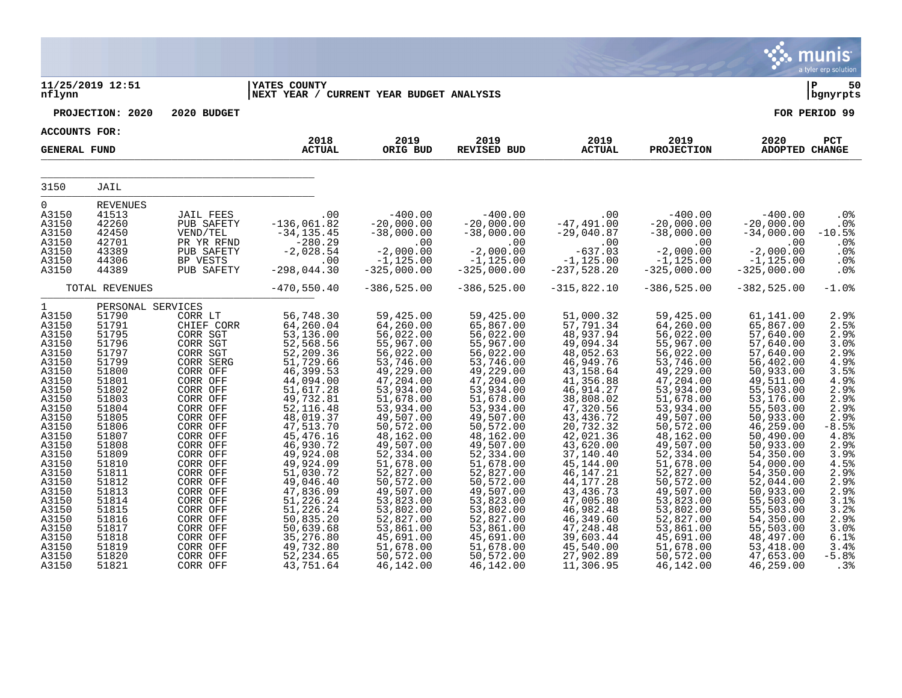**11/25/2019 12:51** | **YATES COUNTY** | **P 50**
**nflynn** | **NEXT YEAR / CURRENT YEAR BUDGET ANALYSIS** | **bgnyrpts**

**PROJECTION: 2020 2020 BUDGET** — **FOR PERIOD 99**

**ACCOUNTS FOR:**

| GENERAL FUND | | | 2018 ACTUAL | 2019 ORIG BUD | 2019 REVISED BUD | 2019 ACTUAL | 2019 PROJECTION | 2020 ADOPTED | PCT CHANGE |
|---|---|---|---|---|---|---|---|---|---|
| 3150 | JAIL | | | | | | | | |
| 0 | REVENUES | | | | | | | | |
| A3150 | 41513 | JAIL FEES | .00 | -400.00 | -400.00 | .00 | -400.00 | -400.00 | .0% |
| A3150 | 42260 | PUB SAFETY | -136,061.82 | -20,000.00 | -20,000.00 | -47,491.00 | -20,000.00 | -20,000.00 | .0% |
| A3150 | 42450 | VEND/TEL | -34,135.45 | -38,000.00 | -38,000.00 | -29,040.87 | -38,000.00 | -34,000.00 | -10.5% |
| A3150 | 42701 | PR YR RFND | -280.29 | .00 | .00 | .00 | .00 | .00 | .0% |
| A3150 | 43389 | PUB SAFETY | -2,028.54 | -2,000.00 | -2,000.00 | -637.03 | -2,000.00 | -2,000.00 | .0% |
| A3150 | 44306 | BP VESTS | .00 | -1,125.00 | -1,125.00 | -1,125.00 | -1,125.00 | -1,125.00 | .0% |
| A3150 | 44389 | PUB SAFETY | -298,044.30 | -325,000.00 | -325,000.00 | -237,528.20 | -325,000.00 | -325,000.00 | .0% |
| | TOTAL REVENUES | | -470,550.40 | -386,525.00 | -386,525.00 | -315,822.10 | -386,525.00 | -382,525.00 | -1.0% |
| 1 | PERSONAL SERVICES | | | | | | | | |
| A3150 | 51790 | CORR LT | 56,748.30 | 59,425.00 | 59,425.00 | 51,000.32 | 59,425.00 | 61,141.00 | 2.9% |
| A3150 | 51791 | CHIEF CORR | 64,260.04 | 64,260.00 | 65,867.00 | 57,791.34 | 64,260.00 | 65,867.00 | 2.5% |
| A3150 | 51795 | CORR SGT | 53,136.00 | 56,022.00 | 56,022.00 | 48,937.94 | 56,022.00 | 57,640.00 | 2.9% |
| A3150 | 51796 | CORR SGT | 52,568.56 | 55,967.00 | 55,967.00 | 49,094.34 | 55,967.00 | 57,640.00 | 3.0% |
| A3150 | 51797 | CORR SGT | 52,209.36 | 56,022.00 | 56,022.00 | 48,052.63 | 56,022.00 | 57,640.00 | 2.9% |
| A3150 | 51799 | CORR SERG | 51,729.66 | 53,746.00 | 53,746.00 | 46,949.76 | 53,746.00 | 56,402.00 | 4.9% |
| A3150 | 51800 | CORR OFF | 46,399.53 | 49,229.00 | 49,229.00 | 43,158.64 | 49,229.00 | 50,933.00 | 3.5% |
| A3150 | 51801 | CORR OFF | 44,094.00 | 47,204.00 | 47,204.00 | 41,356.88 | 47,204.00 | 49,511.00 | 4.9% |
| A3150 | 51802 | CORR OFF | 51,617.28 | 53,934.00 | 53,934.00 | 46,914.27 | 53,934.00 | 55,503.00 | 2.9% |
| A3150 | 51803 | CORR OFF | 49,732.81 | 51,678.00 | 51,678.00 | 38,808.02 | 51,678.00 | 53,176.00 | 2.9% |
| A3150 | 51804 | CORR OFF | 52,116.48 | 53,934.00 | 53,934.00 | 47,320.56 | 53,934.00 | 55,503.00 | 2.9% |
| A3150 | 51805 | CORR OFF | 48,019.37 | 49,507.00 | 49,507.00 | 43,436.72 | 49,507.00 | 50,933.00 | 2.9% |
| A3150 | 51806 | CORR OFF | 47,513.70 | 50,572.00 | 50,572.00 | 20,732.32 | 50,572.00 | 46,259.00 | -8.5% |
| A3150 | 51807 | CORR OFF | 45,476.16 | 48,162.00 | 48,162.00 | 42,021.36 | 48,162.00 | 50,490.00 | 4.8% |
| A3150 | 51808 | CORR OFF | 46,930.72 | 49,507.00 | 49,507.00 | 43,620.00 | 49,507.00 | 50,933.00 | 2.9% |
| A3150 | 51809 | CORR OFF | 49,924.08 | 52,334.00 | 52,334.00 | 37,140.40 | 52,334.00 | 54,350.00 | 3.9% |
| A3150 | 51810 | CORR OFF | 49,924.09 | 51,678.00 | 51,678.00 | 45,144.00 | 51,678.00 | 54,000.00 | 4.5% |
| A3150 | 51811 | CORR OFF | 51,030.72 | 52,827.00 | 52,827.00 | 46,147.21 | 52,827.00 | 54,350.00 | 2.9% |
| A3150 | 51812 | CORR OFF | 49,046.40 | 50,572.00 | 50,572.00 | 44,177.28 | 50,572.00 | 52,044.00 | 2.9% |
| A3150 | 51813 | CORR OFF | 47,836.09 | 49,507.00 | 49,507.00 | 43,436.73 | 49,507.00 | 50,933.00 | 2.9% |
| A3150 | 51814 | CORR OFF | 51,226.24 | 53,823.00 | 53,823.00 | 47,005.80 | 53,823.00 | 55,503.00 | 3.1% |
| A3150 | 51815 | CORR OFF | 51,226.24 | 53,802.00 | 53,802.00 | 46,982.48 | 53,802.00 | 55,503.00 | 3.2% |
| A3150 | 51816 | CORR OFF | 50,835.20 | 52,827.00 | 52,827.00 | 46,349.60 | 52,827.00 | 54,350.00 | 2.9% |
| A3150 | 51817 | CORR OFF | 50,639.68 | 53,861.00 | 53,861.00 | 47,248.48 | 53,861.00 | 55,503.00 | 3.0% |
| A3150 | 51818 | CORR OFF | 35,276.80 | 45,691.00 | 45,691.00 | 39,603.44 | 45,691.00 | 48,497.00 | 6.1% |
| A3150 | 51819 | CORR OFF | 49,732.80 | 51,678.00 | 51,678.00 | 45,540.00 | 51,678.00 | 53,418.00 | 3.4% |
| A3150 | 51820 | CORR OFF | 52,234.65 | 50,572.00 | 50,572.00 | 27,902.89 | 50,572.00 | 47,653.00 | -5.8% |
| A3150 | 51821 | CORR OFF | 43,751.64 | 46,142.00 | 46,142.00 | 11,306.95 | 46,142.00 | 46,259.00 | .3% |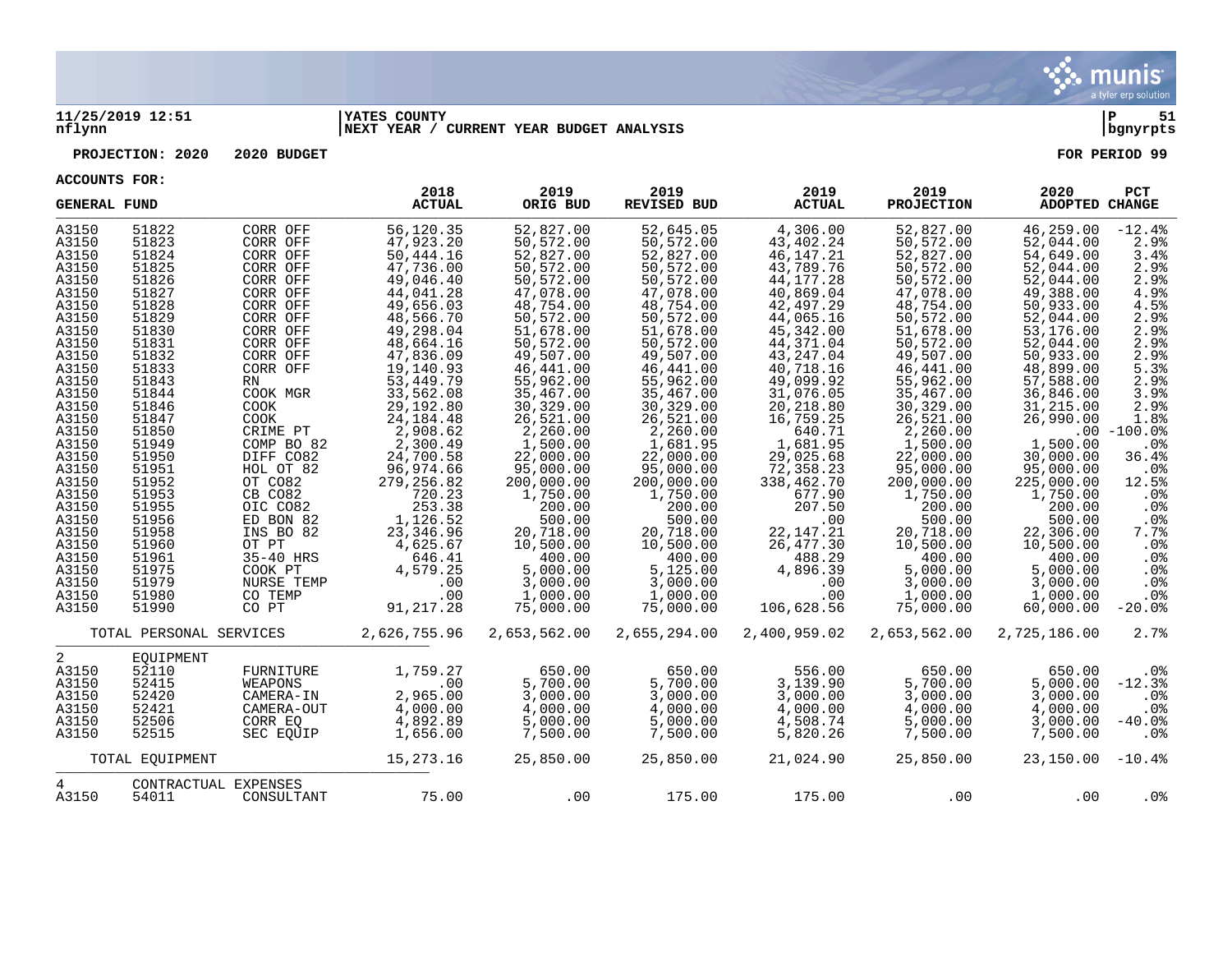**11/25/2019 12:51** | **YATES COUNTY**
**nflynn** | **NEXT YEAR / CURRENT YEAR BUDGET ANALYSIS** | **bgnyrpts**

**PROJECTION: 2020 2020 BUDGET** **FOR PERIOD 99**

**ACCOUNTS FOR:**

| GENERAL FUND | | | 2018 ACTUAL | 2019 ORIG BUD | 2019 REVISED BUD | 2019 ACTUAL | 2019 PROJECTION | 2020 ADOPTED | PCT CHANGE |
|---|---|---|---|---|---|---|---|---|---|
| A3150 | 51822 | CORR OFF | 56,120.35 | 52,827.00 | 52,645.05 | 4,306.00 | 52,827.00 | 46,259.00 | -12.4% |
| A3150 | 51823 | CORR OFF | 47,923.20 | 50,572.00 | 50,572.00 | 43,402.24 | 50,572.00 | 52,044.00 | 2.9% |
| A3150 | 51824 | CORR OFF | 50,444.16 | 52,827.00 | 52,827.00 | 46,147.21 | 52,827.00 | 54,649.00 | 3.4% |
| A3150 | 51825 | CORR OFF | 47,736.00 | 50,572.00 | 50,572.00 | 43,789.76 | 50,572.00 | 52,044.00 | 2.9% |
| A3150 | 51826 | CORR OFF | 49,046.40 | 50,572.00 | 50,572.00 | 44,177.28 | 50,572.00 | 52,044.00 | 2.9% |
| A3150 | 51827 | CORR OFF | 44,041.28 | 47,078.00 | 47,078.00 | 40,869.04 | 47,078.00 | 49,388.00 | 4.9% |
| A3150 | 51828 | CORR OFF | 49,656.03 | 48,754.00 | 48,754.00 | 42,497.29 | 48,754.00 | 50,933.00 | 4.5% |
| A3150 | 51829 | CORR OFF | 48,566.70 | 50,572.00 | 50,572.00 | 44,065.16 | 50,572.00 | 52,044.00 | 2.9% |
| A3150 | 51830 | CORR OFF | 49,298.04 | 51,678.00 | 51,678.00 | 45,342.00 | 51,678.00 | 53,176.00 | 2.9% |
| A3150 | 51831 | CORR OFF | 48,664.16 | 50,572.00 | 50,572.00 | 44,371.04 | 50,572.00 | 52,044.00 | 2.9% |
| A3150 | 51832 | CORR OFF | 47,836.09 | 49,507.00 | 49,507.00 | 43,247.04 | 49,507.00 | 50,933.00 | 2.9% |
| A3150 | 51833 | CORR OFF | 19,140.93 | 46,441.00 | 46,441.00 | 40,718.16 | 46,441.00 | 48,899.00 | 5.3% |
| A3150 | 51843 | RN | 53,449.79 | 55,962.00 | 55,962.00 | 49,099.92 | 55,962.00 | 57,588.00 | 2.9% |
| A3150 | 51844 | COOK MGR | 33,562.08 | 35,467.00 | 35,467.00 | 31,076.05 | 35,467.00 | 36,846.00 | 3.9% |
| A3150 | 51846 | COOK | 29,192.80 | 30,329.00 | 30,329.00 | 20,218.80 | 30,329.00 | 31,215.00 | 2.9% |
| A3150 | 51847 | COOK | 24,184.48 | 26,521.00 | 26,521.00 | 16,759.25 | 26,521.00 | 26,990.00 | 1.8% |
| A3150 | 51850 | CRIME PT | 2,908.62 | 2,260.00 | 2,260.00 | 640.71 | 2,260.00 | .00 | -100.0% |
| A3150 | 51949 | COMP BO 82 | 2,300.49 | 1,500.00 | 1,681.95 | 1,681.95 | 1,500.00 | 1,500.00 | .0% |
| A3150 | 51950 | DIFF CO82 | 24,700.58 | 22,000.00 | 22,000.00 | 29,025.68 | 22,000.00 | 30,000.00 | 36.4% |
| A3150 | 51951 | HOL OT 82 | 96,974.66 | 95,000.00 | 95,000.00 | 72,358.23 | 95,000.00 | 95,000.00 | .0% |
| A3150 | 51952 | OT CO82 | 279,256.82 | 200,000.00 | 200,000.00 | 338,462.70 | 200,000.00 | 225,000.00 | 12.5% |
| A3150 | 51953 | CB CO82 | 720.23 | 1,750.00 | 1,750.00 | 677.90 | 1,750.00 | 1,750.00 | .0% |
| A3150 | 51955 | OIC CO82 | 253.38 | 200.00 | 200.00 | 207.50 | 200.00 | 200.00 | .0% |
| A3150 | 51956 | ED BON 82 | 1,126.52 | 500.00 | 500.00 | .00 | 500.00 | 500.00 | .0% |
| A3150 | 51958 | INS BO 82 | 23,346.96 | 20,718.00 | 20,718.00 | 22,147.21 | 20,718.00 | 22,306.00 | 7.7% |
| A3150 | 51960 | OT PT | 4,625.67 | 10,500.00 | 10,500.00 | 26,477.30 | 10,500.00 | 10,500.00 | .0% |
| A3150 | 51961 | 35-40 HRS | 646.41 | 400.00 | 400.00 | 488.29 | 400.00 | 400.00 | .0% |
| A3150 | 51975 | COOK PT | 4,579.25 | 5,000.00 | 5,125.00 | 4,896.39 | 5,000.00 | 5,000.00 | .0% |
| A3150 | 51979 | NURSE TEMP | .00 | 3,000.00 | 3,000.00 | .00 | 3,000.00 | 3,000.00 | .0% |
| A3150 | 51980 | CO TEMP | .00 | 1,000.00 | 1,000.00 | .00 | 1,000.00 | 1,000.00 | .0% |
| A3150 | 51990 | CO PT | 91,217.28 | 75,000.00 | 75,000.00 | 106,628.56 | 75,000.00 | 60,000.00 | -20.0% |
| | TOTAL PERSONAL SERVICES | | 2,626,755.96 | 2,653,562.00 | 2,655,294.00 | 2,400,959.02 | 2,653,562.00 | 2,725,186.00 | 2.7% |
| 2 | EQUIPMENT | | | | | | | | |
| A3150 | 52110 | FURNITURE | 1,759.27 | 650.00 | 650.00 | 556.00 | 650.00 | 650.00 | .0% |
| A3150 | 52415 | WEAPONS | .00 | 5,700.00 | 5,700.00 | 3,139.90 | 5,700.00 | 5,000.00 | -12.3% |
| A3150 | 52420 | CAMERA-IN | 2,965.00 | 3,000.00 | 3,000.00 | 3,000.00 | 3,000.00 | 3,000.00 | .0% |
| A3150 | 52421 | CAMERA-OUT | 4,000.00 | 4,000.00 | 4,000.00 | 4,000.00 | 4,000.00 | 4,000.00 | .0% |
| A3150 | 52506 | CORR EQ | 4,892.89 | 5,000.00 | 5,000.00 | 4,508.74 | 5,000.00 | 3,000.00 | -40.0% |
| A3150 | 52515 | SEC EQUIP | 1,656.00 | 7,500.00 | 7,500.00 | 5,820.26 | 7,500.00 | 7,500.00 | .0% |
| | TOTAL EQUIPMENT | | 15,273.16 | 25,850.00 | 25,850.00 | 21,024.90 | 25,850.00 | 23,150.00 | -10.4% |
| 4 | CONTRACTUAL EXPENSES | | | | | | | | |
| A3150 | 54011 | CONSULTANT | 75.00 | .00 | 175.00 | 175.00 | .00 | .00 | .0% |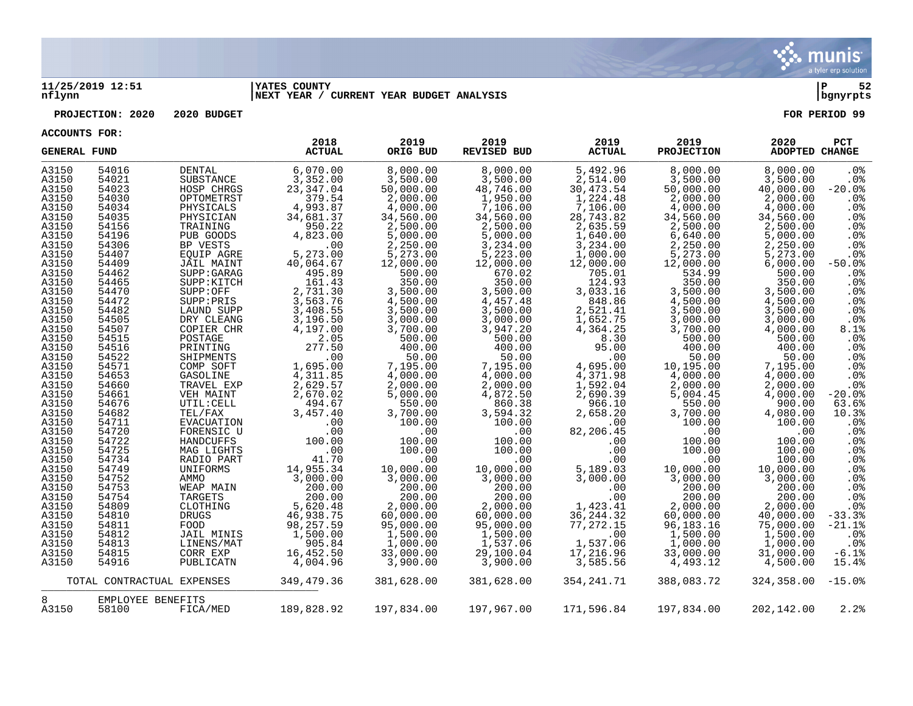11/25/2019 12:51 | YATES COUNTY
nflynn | NEXT YEAR / CURRENT YEAR BUDGET ANALYSIS

**PROJECTION: 2020 2020 BUDGET** — **FOR PERIOD 99**

**ACCOUNTS FOR:**

| GENERAL FUND | | | 2018 ACTUAL | 2019 ORIG BUD | 2019 REVISED BUD | 2019 ACTUAL | 2019 PROJECTION | 2020 ADOPTED | PCT CHANGE |
|---|---|---|---|---|---|---|---|---|---|
| A3150 | 54016 | DENTAL | 6,070.00 | 8,000.00 | 8,000.00 | 5,492.96 | 8,000.00 | 8,000.00 | .0% |
| A3150 | 54021 | SUBSTANCE | 3,352.00 | 3,500.00 | 3,500.00 | 2,514.00 | 3,500.00 | 3,500.00 | .0% |
| A3150 | 54023 | HOSP CHRGS | 23,347.04 | 50,000.00 | 48,746.00 | 30,473.54 | 50,000.00 | 40,000.00 | -20.0% |
| A3150 | 54030 | OPTOMETRST | 379.54 | 2,000.00 | 1,950.00 | 1,224.48 | 2,000.00 | 2,000.00 | .0% |
| A3150 | 54034 | PHYSICALS | 4,993.87 | 4,000.00 | 7,106.00 | 7,106.00 | 4,000.00 | 4,000.00 | .0% |
| A3150 | 54035 | PHYSICIAN | 34,681.37 | 34,560.00 | 34,560.00 | 28,743.82 | 34,560.00 | 34,560.00 | .0% |
| A3150 | 54156 | TRAINING | 950.22 | 2,500.00 | 2,500.00 | 2,635.59 | 2,500.00 | 2,500.00 | .0% |
| A3150 | 54196 | PUB GOODS | 4,823.00 | 5,000.00 | 5,000.00 | 1,640.00 | 6,640.00 | 5,000.00 | .0% |
| A3150 | 54306 | BP VESTS | .00 | 2,250.00 | 3,234.00 | 3,234.00 | 2,250.00 | 2,250.00 | .0% |
| A3150 | 54407 | EQUIP AGRE | 5,273.00 | 5,273.00 | 5,223.00 | 1,000.00 | 5,273.00 | 5,273.00 | .0% |
| A3150 | 54409 | JAIL MAINT | 40,064.67 | 12,000.00 | 12,000.00 | 12,000.00 | 12,000.00 | 6,000.00 | -50.0% |
| A3150 | 54462 | SUPP:GARAG | 495.89 | 500.00 | 670.02 | 705.01 | 534.99 | 500.00 | .0% |
| A3150 | 54465 | SUPP:KITCH | 161.43 | 350.00 | 350.00 | 124.93 | 350.00 | 350.00 | .0% |
| A3150 | 54470 | SUPP:OFF | 2,731.30 | 3,500.00 | 3,500.00 | 3,033.16 | 3,500.00 | 3,500.00 | .0% |
| A3150 | 54472 | SUPP:PRIS | 3,563.76 | 4,500.00 | 4,457.48 | 848.86 | 4,500.00 | 4,500.00 | .0% |
| A3150 | 54482 | LAUND SUPP | 3,408.55 | 3,500.00 | 3,500.00 | 2,521.41 | 3,500.00 | 3,500.00 | .0% |
| A3150 | 54505 | DRY CLEANG | 3,196.50 | 3,000.00 | 3,000.00 | 1,652.75 | 3,000.00 | 3,000.00 | .0% |
| A3150 | 54507 | COPIER CHR | 4,197.00 | 3,700.00 | 3,947.20 | 4,364.25 | 3,700.00 | 4,000.00 | 8.1% |
| A3150 | 54515 | POSTAGE | 2.05 | 500.00 | 500.00 | 8.30 | 500.00 | 500.00 | .0% |
| A3150 | 54516 | PRINTING | 277.50 | 400.00 | 400.00 | 95.00 | 400.00 | 400.00 | .0% |
| A3150 | 54522 | SHIPMENTS | .00 | 50.00 | 50.00 | .00 | 50.00 | 50.00 | .0% |
| A3150 | 54571 | COMP SOFT | 1,695.00 | 7,195.00 | 7,195.00 | 4,695.00 | 10,195.00 | 7,195.00 | .0% |
| A3150 | 54653 | GASOLINE | 4,311.85 | 4,000.00 | 4,000.00 | 4,371.98 | 4,000.00 | 4,000.00 | .0% |
| A3150 | 54660 | TRAVEL EXP | 2,629.57 | 2,000.00 | 2,000.00 | 1,592.04 | 2,000.00 | 2,000.00 | .0% |
| A3150 | 54661 | VEH MAINT | 2,670.02 | 5,000.00 | 4,872.50 | 2,690.39 | 5,004.45 | 4,000.00 | -20.0% |
| A3150 | 54676 | UTIL:CELL | 494.67 | 550.00 | 860.38 | 966.10 | 550.00 | 900.00 | 63.6% |
| A3150 | 54682 | TEL/FAX | 3,457.40 | 3,700.00 | 3,594.32 | 2,658.20 | 3,700.00 | 4,080.00 | 10.3% |
| A3150 | 54711 | EVACUATION | .00 | 100.00 | 100.00 | .00 | 100.00 | 100.00 | .0% |
| A3150 | 54720 | FORENSIC U | .00 | .00 | .00 | 82,206.45 | .00 | .00 | .0% |
| A3150 | 54722 | HANDCUFFS | 100.00 | 100.00 | 100.00 | .00 | 100.00 | 100.00 | .0% |
| A3150 | 54725 | MAG LIGHTS | .00 | 100.00 | 100.00 | .00 | 100.00 | 100.00 | .0% |
| A3150 | 54734 | RADIO PART | 41.70 | .00 | .00 | .00 | .00 | 100.00 | .0% |
| A3150 | 54749 | UNIFORMS | 14,955.34 | 10,000.00 | 10,000.00 | 5,189.03 | 10,000.00 | 10,000.00 | .0% |
| A3150 | 54752 | AMMO | 3,000.00 | 3,000.00 | 3,000.00 | 3,000.00 | 3,000.00 | 3,000.00 | .0% |
| A3150 | 54753 | WEAP MAIN | 200.00 | 200.00 | 200.00 | .00 | 200.00 | 200.00 | .0% |
| A3150 | 54754 | TARGETS | 200.00 | 200.00 | 200.00 | .00 | 200.00 | 200.00 | .0% |
| A3150 | 54809 | CLOTHING | 5,620.48 | 2,000.00 | 2,000.00 | 1,423.41 | 2,000.00 | 2,000.00 | .0% |
| A3150 | 54810 | DRUGS | 46,938.75 | 60,000.00 | 60,000.00 | 36,244.32 | 60,000.00 | 40,000.00 | -33.3% |
| A3150 | 54811 | FOOD | 98,257.59 | 95,000.00 | 95,000.00 | 77,272.15 | 96,183.16 | 75,000.00 | -21.1% |
| A3150 | 54812 | JAIL MINIS | 1,500.00 | 1,500.00 | 1,500.00 | .00 | 1,500.00 | 1,500.00 | .0% |
| A3150 | 54813 | LINENS/MAT | 905.84 | 1,000.00 | 1,537.06 | 1,537.06 | 1,000.00 | 1,000.00 | .0% |
| A3150 | 54815 | CORR EXP | 16,452.50 | 33,000.00 | 29,100.04 | 17,216.96 | 33,000.00 | 31,000.00 | -6.1% |
| A3150 | 54916 | PUBLICATN | 4,004.96 | 3,900.00 | 3,900.00 | 3,585.56 | 4,493.12 | 4,500.00 | 15.4% |
| | TOTAL CONTRACTUAL EXPENSES | | 349,479.36 | 381,628.00 | 381,628.00 | 354,241.71 | 388,083.72 | 324,358.00 | -15.0% |
| 8 | EMPLOYEE BENEFITS | | | | | | | | |
| A3150 | 58100 | FICA/MED | 189,828.92 | 197,834.00 | 197,967.00 | 171,596.84 | 197,834.00 | 202,142.00 | 2.2% |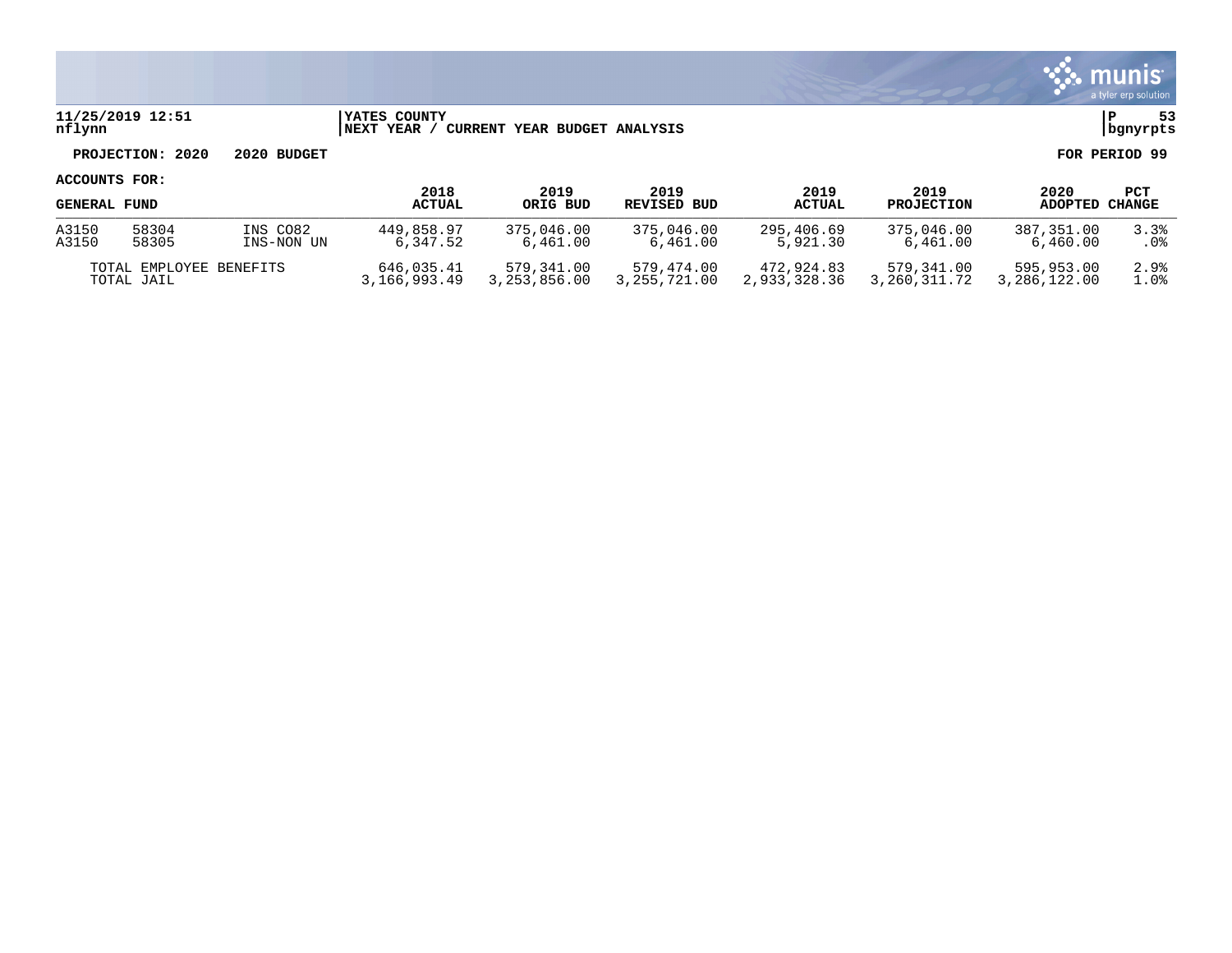**YATES COUNTY**
**NEXT YEAR / CURRENT YEAR BUDGET ANALYSIS**

**PROJECTION: 2020 2020 BUDGET** **FOR PERIOD 99**

**ACCOUNTS FOR:**

| GENERAL FUND | | | 2018 ACTUAL | 2019 ORIG BUD | 2019 REVISED BUD | 2019 ACTUAL | 2019 PROJECTION | 2020 ADOPTED | PCT CHANGE |
|---|---|---|---|---|---|---|---|---|---|
| A3150 | 58304 | INS CO82 | 449,858.97 | 375,046.00 | 375,046.00 | 295,406.69 | 375,046.00 | 387,351.00 | 3.3% |
| A3150 | 58305 | INS-NON UN | 6,347.52 | 6,461.00 | 6,461.00 | 5,921.30 | 6,461.00 | 6,460.00 | .0% |
| TOTAL EMPLOYEE BENEFITS | | | 646,035.41 | 579,341.00 | 579,474.00 | 472,924.83 | 579,341.00 | 595,953.00 | 2.9% |
| TOTAL JAIL | | | 3,166,993.49 | 3,253,856.00 | 3,255,721.00 | 2,933,328.36 | 3,260,311.72 | 3,286,122.00 | 1.0% |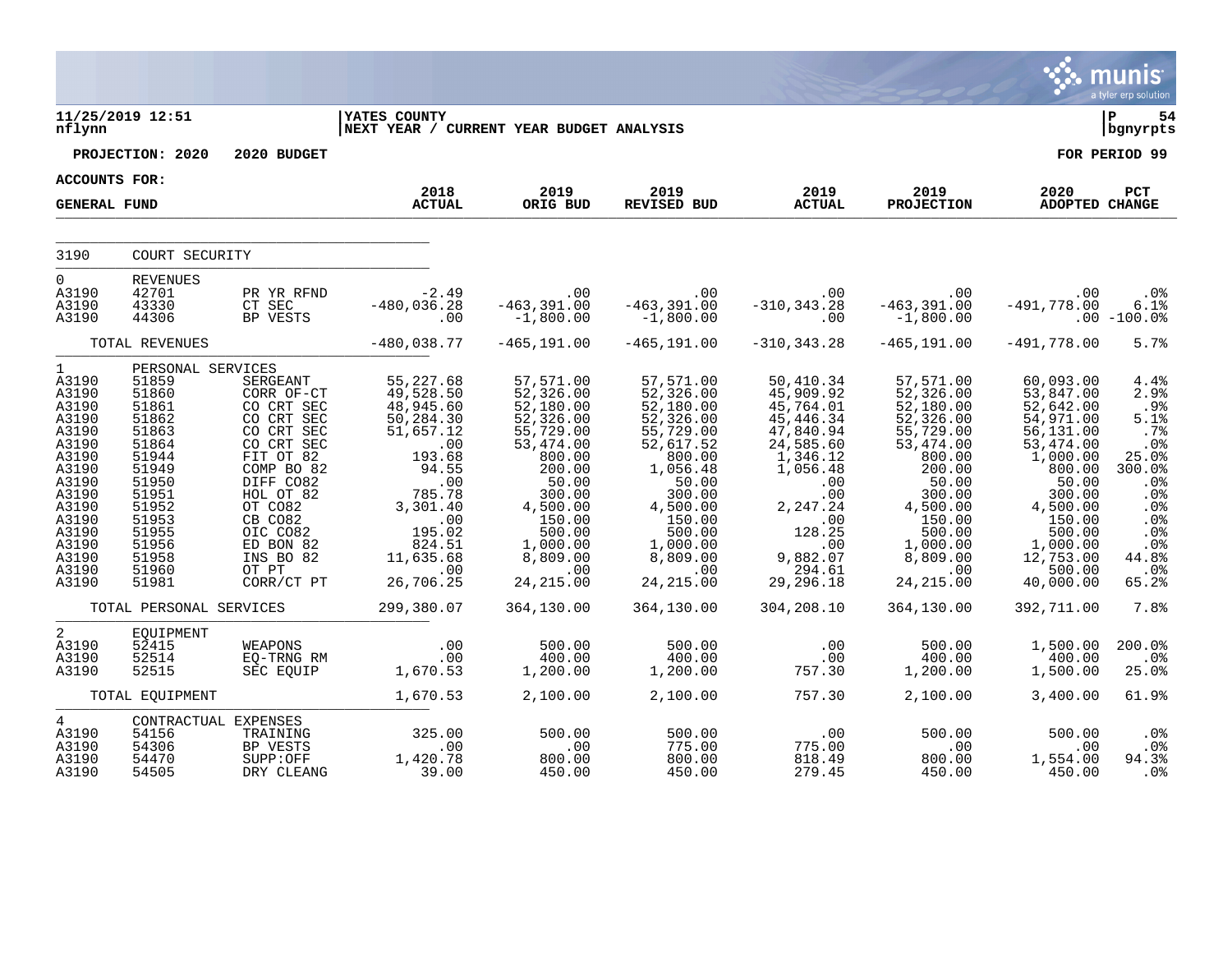**11/25/2019 12:51**
**nflynn**

**YATES COUNTY**
**NEXT YEAR / CURRENT YEAR BUDGET ANALYSIS**

**P 54**
**bgnyrpts**

**PROJECTION: 2020 2020 BUDGET**

**FOR PERIOD 99**

**ACCOUNTS FOR:**

| GENERAL FUND | | | 2018 ACTUAL | 2019 ORIG BUD | 2019 REVISED BUD | 2019 ACTUAL | 2019 PROJECTION | 2020 ADOPTED | PCT CHANGE |
|---|---|---|---|---|---|---|---|---|---|
| 3190 | COURT SECURITY | | | | | | | | |
| 0 | REVENUES | | | | | | | | |
| A3190 | 42701 | PR YR RFND | -2.49 | .00 | .00 | .00 | .00 | .00 | .0% |
| A3190 | 43330 | CT SEC | -480,036.28 | -463,391.00 | -463,391.00 | -310,343.28 | -463,391.00 | -491,778.00 | 6.1% |
| A3190 | 44306 | BP VESTS | .00 | -1,800.00 | -1,800.00 | .00 | -1,800.00 | .00 | -100.0% |
| | TOTAL REVENUES | | -480,038.77 | -465,191.00 | -465,191.00 | -310,343.28 | -465,191.00 | -491,778.00 | 5.7% |
| 1 | PERSONAL SERVICES | | | | | | | | |
| A3190 | 51859 | SERGEANT | 55,227.68 | 57,571.00 | 57,571.00 | 50,410.34 | 57,571.00 | 60,093.00 | 4.4% |
| A3190 | 51860 | CORR OF-CT | 49,528.50 | 52,326.00 | 52,326.00 | 45,909.92 | 52,326.00 | 53,847.00 | 2.9% |
| A3190 | 51861 | CO CRT SEC | 48,945.60 | 52,180.00 | 52,180.00 | 45,764.01 | 52,180.00 | 52,642.00 | .9% |
| A3190 | 51862 | CO CRT SEC | 50,284.30 | 52,326.00 | 52,326.00 | 45,446.34 | 52,326.00 | 54,971.00 | 5.1% |
| A3190 | 51863 | CO CRT SEC | 51,657.12 | 55,729.00 | 55,729.00 | 47,840.94 | 55,729.00 | 56,131.00 | .7% |
| A3190 | 51864 | CO CRT SEC | .00 | 53,474.00 | 52,617.52 | 24,585.60 | 53,474.00 | 53,474.00 | .0% |
| A3190 | 51944 | FIT OT 82 | 193.68 | 800.00 | 800.00 | 1,346.12 | 800.00 | 1,000.00 | 25.0% |
| A3190 | 51949 | COMP BO 82 | 94.55 | 200.00 | 1,056.48 | 1,056.48 | 200.00 | 800.00 | 300.0% |
| A3190 | 51950 | DIFF CO82 | .00 | 50.00 | 50.00 | .00 | 50.00 | 50.00 | .0% |
| A3190 | 51951 | HOL OT 82 | 785.78 | 300.00 | 300.00 | .00 | 300.00 | 300.00 | .0% |
| A3190 | 51952 | OT CO82 | 3,301.40 | 4,500.00 | 4,500.00 | 2,247.24 | 4,500.00 | 4,500.00 | .0% |
| A3190 | 51953 | CB CO82 | .00 | 150.00 | 150.00 | .00 | 150.00 | 150.00 | .0% |
| A3190 | 51955 | OIC CO82 | 195.02 | 500.00 | 500.00 | 128.25 | 500.00 | 500.00 | .0% |
| A3190 | 51956 | ED BON 82 | 824.51 | 1,000.00 | 1,000.00 | .00 | 1,000.00 | 1,000.00 | .0% |
| A3190 | 51958 | INS BO 82 | 11,635.68 | 8,809.00 | 8,809.00 | 9,882.07 | 8,809.00 | 12,753.00 | 44.8% |
| A3190 | 51960 | OT PT | .00 | .00 | .00 | 294.61 | .00 | 500.00 | .0% |
| A3190 | 51981 | CORR/CT PT | 26,706.25 | 24,215.00 | 24,215.00 | 29,296.18 | 24,215.00 | 40,000.00 | 65.2% |
| | TOTAL PERSONAL SERVICES | | 299,380.07 | 364,130.00 | 364,130.00 | 304,208.10 | 364,130.00 | 392,711.00 | 7.8% |
| 2 | EQUIPMENT | | | | | | | | |
| A3190 | 52415 | WEAPONS | .00 | 500.00 | 500.00 | .00 | 500.00 | 1,500.00 | 200.0% |
| A3190 | 52514 | EQ-TRNG RM | .00 | 400.00 | 400.00 | .00 | 400.00 | 400.00 | .0% |
| A3190 | 52515 | SEC EQUIP | 1,670.53 | 1,200.00 | 1,200.00 | 757.30 | 1,200.00 | 1,500.00 | 25.0% |
| | TOTAL EQUIPMENT | | 1,670.53 | 2,100.00 | 2,100.00 | 757.30 | 2,100.00 | 3,400.00 | 61.9% |
| 4 | CONTRACTUAL EXPENSES | | | | | | | | |
| A3190 | 54156 | TRAINING | 325.00 | 500.00 | 500.00 | .00 | 500.00 | 500.00 | .0% |
| A3190 | 54306 | BP VESTS | .00 | .00 | 775.00 | 775.00 | .00 | .00 | .0% |
| A3190 | 54470 | SUPP:OFF | 1,420.78 | 800.00 | 800.00 | 818.49 | 800.00 | 1,554.00 | 94.3% |
| A3190 | 54505 | DRY CLEANG | 39.00 | 450.00 | 450.00 | 279.45 | 450.00 | 450.00 | .0% |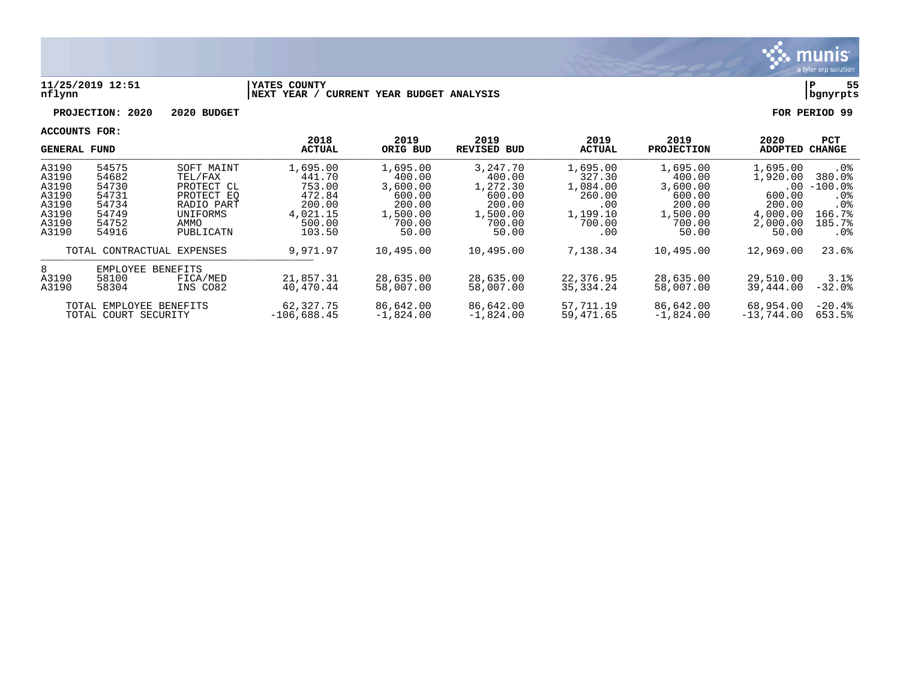11/25/2019 12:51 | YATES COUNTY | P 55
nflynn | NEXT YEAR / CURRENT YEAR BUDGET ANALYSIS | bgnyrpts

**PROJECTION: 2020   2020 BUDGET** **FOR PERIOD 99**

**ACCOUNTS FOR:**

| GENERAL FUND | | | 2018 ACTUAL | 2019 ORIG BUD | 2019 REVISED BUD | 2019 ACTUAL | 2019 PROJECTION | 2020 ADOPTED | PCT CHANGE |
|---|---|---|---|---|---|---|---|---|---|
| A3190 | 54575 | SOFT MAINT | 1,695.00 | 1,695.00 | 3,247.70 | 1,695.00 | 1,695.00 | 1,695.00 | .0% |
| A3190 | 54682 | TEL/FAX | 441.70 | 400.00 | 400.00 | 327.30 | 400.00 | 1,920.00 | 380.0% |
| A3190 | 54730 | PROTECT CL | 753.00 | 3,600.00 | 1,272.30 | 1,084.00 | 3,600.00 | .00 | -100.0% |
| A3190 | 54731 | PROTECT EQ | 472.84 | 600.00 | 600.00 | 260.00 | 600.00 | 600.00 | .0% |
| A3190 | 54734 | RADIO PART | 200.00 | 200.00 | 200.00 | .00 | 200.00 | 200.00 | .0% |
| A3190 | 54749 | UNIFORMS | 4,021.15 | 1,500.00 | 1,500.00 | 1,199.10 | 1,500.00 | 4,000.00 | 166.7% |
| A3190 | 54752 | AMMO | 500.00 | 700.00 | 700.00 | 700.00 | 700.00 | 2,000.00 | 185.7% |
| A3190 | 54916 | PUBLICATN | 103.50 | 50.00 | 50.00 | .00 | 50.00 | 50.00 | .0% |
| TOTAL CONTRACTUAL EXPENSES | | | 9,971.97 | 10,495.00 | 10,495.00 | 7,138.34 | 10,495.00 | 12,969.00 | 23.6% |
| 8 | EMPLOYEE BENEFITS | | | | | | | | |
| A3190 | 58100 | FICA/MED | 21,857.31 | 28,635.00 | 28,635.00 | 22,376.95 | 28,635.00 | 29,510.00 | 3.1% |
| A3190 | 58304 | INS CO82 | 40,470.44 | 58,007.00 | 58,007.00 | 35,334.24 | 58,007.00 | 39,444.00 | -32.0% |
| TOTAL EMPLOYEE BENEFITS | | | 62,327.75 | 86,642.00 | 86,642.00 | 57,711.19 | 86,642.00 | 68,954.00 | -20.4% |
| TOTAL COURT SECURITY | | | -106,688.45 | -1,824.00 | -1,824.00 | 59,471.65 | -1,824.00 | -13,744.00 | 653.5% |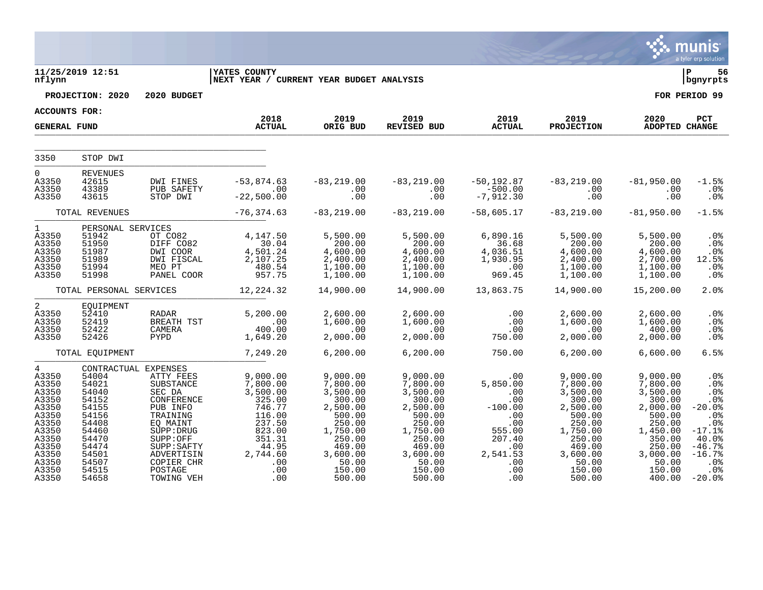11/25/2019 12:51 | YATES COUNTY | P 56
nflynn | NEXT YEAR / CURRENT YEAR BUDGET ANALYSIS | bgnyrpts

**PROJECTION: 2020 2020 BUDGET** | **FOR PERIOD 99**

**ACCOUNTS FOR: GENERAL FUND**

| | | | 2018 ACTUAL | 2019 ORIG BUD | 2019 REVISED BUD | 2019 ACTUAL | 2019 PROJECTION | 2020 ADOPTED | PCT CHANGE |
|---|---|---|---|---|---|---|---|---|---|
| 3350 | STOP DWI | | | | | | | | |
| 0 | REVENUES | | | | | | | | |
| A3350 | 42615 | DWI FINES | -53,874.63 | -83,219.00 | -83,219.00 | -50,192.87 | -83,219.00 | -81,950.00 | -1.5% |
| A3350 | 43389 | PUB SAFETY | .00 | .00 | .00 | -500.00 | .00 | .00 | .0% |
| A3350 | 43615 | STOP DWI | -22,500.00 | .00 | .00 | -7,912.30 | .00 | .00 | .0% |
| | TOTAL REVENUES | | -76,374.63 | -83,219.00 | -83,219.00 | -58,605.17 | -83,219.00 | -81,950.00 | -1.5% |
| 1 | PERSONAL SERVICES | | | | | | | | |
| A3350 | 51942 | OT CO82 | 4,147.50 | 5,500.00 | 5,500.00 | 6,890.16 | 5,500.00 | 5,500.00 | .0% |
| A3350 | 51950 | DIFF CO82 | 30.04 | 200.00 | 200.00 | 36.68 | 200.00 | 200.00 | .0% |
| A3350 | 51987 | DWI COOR | 4,501.24 | 4,600.00 | 4,600.00 | 4,036.51 | 4,600.00 | 4,600.00 | .0% |
| A3350 | 51989 | DWI FISCAL | 2,107.25 | 2,400.00 | 2,400.00 | 1,930.95 | 2,400.00 | 2,700.00 | 12.5% |
| A3350 | 51994 | MEO PT | 480.54 | 1,100.00 | 1,100.00 | .00 | 1,100.00 | 1,100.00 | .0% |
| A3350 | 51998 | PANEL COOR | 957.75 | 1,100.00 | 1,100.00 | 969.45 | 1,100.00 | 1,100.00 | .0% |
| | TOTAL PERSONAL SERVICES | | 12,224.32 | 14,900.00 | 14,900.00 | 13,863.75 | 14,900.00 | 15,200.00 | 2.0% |
| 2 | EQUIPMENT | | | | | | | | |
| A3350 | 52410 | RADAR | 5,200.00 | 2,600.00 | 2,600.00 | .00 | 2,600.00 | 2,600.00 | .0% |
| A3350 | 52419 | BREATH TST | .00 | 1,600.00 | 1,600.00 | .00 | 1,600.00 | 1,600.00 | .0% |
| A3350 | 52422 | CAMERA | 400.00 | .00 | .00 | .00 | .00 | 400.00 | .0% |
| A3350 | 52426 | PYPD | 1,649.20 | 2,000.00 | 2,000.00 | 750.00 | 2,000.00 | 2,000.00 | .0% |
| | TOTAL EQUIPMENT | | 7,249.20 | 6,200.00 | 6,200.00 | 750.00 | 6,200.00 | 6,600.00 | 6.5% |
| 4 | CONTRACTUAL EXPENSES | | | | | | | | |
| A3350 | 54004 | ATTY FEES | 9,000.00 | 9,000.00 | 9,000.00 | .00 | 9,000.00 | 9,000.00 | .0% |
| A3350 | 54021 | SUBSTANCE | 7,800.00 | 7,800.00 | 7,800.00 | 5,850.00 | 7,800.00 | 7,800.00 | .0% |
| A3350 | 54040 | SEC DA | 3,500.00 | 3,500.00 | 3,500.00 | .00 | 3,500.00 | 3,500.00 | .0% |
| A3350 | 54152 | CONFERENCE | 325.00 | 300.00 | 300.00 | .00 | 300.00 | 300.00 | .0% |
| A3350 | 54155 | PUB INFO | 746.77 | 2,500.00 | 2,500.00 | -100.00 | 2,500.00 | 2,000.00 | -20.0% |
| A3350 | 54156 | TRAINING | 116.00 | 500.00 | 500.00 | .00 | 500.00 | 500.00 | .0% |
| A3350 | 54408 | EQ MAINT | 237.50 | 250.00 | 250.00 | .00 | 250.00 | 250.00 | .0% |
| A3350 | 54460 | SUPP:DRUG | 823.00 | 1,750.00 | 1,750.00 | 555.00 | 1,750.00 | 1,450.00 | -17.1% |
| A3350 | 54470 | SUPP:OFF | 351.31 | 250.00 | 250.00 | 207.40 | 250.00 | 350.00 | 40.0% |
| A3350 | 54474 | SUPP:SAFTY | 44.95 | 469.00 | 469.00 | .00 | 469.00 | 250.00 | -46.7% |
| A3350 | 54501 | ADVERTISIN | 2,744.60 | 3,600.00 | 3,600.00 | 2,541.53 | 3,600.00 | 3,000.00 | -16.7% |
| A3350 | 54507 | COPIER CHR | .00 | 50.00 | 50.00 | .00 | 50.00 | 50.00 | .0% |
| A3350 | 54515 | POSTAGE | .00 | 150.00 | 150.00 | .00 | 150.00 | 150.00 | .0% |
| A3350 | 54658 | TOWING VEH | .00 | 500.00 | 500.00 | .00 | 500.00 | 400.00 | -20.0% |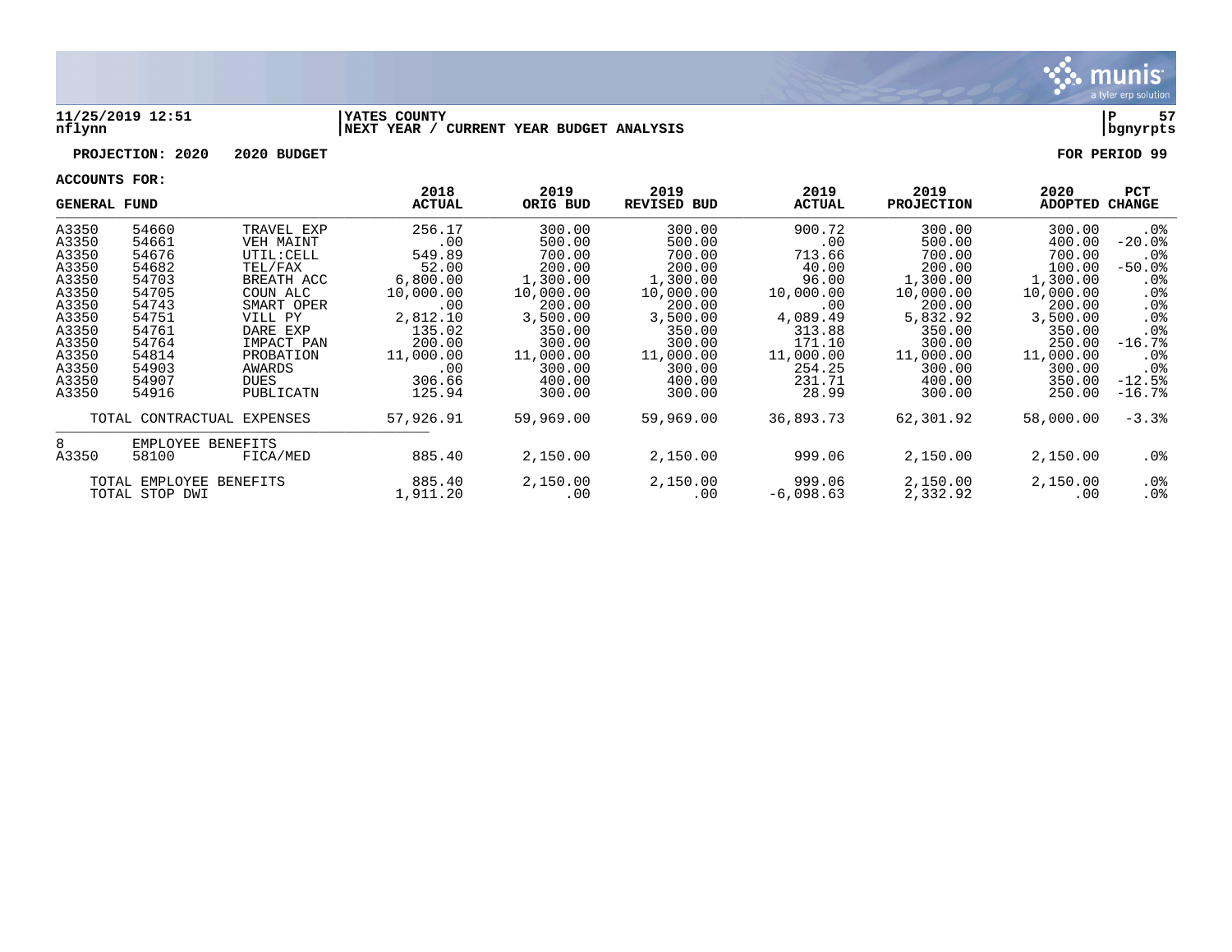**11/25/2019 12:51** | **YATES COUNTY** | **P 57**
**nflynn** | **NEXT YEAR / CURRENT YEAR BUDGET ANALYSIS** | **bgnyrpts**

**PROJECTION: 2020 2020 BUDGET** **FOR PERIOD 99**

**ACCOUNTS FOR:**

| GENERAL FUND | | | 2018 ACTUAL | 2019 ORIG BUD | 2019 REVISED BUD | 2019 ACTUAL | 2019 PROJECTION | 2020 ADOPTED | PCT CHANGE |
|---|---|---|---|---|---|---|---|---|---|
| A3350 | 54660 | TRAVEL EXP | 256.17 | 300.00 | 300.00 | 900.72 | 300.00 | 300.00 | .0% |
| A3350 | 54661 | VEH MAINT | .00 | 500.00 | 500.00 | .00 | 500.00 | 400.00 | -20.0% |
| A3350 | 54676 | UTIL:CELL | 549.89 | 700.00 | 700.00 | 713.66 | 700.00 | 700.00 | .0% |
| A3350 | 54682 | TEL/FAX | 52.00 | 200.00 | 200.00 | 40.00 | 200.00 | 100.00 | -50.0% |
| A3350 | 54703 | BREATH ACC | 6,800.00 | 1,300.00 | 1,300.00 | 96.00 | 1,300.00 | 1,300.00 | .0% |
| A3350 | 54705 | COUN ALC | 10,000.00 | 10,000.00 | 10,000.00 | 10,000.00 | 10,000.00 | 10,000.00 | .0% |
| A3350 | 54743 | SMART OPER | .00 | 200.00 | 200.00 | .00 | 200.00 | 200.00 | .0% |
| A3350 | 54751 | VILL PY | 2,812.10 | 3,500.00 | 3,500.00 | 4,089.49 | 5,832.92 | 3,500.00 | .0% |
| A3350 | 54761 | DARE EXP | 135.02 | 350.00 | 350.00 | 313.88 | 350.00 | 350.00 | .0% |
| A3350 | 54764 | IMPACT PAN | 200.00 | 300.00 | 300.00 | 171.10 | 300.00 | 250.00 | -16.7% |
| A3350 | 54814 | PROBATION | 11,000.00 | 11,000.00 | 11,000.00 | 11,000.00 | 11,000.00 | 11,000.00 | .0% |
| A3350 | 54903 | AWARDS | .00 | 300.00 | 300.00 | 254.25 | 300.00 | 300.00 | .0% |
| A3350 | 54907 | DUES | 306.66 | 400.00 | 400.00 | 231.71 | 400.00 | 350.00 | -12.5% |
| A3350 | 54916 | PUBLICATN | 125.94 | 300.00 | 300.00 | 28.99 | 300.00 | 250.00 | -16.7% |
| | TOTAL CONTRACTUAL EXPENSES | | 57,926.91 | 59,969.00 | 59,969.00 | 36,893.73 | 62,301.92 | 58,000.00 | -3.3% |
| 8 | EMPLOYEE BENEFITS | | | | | | | | |
| A3350 | 58100 | FICA/MED | 885.40 | 2,150.00 | 2,150.00 | 999.06 | 2,150.00 | 2,150.00 | .0% |
| | TOTAL EMPLOYEE BENEFITS | | 885.40 | 2,150.00 | 2,150.00 | 999.06 | 2,150.00 | 2,150.00 | .0% |
| | TOTAL STOP DWI | | 1,911.20 | .00 | .00 | -6,098.63 | 2,332.92 | .00 | .0% |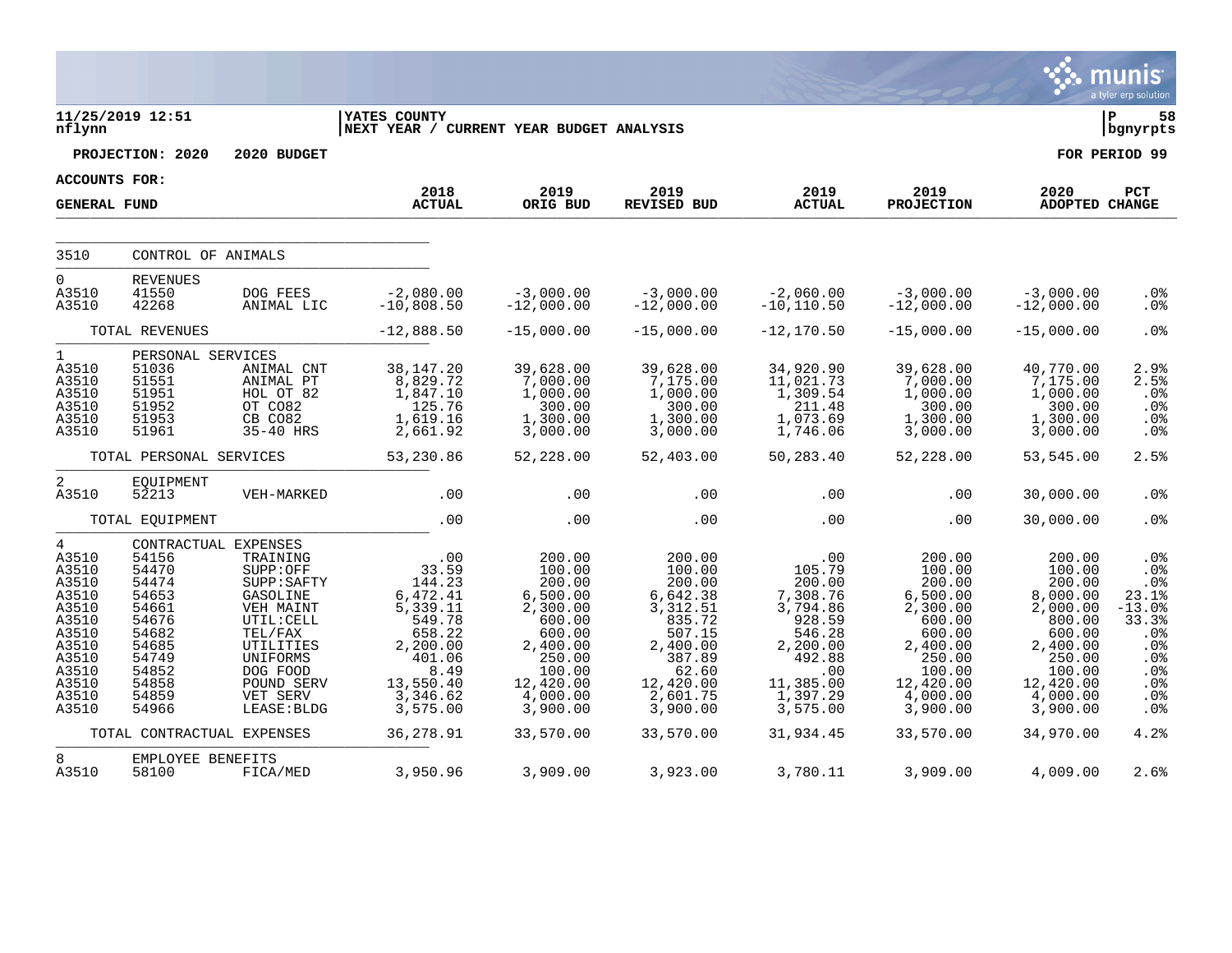**11/25/2019 12:51** | **YATES COUNTY** | **P 58**
**nflynn** | **NEXT YEAR / CURRENT YEAR BUDGET ANALYSIS** | **bgnyrpts**

**PROJECTION: 2020 2020 BUDGET** — **FOR PERIOD 99**

**ACCOUNTS FOR:**

| GENERAL FUND | | | 2018 ACTUAL | 2019 ORIG BUD | 2019 REVISED BUD | 2019 ACTUAL | 2019 PROJECTION | 2020 ADOPTED | PCT CHANGE |
|---|---|---|---|---|---|---|---|---|---|
| 3510 | CONTROL OF ANIMALS | | | | | | | | |
| 0 | REVENUES | | | | | | | | |
| A3510 | 41550 | DOG FEES | -2,080.00 | -3,000.00 | -3,000.00 | -2,060.00 | -3,000.00 | -3,000.00 | .0% |
| A3510 | 42268 | ANIMAL LIC | -10,808.50 | -12,000.00 | -12,000.00 | -10,110.50 | -12,000.00 | -12,000.00 | .0% |
| | TOTAL REVENUES | | -12,888.50 | -15,000.00 | -15,000.00 | -12,170.50 | -15,000.00 | -15,000.00 | .0% |
| 1 | PERSONAL SERVICES | | | | | | | | |
| A3510 | 51036 | ANIMAL CNT | 38,147.20 | 39,628.00 | 39,628.00 | 34,920.90 | 39,628.00 | 40,770.00 | 2.9% |
| A3510 | 51551 | ANIMAL PT | 8,829.72 | 7,000.00 | 7,175.00 | 11,021.73 | 7,000.00 | 7,175.00 | 2.5% |
| A3510 | 51951 | HOL OT 82 | 1,847.10 | 1,000.00 | 1,000.00 | 1,309.54 | 1,000.00 | 1,000.00 | .0% |
| A3510 | 51952 | OT CO82 | 125.76 | 300.00 | 300.00 | 211.48 | 300.00 | 300.00 | .0% |
| A3510 | 51953 | CB CO82 | 1,619.16 | 1,300.00 | 1,300.00 | 1,073.69 | 1,300.00 | 1,300.00 | .0% |
| A3510 | 51961 | 35-40 HRS | 2,661.92 | 3,000.00 | 3,000.00 | 1,746.06 | 3,000.00 | 3,000.00 | .0% |
| | TOTAL PERSONAL SERVICES | | 53,230.86 | 52,228.00 | 52,403.00 | 50,283.40 | 52,228.00 | 53,545.00 | 2.5% |
| 2 | EQUIPMENT | | | | | | | | |
| A3510 | 52213 | VEH-MARKED | .00 | .00 | .00 | .00 | .00 | 30,000.00 | .0% |
| | TOTAL EQUIPMENT | | .00 | .00 | .00 | .00 | .00 | 30,000.00 | .0% |
| 4 | CONTRACTUAL EXPENSES | | | | | | | | |
| A3510 | 54156 | TRAINING | .00 | 200.00 | 200.00 | .00 | 200.00 | 200.00 | .0% |
| A3510 | 54470 | SUPP:OFF | 33.59 | 100.00 | 100.00 | 105.79 | 100.00 | 100.00 | .0% |
| A3510 | 54474 | SUPP:SAFTY | 144.23 | 200.00 | 200.00 | 200.00 | 200.00 | 200.00 | .0% |
| A3510 | 54653 | GASOLINE | 6,472.41 | 6,500.00 | 6,642.38 | 7,308.76 | 6,500.00 | 8,000.00 | 23.1% |
| A3510 | 54661 | VEH MAINT | 5,339.11 | 2,300.00 | 3,312.51 | 3,794.86 | 2,300.00 | 2,000.00 | -13.0% |
| A3510 | 54676 | UTIL:CELL | 549.78 | 600.00 | 835.72 | 928.59 | 600.00 | 800.00 | 33.3% |
| A3510 | 54682 | TEL/FAX | 658.22 | 600.00 | 507.15 | 546.28 | 600.00 | 600.00 | .0% |
| A3510 | 54685 | UTILITIES | 2,200.00 | 2,400.00 | 2,400.00 | 2,200.00 | 2,400.00 | 2,400.00 | .0% |
| A3510 | 54749 | UNIFORMS | 401.06 | 250.00 | 387.89 | 492.88 | 250.00 | 250.00 | .0% |
| A3510 | 54852 | DOG FOOD | 8.49 | 100.00 | 62.60 | .00 | 100.00 | 100.00 | .0% |
| A3510 | 54858 | POUND SERV | 13,550.40 | 12,420.00 | 12,420.00 | 11,385.00 | 12,420.00 | 12,420.00 | .0% |
| A3510 | 54859 | VET SERV | 3,346.62 | 4,000.00 | 2,601.75 | 1,397.29 | 4,000.00 | 4,000.00 | .0% |
| A3510 | 54966 | LEASE:BLDG | 3,575.00 | 3,900.00 | 3,900.00 | 3,575.00 | 3,900.00 | 3,900.00 | .0% |
| | TOTAL CONTRACTUAL EXPENSES | | 36,278.91 | 33,570.00 | 33,570.00 | 31,934.45 | 33,570.00 | 34,970.00 | 4.2% |
| 8 | EMPLOYEE BENEFITS | | | | | | | | |
| A3510 | 58100 | FICA/MED | 3,950.96 | 3,909.00 | 3,923.00 | 3,780.11 | 3,909.00 | 4,009.00 | 2.6% |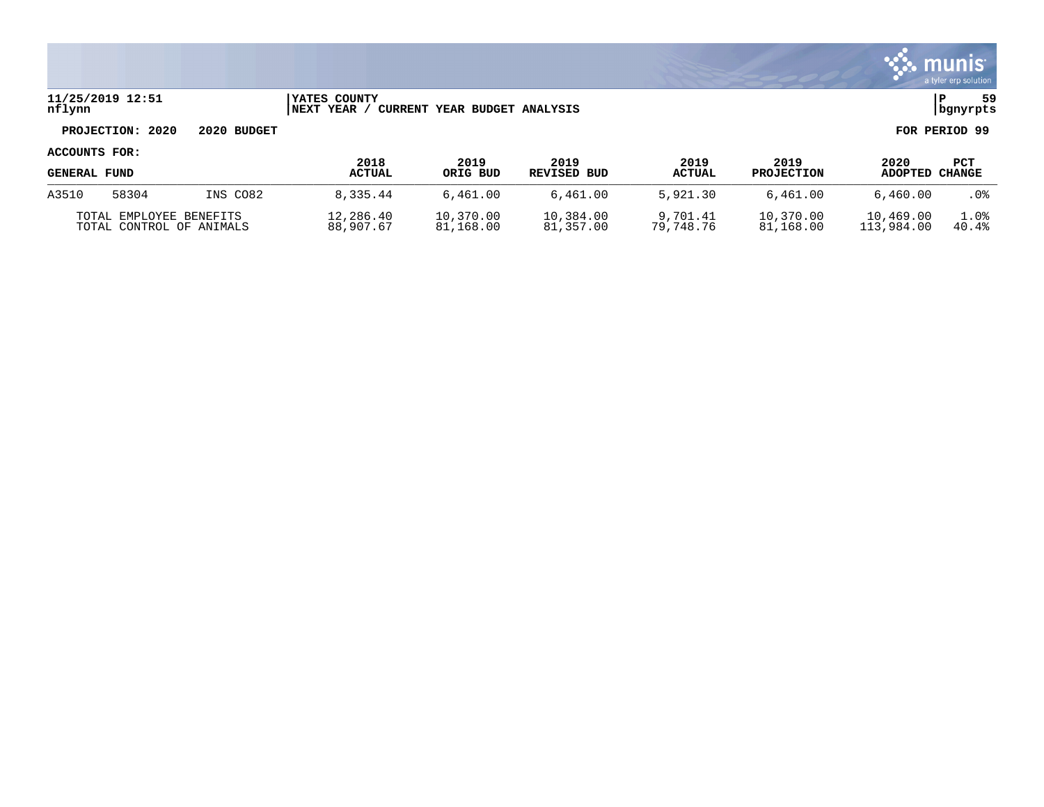**YATES COUNTY**
**NEXT YEAR / CURRENT YEAR BUDGET ANALYSIS**

**PROJECTION: 2020 2020 BUDGET** **FOR PERIOD 99**

**ACCOUNTS FOR:**

| GENERAL FUND | | | 2018 ACTUAL | 2019 ORIG BUD | 2019 REVISED BUD | 2019 ACTUAL | 2019 PROJECTION | 2020 ADOPTED | PCT CHANGE |
|---|---|---|---|---|---|---|---|---|---|
| A3510 | 58304 | INS CO82 | 8,335.44 | 6,461.00 | 6,461.00 | 5,921.30 | 6,461.00 | 6,460.00 | .0% |
| TOTAL EMPLOYEE BENEFITS | | | 12,286.40 | 10,370.00 | 10,384.00 | 9,701.41 | 10,370.00 | 10,469.00 | 1.0% |
| TOTAL CONTROL OF ANIMALS | | | 88,907.67 | 81,168.00 | 81,357.00 | 79,748.76 | 81,168.00 | 113,984.00 | 40.4% |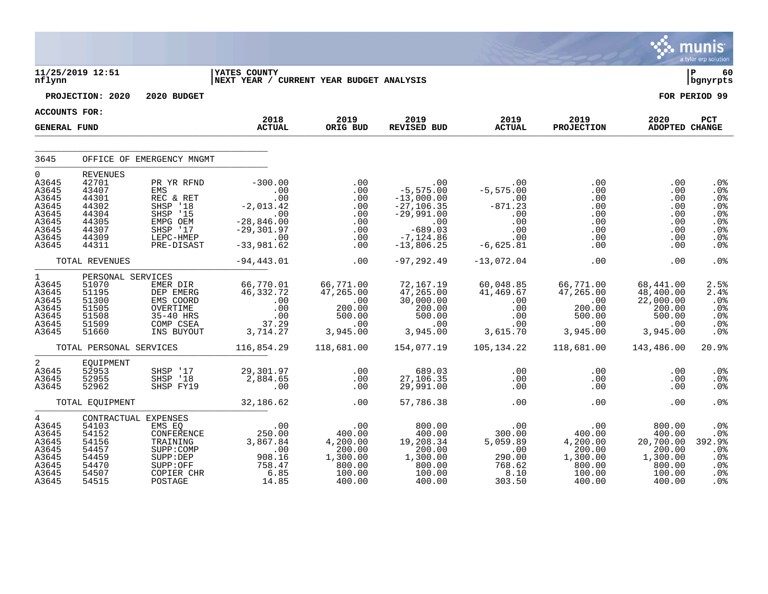11/25/2019 12:51 | YATES COUNTY | P 60
nflynn | NEXT YEAR / CURRENT YEAR BUDGET ANALYSIS | bgnyrpts

**PROJECTION: 2020 2020 BUDGET** — **FOR PERIOD 99**

**ACCOUNTS FOR:**
**GENERAL FUND**

| | | | 2018 ACTUAL | 2019 ORIG BUD | 2019 REVISED BUD | 2019 ACTUAL | 2019 PROJECTION | 2020 ADOPTED | PCT CHANGE |
|---|---|---|---|---|---|---|---|---|---|
| 3645 | OFFICE OF EMERGENCY MNGMT | | | | | | | | |
| 0 | REVENUES | | | | | | | | |
| A3645 | 42701 | PR YR RFND | -300.00 | .00 | .00 | .00 | .00 | .00 | .0% |
| A3645 | 43407 | EMS | .00 | .00 | -5,575.00 | -5,575.00 | .00 | .00 | .0% |
| A3645 | 44301 | REC & RET | .00 | .00 | -13,000.00 | .00 | .00 | .00 | .0% |
| A3645 | 44302 | SHSP '18 | -2,013.42 | .00 | -27,106.35 | -871.23 | .00 | .00 | .0% |
| A3645 | 44304 | SHSP '15 | .00 | .00 | -29,991.00 | .00 | .00 | .00 | .0% |
| A3645 | 44305 | EMPG OEM | -28,846.00 | .00 | .00 | .00 | .00 | .00 | .0% |
| A3645 | 44307 | SHSP '17 | -29,301.97 | .00 | -689.03 | .00 | .00 | .00 | .0% |
| A3645 | 44309 | LEPC-HMEP | .00 | .00 | -7,124.86 | .00 | .00 | .00 | .0% |
| A3645 | 44311 | PRE-DISAST | -33,981.62 | .00 | -13,806.25 | -6,625.81 | .00 | .00 | .0% |
| | TOTAL REVENUES | | -94,443.01 | .00 | -97,292.49 | -13,072.04 | .00 | .00 | .0% |
| 1 | PERSONAL SERVICES | | | | | | | | |
| A3645 | 51070 | EMER DIR | 66,770.01 | 66,771.00 | 72,167.19 | 60,048.85 | 66,771.00 | 68,441.00 | 2.5% |
| A3645 | 51195 | DEP EMERG | 46,332.72 | 47,265.00 | 47,265.00 | 41,469.67 | 47,265.00 | 48,400.00 | 2.4% |
| A3645 | 51300 | EMS COORD | .00 | .00 | 30,000.00 | .00 | .00 | 22,000.00 | .0% |
| A3645 | 51505 | OVERTIME | .00 | 200.00 | 200.00 | .00 | 200.00 | 200.00 | .0% |
| A3645 | 51508 | 35-40 HRS | .00 | 500.00 | 500.00 | .00 | 500.00 | 500.00 | .0% |
| A3645 | 51509 | COMP CSEA | 37.29 | .00 | .00 | .00 | .00 | .00 | .0% |
| A3645 | 51660 | INS BUYOUT | 3,714.27 | 3,945.00 | 3,945.00 | 3,615.70 | 3,945.00 | 3,945.00 | .0% |
| | TOTAL PERSONAL SERVICES | | 116,854.29 | 118,681.00 | 154,077.19 | 105,134.22 | 118,681.00 | 143,486.00 | 20.9% |
| 2 | EQUIPMENT | | | | | | | | |
| A3645 | 52953 | SHSP '17 | 29,301.97 | .00 | 689.03 | .00 | .00 | .00 | .0% |
| A3645 | 52955 | SHSP '18 | 2,884.65 | .00 | 27,106.35 | .00 | .00 | .00 | .0% |
| A3645 | 52962 | SHSP FY19 | .00 | .00 | 29,991.00 | .00 | .00 | .00 | .0% |
| | TOTAL EQUIPMENT | | 32,186.62 | .00 | 57,786.38 | .00 | .00 | .00 | .0% |
| 4 | CONTRACTUAL EXPENSES | | | | | | | | |
| A3645 | 54103 | EMS EQ | .00 | .00 | 800.00 | .00 | .00 | 800.00 | .0% |
| A3645 | 54152 | CONFERENCE | 250.00 | 400.00 | 400.00 | 300.00 | 400.00 | 400.00 | .0% |
| A3645 | 54156 | TRAINING | 3,867.84 | 4,200.00 | 19,208.34 | 5,059.89 | 4,200.00 | 20,700.00 | 392.9% |
| A3645 | 54457 | SUPP:COMP | .00 | 200.00 | 200.00 | .00 | 200.00 | 200.00 | .0% |
| A3645 | 54459 | SUPP:DEP | 908.16 | 1,300.00 | 1,300.00 | 290.00 | 1,300.00 | 1,300.00 | .0% |
| A3645 | 54470 | SUPP:OFF | 758.47 | 800.00 | 800.00 | 768.62 | 800.00 | 800.00 | .0% |
| A3645 | 54507 | COPIER CHR | 6.85 | 100.00 | 100.00 | 8.10 | 100.00 | 100.00 | .0% |
| A3645 | 54515 | POSTAGE | 14.85 | 400.00 | 400.00 | 303.50 | 400.00 | 400.00 | .0% |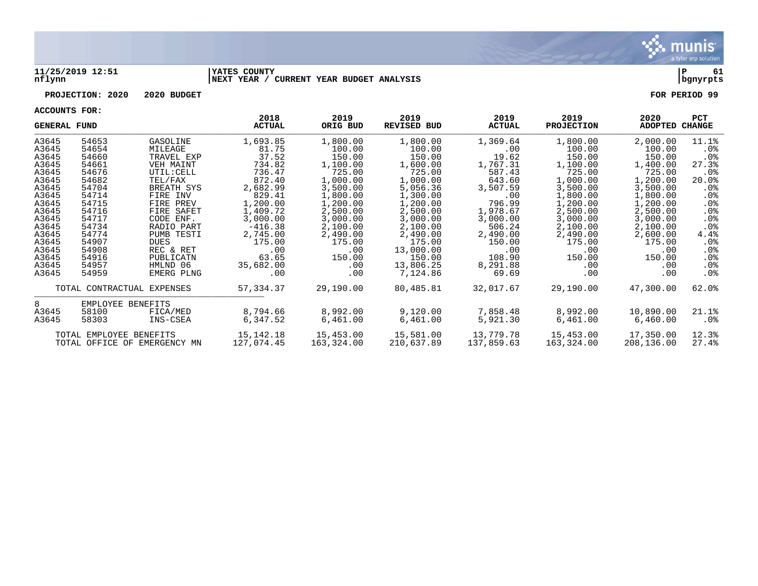**11/25/2019 12:51** | **YATES COUNTY** | **P 61**
**nflynn** | **NEXT YEAR / CURRENT YEAR BUDGET ANALYSIS** | **bgnyrpts**

**PROJECTION: 2020 2020 BUDGET** **FOR PERIOD 99**

**ACCOUNTS FOR:**

| GENERAL FUND | | | 2018 ACTUAL | 2019 ORIG BUD | 2019 REVISED BUD | 2019 ACTUAL | 2019 PROJECTION | 2020 ADOPTED | PCT CHANGE |
|---|---|---|---|---|---|---|---|---|---|
| A3645 | 54653 | GASOLINE | 1,693.85 | 1,800.00 | 1,800.00 | 1,369.64 | 1,800.00 | 2,000.00 | 11.1% |
| A3645 | 54654 | MILEAGE | 81.75 | 100.00 | 100.00 | .00 | 100.00 | 100.00 | .0% |
| A3645 | 54660 | TRAVEL EXP | 37.52 | 150.00 | 150.00 | 19.62 | 150.00 | 150.00 | .0% |
| A3645 | 54661 | VEH MAINT | 734.82 | 1,100.00 | 1,600.00 | 1,767.31 | 1,100.00 | 1,400.00 | 27.3% |
| A3645 | 54676 | UTIL:CELL | 736.47 | 725.00 | 725.00 | 587.43 | 725.00 | 725.00 | .0% |
| A3645 | 54682 | TEL/FAX | 872.40 | 1,000.00 | 1,000.00 | 643.60 | 1,000.00 | 1,200.00 | 20.0% |
| A3645 | 54704 | BREATH SYS | 2,682.99 | 3,500.00 | 5,056.36 | 3,507.59 | 3,500.00 | 3,500.00 | .0% |
| A3645 | 54714 | FIRE INV | 829.41 | 1,800.00 | 1,300.00 | .00 | 1,800.00 | 1,800.00 | .0% |
| A3645 | 54715 | FIRE PREV | 1,200.00 | 1,200.00 | 1,200.00 | 796.99 | 1,200.00 | 1,200.00 | .0% |
| A3645 | 54716 | FIRE SAFET | 1,409.72 | 2,500.00 | 2,500.00 | 1,978.67 | 2,500.00 | 2,500.00 | .0% |
| A3645 | 54717 | CODE ENF. | 3,000.00 | 3,000.00 | 3,000.00 | 3,000.00 | 3,000.00 | 3,000.00 | .0% |
| A3645 | 54734 | RADIO PART | -416.38 | 2,100.00 | 2,100.00 | 506.24 | 2,100.00 | 2,100.00 | .0% |
| A3645 | 54774 | PUMB TESTI | 2,745.00 | 2,490.00 | 2,490.00 | 2,490.00 | 2,490.00 | 2,600.00 | 4.4% |
| A3645 | 54907 | DUES | 175.00 | 175.00 | 175.00 | 150.00 | 175.00 | 175.00 | .0% |
| A3645 | 54908 | REC & RET | .00 | .00 | 13,000.00 | .00 | .00 | .00 | .0% |
| A3645 | 54916 | PUBLICATN | 63.65 | 150.00 | 150.00 | 108.90 | 150.00 | 150.00 | .0% |
| A3645 | 54957 | HMLND 06 | 35,682.00 | .00 | 13,806.25 | 8,291.88 | .00 | .00 | .0% |
| A3645 | 54959 | EMERG PLNG | .00 | .00 | 7,124.86 | 69.69 | .00 | .00 | .0% |
| TOTAL CONTRACTUAL EXPENSES | | | 57,334.37 | 29,190.00 | 80,485.81 | 32,017.67 | 29,190.00 | 47,300.00 | 62.0% |
| 8 | EMPLOYEE BENEFITS | | | | | | | | |
| A3645 | 58100 | FICA/MED | 8,794.66 | 8,992.00 | 9,120.00 | 7,858.48 | 8,992.00 | 10,890.00 | 21.1% |
| A3645 | 58303 | INS-CSEA | 6,347.52 | 6,461.00 | 6,461.00 | 5,921.30 | 6,461.00 | 6,460.00 | .0% |
| TOTAL EMPLOYEE BENEFITS | | | 15,142.18 | 15,453.00 | 15,581.00 | 13,779.78 | 15,453.00 | 17,350.00 | 12.3% |
| TOTAL OFFICE OF EMERGENCY MN | | | 127,074.45 | 163,324.00 | 210,637.89 | 137,859.63 | 163,324.00 | 208,136.00 | 27.4% |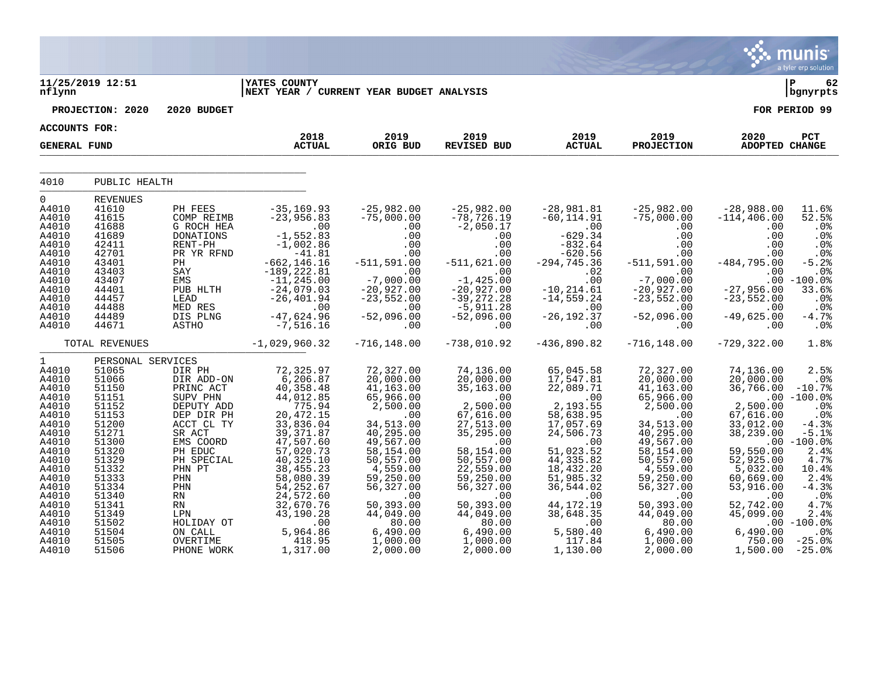11/25/2019 12:51 | YATES COUNTY | P 62
nflynn | NEXT YEAR / CURRENT YEAR BUDGET ANALYSIS | bgnyrpts

PROJECTION: 2020 2020 BUDGET — FOR PERIOD 99

ACCOUNTS FOR: GENERAL FUND

| | | | 2018 ACTUAL | 2019 ORIG BUD | 2019 REVISED BUD | 2019 ACTUAL | 2019 PROJECTION | 2020 ADOPTED | PCT CHANGE |
|---|---|---|---|---|---|---|---|---|---|
| 4010 | PUBLIC HEALTH | | | | | | | | |
| 0 | REVENUES | | | | | | | | |
| A4010 | 41610 | PH FEES | -35,169.93 | -25,982.00 | -25,982.00 | -28,981.81 | -25,982.00 | -28,988.00 | 11.6% |
| A4010 | 41615 | COMP REIMB | -23,956.83 | -75,000.00 | -78,726.19 | -60,114.91 | -75,000.00 | -114,406.00 | 52.5% |
| A4010 | 41688 | G ROCH HEA | .00 | .00 | -2,050.17 | .00 | .00 | .00 | .0% |
| A4010 | 41689 | DONATIONS | -1,552.83 | .00 | .00 | -629.34 | .00 | .00 | .0% |
| A4010 | 42411 | RENT-PH | -1,002.86 | .00 | .00 | -832.64 | .00 | .00 | .0% |
| A4010 | 42701 | PR YR RFND | -41.81 | .00 | .00 | -620.56 | .00 | .00 | .0% |
| A4010 | 43401 | PH | -662,146.16 | -511,591.00 | -511,621.00 | -294,745.36 | -511,591.00 | -484,795.00 | -5.2% |
| A4010 | 43403 | SAY | -189,222.81 | .00 | .00 | .02 | .00 | .00 | .0% |
| A4010 | 43407 | EMS | -11,245.00 | -7,000.00 | -1,425.00 | .00 | -7,000.00 | .00 | -100.0% |
| A4010 | 44401 | PUB HLTH | -24,079.03 | -20,927.00 | -20,927.00 | -10,214.61 | -20,927.00 | -27,956.00 | 33.6% |
| A4010 | 44457 | LEAD | -26,401.94 | -23,552.00 | -39,272.28 | -14,559.24 | -23,552.00 | -23,552.00 | .0% |
| A4010 | 44488 | MED RES | .00 | .00 | -5,911.28 | .00 | .00 | .00 | .0% |
| A4010 | 44489 | DIS PLNG | -47,624.96 | -52,096.00 | -52,096.00 | -26,192.37 | -52,096.00 | -49,625.00 | -4.7% |
| A4010 | 44671 | ASTHO | -7,516.16 | .00 | .00 | .00 | .00 | .00 | .0% |
| | TOTAL REVENUES | | -1,029,960.32 | -716,148.00 | -738,010.92 | -436,890.82 | -716,148.00 | -729,322.00 | 1.8% |
| 1 | PERSONAL SERVICES | | | | | | | | |
| A4010 | 51065 | DIR PH | 72,325.97 | 72,327.00 | 74,136.00 | 65,045.58 | 72,327.00 | 74,136.00 | 2.5% |
| A4010 | 51066 | DIR ADD-ON | 6,206.87 | 20,000.00 | 20,000.00 | 17,547.81 | 20,000.00 | 20,000.00 | .0% |
| A4010 | 51150 | PRINC ACT | 40,358.48 | 41,163.00 | 35,163.00 | 22,089.71 | 41,163.00 | 36,766.00 | -10.7% |
| A4010 | 51151 | SUPV PHN | 44,012.85 | 65,966.00 | .00 | .00 | 65,966.00 | .00 | -100.0% |
| A4010 | 51152 | DEPUTY ADD | 775.94 | 2,500.00 | 2,500.00 | 2,193.55 | 2,500.00 | 2,500.00 | .0% |
| A4010 | 51153 | DEP DIR PH | 20,472.15 | .00 | 67,616.00 | 58,638.95 | .00 | 67,616.00 | .0% |
| A4010 | 51200 | ACCT CL TY | 33,836.04 | 34,513.00 | 27,513.00 | 17,057.69 | 34,513.00 | 33,012.00 | -4.3% |
| A4010 | 51271 | SR ACT | 39,371.87 | 40,295.00 | 35,295.00 | 24,506.73 | 40,295.00 | 38,239.00 | -5.1% |
| A4010 | 51300 | EMS COORD | 47,507.60 | 49,567.00 | .00 | .00 | 49,567.00 | .00 | -100.0% |
| A4010 | 51320 | PH EDUC | 57,020.73 | 58,154.00 | 58,154.00 | 51,023.52 | 58,154.00 | 59,550.00 | 2.4% |
| A4010 | 51329 | PH SPECIAL | 40,325.10 | 50,557.00 | 50,557.00 | 44,335.82 | 50,557.00 | 52,925.00 | 4.7% |
| A4010 | 51332 | PHN PT | 38,455.23 | 4,559.00 | 22,559.00 | 18,432.20 | 4,559.00 | 5,032.00 | 10.4% |
| A4010 | 51333 | PHN | 58,080.39 | 59,250.00 | 59,250.00 | 51,985.32 | 59,250.00 | 60,669.00 | 2.4% |
| A4010 | 51334 | PHN | 54,252.67 | 56,327.00 | 56,327.00 | 36,544.02 | 56,327.00 | 53,916.00 | -4.3% |
| A4010 | 51340 | RN | 24,572.60 | .00 | .00 | .00 | .00 | .00 | .0% |
| A4010 | 51341 | RN | 32,670.76 | 50,393.00 | 50,393.00 | 44,172.19 | 50,393.00 | 52,742.00 | 4.7% |
| A4010 | 51349 | LPN | 43,190.28 | 44,049.00 | 44,049.00 | 38,648.35 | 44,049.00 | 45,099.00 | 2.4% |
| A4010 | 51502 | HOLIDAY OT | .00 | 80.00 | 80.00 | .00 | 80.00 | .00 | -100.0% |
| A4010 | 51504 | ON CALL | 5,964.86 | 6,490.00 | 6,490.00 | 5,580.40 | 6,490.00 | 6,490.00 | .0% |
| A4010 | 51505 | OVERTIME | 418.95 | 1,000.00 | 1,000.00 | 117.84 | 1,000.00 | 750.00 | -25.0% |
| A4010 | 51506 | PHONE WORK | 1,317.00 | 2,000.00 | 2,000.00 | 1,130.00 | 2,000.00 | 1,500.00 | -25.0% |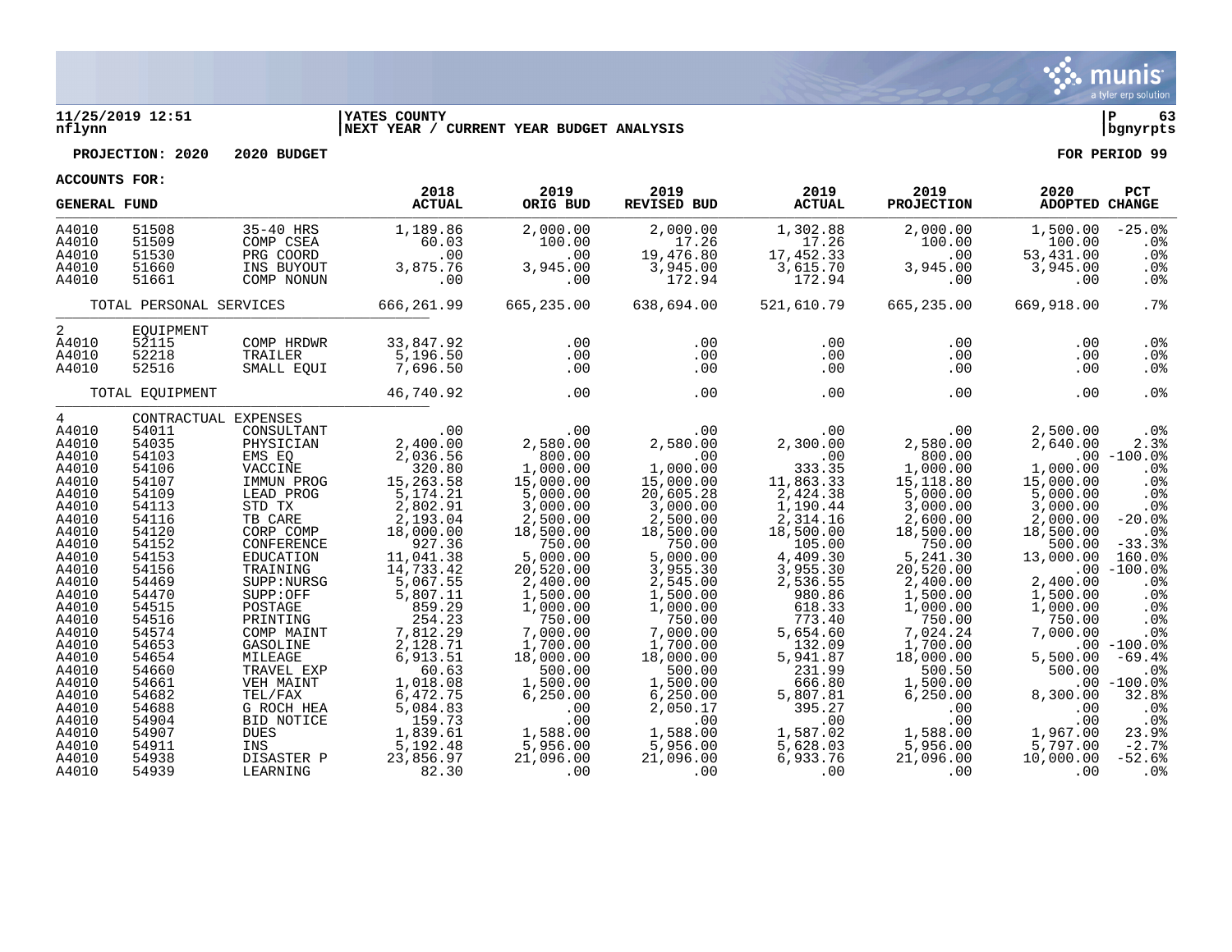11/25/2019 12:51 | YATES COUNTY | P 63
nflynn | NEXT YEAR / CURRENT YEAR BUDGET ANALYSIS | bgnyrpts

**PROJECTION: 2020 2020 BUDGET** | **FOR PERIOD 99**

**ACCOUNTS FOR:**

| GENERAL FUND | | | 2018 ACTUAL | 2019 ORIG BUD | 2019 REVISED BUD | 2019 ACTUAL | 2019 PROJECTION | 2020 ADOPTED | PCT CHANGE |
|---|---|---|---|---|---|---|---|---|---|
| A4010 | 51508 | 35-40 HRS | 1,189.86 | 2,000.00 | 2,000.00 | 1,302.88 | 2,000.00 | 1,500.00 | -25.0% |
| A4010 | 51509 | COMP CSEA | 60.03 | 100.00 | 17.26 | 17.26 | 100.00 | 100.00 | .0% |
| A4010 | 51530 | PRG COORD | .00 | .00 | 19,476.80 | 17,452.33 | .00 | 53,431.00 | .0% |
| A4010 | 51660 | INS BUYOUT | 3,875.76 | 3,945.00 | 3,945.00 | 3,615.70 | 3,945.00 | 3,945.00 | .0% |
| A4010 | 51661 | COMP NONUN | .00 | .00 | 172.94 | 172.94 | .00 | .00 | .0% |
| | TOTAL PERSONAL SERVICES | | 666,261.99 | 665,235.00 | 638,694.00 | 521,610.79 | 665,235.00 | 669,918.00 | .7% |
| 2 | EQUIPMENT | | | | | | | | |
| A4010 | 52115 | COMP HRDWR | 33,847.92 | .00 | .00 | .00 | .00 | .00 | .0% |
| A4010 | 52218 | TRAILER | 5,196.50 | .00 | .00 | .00 | .00 | .00 | .0% |
| A4010 | 52516 | SMALL EQUI | 7,696.50 | .00 | .00 | .00 | .00 | .00 | .0% |
| | TOTAL EQUIPMENT | | 46,740.92 | .00 | .00 | .00 | .00 | .00 | .0% |
| 4 | CONTRACTUAL EXPENSES | | | | | | | | |
| A4010 | 54011 | CONSULTANT | .00 | .00 | .00 | .00 | .00 | 2,500.00 | .0% |
| A4010 | 54035 | PHYSICIAN | 2,400.00 | 2,580.00 | 2,580.00 | 2,300.00 | 2,580.00 | 2,640.00 | 2.3% |
| A4010 | 54103 | EMS EQ | 2,036.56 | 800.00 | .00 | .00 | 800.00 | .00 | -100.0% |
| A4010 | 54106 | VACCINE | 320.80 | 1,000.00 | 1,000.00 | 333.35 | 1,000.00 | 1,000.00 | .0% |
| A4010 | 54107 | IMMUN PROG | 15,263.58 | 15,000.00 | 15,000.00 | 11,863.33 | 15,118.80 | 15,000.00 | .0% |
| A4010 | 54109 | LEAD PROG | 5,174.21 | 5,000.00 | 20,605.28 | 2,424.38 | 5,000.00 | 5,000.00 | .0% |
| A4010 | 54113 | STD TX | 2,802.91 | 3,000.00 | 3,000.00 | 1,190.44 | 3,000.00 | 3,000.00 | .0% |
| A4010 | 54116 | TB CARE | 2,193.04 | 2,500.00 | 2,500.00 | 2,314.16 | 2,600.00 | 2,000.00 | -20.0% |
| A4010 | 54120 | CORP COMP | 18,000.00 | 18,500.00 | 18,500.00 | 18,500.00 | 18,500.00 | 18,500.00 | .0% |
| A4010 | 54152 | CONFERENCE | 927.36 | 750.00 | 750.00 | 105.00 | 750.00 | 500.00 | -33.3% |
| A4010 | 54153 | EDUCATION | 11,041.38 | 5,000.00 | 5,000.00 | 4,409.30 | 5,241.30 | 13,000.00 | 160.0% |
| A4010 | 54156 | TRAINING | 14,733.42 | 20,520.00 | 3,955.30 | 3,955.30 | 20,520.00 | .00 | -100.0% |
| A4010 | 54469 | SUPP:NURSG | 5,067.55 | 2,400.00 | 2,545.00 | 2,536.55 | 2,400.00 | 2,400.00 | .0% |
| A4010 | 54470 | SUPP:OFF | 5,807.11 | 1,500.00 | 1,500.00 | 980.86 | 1,500.00 | 1,500.00 | .0% |
| A4010 | 54515 | POSTAGE | 859.29 | 1,000.00 | 1,000.00 | 618.33 | 1,000.00 | 1,000.00 | .0% |
| A4010 | 54516 | PRINTING | 254.23 | 750.00 | 750.00 | 773.40 | 750.00 | 750.00 | .0% |
| A4010 | 54574 | COMP MAINT | 7,812.29 | 7,000.00 | 7,000.00 | 5,654.60 | 7,024.24 | 7,000.00 | .0% |
| A4010 | 54653 | GASOLINE | 2,128.71 | 1,700.00 | 1,700.00 | 132.09 | 1,700.00 | .00 | -100.0% |
| A4010 | 54654 | MILEAGE | 6,913.51 | 18,000.00 | 18,000.00 | 5,941.87 | 18,000.00 | 5,500.00 | -69.4% |
| A4010 | 54660 | TRAVEL EXP | 60.63 | 500.00 | 500.00 | 231.99 | 500.50 | 500.00 | .0% |
| A4010 | 54661 | VEH MAINT | 1,018.08 | 1,500.00 | 1,500.00 | 666.80 | 1,500.00 | .00 | -100.0% |
| A4010 | 54682 | TEL/FAX | 6,472.75 | 6,250.00 | 6,250.00 | 5,807.81 | 6,250.00 | 8,300.00 | 32.8% |
| A4010 | 54688 | G ROCH HEA | 5,084.83 | .00 | 2,050.17 | 395.27 | .00 | .00 | .0% |
| A4010 | 54904 | BID NOTICE | 159.73 | .00 | .00 | .00 | .00 | .00 | .0% |
| A4010 | 54907 | DUES | 1,839.61 | 1,588.00 | 1,588.00 | 1,587.02 | 1,588.00 | 1,967.00 | 23.9% |
| A4010 | 54911 | INS | 5,192.48 | 5,956.00 | 5,956.00 | 5,628.03 | 5,956.00 | 5,797.00 | -2.7% |
| A4010 | 54938 | DISASTER P | 23,856.97 | 21,096.00 | 21,096.00 | 6,933.76 | 21,096.00 | 10,000.00 | -52.6% |
| A4010 | 54939 | LEARNING | 82.30 | .00 | .00 | .00 | .00 | .00 | .0% |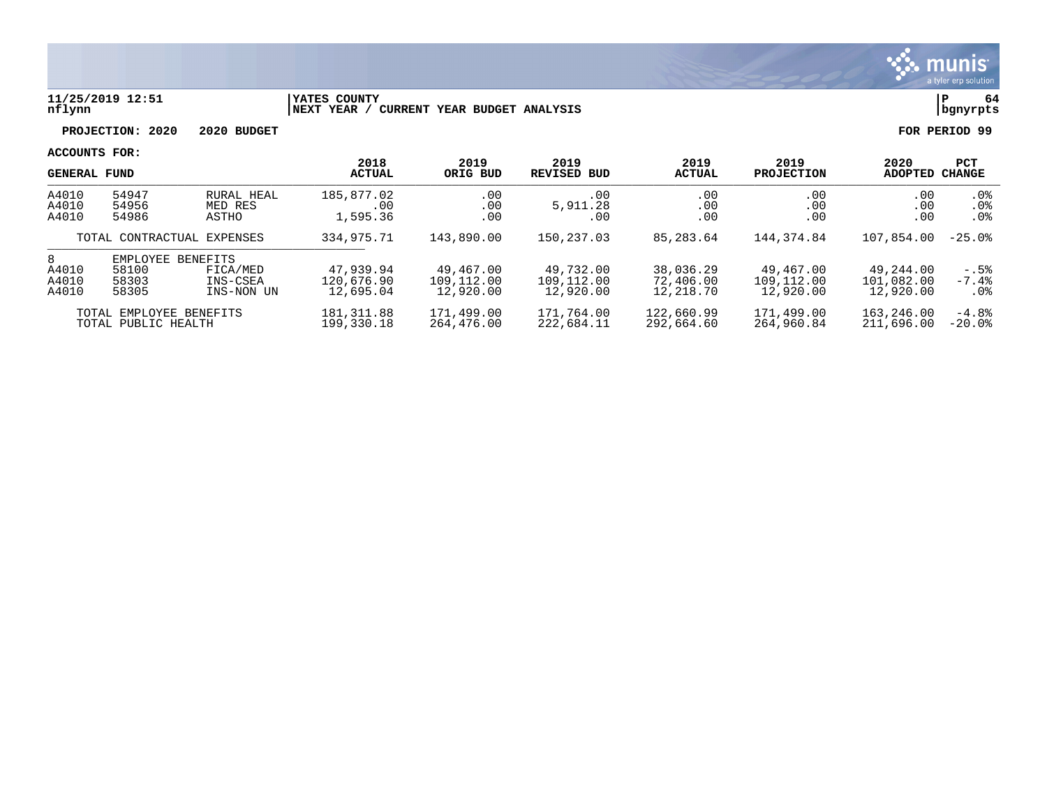**11/25/2019 12:51** | **YATES COUNTY** | **P 64**
**nflynn** | **NEXT YEAR / CURRENT YEAR BUDGET ANALYSIS** | **bgnyrpts**

**PROJECTION: 2020 2020 BUDGET** | **FOR PERIOD 99**

**ACCOUNTS FOR:**

| GENERAL FUND | | | 2018 ACTUAL | 2019 ORIG BUD | 2019 REVISED BUD | 2019 ACTUAL | 2019 PROJECTION | 2020 ADOPTED | PCT CHANGE |
|---|---|---|---|---|---|---|---|---|---|
| A4010 | 54947 | RURAL HEAL | 185,877.02 | .00 | .00 | .00 | .00 | .00 | .0% |
| A4010 | 54956 | MED RES | .00 | .00 | 5,911.28 | .00 | .00 | .00 | .0% |
| A4010 | 54986 | ASTHO | 1,595.36 | .00 | .00 | .00 | .00 | .00 | .0% |
| | TOTAL CONTRACTUAL EXPENSES | | 334,975.71 | 143,890.00 | 150,237.03 | 85,283.64 | 144,374.84 | 107,854.00 | -25.0% |
| 8 | EMPLOYEE BENEFITS | | | | | | | | |
| A4010 | 58100 | FICA/MED | 47,939.94 | 49,467.00 | 49,732.00 | 38,036.29 | 49,467.00 | 49,244.00 | -.5% |
| A4010 | 58303 | INS-CSEA | 120,676.90 | 109,112.00 | 109,112.00 | 72,406.00 | 109,112.00 | 101,082.00 | -7.4% |
| A4010 | 58305 | INS-NON UN | 12,695.04 | 12,920.00 | 12,920.00 | 12,218.70 | 12,920.00 | 12,920.00 | .0% |
| | TOTAL EMPLOYEE BENEFITS | | 181,311.88 | 171,499.00 | 171,764.00 | 122,660.99 | 171,499.00 | 163,246.00 | -4.8% |
| | TOTAL PUBLIC HEALTH | | 199,330.18 | 264,476.00 | 222,684.11 | 292,664.60 | 264,960.84 | 211,696.00 | -20.0% |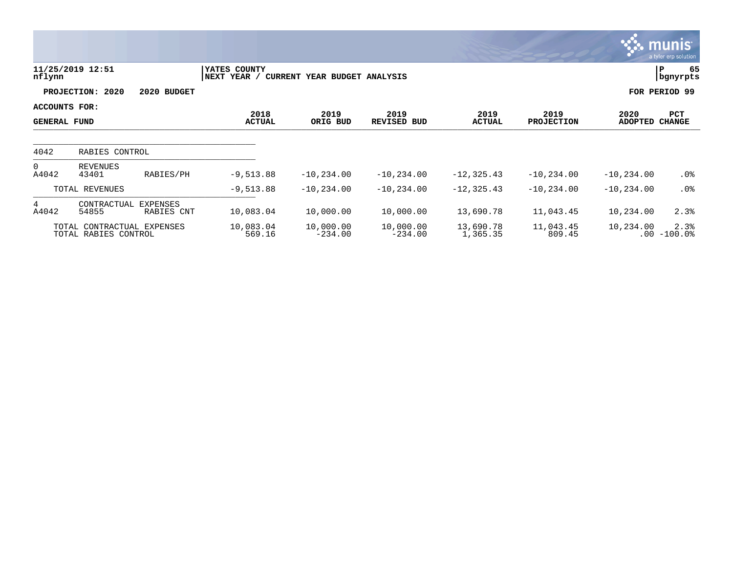11/25/2019 12:51 | YATES COUNTY | P 65
nflynn | NEXT YEAR / CURRENT YEAR BUDGET ANALYSIS | bgnyrpts

**PROJECTION: 2020 2020 BUDGET** | **FOR PERIOD 99**

**ACCOUNTS FOR:**
**GENERAL FUND**

| | | | 2018 ACTUAL | 2019 ORIG BUD | 2019 REVISED BUD | 2019 ACTUAL | 2019 PROJECTION | 2020 ADOPTED | PCT CHANGE |
|---|---|---|---|---|---|---|---|---|---|
| 4042 | RABIES CONTROL | | | | | | | | |
| 0 | REVENUES | | | | | | | | |
| A4042 | 43401 | RABIES/PH | -9,513.88 | -10,234.00 | -10,234.00 | -12,325.43 | -10,234.00 | -10,234.00 | .0% |
| | TOTAL REVENUES | | -9,513.88 | -10,234.00 | -10,234.00 | -12,325.43 | -10,234.00 | -10,234.00 | .0% |
| 4 | CONTRACTUAL EXPENSES | | | | | | | | |
| A4042 | 54855 | RABIES CNT | 10,083.04 | 10,000.00 | 10,000.00 | 13,690.78 | 11,043.45 | 10,234.00 | 2.3% |
| | TOTAL CONTRACTUAL EXPENSES | | 10,083.04 | 10,000.00 | 10,000.00 | 13,690.78 | 11,043.45 | 10,234.00 | 2.3% |
| | TOTAL RABIES CONTROL | | 569.16 | -234.00 | -234.00 | 1,365.35 | 809.45 | .00 | -100.0% |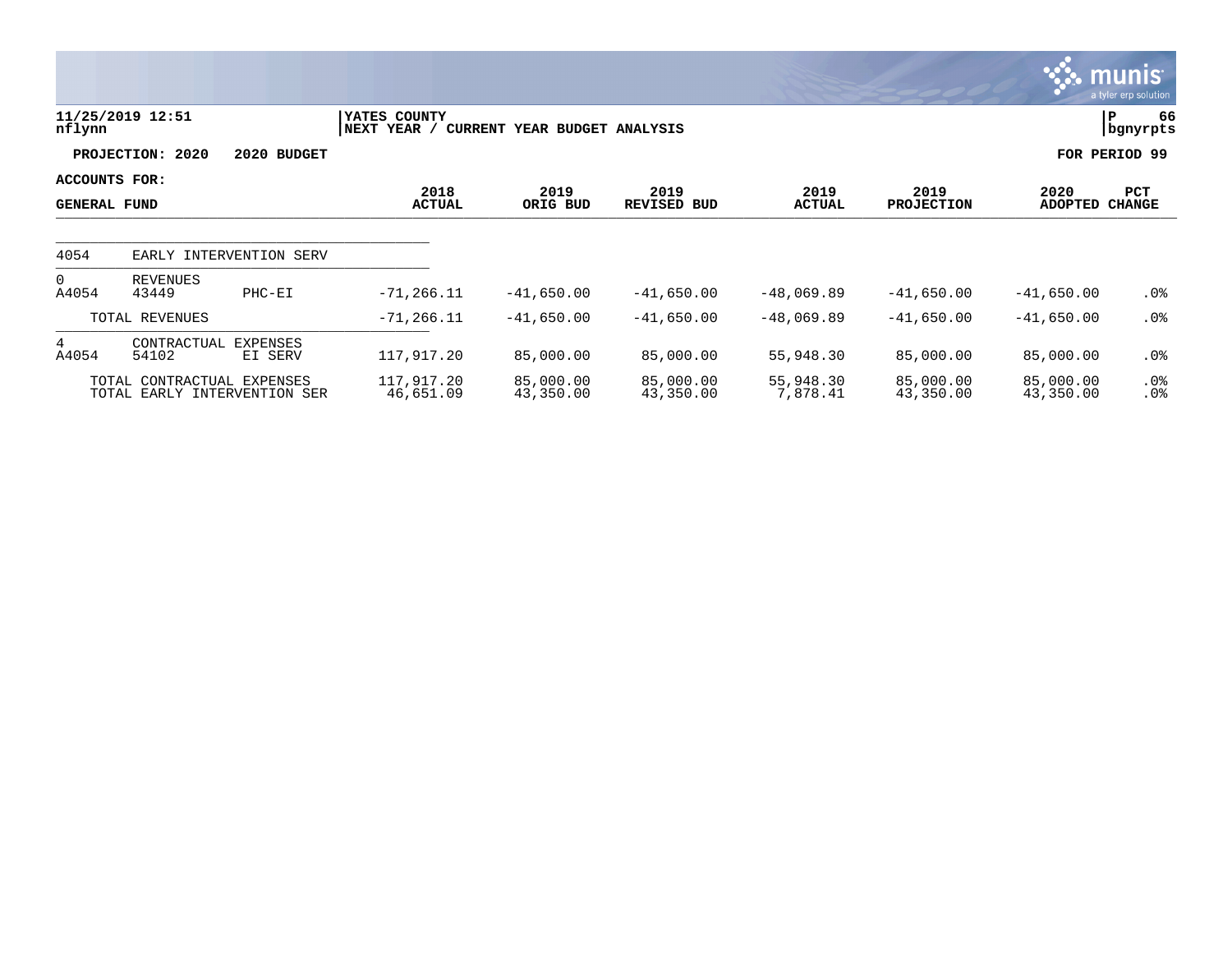11/25/2019 12:51 | YATES COUNTY | P 66
nflynn | NEXT YEAR / CURRENT YEAR BUDGET ANALYSIS | bgnyrpts

**PROJECTION: 2020 2020 BUDGET** — **FOR PERIOD 99**

**ACCOUNTS FOR: GENERAL FUND**

| | | | 2018 ACTUAL | 2019 ORIG BUD | 2019 REVISED BUD | 2019 ACTUAL | 2019 PROJECTION | 2020 ADOPTED | PCT CHANGE |
|---|---|---|---|---|---|---|---|---|---|
| 4054 | EARLY INTERVENTION SERV | | | | | | | | |
| 0 | REVENUES | | | | | | | | |
| A4054 | 43449 | PHC-EI | -71,266.11 | -41,650.00 | -41,650.00 | -48,069.89 | -41,650.00 | -41,650.00 | .0% |
| | TOTAL REVENUES | | -71,266.11 | -41,650.00 | -41,650.00 | -48,069.89 | -41,650.00 | -41,650.00 | .0% |
| 4 | CONTRACTUAL EXPENSES | | | | | | | | |
| A4054 | 54102 | EI SERV | 117,917.20 | 85,000.00 | 85,000.00 | 55,948.30 | 85,000.00 | 85,000.00 | .0% |
| | TOTAL CONTRACTUAL EXPENSES | | 117,917.20 | 85,000.00 | 85,000.00 | 55,948.30 | 85,000.00 | 85,000.00 | .0% |
| | TOTAL EARLY INTERVENTION SER | | 46,651.09 | 43,350.00 | 43,350.00 | 7,878.41 | 43,350.00 | 43,350.00 | .0% |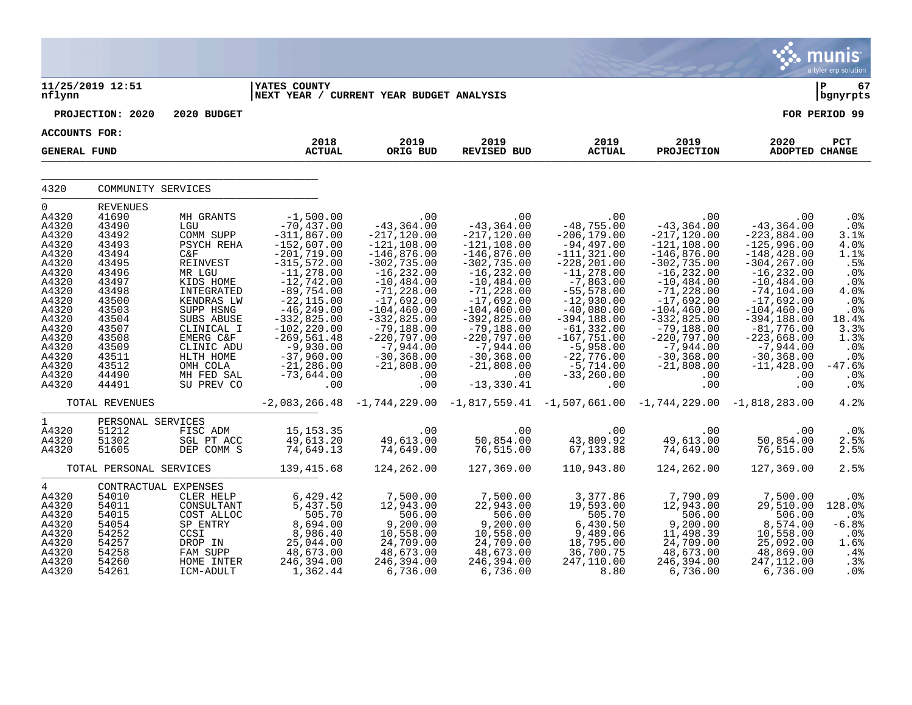11/25/2019 12:51 | YATES COUNTY | P 67
nflynn | NEXT YEAR / CURRENT YEAR BUDGET ANALYSIS | bgnyrpts

**PROJECTION: 2020 2020 BUDGET** — **FOR PERIOD 99**

**ACCOUNTS FOR:**

| GENERAL FUND | | | 2018 ACTUAL | 2019 ORIG BUD | 2019 REVISED BUD | 2019 ACTUAL | 2019 PROJECTION | 2020 ADOPTED | PCT CHANGE |
|---|---|---|---|---|---|---|---|---|---|
| 4320 | COMMUNITY SERVICES | | | | | | | | |
| 0 | REVENUES | | | | | | | | |
| A4320 | 41690 | MH GRANTS | -1,500.00 | .00 | .00 | .00 | .00 | .00 | .0% |
| A4320 | 43490 | LGU | -70,437.00 | -43,364.00 | -43,364.00 | -48,755.00 | -43,364.00 | -43,364.00 | .0% |
| A4320 | 43492 | COMM SUPP | -311,867.00 | -217,120.00 | -217,120.00 | -206,179.00 | -217,120.00 | -223,884.00 | 3.1% |
| A4320 | 43493 | PSYCH REHA | -152,607.00 | -121,108.00 | -121,108.00 | -94,497.00 | -121,108.00 | -125,996.00 | 4.0% |
| A4320 | 43494 | C&F | -201,719.00 | -146,876.00 | -146,876.00 | -111,321.00 | -146,876.00 | -148,428.00 | 1.1% |
| A4320 | 43495 | REINVEST | -315,572.00 | -302,735.00 | -302,735.00 | -228,201.00 | -302,735.00 | -304,267.00 | .5% |
| A4320 | 43496 | MR LGU | -11,278.00 | -16,232.00 | -16,232.00 | -11,278.00 | -16,232.00 | -16,232.00 | .0% |
| A4320 | 43497 | KIDS HOME | -12,742.00 | -10,484.00 | -10,484.00 | -7,863.00 | -10,484.00 | -10,484.00 | .0% |
| A4320 | 43498 | INTEGRATED | -89,754.00 | -71,228.00 | -71,228.00 | -55,578.00 | -71,228.00 | -74,104.00 | 4.0% |
| A4320 | 43500 | KENDRAS LW | -22,115.00 | -17,692.00 | -17,692.00 | -12,930.00 | -17,692.00 | -17,692.00 | .0% |
| A4320 | 43503 | SUPP HSNG | -46,249.00 | -104,460.00 | -104,460.00 | -40,080.00 | -104,460.00 | -104,460.00 | .0% |
| A4320 | 43504 | SUBS ABUSE | -332,825.00 | -332,825.00 | -392,825.00 | -394,188.00 | -332,825.00 | -394,188.00 | 18.4% |
| A4320 | 43507 | CLINICAL I | -102,220.00 | -79,188.00 | -79,188.00 | -61,332.00 | -79,188.00 | -81,776.00 | 3.3% |
| A4320 | 43508 | EMERG C&F | -269,561.48 | -220,797.00 | -220,797.00 | -167,751.00 | -220,797.00 | -223,668.00 | 1.3% |
| A4320 | 43509 | CLINIC ADU | -9,930.00 | -7,944.00 | -7,944.00 | -5,958.00 | -7,944.00 | -7,944.00 | .0% |
| A4320 | 43511 | HLTH HOME | -37,960.00 | -30,368.00 | -30,368.00 | -22,776.00 | -30,368.00 | -30,368.00 | .0% |
| A4320 | 43512 | OMH COLA | -21,286.00 | -21,808.00 | -21,808.00 | -5,714.00 | -21,808.00 | -11,428.00 | -47.6% |
| A4320 | 44490 | MH FED SAL | -73,644.00 | .00 | .00 | -33,260.00 | .00 | .00 | .0% |
| A4320 | 44491 | SU PREV CO | .00 | .00 | -13,330.41 | .00 | .00 | .00 | .0% |
| | TOTAL REVENUES | | -2,083,266.48 | -1,744,229.00 | -1,817,559.41 | -1,507,661.00 | -1,744,229.00 | -1,818,283.00 | 4.2% |
| 1 | PERSONAL SERVICES | | | | | | | | |
| A4320 | 51212 | FISC ADM | 15,153.35 | .00 | .00 | .00 | .00 | .00 | .0% |
| A4320 | 51302 | SGL PT ACC | 49,613.20 | 49,613.00 | 50,854.00 | 43,809.92 | 49,613.00 | 50,854.00 | 2.5% |
| A4320 | 51605 | DEP COMM S | 74,649.13 | 74,649.00 | 76,515.00 | 67,133.88 | 74,649.00 | 76,515.00 | 2.5% |
| | TOTAL PERSONAL SERVICES | | 139,415.68 | 124,262.00 | 127,369.00 | 110,943.80 | 124,262.00 | 127,369.00 | 2.5% |
| 4 | CONTRACTUAL EXPENSES | | | | | | | | |
| A4320 | 54010 | CLER HELP | 6,429.42 | 7,500.00 | 7,500.00 | 3,377.86 | 7,790.09 | 7,500.00 | .0% |
| A4320 | 54011 | CONSULTANT | 5,437.50 | 12,943.00 | 22,943.00 | 19,593.00 | 12,943.00 | 29,510.00 | 128.0% |
| A4320 | 54015 | COST ALLOC | 505.70 | 506.00 | 506.00 | 505.70 | 506.00 | 506.00 | .0% |
| A4320 | 54054 | SP ENTRY | 8,694.00 | 9,200.00 | 9,200.00 | 6,430.50 | 9,200.00 | 8,574.00 | -6.8% |
| A4320 | 54252 | CCSI | 8,986.40 | 10,558.00 | 10,558.00 | 9,489.06 | 11,498.39 | 10,558.00 | .0% |
| A4320 | 54257 | DROP IN | 25,044.00 | 24,709.00 | 24,709.00 | 18,795.00 | 24,709.00 | 25,092.00 | 1.6% |
| A4320 | 54258 | FAM SUPP | 48,673.00 | 48,673.00 | 48,673.00 | 36,700.75 | 48,673.00 | 48,869.00 | .4% |
| A4320 | 54260 | HOME INTER | 246,394.00 | 246,394.00 | 246,394.00 | 247,110.00 | 246,394.00 | 247,112.00 | .3% |
| A4320 | 54261 | ICM-ADULT | 1,362.44 | 6,736.00 | 6,736.00 | 8.80 | 6,736.00 | 6,736.00 | .0% |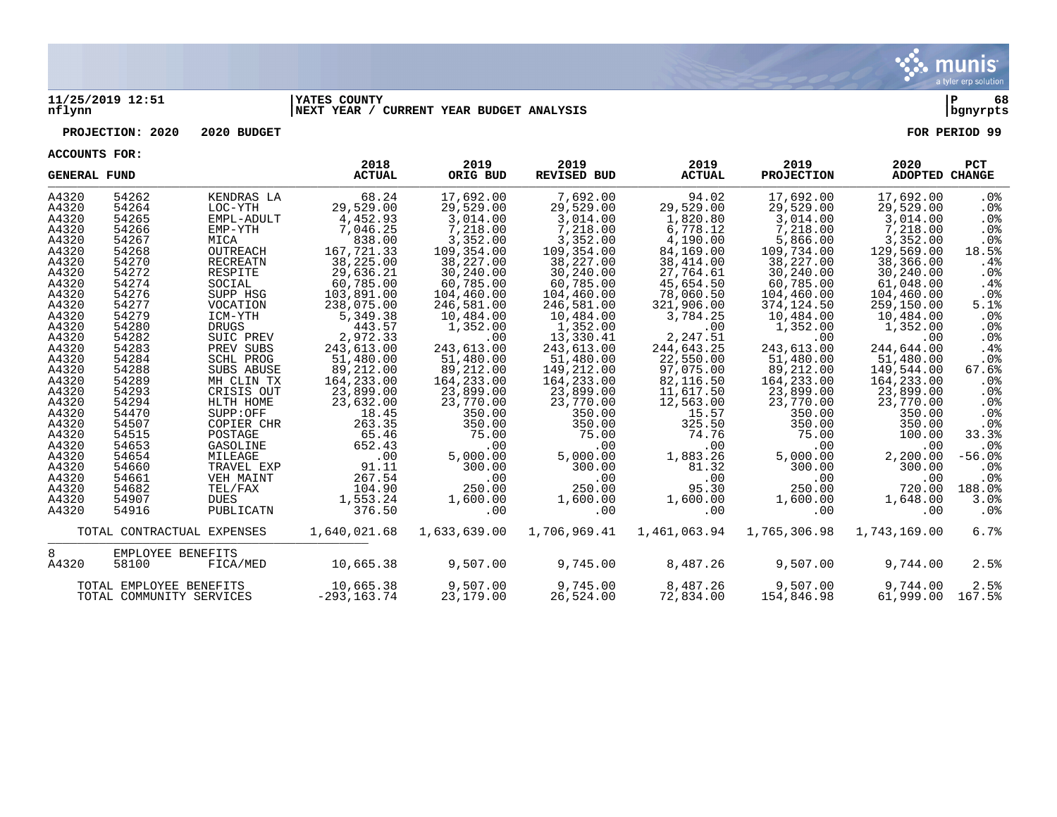**11/25/2019 12:51** | **YATES COUNTY**
**nflynn** | **NEXT YEAR / CURRENT YEAR BUDGET ANALYSIS** | **bgnyrpts**

**PROJECTION: 2020 2020 BUDGET** — **FOR PERIOD 99**

**ACCOUNTS FOR:**

| GENERAL FUND | | | 2018 ACTUAL | 2019 ORIG BUD | 2019 REVISED BUD | 2019 ACTUAL | 2019 PROJECTION | 2020 ADOPTED | PCT CHANGE |
|---|---|---|---|---|---|---|---|---|---|
| A4320 | 54262 | KENDRAS LA | 68.24 | 17,692.00 | 7,692.00 | 94.02 | 17,692.00 | 17,692.00 | .0% |
| A4320 | 54264 | LOC-YTH | 29,529.00 | 29,529.00 | 29,529.00 | 29,529.00 | 29,529.00 | 29,529.00 | .0% |
| A4320 | 54265 | EMPL-ADULT | 4,452.93 | 3,014.00 | 3,014.00 | 1,820.80 | 3,014.00 | 3,014.00 | .0% |
| A4320 | 54266 | EMP-YTH | 7,046.25 | 7,218.00 | 7,218.00 | 6,778.12 | 7,218.00 | 7,218.00 | .0% |
| A4320 | 54267 | MICA | 838.00 | 3,352.00 | 3,352.00 | 4,190.00 | 5,866.00 | 3,352.00 | .0% |
| A4320 | 54268 | OUTREACH | 167,721.33 | 109,354.00 | 109,354.00 | 84,169.00 | 109,734.00 | 129,569.00 | 18.5% |
| A4320 | 54270 | RECREATN | 38,225.00 | 38,227.00 | 38,227.00 | 38,414.00 | 38,227.00 | 38,366.00 | .4% |
| A4320 | 54272 | RESPITE | 29,636.21 | 30,240.00 | 30,240.00 | 27,764.61 | 30,240.00 | 30,240.00 | .0% |
| A4320 | 54274 | SOCIAL | 60,785.00 | 60,785.00 | 60,785.00 | 45,654.50 | 60,785.00 | 61,048.00 | .4% |
| A4320 | 54276 | SUPP HSG | 103,891.00 | 104,460.00 | 104,460.00 | 78,060.50 | 104,460.00 | 104,460.00 | .0% |
| A4320 | 54277 | VOCATION | 238,075.00 | 246,581.00 | 246,581.00 | 321,906.00 | 374,124.50 | 259,150.00 | 5.1% |
| A4320 | 54279 | ICM-YTH | 5,349.38 | 10,484.00 | 10,484.00 | 3,784.25 | 10,484.00 | 10,484.00 | .0% |
| A4320 | 54280 | DRUGS | 443.57 | 1,352.00 | 1,352.00 | .00 | 1,352.00 | 1,352.00 | .0% |
| A4320 | 54282 | SUIC PREV | 2,972.33 | .00 | 13,330.41 | 2,247.51 | .00 | .00 | .0% |
| A4320 | 54283 | PREV SUBS | 243,613.00 | 243,613.00 | 243,613.00 | 244,643.25 | 243,613.00 | 244,644.00 | .4% |
| A4320 | 54284 | SCHL PROG | 51,480.00 | 51,480.00 | 51,480.00 | 22,550.00 | 51,480.00 | 51,480.00 | .0% |
| A4320 | 54288 | SUBS ABUSE | 89,212.00 | 89,212.00 | 149,212.00 | 97,075.00 | 89,212.00 | 149,544.00 | 67.6% |
| A4320 | 54289 | MH CLIN TX | 164,233.00 | 164,233.00 | 164,233.00 | 82,116.50 | 164,233.00 | 164,233.00 | .0% |
| A4320 | 54293 | CRISIS OUT | 23,899.00 | 23,899.00 | 23,899.00 | 11,617.50 | 23,899.00 | 23,899.00 | .0% |
| A4320 | 54294 | HLTH HOME | 23,632.00 | 23,770.00 | 23,770.00 | 12,563.00 | 23,770.00 | 23,770.00 | .0% |
| A4320 | 54470 | SUPP:OFF | 18.45 | 350.00 | 350.00 | 15.57 | 350.00 | 350.00 | .0% |
| A4320 | 54507 | COPIER CHR | 263.35 | 350.00 | 350.00 | 325.50 | 350.00 | 350.00 | .0% |
| A4320 | 54515 | POSTAGE | 65.46 | 75.00 | 75.00 | 74.76 | 75.00 | 100.00 | 33.3% |
| A4320 | 54653 | GASOLINE | 652.43 | .00 | .00 | .00 | .00 | .00 | .0% |
| A4320 | 54654 | MILEAGE | .00 | 5,000.00 | 5,000.00 | 1,883.26 | 5,000.00 | 2,200.00 | -56.0% |
| A4320 | 54660 | TRAVEL EXP | 91.11 | 300.00 | 300.00 | 81.32 | 300.00 | 300.00 | .0% |
| A4320 | 54661 | VEH MAINT | 267.54 | .00 | .00 | .00 | .00 | .00 | .0% |
| A4320 | 54682 | TEL/FAX | 104.90 | 250.00 | 250.00 | 95.30 | 250.00 | 720.00 | 188.0% |
| A4320 | 54907 | DUES | 1,553.24 | 1,600.00 | 1,600.00 | 1,600.00 | 1,600.00 | 1,648.00 | 3.0% |
| A4320 | 54916 | PUBLICATN | 376.50 | .00 | .00 | .00 | .00 | .00 | .0% |
| TOTAL CONTRACTUAL EXPENSES | | | 1,640,021.68 | 1,633,639.00 | 1,706,969.41 | 1,461,063.94 | 1,765,306.98 | 1,743,169.00 | 6.7% |
| 8 | EMPLOYEE BENEFITS | | | | | | | | |
| A4320 | 58100 | FICA/MED | 10,665.38 | 9,507.00 | 9,745.00 | 8,487.26 | 9,507.00 | 9,744.00 | 2.5% |
| TOTAL EMPLOYEE BENEFITS | | | 10,665.38 | 9,507.00 | 9,745.00 | 8,487.26 | 9,507.00 | 9,744.00 | 2.5% |
| TOTAL COMMUNITY SERVICES | | | -293,163.74 | 23,179.00 | 26,524.00 | 72,834.00 | 154,846.98 | 61,999.00 | 167.5% |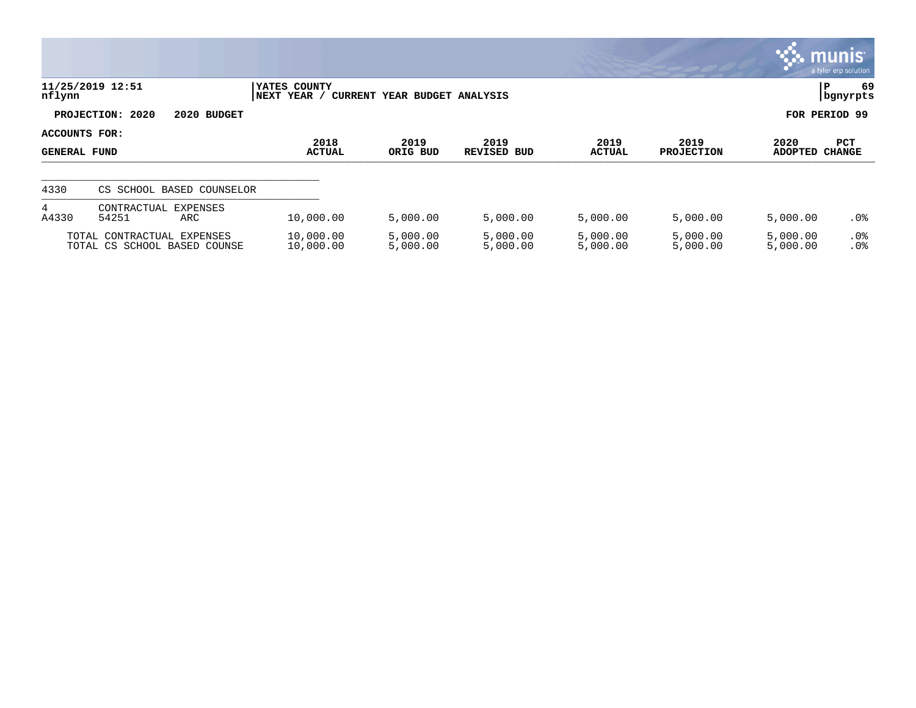11/25/2019 12:51 | YATES COUNTY | P 69
nflynn | NEXT YEAR / CURRENT YEAR BUDGET ANALYSIS | bgnyrpts

**PROJECTION: 2020 2020 BUDGET** — **FOR PERIOD 99**

**ACCOUNTS FOR:**

| GENERAL FUND | | | 2018 ACTUAL | 2019 ORIG BUD | 2019 REVISED BUD | 2019 ACTUAL | 2019 PROJECTION | 2020 ADOPTED | PCT CHANGE |
|---|---|---|---|---|---|---|---|---|---|
| 4330 | CS SCHOOL BASED COUNSELOR | | | | | | | | |
| 4 | CONTRACTUAL EXPENSES | | | | | | | | |
| A4330 | 54251 | ARC | 10,000.00 | 5,000.00 | 5,000.00 | 5,000.00 | 5,000.00 | 5,000.00 | .0% |
| TOTAL CONTRACTUAL EXPENSES | | | 10,000.00 | 5,000.00 | 5,000.00 | 5,000.00 | 5,000.00 | 5,000.00 | .0% |
| TOTAL CS SCHOOL BASED COUNSE | | | 10,000.00 | 5,000.00 | 5,000.00 | 5,000.00 | 5,000.00 | 5,000.00 | .0% |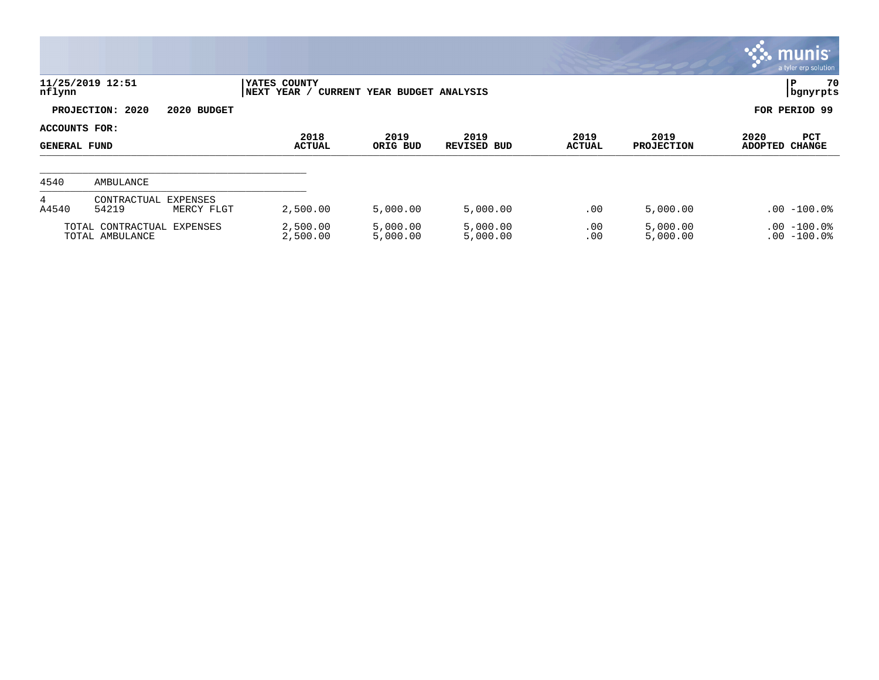**11/25/2019 12:51**
**nflynn**

**YATES COUNTY**
**NEXT YEAR / CURRENT YEAR BUDGET ANALYSIS**

**bgnyrpts**

**PROJECTION: 2020 2020 BUDGET**

**FOR PERIOD 99**

**ACCOUNTS FOR:**

| GENERAL FUND | | | 2018 ACTUAL | 2019 ORIG BUD | 2019 REVISED BUD | 2019 ACTUAL | 2019 PROJECTION | 2020 ADOPTED | PCT CHANGE |
|---|---|---|---|---|---|---|---|---|---|
| 4540 | AMBULANCE | | | | | | | | |
| 4 | CONTRACTUAL EXPENSES | | | | | | | | |
| A4540 | 54219 | MERCY FLGT | 2,500.00 | 5,000.00 | 5,000.00 | .00 | 5,000.00 | .00 | -100.0% |
| TOTAL CONTRACTUAL EXPENSES | | | 2,500.00 | 5,000.00 | 5,000.00 | .00 | 5,000.00 | .00 | -100.0% |
| TOTAL AMBULANCE | | | 2,500.00 | 5,000.00 | 5,000.00 | .00 | 5,000.00 | .00 | -100.0% |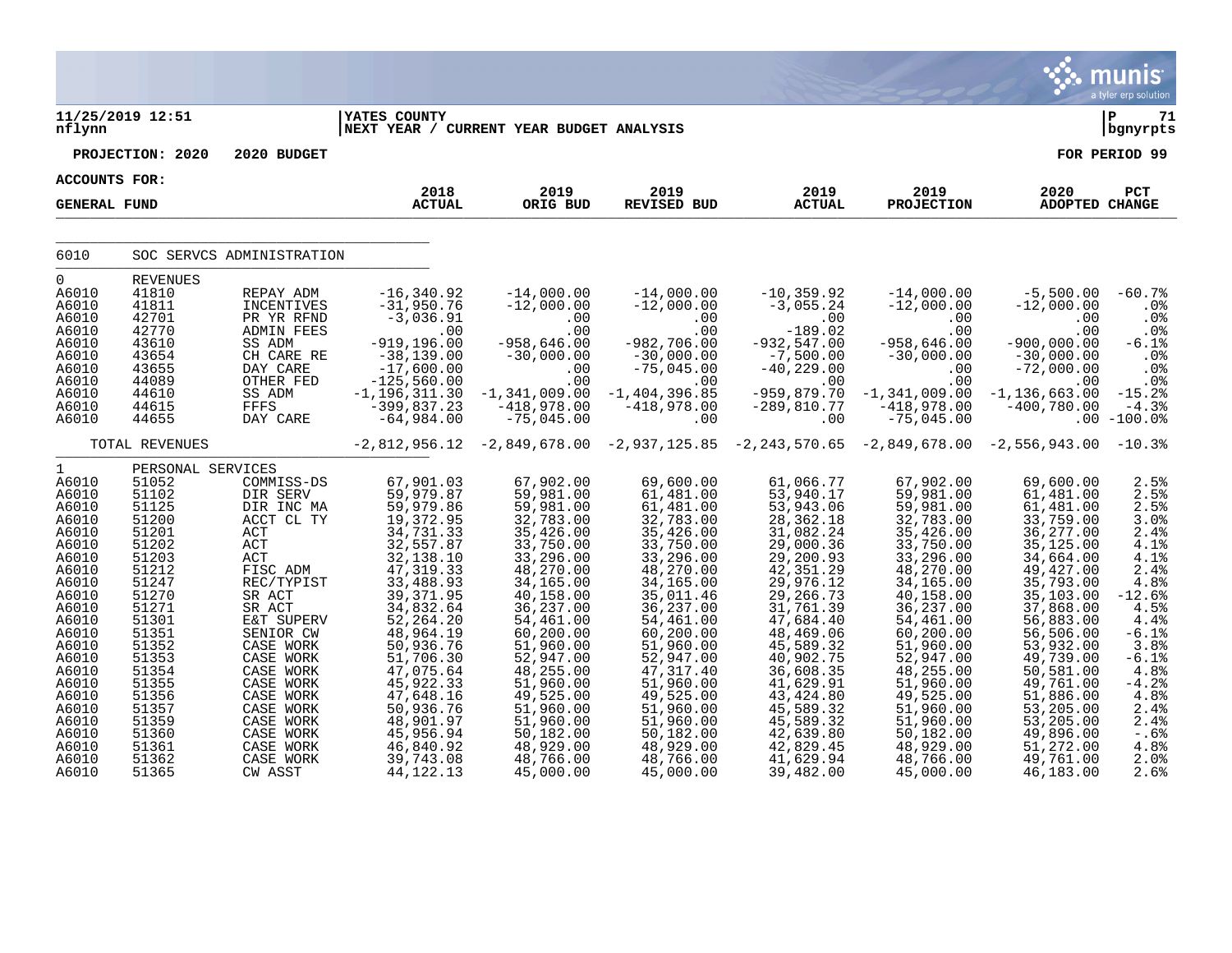**11/25/2019 12:51** | **YATES COUNTY** | **P 71**
**nflynn** | **NEXT YEAR / CURRENT YEAR BUDGET ANALYSIS** | **bgnyrpts**

**PROJECTION: 2020 2020 BUDGET** — **FOR PERIOD 99**

**ACCOUNTS FOR:**

| GENERAL FUND | | | 2018 ACTUAL | 2019 ORIG BUD | 2019 REVISED BUD | 2019 ACTUAL | 2019 PROJECTION | 2020 ADOPTED | PCT CHANGE |
|---|---|---|---|---|---|---|---|---|---|
| 6010 | SOC SERVCS ADMINISTRATION | | | | | | | | |
| 0 | REVENUES | | | | | | | | |
| A6010 | 41810 | REPAY ADM | -16,340.92 | -14,000.00 | -14,000.00 | -10,359.92 | -14,000.00 | -5,500.00 | -60.7% |
| A6010 | 41811 | INCENTIVES | -31,950.76 | -12,000.00 | -12,000.00 | -3,055.24 | -12,000.00 | -12,000.00 | .0% |
| A6010 | 42701 | PR YR RFND | -3,036.91 | .00 | .00 | .00 | .00 | .00 | .0% |
| A6010 | 42770 | ADMIN FEES | .00 | .00 | .00 | -189.02 | .00 | .00 | .0% |
| A6010 | 43610 | SS ADM | -919,196.00 | -958,646.00 | -982,706.00 | -932,547.00 | -958,646.00 | -900,000.00 | -6.1% |
| A6010 | 43654 | CH CARE RE | -38,139.00 | -30,000.00 | -30,000.00 | -7,500.00 | -30,000.00 | -30,000.00 | .0% |
| A6010 | 43655 | DAY CARE | -17,600.00 | .00 | -75,045.00 | -40,229.00 | .00 | -72,000.00 | .0% |
| A6010 | 44089 | OTHER FED | -125,560.00 | .00 | .00 | .00 | .00 | .00 | .0% |
| A6010 | 44610 | SS ADM | -1,196,311.30 | -1,341,009.00 | -1,404,396.85 | -959,879.70 | -1,341,009.00 | -1,136,663.00 | -15.2% |
| A6010 | 44615 | FFFS | -399,837.23 | -418,978.00 | -418,978.00 | -289,810.77 | -418,978.00 | -400,780.00 | -4.3% |
| A6010 | 44655 | DAY CARE | -64,984.00 | -75,045.00 | .00 | .00 | -75,045.00 | .00 | -100.0% |
| | TOTAL REVENUES | | -2,812,956.12 | -2,849,678.00 | -2,937,125.85 | -2,243,570.65 | -2,849,678.00 | -2,556,943.00 | -10.3% |
| 1 | PERSONAL SERVICES | | | | | | | | |
| A6010 | 51052 | COMMISS-DS | 67,901.03 | 67,902.00 | 69,600.00 | 61,066.77 | 67,902.00 | 69,600.00 | 2.5% |
| A6010 | 51102 | DIR SERV | 59,979.87 | 59,981.00 | 61,481.00 | 53,940.17 | 59,981.00 | 61,481.00 | 2.5% |
| A6010 | 51125 | DIR INC MA | 59,979.86 | 59,981.00 | 61,481.00 | 53,943.06 | 59,981.00 | 61,481.00 | 2.5% |
| A6010 | 51200 | ACCT CL TY | 19,372.95 | 32,783.00 | 32,783.00 | 28,362.18 | 32,783.00 | 33,759.00 | 3.0% |
| A6010 | 51201 | ACT | 34,731.33 | 35,426.00 | 35,426.00 | 31,082.24 | 35,426.00 | 36,277.00 | 2.4% |
| A6010 | 51202 | ACT | 32,557.87 | 33,750.00 | 33,750.00 | 29,000.36 | 33,750.00 | 35,125.00 | 4.1% |
| A6010 | 51203 | ACT | 32,138.10 | 33,296.00 | 33,296.00 | 29,200.93 | 33,296.00 | 34,664.00 | 4.1% |
| A6010 | 51212 | FISC ADM | 47,319.33 | 48,270.00 | 48,270.00 | 42,351.29 | 48,270.00 | 49,427.00 | 2.4% |
| A6010 | 51247 | REC/TYPIST | 33,488.93 | 34,165.00 | 34,165.00 | 29,976.12 | 34,165.00 | 35,793.00 | 4.8% |
| A6010 | 51270 | SR ACT | 39,371.95 | 40,158.00 | 35,011.46 | 29,266.73 | 40,158.00 | 35,103.00 | -12.6% |
| A6010 | 51271 | SR ACT | 34,832.64 | 36,237.00 | 36,237.00 | 31,761.39 | 36,237.00 | 37,868.00 | 4.5% |
| A6010 | 51301 | E&T SUPERV | 52,264.20 | 54,461.00 | 54,461.00 | 47,684.40 | 54,461.00 | 56,883.00 | 4.4% |
| A6010 | 51351 | SENIOR CW | 48,964.19 | 60,200.00 | 60,200.00 | 48,469.06 | 60,200.00 | 56,506.00 | -6.1% |
| A6010 | 51352 | CASE WORK | 50,936.76 | 51,960.00 | 51,960.00 | 45,589.32 | 51,960.00 | 53,932.00 | 3.8% |
| A6010 | 51353 | CASE WORK | 51,706.30 | 52,947.00 | 52,947.00 | 40,902.75 | 52,947.00 | 49,739.00 | -6.1% |
| A6010 | 51354 | CASE WORK | 47,075.64 | 48,255.00 | 47,317.40 | 36,608.35 | 48,255.00 | 50,581.00 | 4.8% |
| A6010 | 51355 | CASE WORK | 45,922.33 | 51,960.00 | 51,960.00 | 41,629.91 | 51,960.00 | 49,761.00 | -4.2% |
| A6010 | 51356 | CASE WORK | 47,648.16 | 49,525.00 | 49,525.00 | 43,424.80 | 49,525.00 | 51,886.00 | 4.8% |
| A6010 | 51357 | CASE WORK | 50,936.76 | 51,960.00 | 51,960.00 | 45,589.32 | 51,960.00 | 53,205.00 | 2.4% |
| A6010 | 51359 | CASE WORK | 48,901.97 | 51,960.00 | 51,960.00 | 45,589.32 | 51,960.00 | 53,205.00 | 2.4% |
| A6010 | 51360 | CASE WORK | 45,956.94 | 50,182.00 | 50,182.00 | 42,639.80 | 50,182.00 | 49,896.00 | -.6% |
| A6010 | 51361 | CASE WORK | 46,840.92 | 48,929.00 | 48,929.00 | 42,829.45 | 48,929.00 | 51,272.00 | 4.8% |
| A6010 | 51362 | CASE WORK | 39,743.08 | 48,766.00 | 48,766.00 | 41,629.94 | 48,766.00 | 49,761.00 | 2.0% |
| A6010 | 51365 | CW ASST | 44,122.13 | 45,000.00 | 45,000.00 | 39,482.00 | 45,000.00 | 46,183.00 | 2.6% |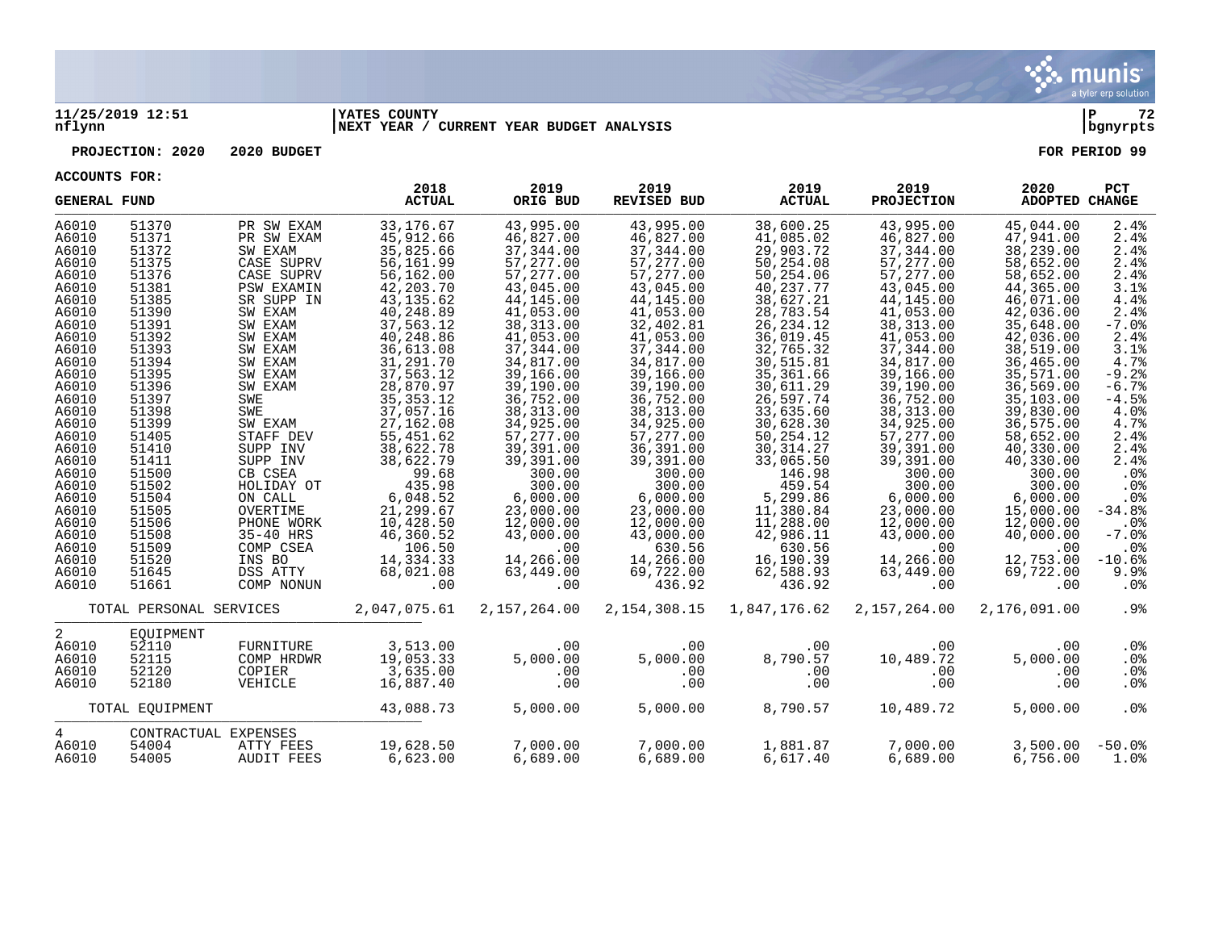**11/25/2019 12:51** | **YATES COUNTY** | **P 72**
**nflynn** | **NEXT YEAR / CURRENT YEAR BUDGET ANALYSIS** | **bgnyrpts**

**PROJECTION: 2020 2020 BUDGET** **FOR PERIOD 99**

**ACCOUNTS FOR:**

| GENERAL FUND | | | 2018 ACTUAL | 2019 ORIG BUD | 2019 REVISED BUD | 2019 ACTUAL | 2019 PROJECTION | 2020 ADOPTED | PCT CHANGE |
|---|---|---|---|---|---|---|---|---|---|
| A6010 | 51370 | PR SW EXAM | 33,176.67 | 43,995.00 | 43,995.00 | 38,600.25 | 43,995.00 | 45,044.00 | 2.4% |
| A6010 | 51371 | PR SW EXAM | 45,912.66 | 46,827.00 | 46,827.00 | 41,085.02 | 46,827.00 | 47,941.00 | 2.4% |
| A6010 | 51372 | SW EXAM | 35,825.66 | 37,344.00 | 37,344.00 | 29,903.72 | 37,344.00 | 38,239.00 | 2.4% |
| A6010 | 51375 | CASE SUPRV | 56,161.99 | 57,277.00 | 57,277.00 | 50,254.08 | 57,277.00 | 58,652.00 | 2.4% |
| A6010 | 51376 | CASE SUPRV | 56,162.00 | 57,277.00 | 57,277.00 | 50,254.06 | 57,277.00 | 58,652.00 | 2.4% |
| A6010 | 51381 | PSW EXAMIN | 42,203.70 | 43,045.00 | 43,045.00 | 40,237.77 | 43,045.00 | 44,365.00 | 3.1% |
| A6010 | 51385 | SR SUPP IN | 43,135.62 | 44,145.00 | 44,145.00 | 38,627.21 | 44,145.00 | 46,071.00 | 4.4% |
| A6010 | 51390 | SW EXAM | 40,248.89 | 41,053.00 | 41,053.00 | 28,783.54 | 41,053.00 | 42,036.00 | 2.4% |
| A6010 | 51391 | SW EXAM | 37,563.12 | 38,313.00 | 32,402.81 | 26,234.12 | 38,313.00 | 35,648.00 | -7.0% |
| A6010 | 51392 | SW EXAM | 40,248.86 | 41,053.00 | 41,053.00 | 36,019.45 | 41,053.00 | 42,036.00 | 2.4% |
| A6010 | 51393 | SW EXAM | 36,613.08 | 37,344.00 | 37,344.00 | 32,765.32 | 37,344.00 | 38,519.00 | 3.1% |
| A6010 | 51394 | SW EXAM | 31,291.70 | 34,817.00 | 34,817.00 | 30,515.81 | 34,817.00 | 36,465.00 | 4.7% |
| A6010 | 51395 | SW EXAM | 37,563.12 | 39,166.00 | 39,166.00 | 35,361.66 | 39,166.00 | 35,571.00 | -9.2% |
| A6010 | 51396 | SW EXAM | 28,870.97 | 39,190.00 | 39,190.00 | 30,611.29 | 39,190.00 | 36,569.00 | -6.7% |
| A6010 | 51397 | SWE | 35,353.12 | 36,752.00 | 36,752.00 | 26,597.74 | 36,752.00 | 35,103.00 | -4.5% |
| A6010 | 51398 | SWE | 37,057.16 | 38,313.00 | 38,313.00 | 33,635.60 | 38,313.00 | 39,830.00 | 4.0% |
| A6010 | 51399 | SW EXAM | 27,162.08 | 34,925.00 | 34,925.00 | 30,628.30 | 34,925.00 | 36,575.00 | 4.7% |
| A6010 | 51405 | STAFF DEV | 55,451.62 | 57,277.00 | 57,277.00 | 50,254.12 | 57,277.00 | 58,652.00 | 2.4% |
| A6010 | 51410 | SUPP INV | 38,622.78 | 39,391.00 | 36,391.00 | 30,314.27 | 39,391.00 | 40,330.00 | 2.4% |
| A6010 | 51411 | SUPP INV | 38,622.79 | 39,391.00 | 39,391.00 | 33,065.50 | 39,391.00 | 40,330.00 | 2.4% |
| A6010 | 51500 | CB CSEA | 99.68 | 300.00 | 300.00 | 146.98 | 300.00 | 300.00 | .0% |
| A6010 | 51502 | HOLIDAY OT | 435.98 | 300.00 | 300.00 | 459.54 | 300.00 | 300.00 | .0% |
| A6010 | 51504 | ON CALL | 6,048.52 | 6,000.00 | 6,000.00 | 5,299.86 | 6,000.00 | 6,000.00 | .0% |
| A6010 | 51505 | OVERTIME | 21,299.67 | 23,000.00 | 23,000.00 | 11,380.84 | 23,000.00 | 15,000.00 | -34.8% |
| A6010 | 51506 | PHONE WORK | 10,428.50 | 12,000.00 | 12,000.00 | 11,288.00 | 12,000.00 | 12,000.00 | .0% |
| A6010 | 51508 | 35-40 HRS | 46,360.52 | 43,000.00 | 43,000.00 | 42,986.11 | 43,000.00 | 40,000.00 | -7.0% |
| A6010 | 51509 | COMP CSEA | 106.50 | .00 | 630.56 | 630.56 | .00 | .00 | .0% |
| A6010 | 51520 | INS BO | 14,334.33 | 14,266.00 | 14,266.00 | 16,190.39 | 14,266.00 | 12,753.00 | -10.6% |
| A6010 | 51645 | DSS ATTY | 68,021.08 | 63,449.00 | 69,722.00 | 62,588.93 | 63,449.00 | 69,722.00 | 9.9% |
| A6010 | 51661 | COMP NONUN | .00 | .00 | 436.92 | 436.92 | .00 | .00 | .0% |
| | TOTAL PERSONAL SERVICES | | 2,047,075.61 | 2,157,264.00 | 2,154,308.15 | 1,847,176.62 | 2,157,264.00 | 2,176,091.00 | .9% |
| 2 | EQUIPMENT | | | | | | | | |
| A6010 | 52110 | FURNITURE | 3,513.00 | .00 | .00 | .00 | .00 | .00 | .0% |
| A6010 | 52115 | COMP HRDWR | 19,053.33 | 5,000.00 | 5,000.00 | 8,790.57 | 10,489.72 | 5,000.00 | .0% |
| A6010 | 52120 | COPIER | 3,635.00 | .00 | .00 | .00 | .00 | .00 | .0% |
| A6010 | 52180 | VEHICLE | 16,887.40 | .00 | .00 | .00 | .00 | .00 | .0% |
| | TOTAL EQUIPMENT | | 43,088.73 | 5,000.00 | 5,000.00 | 8,790.57 | 10,489.72 | 5,000.00 | .0% |
| 4 | CONTRACTUAL EXPENSES | | | | | | | | |
| A6010 | 54004 | ATTY FEES | 19,628.50 | 7,000.00 | 7,000.00 | 1,881.87 | 7,000.00 | 3,500.00 | -50.0% |
| A6010 | 54005 | AUDIT FEES | 6,623.00 | 6,689.00 | 6,689.00 | 6,617.40 | 6,689.00 | 6,756.00 | 1.0% |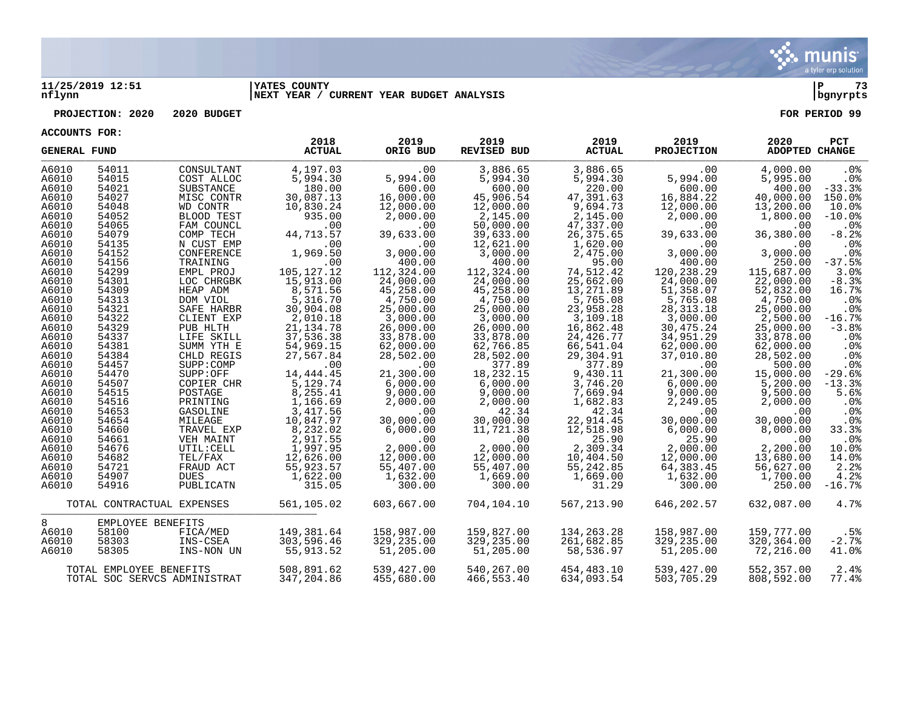**11/25/2019 12:51** | **YATES COUNTY** | **P 73**
**nflynn** | **NEXT YEAR / CURRENT YEAR BUDGET ANALYSIS** | **bgnyrpts**

**PROJECTION: 2020 2020 BUDGET** — **FOR PERIOD 99**

**ACCOUNTS FOR:**

| GENERAL FUND | | | 2018 ACTUAL | 2019 ORIG BUD | 2019 REVISED BUD | 2019 ACTUAL | 2019 PROJECTION | 2020 ADOPTED | PCT CHANGE |
|---|---|---|---|---|---|---|---|---|---|
| A6010 | 54011 | CONSULTANT | 4,197.03 | .00 | 3,886.65 | 3,886.65 | .00 | 4,000.00 | .0% |
| A6010 | 54015 | COST ALLOC | 5,994.30 | 5,994.00 | 5,994.30 | 5,994.30 | 5,994.00 | 5,995.00 | .0% |
| A6010 | 54021 | SUBSTANCE | 180.00 | 600.00 | 600.00 | 220.00 | 600.00 | 400.00 | -33.3% |
| A6010 | 54027 | MISC CONTR | 30,087.13 | 16,000.00 | 45,906.54 | 47,391.63 | 16,884.22 | 40,000.00 | 150.0% |
| A6010 | 54048 | WD CONTR | 10,830.24 | 12,000.00 | 12,000.00 | 9,694.73 | 12,000.00 | 13,200.00 | 10.0% |
| A6010 | 54052 | BLOOD TEST | 935.00 | 2,000.00 | 2,145.00 | 2,145.00 | 2,000.00 | 1,800.00 | -10.0% |
| A6010 | 54065 | FAM COUNCL | .00 | .00 | 50,000.00 | 47,337.00 | .00 | .00 | .0% |
| A6010 | 54079 | COMP TECH | 44,713.57 | 39,633.00 | 39,633.00 | 26,375.65 | 39,633.00 | 36,380.00 | -8.2% |
| A6010 | 54135 | N CUST EMP | .00 | .00 | 12,621.00 | 1,620.00 | .00 | .00 | .0% |
| A6010 | 54152 | CONFERENCE | 1,969.50 | 3,000.00 | 3,000.00 | 2,475.00 | 3,000.00 | 3,000.00 | .0% |
| A6010 | 54156 | TRAINING | .00 | 400.00 | 400.00 | 95.00 | 400.00 | 250.00 | -37.5% |
| A6010 | 54299 | EMPL PROJ | 105,127.12 | 112,324.00 | 112,324.00 | 74,512.42 | 120,238.29 | 115,687.00 | 3.0% |
| A6010 | 54301 | LOC CHRGBK | 15,913.00 | 24,000.00 | 24,000.00 | 25,662.00 | 24,000.00 | 22,000.00 | -8.3% |
| A6010 | 54309 | HEAP ADM | 8,571.56 | 45,258.00 | 45,258.00 | 13,271.89 | 51,358.07 | 52,832.00 | 16.7% |
| A6010 | 54313 | DOM VIOL | 5,316.70 | 4,750.00 | 4,750.00 | 5,765.08 | 5,765.08 | 4,750.00 | .0% |
| A6010 | 54321 | SAFE HARBR | 30,904.08 | 25,000.00 | 25,000.00 | 23,958.28 | 28,313.18 | 25,000.00 | .0% |
| A6010 | 54322 | CLIENT EXP | 2,010.18 | 3,000.00 | 3,000.00 | 3,109.18 | 3,000.00 | 2,500.00 | -16.7% |
| A6010 | 54329 | PUB HLTH | 21,134.78 | 26,000.00 | 26,000.00 | 16,862.48 | 30,475.24 | 25,000.00 | -3.8% |
| A6010 | 54337 | LIFE SKILL | 37,536.38 | 33,878.00 | 33,878.00 | 24,426.77 | 34,951.29 | 33,878.00 | .0% |
| A6010 | 54381 | SUMM YTH E | 54,969.15 | 62,000.00 | 62,766.85 | 66,541.04 | 62,000.00 | 62,000.00 | .0% |
| A6010 | 54384 | CHLD REGIS | 27,567.84 | 28,502.00 | 28,502.00 | 29,304.91 | 37,010.80 | 28,502.00 | .0% |
| A6010 | 54457 | SUPP:COMP | .00 | .00 | 377.89 | 377.89 | .00 | 500.00 | .0% |
| A6010 | 54470 | SUPP:OFF | 14,444.45 | 21,300.00 | 18,232.15 | 9,430.11 | 21,300.00 | 15,000.00 | -29.6% |
| A6010 | 54507 | COPIER CHR | 5,129.74 | 6,000.00 | 6,000.00 | 3,746.20 | 6,000.00 | 5,200.00 | -13.3% |
| A6010 | 54515 | POSTAGE | 8,255.41 | 9,000.00 | 9,000.00 | 7,669.94 | 9,000.00 | 9,500.00 | 5.6% |
| A6010 | 54516 | PRINTING | 1,166.69 | 2,000.00 | 2,000.00 | 1,682.83 | 2,249.05 | 2,000.00 | .0% |
| A6010 | 54653 | GASOLINE | 3,417.56 | .00 | 42.34 | 42.34 | .00 | .00 | .0% |
| A6010 | 54654 | MILEAGE | 10,847.97 | 30,000.00 | 30,000.00 | 22,914.45 | 30,000.00 | 30,000.00 | .0% |
| A6010 | 54660 | TRAVEL EXP | 8,232.02 | 6,000.00 | 11,721.38 | 12,518.98 | 6,000.00 | 8,000.00 | 33.3% |
| A6010 | 54661 | VEH MAINT | 2,917.55 | .00 | .00 | 25.90 | 25.90 | .00 | .0% |
| A6010 | 54676 | UTIL:CELL | 1,997.95 | 2,000.00 | 2,000.00 | 2,309.34 | 2,000.00 | 2,200.00 | 10.0% |
| A6010 | 54682 | TEL/FAX | 12,626.00 | 12,000.00 | 12,000.00 | 10,404.50 | 12,000.00 | 13,680.00 | 14.0% |
| A6010 | 54721 | FRAUD ACT | 55,923.57 | 55,407.00 | 55,407.00 | 55,242.85 | 64,383.45 | 56,627.00 | 2.2% |
| A6010 | 54907 | DUES | 1,622.00 | 1,632.00 | 1,669.00 | 1,669.00 | 1,632.00 | 1,700.00 | 4.2% |
| A6010 | 54916 | PUBLICATN | 315.05 | 300.00 | 300.00 | 31.29 | 300.00 | 250.00 | -16.7% |
| | TOTAL CONTRACTUAL EXPENSES | | 561,105.02 | 603,667.00 | 704,104.10 | 567,213.90 | 646,202.57 | 632,087.00 | 4.7% |
| 8 | EMPLOYEE BENEFITS | | | | | | | | |
| A6010 | 58100 | FICA/MED | 149,381.64 | 158,987.00 | 159,827.00 | 134,263.28 | 158,987.00 | 159,777.00 | .5% |
| A6010 | 58303 | INS-CSEA | 303,596.46 | 329,235.00 | 329,235.00 | 261,682.85 | 329,235.00 | 320,364.00 | -2.7% |
| A6010 | 58305 | INS-NON UN | 55,913.52 | 51,205.00 | 51,205.00 | 58,536.97 | 51,205.00 | 72,216.00 | 41.0% |
| | TOTAL EMPLOYEE BENEFITS | | 508,891.62 | 539,427.00 | 540,267.00 | 454,483.10 | 539,427.00 | 552,357.00 | 2.4% |
| | TOTAL SOC SERVCS ADMINISTRAT | | 347,204.86 | 455,680.00 | 466,553.40 | 634,093.54 | 503,705.29 | 808,592.00 | 77.4% |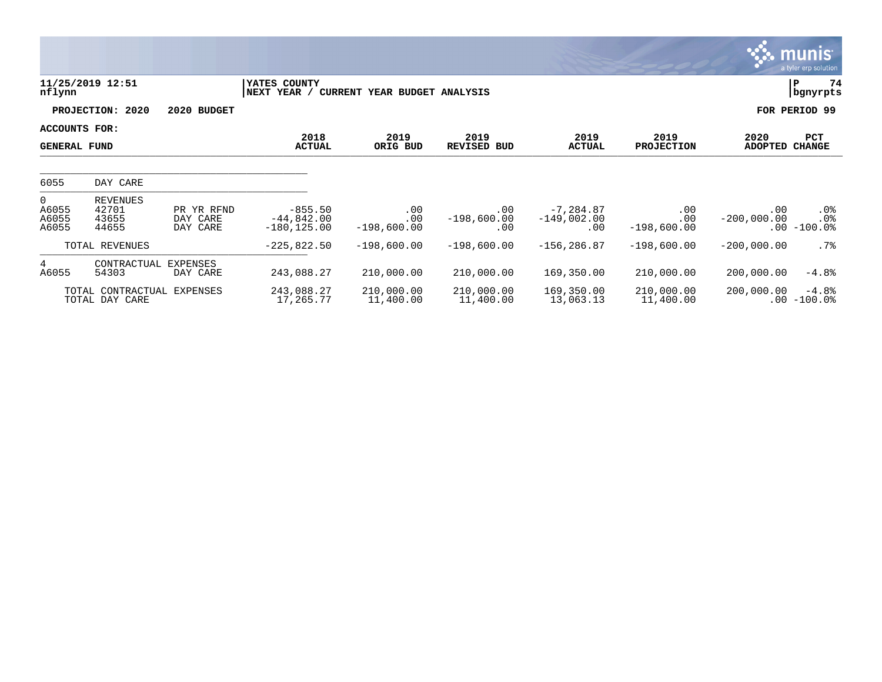11/25/2019 12:51
nflynn

YATES COUNTY
NEXT YEAR / CURRENT YEAR BUDGET ANALYSIS

P 74
bgnyrpts

PROJECTION: 2020 2020 BUDGET

FOR PERIOD 99

ACCOUNTS FOR:
GENERAL FUND

| | | | 2018 ACTUAL | 2019 ORIG BUD | 2019 REVISED BUD | 2019 ACTUAL | 2019 PROJECTION | 2020 ADOPTED | PCT CHANGE |
|---|---|---|---|---|---|---|---|---|---|
| 6055 | DAY CARE | | | | | | | | |
| 0 | REVENUES | | | | | | | | |
| A6055 | 42701 | PR YR RFND | -855.50 | .00 | .00 | -7,284.87 | .00 | .00 | .0% |
| A6055 | 43655 | DAY CARE | -44,842.00 | .00 | -198,600.00 | -149,002.00 | .00 | -200,000.00 | .0% |
| A6055 | 44655 | DAY CARE | -180,125.00 | -198,600.00 | .00 | .00 | -198,600.00 | .00 | -100.0% |
| | TOTAL REVENUES | | -225,822.50 | -198,600.00 | -198,600.00 | -156,286.87 | -198,600.00 | -200,000.00 | .7% |
| 4 | CONTRACTUAL EXPENSES | | | | | | | | |
| A6055 | 54303 | DAY CARE | 243,088.27 | 210,000.00 | 210,000.00 | 169,350.00 | 210,000.00 | 200,000.00 | -4.8% |
| | TOTAL CONTRACTUAL EXPENSES | | 243,088.27 | 210,000.00 | 210,000.00 | 169,350.00 | 210,000.00 | 200,000.00 | -4.8% |
| | TOTAL DAY CARE | | 17,265.77 | 11,400.00 | 11,400.00 | 13,063.13 | 11,400.00 | .00 | -100.0% |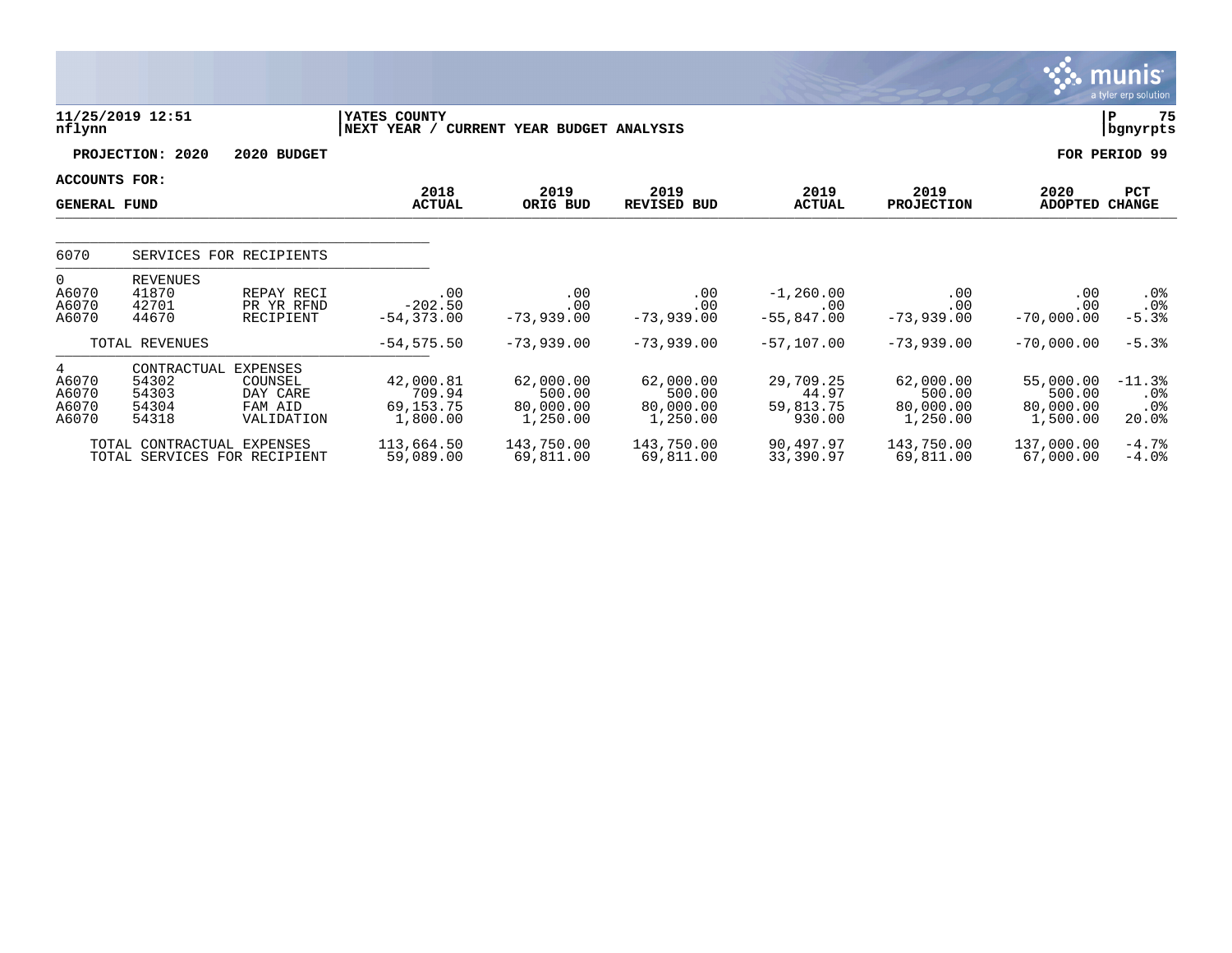11/25/2019 12:51 | YATES COUNTY | P 75
nflynn | NEXT YEAR / CURRENT YEAR BUDGET ANALYSIS | bgnyrpts

**PROJECTION: 2020 2020 BUDGET** | **FOR PERIOD 99**

**ACCOUNTS FOR:**

| GENERAL FUND | | | 2018 ACTUAL | 2019 ORIG BUD | 2019 REVISED BUD | 2019 ACTUAL | 2019 PROJECTION | 2020 ADOPTED | PCT CHANGE |
|---|---|---|---|---|---|---|---|---|---|
| 6070 | SERVICES FOR RECIPIENTS | | | | | | | | |
| 0 | REVENUES | | | | | | | | |
| A6070 | 41870 | REPAY RECI | .00 | .00 | .00 | -1,260.00 | .00 | .00 | .0% |
| A6070 | 42701 | PR YR RFND | -202.50 | .00 | .00 | .00 | .00 | .00 | .0% |
| A6070 | 44670 | RECIPIENT | -54,373.00 | -73,939.00 | -73,939.00 | -55,847.00 | -73,939.00 | -70,000.00 | -5.3% |
| | TOTAL REVENUES | | -54,575.50 | -73,939.00 | -73,939.00 | -57,107.00 | -73,939.00 | -70,000.00 | -5.3% |
| 4 | CONTRACTUAL EXPENSES | | | | | | | | |
| A6070 | 54302 | COUNSEL | 42,000.81 | 62,000.00 | 62,000.00 | 29,709.25 | 62,000.00 | 55,000.00 | -11.3% |
| A6070 | 54303 | DAY CARE | 709.94 | 500.00 | 500.00 | 44.97 | 500.00 | 500.00 | .0% |
| A6070 | 54304 | FAM AID | 69,153.75 | 80,000.00 | 80,000.00 | 59,813.75 | 80,000.00 | 80,000.00 | .0% |
| A6070 | 54318 | VALIDATION | 1,800.00 | 1,250.00 | 1,250.00 | 930.00 | 1,250.00 | 1,500.00 | 20.0% |
| | TOTAL CONTRACTUAL EXPENSES | | 113,664.50 | 143,750.00 | 143,750.00 | 90,497.97 | 143,750.00 | 137,000.00 | -4.7% |
| | TOTAL SERVICES FOR RECIPIENT | | 59,089.00 | 69,811.00 | 69,811.00 | 33,390.97 | 69,811.00 | 67,000.00 | -4.0% |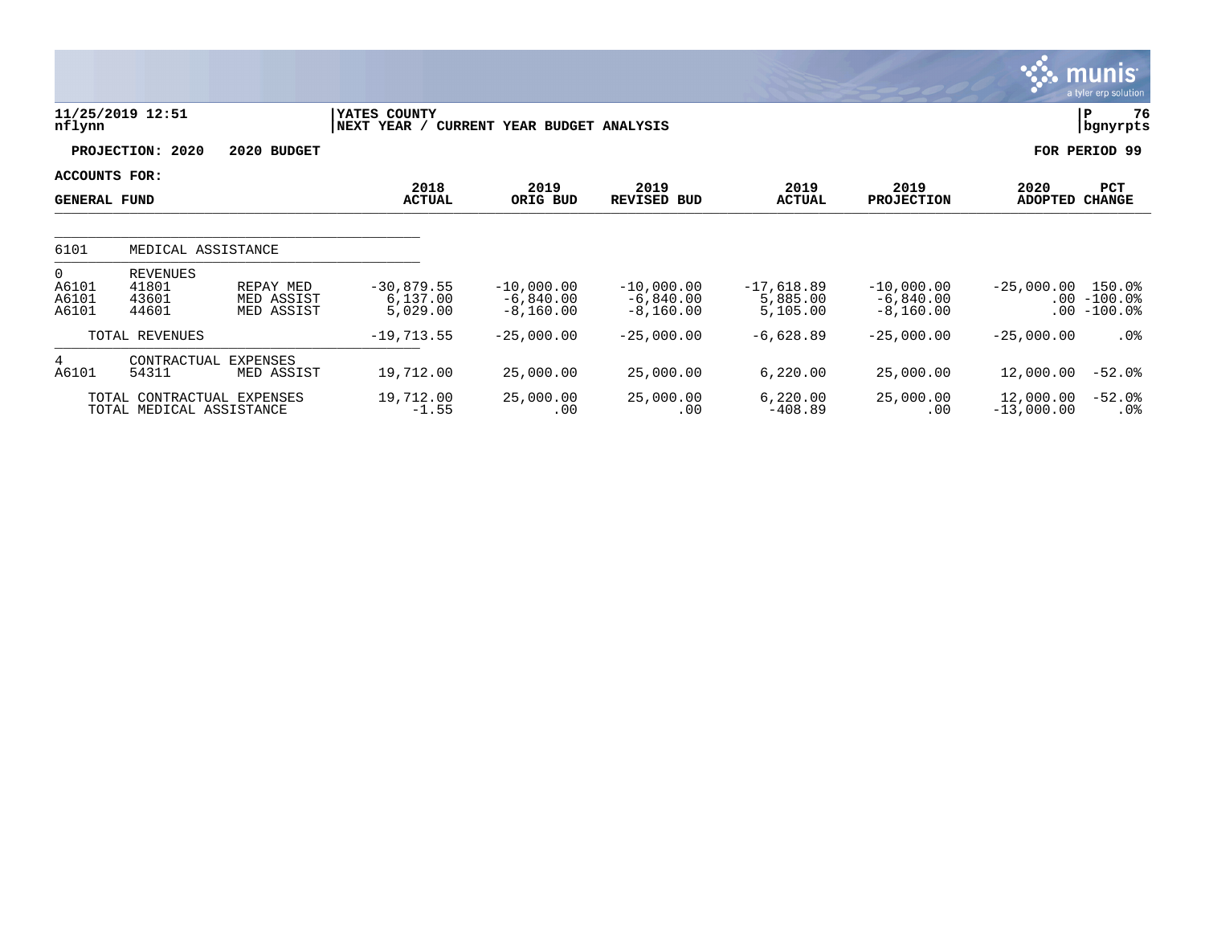11/25/2019 12:51 nflynn | YATES COUNTY — NEXT YEAR / CURRENT YEAR BUDGET ANALYSIS | P 76 bgnyrpts

PROJECTION: 2020 — 2020 BUDGET — FOR PERIOD 99

ACCOUNTS FOR: GENERAL FUND

| | | | 2018 ACTUAL | 2019 ORIG BUD | 2019 REVISED BUD | 2019 ACTUAL | 2019 PROJECTION | 2020 ADOPTED | PCT CHANGE |
|---|---|---|---|---|---|---|---|---|---|
| 6101 | MEDICAL ASSISTANCE | | | | | | | | |
| 0 | REVENUES | | | | | | | | |
| A6101 | 41801 | REPAY MED | -30,879.55 | -10,000.00 | -10,000.00 | -17,618.89 | -10,000.00 | -25,000.00 | 150.0% |
| A6101 | 43601 | MED ASSIST | 6,137.00 | -6,840.00 | -6,840.00 | 5,885.00 | -6,840.00 | .00 | -100.0% |
| A6101 | 44601 | MED ASSIST | 5,029.00 | -8,160.00 | -8,160.00 | 5,105.00 | -8,160.00 | .00 | -100.0% |
| | TOTAL REVENUES | | -19,713.55 | -25,000.00 | -25,000.00 | -6,628.89 | -25,000.00 | -25,000.00 | .0% |
| 4 | CONTRACTUAL EXPENSES | | | | | | | | |
| A6101 | 54311 | MED ASSIST | 19,712.00 | 25,000.00 | 25,000.00 | 6,220.00 | 25,000.00 | 12,000.00 | -52.0% |
| | TOTAL CONTRACTUAL EXPENSES | | 19,712.00 | 25,000.00 | 25,000.00 | 6,220.00 | 25,000.00 | 12,000.00 | -52.0% |
| | TOTAL MEDICAL ASSISTANCE | | -1.55 | .00 | .00 | -408.89 | .00 | -13,000.00 | .0% |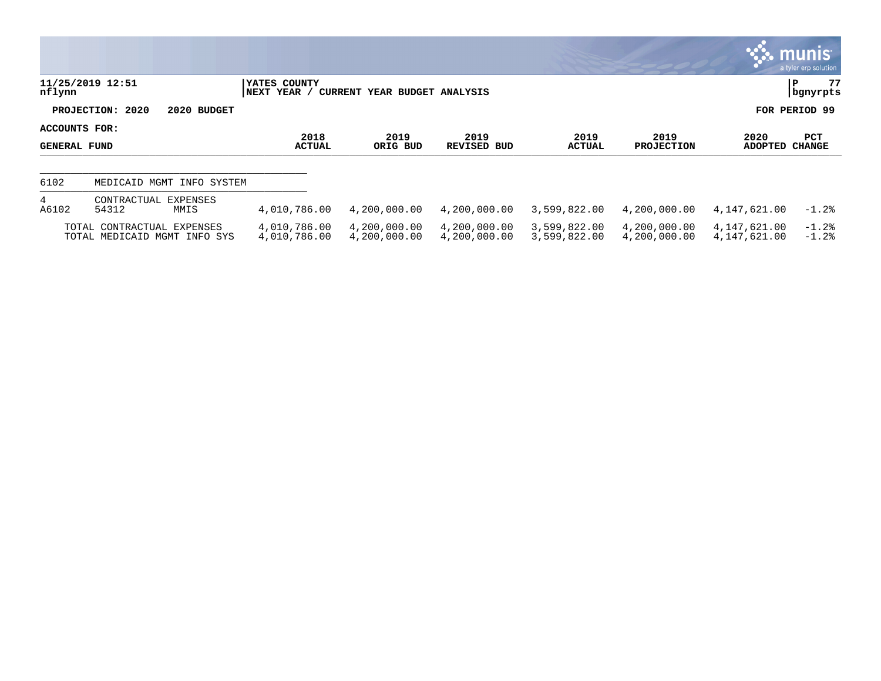**YATES COUNTY**
**NEXT YEAR / CURRENT YEAR BUDGET ANALYSIS**

**PROJECTION: 2020 2020 BUDGET** — **FOR PERIOD 99**

**ACCOUNTS FOR: GENERAL FUND**

| ACCOUNTS FOR: GENERAL FUND | | | 2018 ACTUAL | 2019 ORIG BUD | 2019 REVISED BUD | 2019 ACTUAL | 2019 PROJECTION | 2020 ADOPTED | PCT CHANGE |
|---|---|---|---|---|---|---|---|---|---|
| 6102 | MEDICAID MGMT INFO SYSTEM | | | | | | | | |
| 4 | CONTRACTUAL EXPENSES | | | | | | | | |
| A6102 | 54312 | MMIS | 4,010,786.00 | 4,200,000.00 | 4,200,000.00 | 3,599,822.00 | 4,200,000.00 | 4,147,621.00 | -1.2% |
| | TOTAL CONTRACTUAL EXPENSES | | 4,010,786.00 | 4,200,000.00 | 4,200,000.00 | 3,599,822.00 | 4,200,000.00 | 4,147,621.00 | -1.2% |
| | TOTAL MEDICAID MGMT INFO SYS | | 4,010,786.00 | 4,200,000.00 | 4,200,000.00 | 3,599,822.00 | 4,200,000.00 | 4,147,621.00 | -1.2% |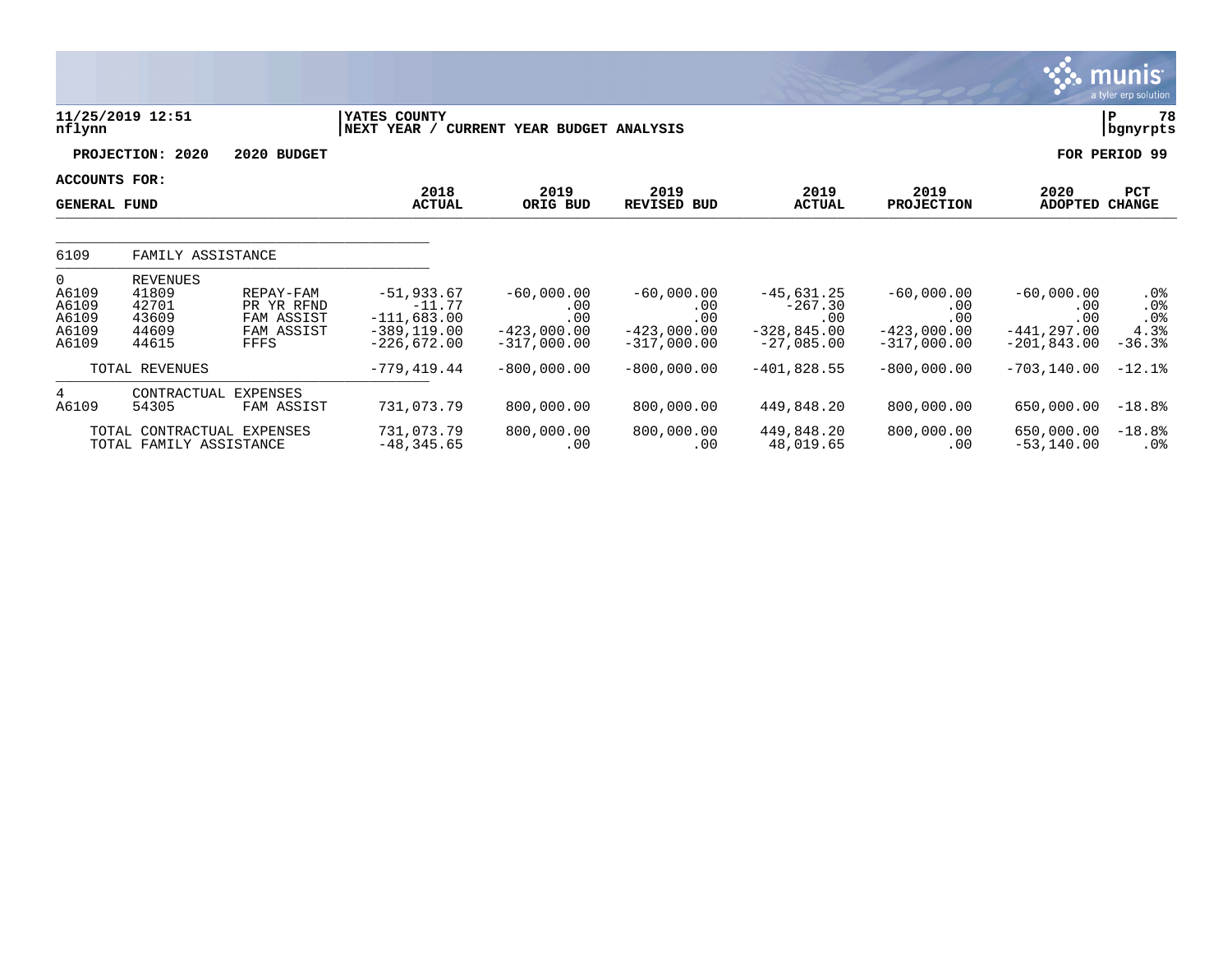11/25/2019 12:51
nflynn

YATES COUNTY
NEXT YEAR / CURRENT YEAR BUDGET ANALYSIS

P 78
bgnyrpts

**PROJECTION: 2020 2020 BUDGET** **FOR PERIOD 99**

**ACCOUNTS FOR:**

| GENERAL FUND | | | 2018 ACTUAL | 2019 ORIG BUD | 2019 REVISED BUD | 2019 ACTUAL | 2019 PROJECTION | 2020 ADOPTED | PCT CHANGE |
|---|---|---|---|---|---|---|---|---|---|
| 6109 | FAMILY ASSISTANCE | | | | | | | | |
| 0 | REVENUES | | | | | | | | |
| A6109 | 41809 | REPAY-FAM | -51,933.67 | -60,000.00 | -60,000.00 | -45,631.25 | -60,000.00 | -60,000.00 | .0% |
| A6109 | 42701 | PR YR RFND | -11.77 | .00 | .00 | -267.30 | .00 | .00 | .0% |
| A6109 | 43609 | FAM ASSIST | -111,683.00 | .00 | .00 | .00 | .00 | .00 | .0% |
| A6109 | 44609 | FAM ASSIST | -389,119.00 | -423,000.00 | -423,000.00 | -328,845.00 | -423,000.00 | -441,297.00 | 4.3% |
| A6109 | 44615 | FFFS | -226,672.00 | -317,000.00 | -317,000.00 | -27,085.00 | -317,000.00 | -201,843.00 | -36.3% |
| | TOTAL REVENUES | | -779,419.44 | -800,000.00 | -800,000.00 | -401,828.55 | -800,000.00 | -703,140.00 | -12.1% |
| 4 | CONTRACTUAL EXPENSES | | | | | | | | |
| A6109 | 54305 | FAM ASSIST | 731,073.79 | 800,000.00 | 800,000.00 | 449,848.20 | 800,000.00 | 650,000.00 | -18.8% |
| | TOTAL CONTRACTUAL EXPENSES | | 731,073.79 | 800,000.00 | 800,000.00 | 449,848.20 | 800,000.00 | 650,000.00 | -18.8% |
| | TOTAL FAMILY ASSISTANCE | | -48,345.65 | .00 | .00 | 48,019.65 | .00 | -53,140.00 | .0% |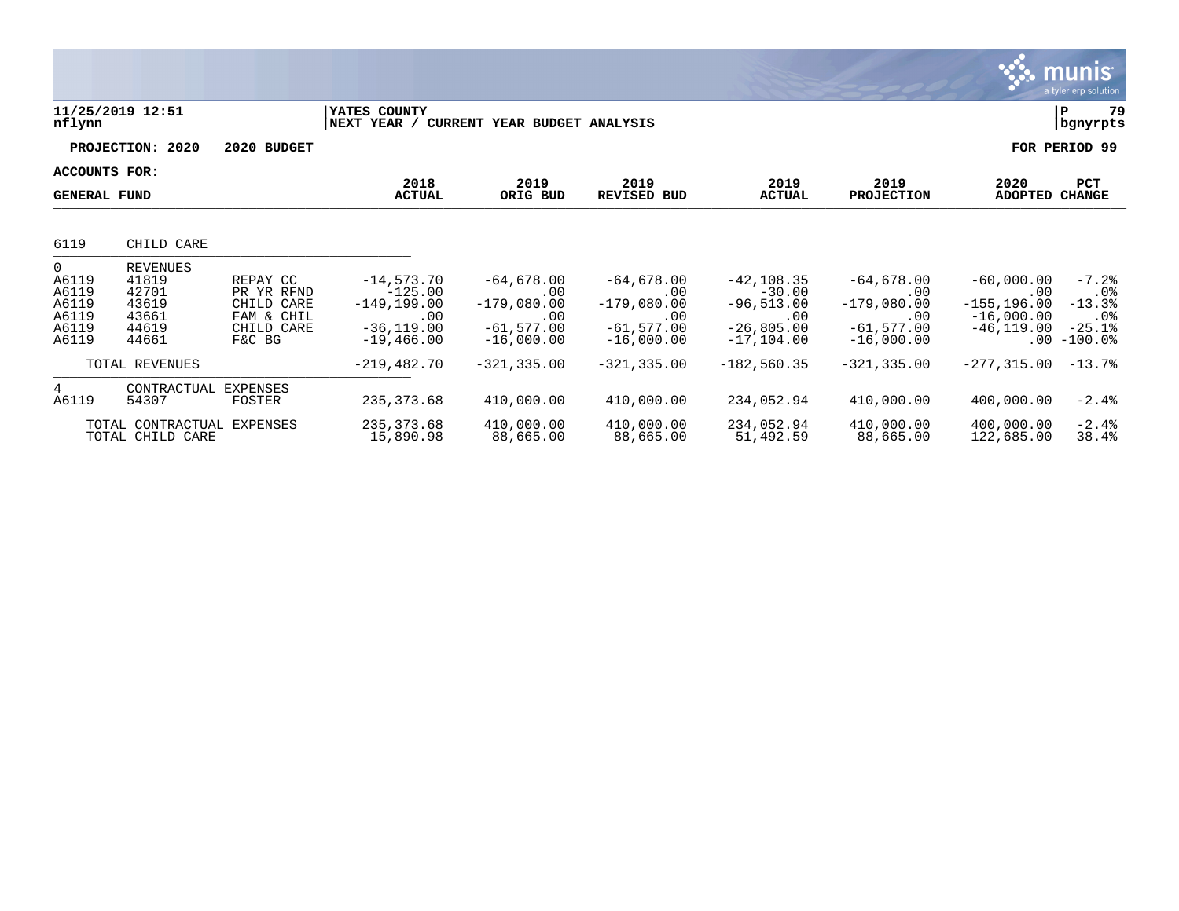**11/25/2019 12:51** | **YATES COUNTY** | **P 79**
**nflynn** | **NEXT YEAR / CURRENT YEAR BUDGET ANALYSIS** | **bgnyrpts**

**PROJECTION: 2020 2020 BUDGET** | **FOR PERIOD 99**

**ACCOUNTS FOR:**

| GENERAL FUND | | | 2018 ACTUAL | 2019 ORIG BUD | 2019 REVISED BUD | 2019 ACTUAL | 2019 PROJECTION | 2020 ADOPTED | PCT CHANGE |
|---|---|---|---|---|---|---|---|---|---|
| 6119 | CHILD CARE | | | | | | | | |
| 0 | REVENUES | | | | | | | | |
| A6119 | 41819 | REPAY CC | -14,573.70 | -64,678.00 | -64,678.00 | -42,108.35 | -64,678.00 | -60,000.00 | -7.2% |
| A6119 | 42701 | PR YR RFND | -125.00 | .00 | .00 | -30.00 | .00 | .00 | .0% |
| A6119 | 43619 | CHILD CARE | -149,199.00 | -179,080.00 | -179,080.00 | -96,513.00 | -179,080.00 | -155,196.00 | -13.3% |
| A6119 | 43661 | FAM & CHIL | .00 | .00 | .00 | .00 | .00 | -16,000.00 | .0% |
| A6119 | 44619 | CHILD CARE | -36,119.00 | -61,577.00 | -61,577.00 | -26,805.00 | -61,577.00 | -46,119.00 | -25.1% |
| A6119 | 44661 | F&C BG | -19,466.00 | -16,000.00 | -16,000.00 | -17,104.00 | -16,000.00 | .00 | -100.0% |
| | TOTAL REVENUES | | -219,482.70 | -321,335.00 | -321,335.00 | -182,560.35 | -321,335.00 | -277,315.00 | -13.7% |
| 4 | CONTRACTUAL EXPENSES | | | | | | | | |
| A6119 | 54307 | FOSTER | 235,373.68 | 410,000.00 | 410,000.00 | 234,052.94 | 410,000.00 | 400,000.00 | -2.4% |
| | TOTAL CONTRACTUAL EXPENSES | | 235,373.68 | 410,000.00 | 410,000.00 | 234,052.94 | 410,000.00 | 400,000.00 | -2.4% |
| | TOTAL CHILD CARE | | 15,890.98 | 88,665.00 | 88,665.00 | 51,492.59 | 88,665.00 | 122,685.00 | 38.4% |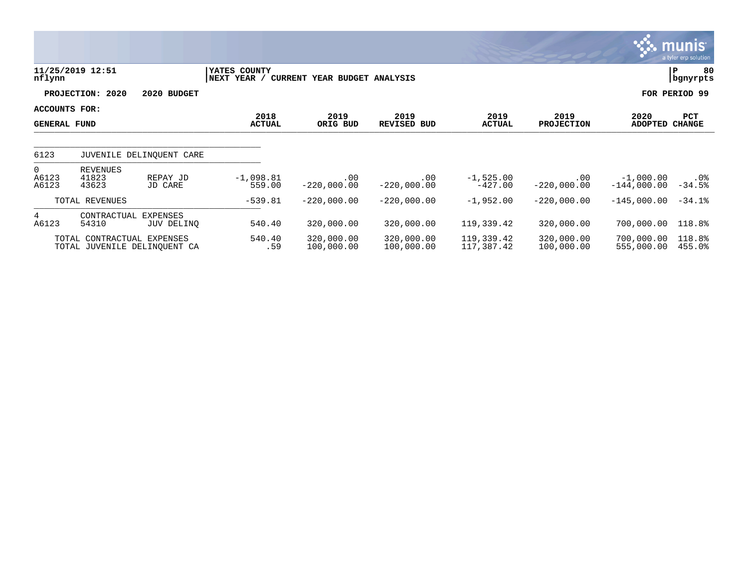11/25/2019 12:51
nflynn

YATES COUNTY
NEXT YEAR / CURRENT YEAR BUDGET ANALYSIS

P 80
bgnyrpts

**PROJECTION: 2020 2020 BUDGET** | **FOR PERIOD 99**

**ACCOUNTS FOR:**
**GENERAL FUND**

| | | | 2018 ACTUAL | 2019 ORIG BUD | 2019 REVISED BUD | 2019 ACTUAL | 2019 PROJECTION | 2020 ADOPTED | PCT CHANGE |
|---|---|---|---|---|---|---|---|---|---|
| 6123 | JUVENILE DELINQUENT CARE | | | | | | | | |
| 0 | REVENUES | | | | | | | | |
| A6123 | 41823 | REPAY JD | -1,098.81 | .00 | .00 | -1,525.00 | .00 | -1,000.00 | .0% |
| A6123 | 43623 | JD CARE | 559.00 | -220,000.00 | -220,000.00 | -427.00 | -220,000.00 | -144,000.00 | -34.5% |
| | TOTAL REVENUES | | -539.81 | -220,000.00 | -220,000.00 | -1,952.00 | -220,000.00 | -145,000.00 | -34.1% |
| 4 | CONTRACTUAL EXPENSES | | | | | | | | |
| A6123 | 54310 | JUV DELINQ | 540.40 | 320,000.00 | 320,000.00 | 119,339.42 | 320,000.00 | 700,000.00 | 118.8% |
| | TOTAL CONTRACTUAL EXPENSES | | 540.40 | 320,000.00 | 320,000.00 | 119,339.42 | 320,000.00 | 700,000.00 | 118.8% |
| | TOTAL JUVENILE DELINQUENT CA | | .59 | 100,000.00 | 100,000.00 | 117,387.42 | 100,000.00 | 555,000.00 | 455.0% |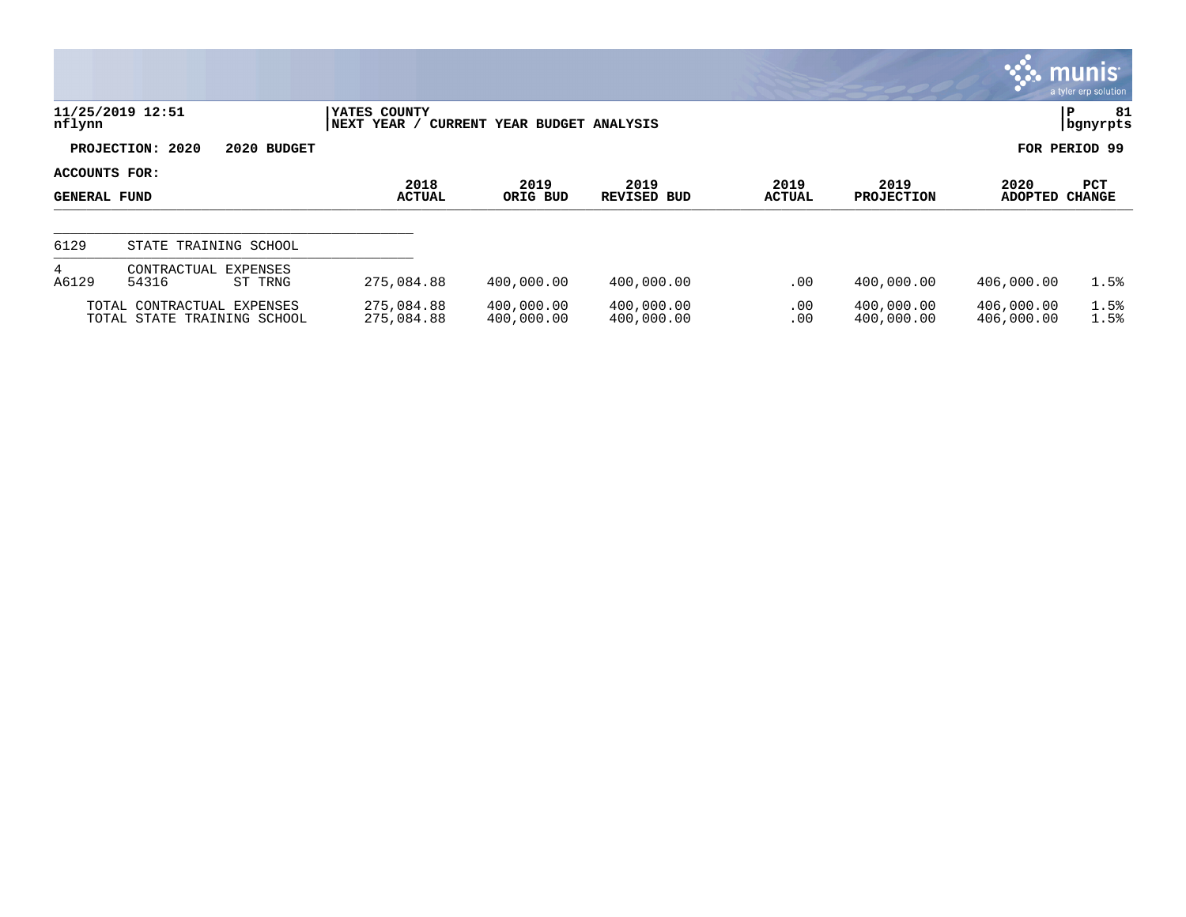11/25/2019 12:51
nflynn

YATES COUNTY
NEXT YEAR / CURRENT YEAR BUDGET ANALYSIS

P 81
bgnyrpts

**PROJECTION: 2020 2020 BUDGET** **FOR PERIOD 99**

| ACCOUNTS FOR: GENERAL FUND | | | 2018 ACTUAL | 2019 ORIG BUD | 2019 REVISED BUD | 2019 ACTUAL | 2019 PROJECTION | 2020 ADOPTED | PCT CHANGE |
|---|---|---|---|---|---|---|---|---|---|
| 6129 | STATE TRAINING SCHOOL | | | | | | | | |
| 4 | CONTRACTUAL EXPENSES | | | | | | | | |
| A6129 | 54316 | ST TRNG | 275,084.88 | 400,000.00 | 400,000.00 | .00 | 400,000.00 | 406,000.00 | 1.5% |
| | TOTAL CONTRACTUAL EXPENSES | | 275,084.88 | 400,000.00 | 400,000.00 | .00 | 400,000.00 | 406,000.00 | 1.5% |
| | TOTAL STATE TRAINING SCHOOL | | 275,084.88 | 400,000.00 | 400,000.00 | .00 | 400,000.00 | 406,000.00 | 1.5% |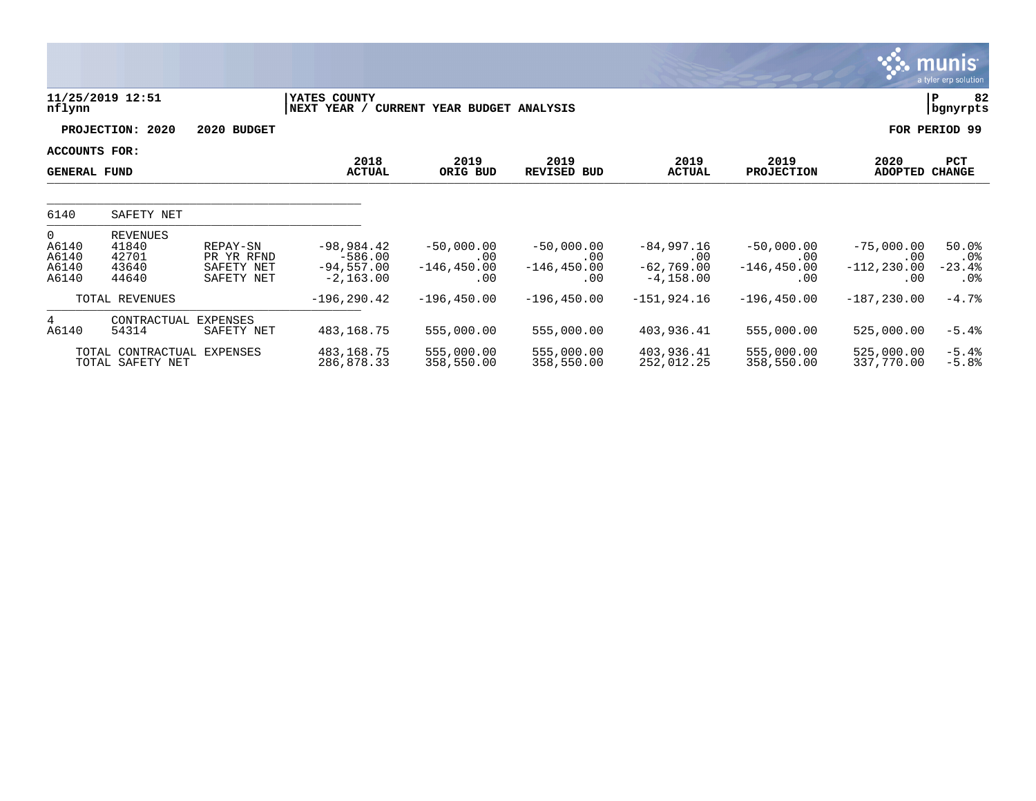11/25/2019 12:51 | YATES COUNTY | P 82
nflynn | NEXT YEAR / CURRENT YEAR BUDGET ANALYSIS | bgnyrpts

**PROJECTION: 2020 2020 BUDGET** **FOR PERIOD 99**

**ACCOUNTS FOR:**

| GENERAL FUND | | | 2018 ACTUAL | 2019 ORIG BUD | 2019 REVISED BUD | 2019 ACTUAL | 2019 PROJECTION | 2020 ADOPTED | PCT CHANGE |
|---|---|---|---|---|---|---|---|---|---|
| 6140 | SAFETY NET | | | | | | | | |
| 0 | REVENUES | | | | | | | | |
| A6140 | 41840 | REPAY-SN | -98,984.42 | -50,000.00 | -50,000.00 | -84,997.16 | -50,000.00 | -75,000.00 | 50.0% |
| A6140 | 42701 | PR YR RFND | -586.00 | .00 | .00 | .00 | .00 | .00 | .0% |
| A6140 | 43640 | SAFETY NET | -94,557.00 | -146,450.00 | -146,450.00 | -62,769.00 | -146,450.00 | -112,230.00 | -23.4% |
| A6140 | 44640 | SAFETY NET | -2,163.00 | .00 | .00 | -4,158.00 | .00 | .00 | .0% |
| | TOTAL REVENUES | | -196,290.42 | -196,450.00 | -196,450.00 | -151,924.16 | -196,450.00 | -187,230.00 | -4.7% |
| 4 | CONTRACTUAL EXPENSES | | | | | | | | |
| A6140 | 54314 | SAFETY NET | 483,168.75 | 555,000.00 | 555,000.00 | 403,936.41 | 555,000.00 | 525,000.00 | -5.4% |
| | TOTAL CONTRACTUAL EXPENSES | | 483,168.75 | 555,000.00 | 555,000.00 | 403,936.41 | 555,000.00 | 525,000.00 | -5.4% |
| | TOTAL SAFETY NET | | 286,878.33 | 358,550.00 | 358,550.00 | 252,012.25 | 358,550.00 | 337,770.00 | -5.8% |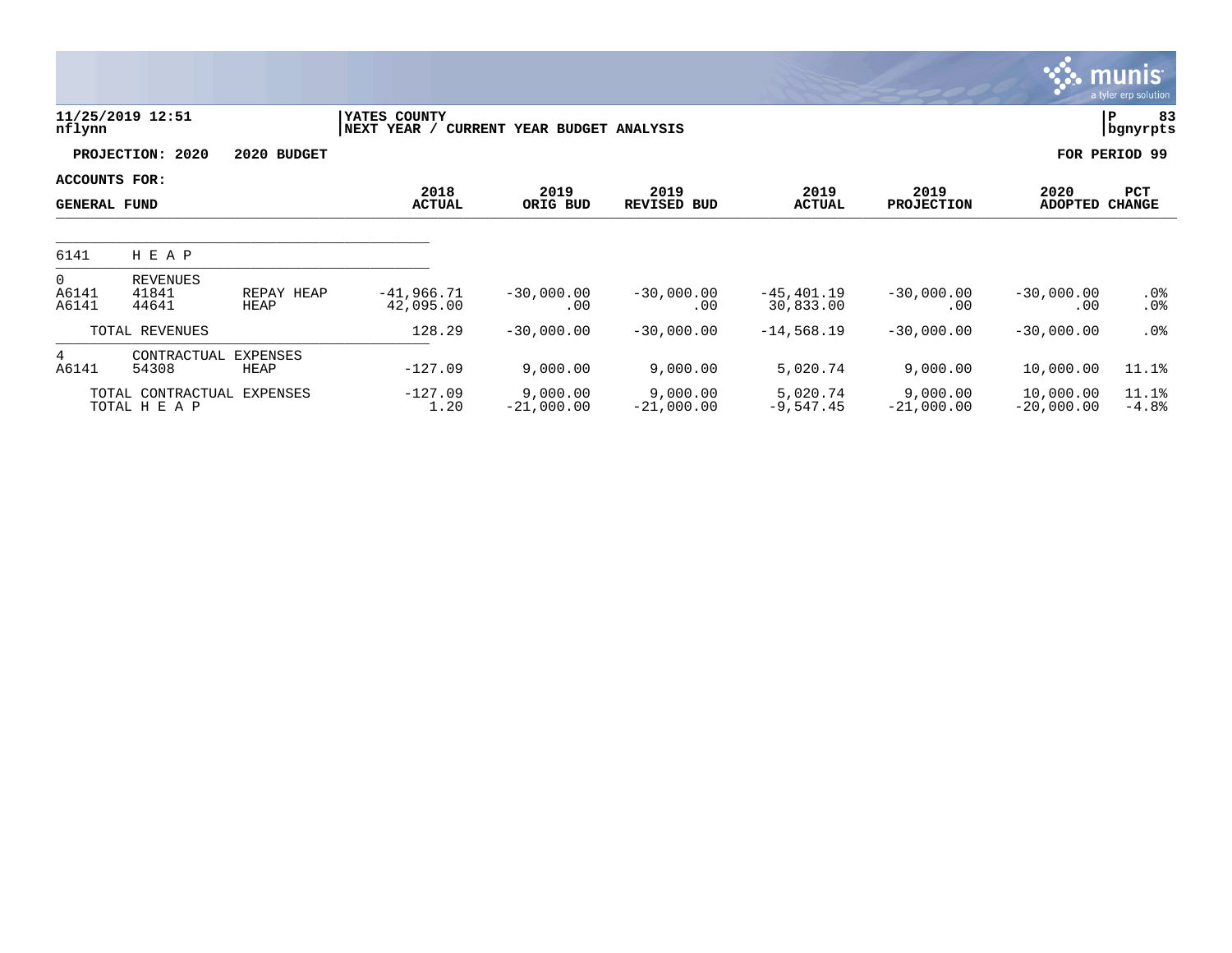11/25/2019 12:51 | YATES COUNTY | P 83
nflynn | NEXT YEAR / CURRENT YEAR BUDGET ANALYSIS | bgnyrpts

**PROJECTION: 2020** **2020 BUDGET** **FOR PERIOD 99**

**ACCOUNTS FOR:**
**GENERAL FUND**

| | | | 2018 ACTUAL | 2019 ORIG BUD | 2019 REVISED BUD | 2019 ACTUAL | 2019 PROJECTION | 2020 ADOPTED | PCT CHANGE |
|---|---|---|---|---|---|---|---|---|---|
| 6141 | H E A P | | | | | | | | |
| 0 | REVENUES | | | | | | | | |
| A6141 | 41841 | REPAY HEAP | -41,966.71 | -30,000.00 | -30,000.00 | -45,401.19 | -30,000.00 | -30,000.00 | .0% |
| A6141 | 44641 | HEAP | 42,095.00 | .00 | .00 | 30,833.00 | .00 | .00 | .0% |
| | TOTAL REVENUES | | 128.29 | -30,000.00 | -30,000.00 | -14,568.19 | -30,000.00 | -30,000.00 | .0% |
| 4 | CONTRACTUAL EXPENSES | | | | | | | | |
| A6141 | 54308 | HEAP | -127.09 | 9,000.00 | 9,000.00 | 5,020.74 | 9,000.00 | 10,000.00 | 11.1% |
| | TOTAL CONTRACTUAL EXPENSES | | -127.09 | 9,000.00 | 9,000.00 | 5,020.74 | 9,000.00 | 10,000.00 | 11.1% |
| | TOTAL H E A P | | 1.20 | -21,000.00 | -21,000.00 | -9,547.45 | -21,000.00 | -20,000.00 | -4.8% |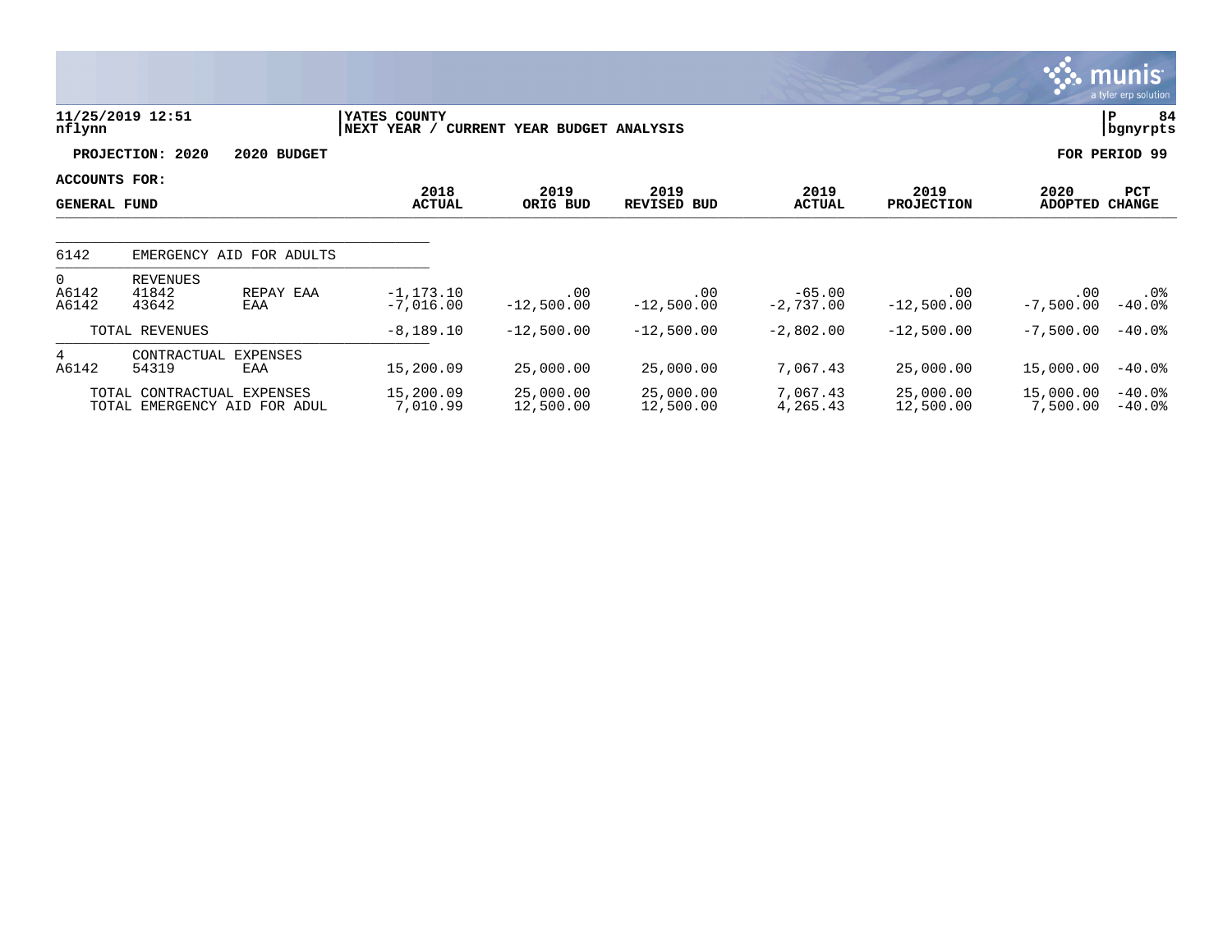11/25/2019 12:51
nflynn

YATES COUNTY
NEXT YEAR / CURRENT YEAR BUDGET ANALYSIS

P 84
bgnyrpts

**PROJECTION: 2020 2020 BUDGET** **FOR PERIOD 99**

**ACCOUNTS FOR:**

| GENERAL FUND | | | 2018 ACTUAL | 2019 ORIG BUD | 2019 REVISED BUD | 2019 ACTUAL | 2019 PROJECTION | 2020 ADOPTED | PCT CHANGE |
|---|---|---|---|---|---|---|---|---|---|
| 6142 | EMERGENCY AID FOR ADULTS | | | | | | | | |
| 0 | REVENUES | | | | | | | | |
| A6142 | 41842 | REPAY EAA | -1,173.10 | .00 | .00 | -65.00 | .00 | .00 | .0% |
| A6142 | 43642 | EAA | -7,016.00 | -12,500.00 | -12,500.00 | -2,737.00 | -12,500.00 | -7,500.00 | -40.0% |
| | TOTAL REVENUES | | -8,189.10 | -12,500.00 | -12,500.00 | -2,802.00 | -12,500.00 | -7,500.00 | -40.0% |
| 4 | CONTRACTUAL EXPENSES | | | | | | | | |
| A6142 | 54319 | EAA | 15,200.09 | 25,000.00 | 25,000.00 | 7,067.43 | 25,000.00 | 15,000.00 | -40.0% |
| | TOTAL CONTRACTUAL EXPENSES | | 15,200.09 | 25,000.00 | 25,000.00 | 7,067.43 | 25,000.00 | 15,000.00 | -40.0% |
| | TOTAL EMERGENCY AID FOR ADUL | | 7,010.99 | 12,500.00 | 12,500.00 | 4,265.43 | 12,500.00 | 7,500.00 | -40.0% |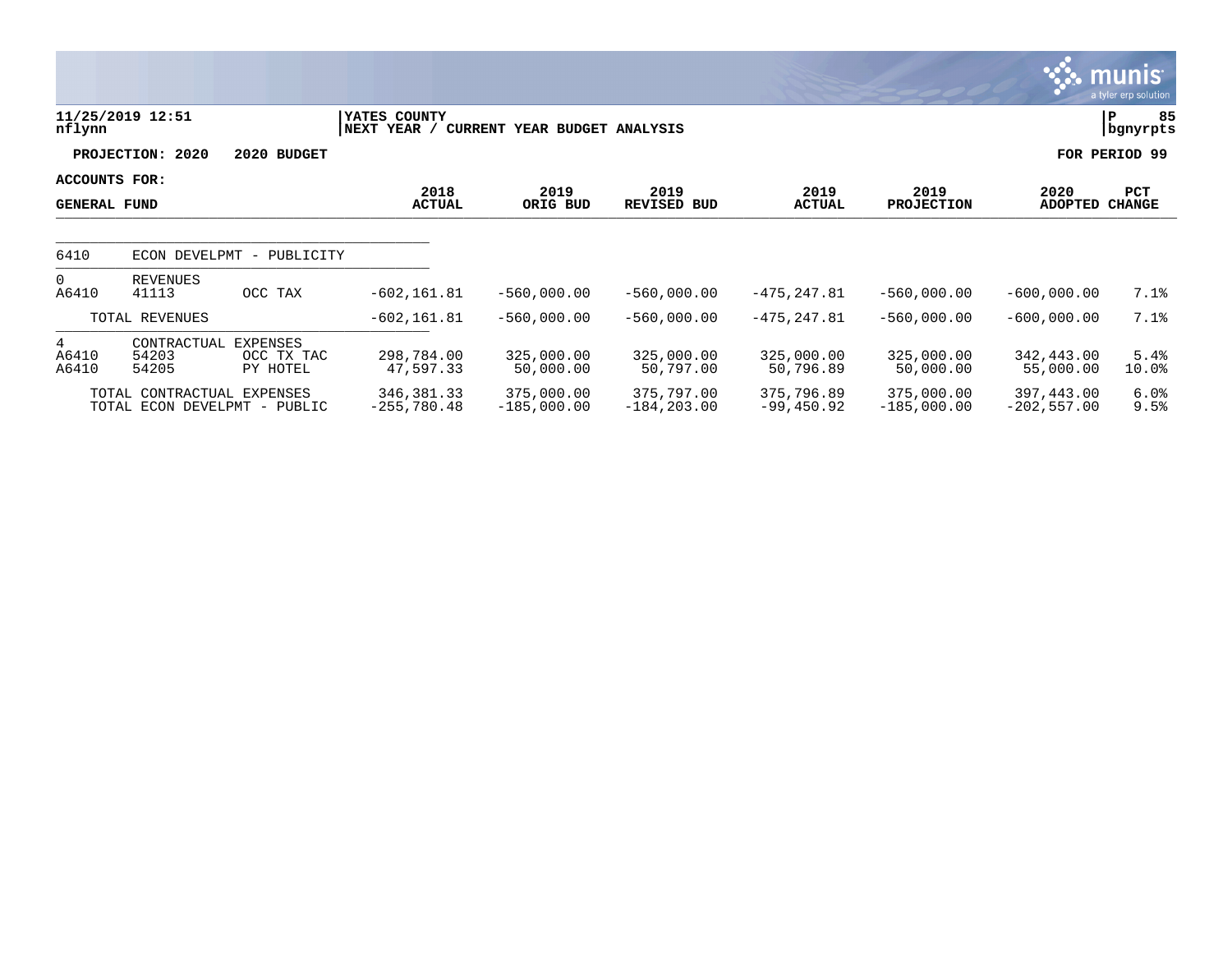11/25/2019 12:51 | YATES COUNTY | P 85
nflynn | NEXT YEAR / CURRENT YEAR BUDGET ANALYSIS | bgnyrpts

**PROJECTION: 2020 2020 BUDGET** — **FOR PERIOD 99**

**ACCOUNTS FOR:**
**GENERAL FUND**

| | | | 2018 ACTUAL | 2019 ORIG BUD | 2019 REVISED BUD | 2019 ACTUAL | 2019 PROJECTION | 2020 ADOPTED | PCT CHANGE |
|---|---|---|---|---|---|---|---|---|---|
| 6410 | ECON DEVELPMT - PUBLICITY | | | | | | | | |
| 0 | REVENUES | | | | | | | | |
| A6410 | 41113 | OCC TAX | -602,161.81 | -560,000.00 | -560,000.00 | -475,247.81 | -560,000.00 | -600,000.00 | 7.1% |
| | TOTAL REVENUES | | -602,161.81 | -560,000.00 | -560,000.00 | -475,247.81 | -560,000.00 | -600,000.00 | 7.1% |
| 4 | CONTRACTUAL EXPENSES | | | | | | | | |
| A6410 | 54203 | OCC TX TAC | 298,784.00 | 325,000.00 | 325,000.00 | 325,000.00 | 325,000.00 | 342,443.00 | 5.4% |
| A6410 | 54205 | PY HOTEL | 47,597.33 | 50,000.00 | 50,797.00 | 50,796.89 | 50,000.00 | 55,000.00 | 10.0% |
| | TOTAL CONTRACTUAL EXPENSES | | 346,381.33 | 375,000.00 | 375,797.00 | 375,796.89 | 375,000.00 | 397,443.00 | 6.0% |
| | TOTAL ECON DEVELPMT - PUBLIC | | -255,780.48 | -185,000.00 | -184,203.00 | -99,450.92 | -185,000.00 | -202,557.00 | 9.5% |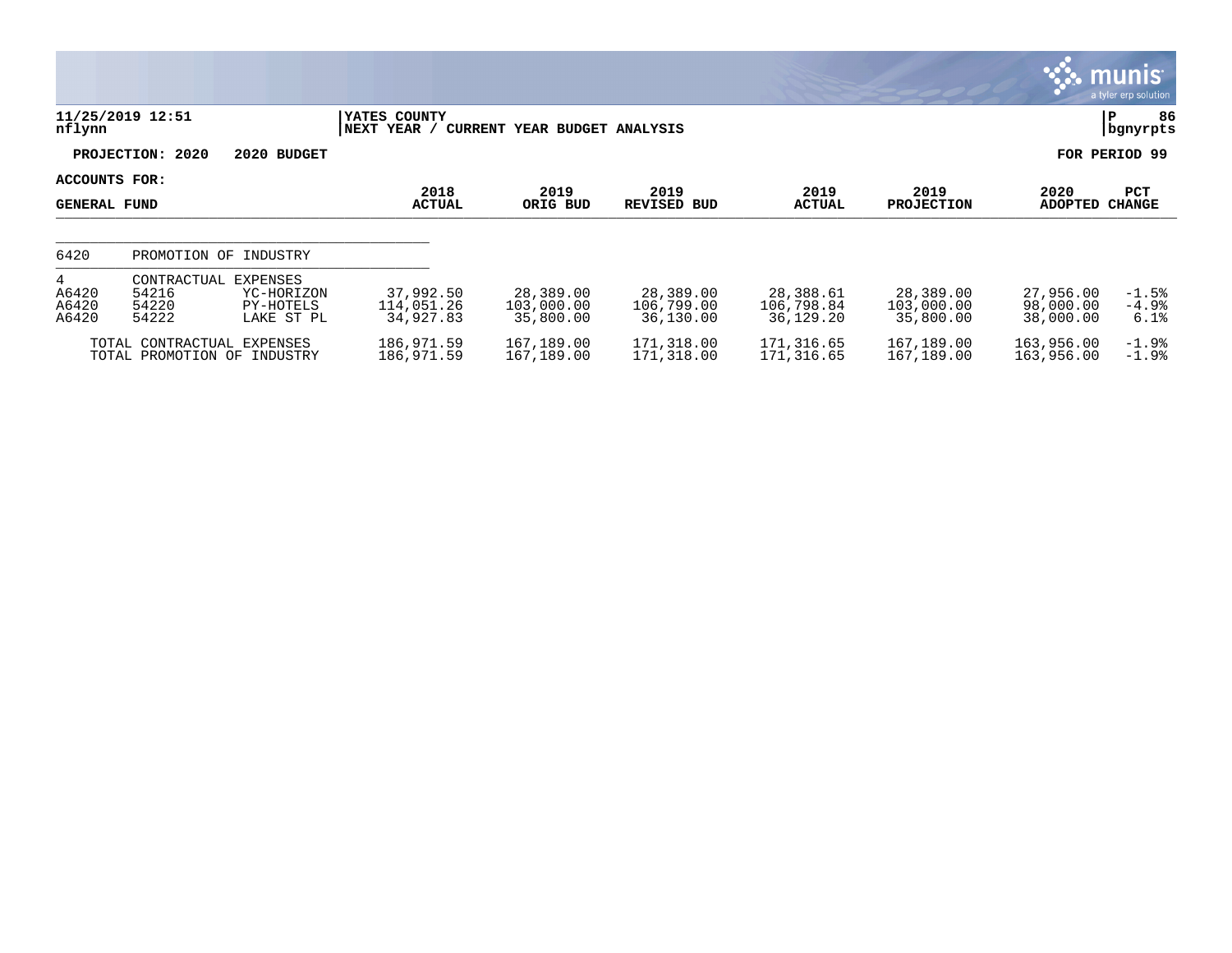11/25/2019 12:51
nflynn

YATES COUNTY
NEXT YEAR / CURRENT YEAR BUDGET ANALYSIS

P 86
bgnyrpts

**PROJECTION: 2020 2020 BUDGET**

**FOR PERIOD 99**

**ACCOUNTS FOR:**

| GENERAL FUND | | | 2018 ACTUAL | 2019 ORIG BUD | 2019 REVISED BUD | 2019 ACTUAL | 2019 PROJECTION | 2020 ADOPTED | PCT CHANGE |
|---|---|---|---|---|---|---|---|---|---|
| 6420 | PROMOTION OF INDUSTRY | | | | | | | | |
| 4 | CONTRACTUAL EXPENSES | | | | | | | | |
| A6420 | 54216 | YC-HORIZON | 37,992.50 | 28,389.00 | 28,389.00 | 28,388.61 | 28,389.00 | 27,956.00 | -1.5% |
| A6420 | 54220 | PY-HOTELS | 114,051.26 | 103,000.00 | 106,799.00 | 106,798.84 | 103,000.00 | 98,000.00 | -4.9% |
| A6420 | 54222 | LAKE ST PL | 34,927.83 | 35,800.00 | 36,130.00 | 36,129.20 | 35,800.00 | 38,000.00 | 6.1% |
| | TOTAL CONTRACTUAL EXPENSES | | 186,971.59 | 167,189.00 | 171,318.00 | 171,316.65 | 167,189.00 | 163,956.00 | -1.9% |
| | TOTAL PROMOTION OF INDUSTRY | | 186,971.59 | 167,189.00 | 171,318.00 | 171,316.65 | 167,189.00 | 163,956.00 | -1.9% |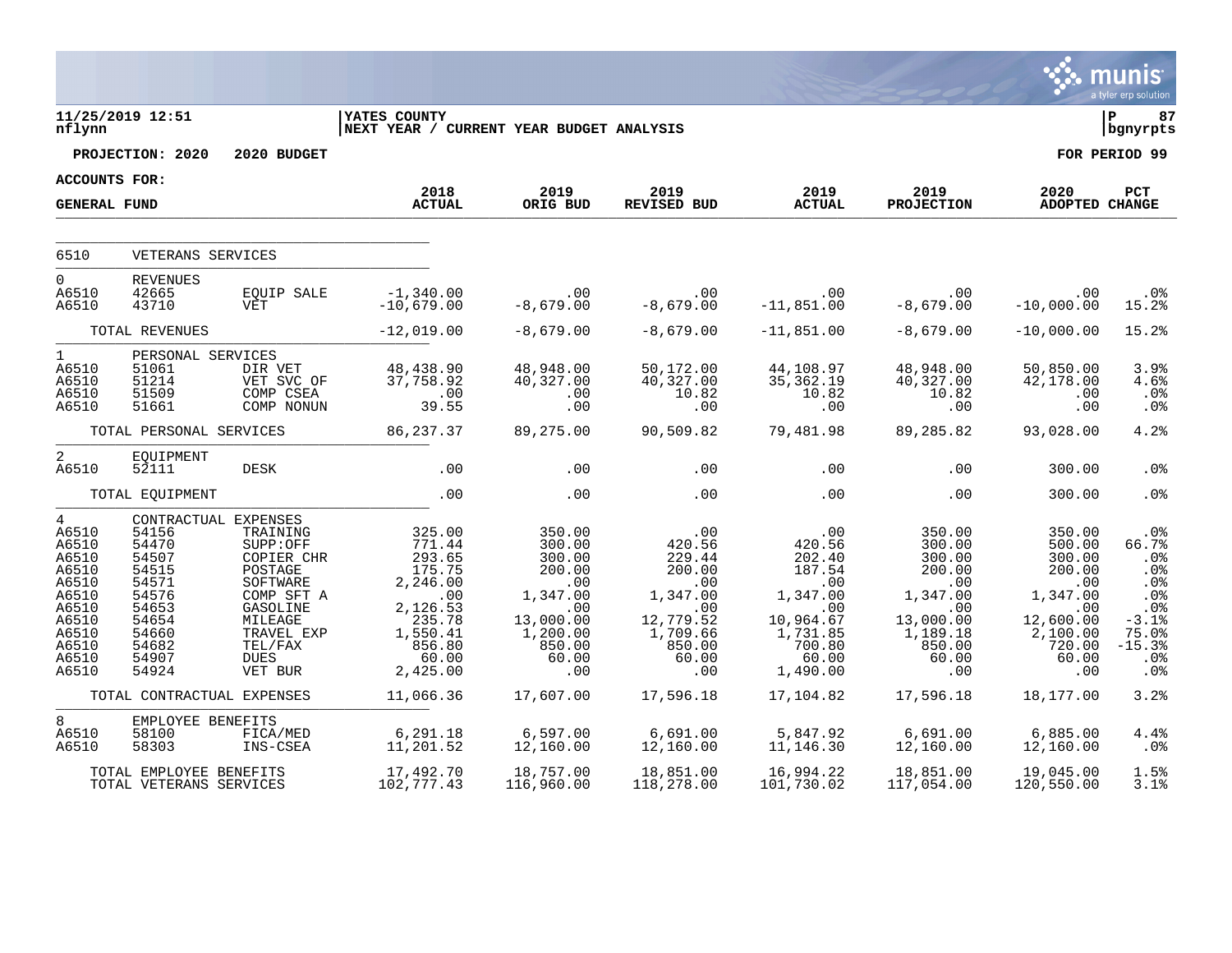**11/25/2019 12:51**
**nflynn**

**YATES COUNTY**
**NEXT YEAR / CURRENT YEAR BUDGET ANALYSIS**

**bgnyrpts**

**PROJECTION: 2020 2020 BUDGET** | **FOR PERIOD 99**

**ACCOUNTS FOR:**
**GENERAL FUND**

| | | | 2018 ACTUAL | 2019 ORIG BUD | 2019 REVISED BUD | 2019 ACTUAL | 2019 PROJECTION | 2020 ADOPTED | PCT CHANGE |
|---|---|---|---|---|---|---|---|---|---|
| 6510 | VETERANS SERVICES | | | | | | | | |
| 0 | REVENUES | | | | | | | | |
| A6510 | 42665 | EQUIP SALE | -1,340.00 | .00 | .00 | .00 | .00 | .00 | .0% |
| A6510 | 43710 | VET | -10,679.00 | -8,679.00 | -8,679.00 | -11,851.00 | -8,679.00 | -10,000.00 | 15.2% |
| | TOTAL REVENUES | | -12,019.00 | -8,679.00 | -8,679.00 | -11,851.00 | -8,679.00 | -10,000.00 | 15.2% |
| 1 | PERSONAL SERVICES | | | | | | | | |
| A6510 | 51061 | DIR VET | 48,438.90 | 48,948.00 | 50,172.00 | 44,108.97 | 48,948.00 | 50,850.00 | 3.9% |
| A6510 | 51214 | VET SVC OF | 37,758.92 | 40,327.00 | 40,327.00 | 35,362.19 | 40,327.00 | 42,178.00 | 4.6% |
| A6510 | 51509 | COMP CSEA | .00 | .00 | 10.82 | 10.82 | 10.82 | .00 | .0% |
| A6510 | 51661 | COMP NONUN | 39.55 | .00 | .00 | .00 | .00 | .00 | .0% |
| | TOTAL PERSONAL SERVICES | | 86,237.37 | 89,275.00 | 90,509.82 | 79,481.98 | 89,285.82 | 93,028.00 | 4.2% |
| 2 | EQUIPMENT | | | | | | | | |
| A6510 | 52111 | DESK | .00 | .00 | .00 | .00 | .00 | 300.00 | .0% |
| | TOTAL EQUIPMENT | | .00 | .00 | .00 | .00 | .00 | 300.00 | .0% |
| 4 | CONTRACTUAL EXPENSES | | | | | | | | |
| A6510 | 54156 | TRAINING | 325.00 | 350.00 | .00 | .00 | 350.00 | 350.00 | .0% |
| A6510 | 54470 | SUPP:OFF | 771.44 | 300.00 | 420.56 | 420.56 | 300.00 | 500.00 | 66.7% |
| A6510 | 54507 | COPIER CHR | 293.65 | 300.00 | 229.44 | 202.40 | 300.00 | 300.00 | .0% |
| A6510 | 54515 | POSTAGE | 175.75 | 200.00 | 200.00 | 187.54 | 200.00 | 200.00 | .0% |
| A6510 | 54571 | SOFTWARE | 2,246.00 | .00 | .00 | .00 | .00 | .00 | .0% |
| A6510 | 54576 | COMP SFT A | .00 | 1,347.00 | 1,347.00 | 1,347.00 | 1,347.00 | 1,347.00 | .0% |
| A6510 | 54653 | GASOLINE | 2,126.53 | .00 | .00 | .00 | .00 | .00 | .0% |
| A6510 | 54654 | MILEAGE | 235.78 | 13,000.00 | 12,779.52 | 10,964.67 | 13,000.00 | 12,600.00 | -3.1% |
| A6510 | 54660 | TRAVEL EXP | 1,550.41 | 1,200.00 | 1,709.66 | 1,731.85 | 1,189.18 | 2,100.00 | 75.0% |
| A6510 | 54682 | TEL/FAX | 856.80 | 850.00 | 850.00 | 700.80 | 850.00 | 720.00 | -15.3% |
| A6510 | 54907 | DUES | 60.00 | 60.00 | 60.00 | 60.00 | 60.00 | 60.00 | .0% |
| A6510 | 54924 | VET BUR | 2,425.00 | .00 | .00 | 1,490.00 | .00 | .00 | .0% |
| | TOTAL CONTRACTUAL EXPENSES | | 11,066.36 | 17,607.00 | 17,596.18 | 17,104.82 | 17,596.18 | 18,177.00 | 3.2% |
| 8 | EMPLOYEE BENEFITS | | | | | | | | |
| A6510 | 58100 | FICA/MED | 6,291.18 | 6,597.00 | 6,691.00 | 5,847.92 | 6,691.00 | 6,885.00 | 4.4% |
| A6510 | 58303 | INS-CSEA | 11,201.52 | 12,160.00 | 12,160.00 | 11,146.30 | 12,160.00 | 12,160.00 | .0% |
| | TOTAL EMPLOYEE BENEFITS | | 17,492.70 | 18,757.00 | 18,851.00 | 16,994.22 | 18,851.00 | 19,045.00 | 1.5% |
| | TOTAL VETERANS SERVICES | | 102,777.43 | 116,960.00 | 118,278.00 | 101,730.02 | 117,054.00 | 120,550.00 | 3.1% |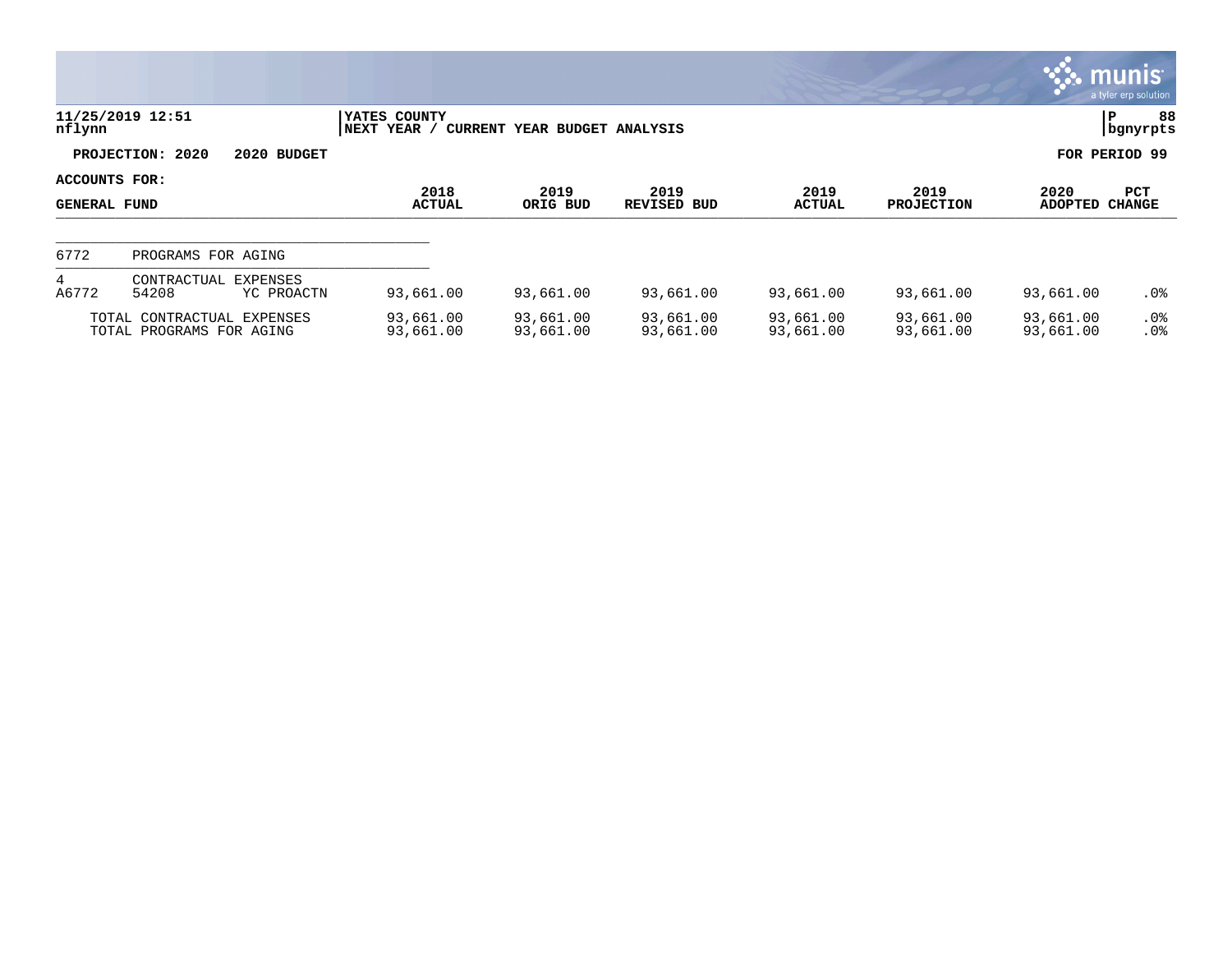**11/25/2019 12:51** | **YATES COUNTY**
**nflynn** | **NEXT YEAR / CURRENT YEAR BUDGET ANALYSIS**

**PROJECTION: 2020 2020 BUDGET** — **FOR PERIOD 99**

**ACCOUNTS FOR:**
**GENERAL FUND**

| | | | 2018 ACTUAL | 2019 ORIG BUD | 2019 REVISED BUD | 2019 ACTUAL | 2019 PROJECTION | 2020 ADOPTED | PCT CHANGE |
|---|---|---|---|---|---|---|---|---|---|
| 6772 | PROGRAMS FOR AGING | | | | | | | | |
| 4 | CONTRACTUAL EXPENSES | | | | | | | | |
| A6772 | 54208 | YC PROACTN | 93,661.00 | 93,661.00 | 93,661.00 | 93,661.00 | 93,661.00 | 93,661.00 | .0% |
| | TOTAL CONTRACTUAL EXPENSES | | 93,661.00 | 93,661.00 | 93,661.00 | 93,661.00 | 93,661.00 | 93,661.00 | .0% |
| | TOTAL PROGRAMS FOR AGING | | 93,661.00 | 93,661.00 | 93,661.00 | 93,661.00 | 93,661.00 | 93,661.00 | .0% |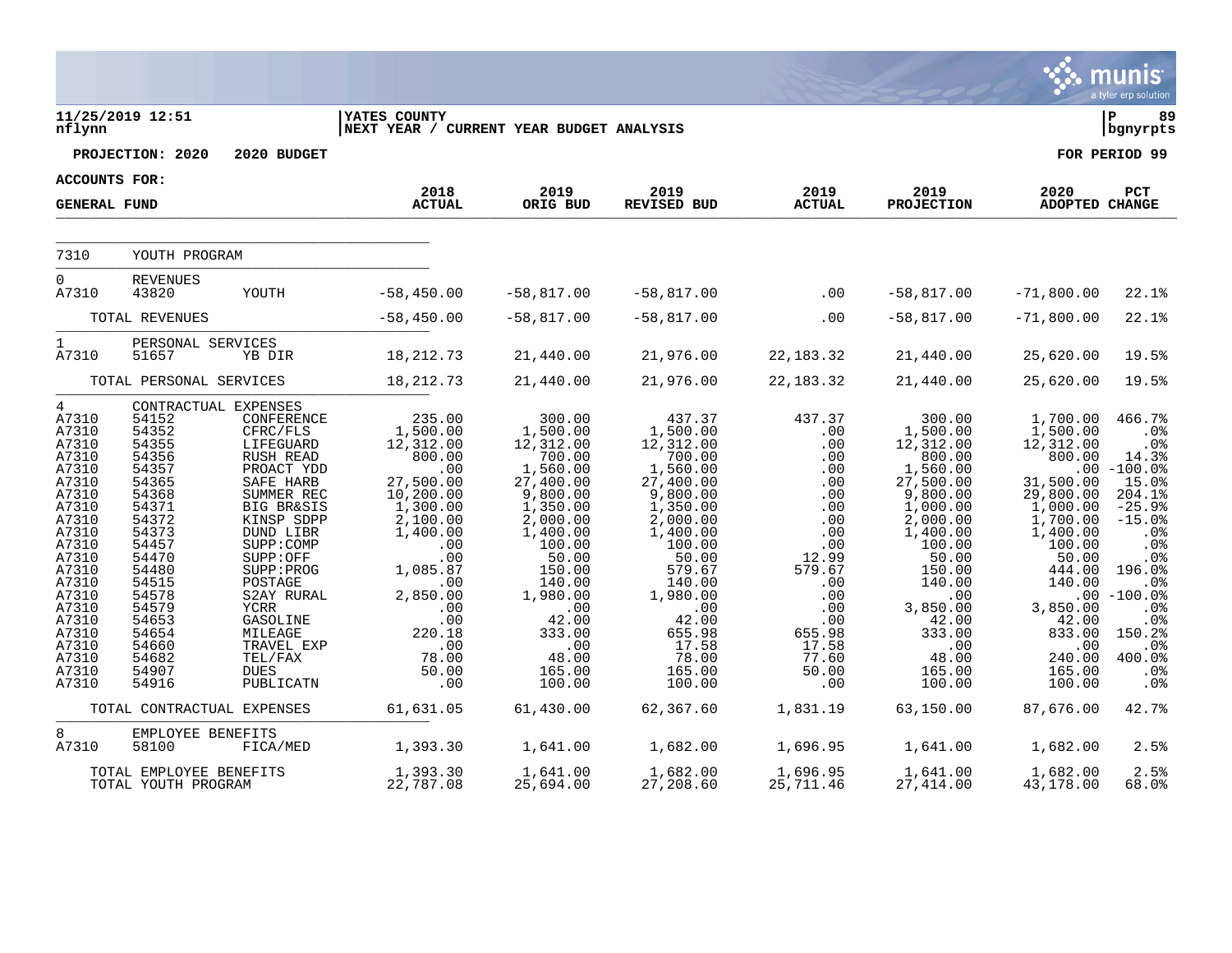11/25/2019 12:51 | YATES COUNTY | NEXT YEAR / CURRENT YEAR BUDGET ANALYSIS

nflynn | bgnyrpts

**PROJECTION: 2020 2020 BUDGET** — **FOR PERIOD 99**

**ACCOUNTS FOR: GENERAL FUND**

| | | | 2018 ACTUAL | 2019 ORIG BUD | 2019 REVISED BUD | 2019 ACTUAL | 2019 PROJECTION | 2020 ADOPTED | PCT CHANGE |
|---|---|---|---|---|---|---|---|---|---|
| 7310 | YOUTH PROGRAM | | | | | | | | |
| 0 | REVENUES | | | | | | | | |
| A7310 | 43820 | YOUTH | -58,450.00 | -58,817.00 | -58,817.00 | .00 | -58,817.00 | -71,800.00 | 22.1% |
| | TOTAL REVENUES | | -58,450.00 | -58,817.00 | -58,817.00 | .00 | -58,817.00 | -71,800.00 | 22.1% |
| 1 | PERSONAL SERVICES | | | | | | | | |
| A7310 | 51657 | YB DIR | 18,212.73 | 21,440.00 | 21,976.00 | 22,183.32 | 21,440.00 | 25,620.00 | 19.5% |
| | TOTAL PERSONAL SERVICES | | 18,212.73 | 21,440.00 | 21,976.00 | 22,183.32 | 21,440.00 | 25,620.00 | 19.5% |
| 4 | CONTRACTUAL EXPENSES | | | | | | | | |
| A7310 | 54152 | CONFERENCE | 235.00 | 300.00 | 437.37 | 437.37 | 300.00 | 1,700.00 | 466.7% |
| A7310 | 54352 | CFRC/FLS | 1,500.00 | 1,500.00 | 1,500.00 | .00 | 1,500.00 | 1,500.00 | .0% |
| A7310 | 54355 | LIFEGUARD | 12,312.00 | 12,312.00 | 12,312.00 | .00 | 12,312.00 | 12,312.00 | .0% |
| A7310 | 54356 | RUSH READ | 800.00 | 700.00 | 700.00 | .00 | 800.00 | 800.00 | 14.3% |
| A7310 | 54357 | PROACT YDD | .00 | 1,560.00 | 1,560.00 | .00 | 1,560.00 | .00 | -100.0% |
| A7310 | 54365 | SAFE HARB | 27,500.00 | 27,400.00 | 27,400.00 | .00 | 27,500.00 | 31,500.00 | 15.0% |
| A7310 | 54368 | SUMMER REC | 10,200.00 | 9,800.00 | 9,800.00 | .00 | 9,800.00 | 29,800.00 | 204.1% |
| A7310 | 54371 | BIG BR&SIS | 1,300.00 | 1,350.00 | 1,350.00 | .00 | 1,000.00 | 1,000.00 | -25.9% |
| A7310 | 54372 | KINSP SDPP | 2,100.00 | 2,000.00 | 2,000.00 | .00 | 2,000.00 | 1,700.00 | -15.0% |
| A7310 | 54373 | DUND LIBR | 1,400.00 | 1,400.00 | 1,400.00 | .00 | 1,400.00 | 1,400.00 | .0% |
| A7310 | 54457 | SUPP:COMP | .00 | 100.00 | 100.00 | .00 | 100.00 | 100.00 | .0% |
| A7310 | 54470 | SUPP:OFF | .00 | 50.00 | 50.00 | 12.99 | 50.00 | 50.00 | .0% |
| A7310 | 54480 | SUPP:PROG | 1,085.87 | 150.00 | 579.67 | 579.67 | 150.00 | 444.00 | 196.0% |
| A7310 | 54515 | POSTAGE | .00 | 140.00 | 140.00 | .00 | 140.00 | 140.00 | .0% |
| A7310 | 54578 | S2AY RURAL | 2,850.00 | 1,980.00 | 1,980.00 | .00 | .00 | .00 | -100.0% |
| A7310 | 54579 | YCRR | .00 | .00 | .00 | .00 | 3,850.00 | 3,850.00 | .0% |
| A7310 | 54653 | GASOLINE | .00 | 42.00 | 42.00 | .00 | 42.00 | 42.00 | .0% |
| A7310 | 54654 | MILEAGE | 220.18 | 333.00 | 655.98 | 655.98 | 333.00 | 833.00 | 150.2% |
| A7310 | 54660 | TRAVEL EXP | .00 | .00 | 17.58 | 17.58 | .00 | .00 | .0% |
| A7310 | 54682 | TEL/FAX | 78.00 | 48.00 | 78.00 | 77.60 | 48.00 | 240.00 | 400.0% |
| A7310 | 54907 | DUES | 50.00 | 165.00 | 165.00 | 50.00 | 165.00 | 165.00 | .0% |
| A7310 | 54916 | PUBLICATN | .00 | 100.00 | 100.00 | .00 | 100.00 | 100.00 | .0% |
| | TOTAL CONTRACTUAL EXPENSES | | 61,631.05 | 61,430.00 | 62,367.60 | 1,831.19 | 63,150.00 | 87,676.00 | 42.7% |
| 8 | EMPLOYEE BENEFITS | | | | | | | | |
| A7310 | 58100 | FICA/MED | 1,393.30 | 1,641.00 | 1,682.00 | 1,696.95 | 1,641.00 | 1,682.00 | 2.5% |
| | TOTAL EMPLOYEE BENEFITS | | 1,393.30 | 1,641.00 | 1,682.00 | 1,696.95 | 1,641.00 | 1,682.00 | 2.5% |
| | TOTAL YOUTH PROGRAM | | 22,787.08 | 25,694.00 | 27,208.60 | 25,711.46 | 27,414.00 | 43,178.00 | 68.0% |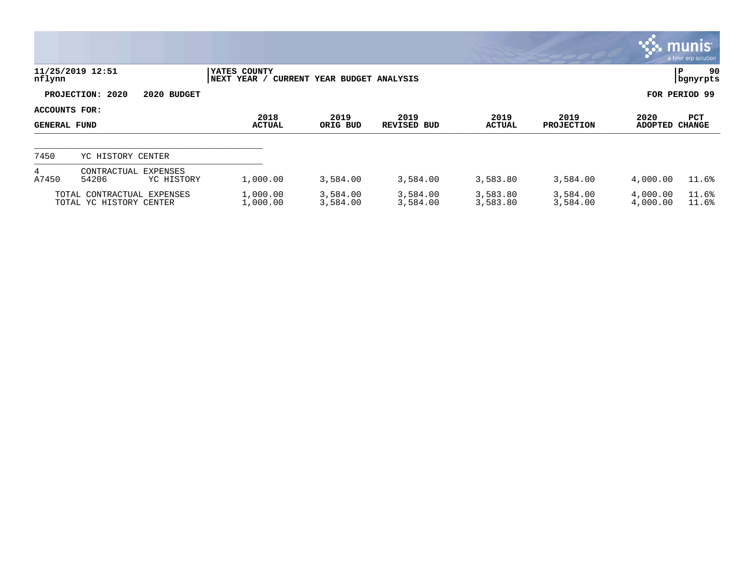YATES COUNTY
NEXT YEAR / CURRENT YEAR BUDGET ANALYSIS

11/25/2019 12:51
nflynn

**PROJECTION: 2020 2020 BUDGET** | **FOR PERIOD 99**

**ACCOUNTS FOR:**

| GENERAL FUND | | | 2018 ACTUAL | 2019 ORIG BUD | 2019 REVISED BUD | 2019 ACTUAL | 2019 PROJECTION | 2020 ADOPTED | PCT CHANGE |
|---|---|---|---|---|---|---|---|---|---|
| 7450 | YC HISTORY CENTER | | | | | | | | |
| 4 | CONTRACTUAL EXPENSES | | | | | | | | |
| A7450 | 54206 | YC HISTORY | 1,000.00 | 3,584.00 | 3,584.00 | 3,583.80 | 3,584.00 | 4,000.00 | 11.6% |
| TOTAL CONTRACTUAL EXPENSES | | | 1,000.00 | 3,584.00 | 3,584.00 | 3,583.80 | 3,584.00 | 4,000.00 | 11.6% |
| TOTAL YC HISTORY CENTER | | | 1,000.00 | 3,584.00 | 3,584.00 | 3,583.80 | 3,584.00 | 4,000.00 | 11.6% |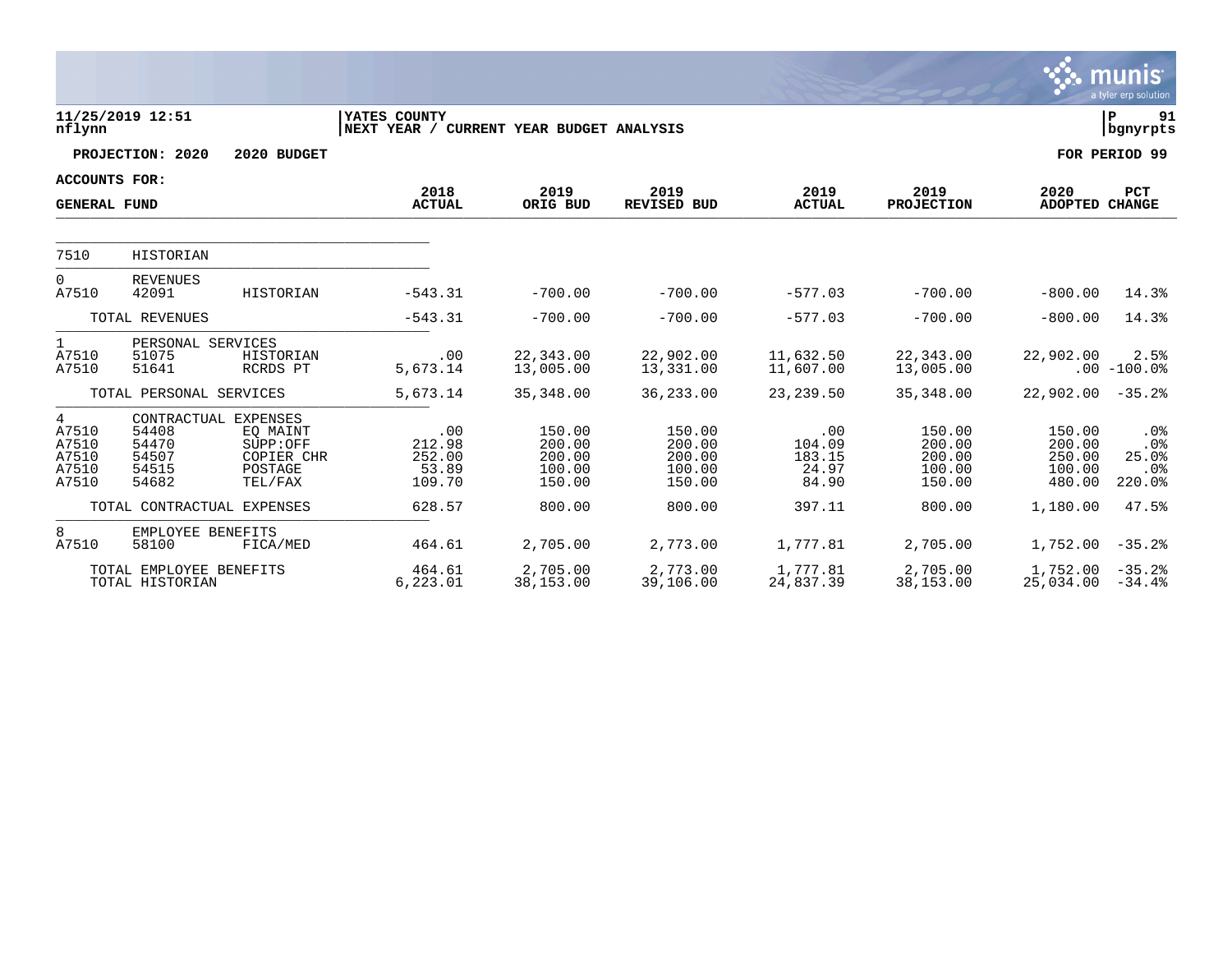11/25/2019 12:51 nflynn | YATES COUNTY | NEXT YEAR / CURRENT YEAR BUDGET ANALYSIS | P 91 bgnyrpts

PROJECTION: 2020 &nbsp;&nbsp; 2020 BUDGET &nbsp;&nbsp; FOR PERIOD 99

ACCOUNTS FOR: GENERAL FUND

| | | | 2018 ACTUAL | 2019 ORIG BUD | 2019 REVISED BUD | 2019 ACTUAL | 2019 PROJECTION | 2020 ADOPTED | PCT CHANGE |
|---|---|---|---|---|---|---|---|---|---|
| 7510 | HISTORIAN | | | | | | | | |
| 0 | REVENUES | | | | | | | | |
| A7510 | 42091 | HISTORIAN | -543.31 | -700.00 | -700.00 | -577.03 | -700.00 | -800.00 | 14.3% |
| | TOTAL REVENUES | | -543.31 | -700.00 | -700.00 | -577.03 | -700.00 | -800.00 | 14.3% |
| 1 | PERSONAL SERVICES | | | | | | | | |
| A7510 | 51075 | HISTORIAN | .00 | 22,343.00 | 22,902.00 | 11,632.50 | 22,343.00 | 22,902.00 | 2.5% |
| A7510 | 51641 | RCRDS PT | 5,673.14 | 13,005.00 | 13,331.00 | 11,607.00 | 13,005.00 | .00 | -100.0% |
| | TOTAL PERSONAL SERVICES | | 5,673.14 | 35,348.00 | 36,233.00 | 23,239.50 | 35,348.00 | 22,902.00 | -35.2% |
| 4 | CONTRACTUAL EXPENSES | | | | | | | | |
| A7510 | 54408 | EQ MAINT | .00 | 150.00 | 150.00 | .00 | 150.00 | 150.00 | .0% |
| A7510 | 54470 | SUPP:OFF | 212.98 | 200.00 | 200.00 | 104.09 | 200.00 | 200.00 | .0% |
| A7510 | 54507 | COPIER CHR | 252.00 | 200.00 | 200.00 | 183.15 | 200.00 | 250.00 | 25.0% |
| A7510 | 54515 | POSTAGE | 53.89 | 100.00 | 100.00 | 24.97 | 100.00 | 100.00 | .0% |
| A7510 | 54682 | TEL/FAX | 109.70 | 150.00 | 150.00 | 84.90 | 150.00 | 480.00 | 220.0% |
| | TOTAL CONTRACTUAL EXPENSES | | 628.57 | 800.00 | 800.00 | 397.11 | 800.00 | 1,180.00 | 47.5% |
| 8 | EMPLOYEE BENEFITS | | | | | | | | |
| A7510 | 58100 | FICA/MED | 464.61 | 2,705.00 | 2,773.00 | 1,777.81 | 2,705.00 | 1,752.00 | -35.2% |
| | TOTAL EMPLOYEE BENEFITS | | 464.61 | 2,705.00 | 2,773.00 | 1,777.81 | 2,705.00 | 1,752.00 | -35.2% |
| | TOTAL HISTORIAN | | 6,223.01 | 38,153.00 | 39,106.00 | 24,837.39 | 38,153.00 | 25,034.00 | -34.4% |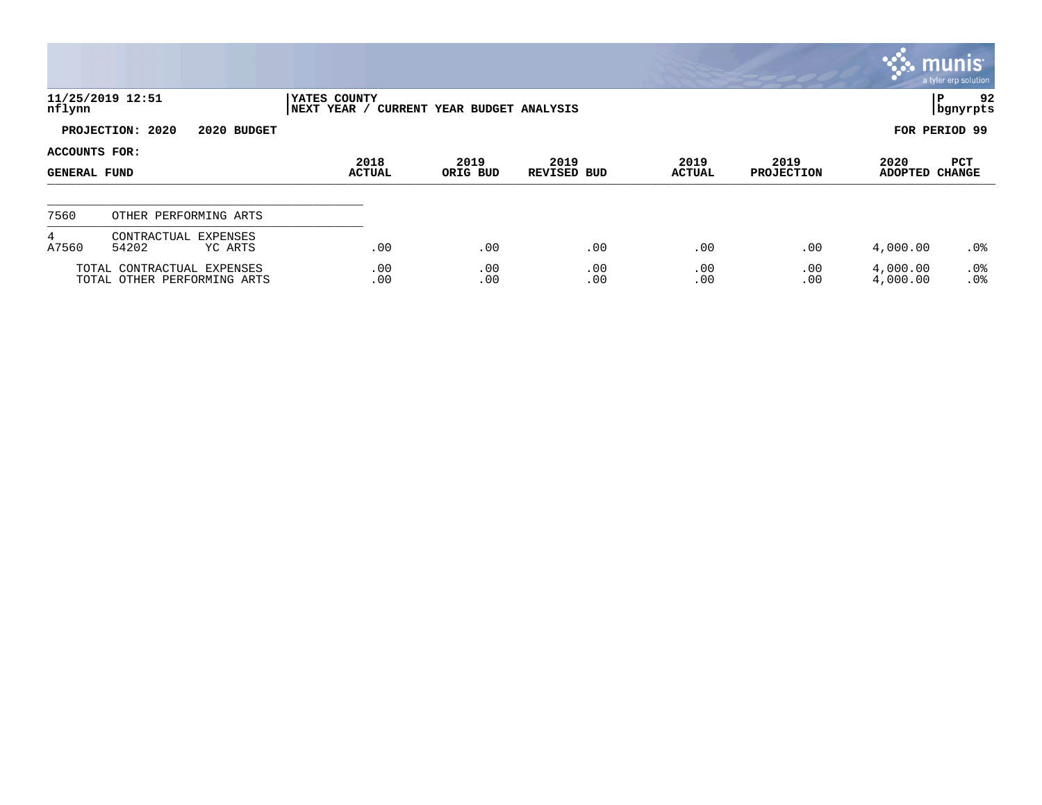**11/25/2019 12:51** | **YATES COUNTY** | **P 92**
nflynn | **NEXT YEAR / CURRENT YEAR BUDGET ANALYSIS** | **bgnyrpts**

**PROJECTION: 2020 2020 BUDGET** **FOR PERIOD 99**

**ACCOUNTS FOR:**

| GENERAL FUND | | | 2018 ACTUAL | 2019 ORIG BUD | 2019 REVISED BUD | 2019 ACTUAL | 2019 PROJECTION | 2020 ADOPTED | PCT CHANGE |
|---|---|---|---|---|---|---|---|---|---|
| 7560 | OTHER PERFORMING ARTS | | | | | | | | |
| 4 | CONTRACTUAL EXPENSES | | | | | | | | |
| A7560 | 54202 | YC ARTS | .00 | .00 | .00 | .00 | .00 | 4,000.00 | .0% |
| TOTAL CONTRACTUAL EXPENSES | | | .00 | .00 | .00 | .00 | .00 | 4,000.00 | .0% |
| TOTAL OTHER PERFORMING ARTS | | | .00 | .00 | .00 | .00 | .00 | 4,000.00 | .0% |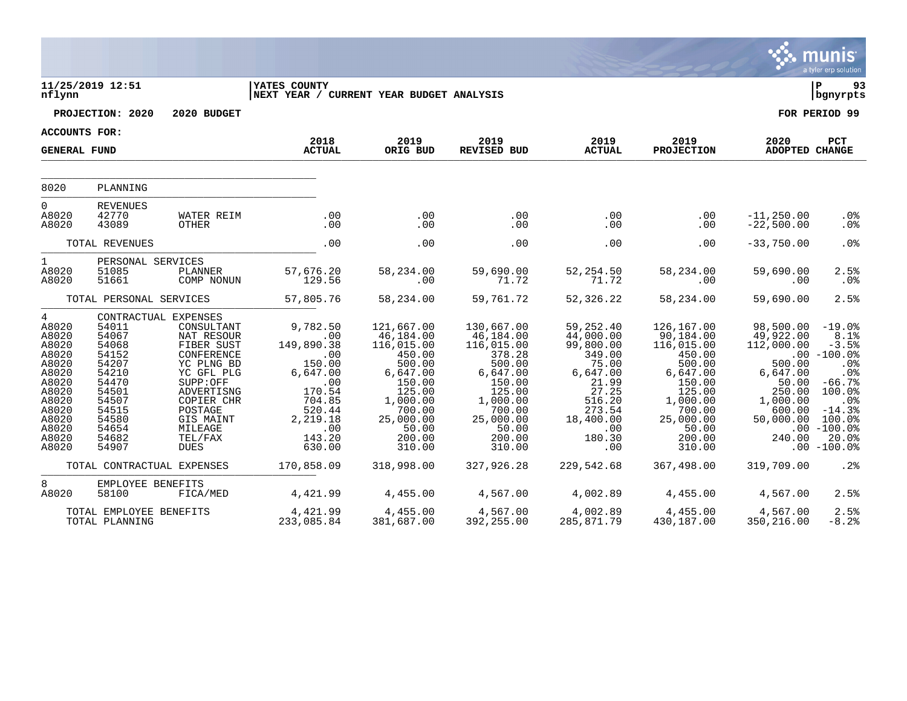**11/25/2019 12:51** | **YATES COUNTY** | **P 93**
**nflynn** | **NEXT YEAR / CURRENT YEAR BUDGET ANALYSIS** | **bgnyrpts**

**PROJECTION: 2020 2020 BUDGET** | **FOR PERIOD 99**

**ACCOUNTS FOR:**

| GENERAL FUND | | | 2018 ACTUAL | 2019 ORIG BUD | 2019 REVISED BUD | 2019 ACTUAL | 2019 PROJECTION | 2020 ADOPTED | PCT CHANGE |
|---|---|---|---|---|---|---|---|---|---|
| 8020 | PLANNING | | | | | | | | |
| 0 | REVENUES | | | | | | | | |
| A8020 | 42770 | WATER REIM | .00 | .00 | .00 | .00 | .00 | -11,250.00 | .0% |
| A8020 | 43089 | OTHER | .00 | .00 | .00 | .00 | .00 | -22,500.00 | .0% |
| | TOTAL REVENUES | | .00 | .00 | .00 | .00 | .00 | -33,750.00 | .0% |
| 1 | PERSONAL SERVICES | | | | | | | | |
| A8020 | 51085 | PLANNER | 57,676.20 | 58,234.00 | 59,690.00 | 52,254.50 | 58,234.00 | 59,690.00 | 2.5% |
| A8020 | 51661 | COMP NONUN | 129.56 | .00 | 71.72 | 71.72 | .00 | .00 | .0% |
| | TOTAL PERSONAL SERVICES | | 57,805.76 | 58,234.00 | 59,761.72 | 52,326.22 | 58,234.00 | 59,690.00 | 2.5% |
| 4 | CONTRACTUAL EXPENSES | | | | | | | | |
| A8020 | 54011 | CONSULTANT | 9,782.50 | 121,667.00 | 130,667.00 | 59,252.40 | 126,167.00 | 98,500.00 | -19.0% |
| A8020 | 54067 | NAT RESOUR | .00 | 46,184.00 | 46,184.00 | 44,000.00 | 90,184.00 | 49,922.00 | 8.1% |
| A8020 | 54068 | FIBER SUST | 149,890.38 | 116,015.00 | 116,015.00 | 99,800.00 | 116,015.00 | 112,000.00 | -3.5% |
| A8020 | 54152 | CONFERENCE | .00 | 450.00 | 378.28 | 349.00 | 450.00 | .00 | -100.0% |
| A8020 | 54207 | YC PLNG BD | 150.00 | 500.00 | 500.00 | 75.00 | 500.00 | 500.00 | .0% |
| A8020 | 54210 | YC GFL PLG | 6,647.00 | 6,647.00 | 6,647.00 | 6,647.00 | 6,647.00 | 6,647.00 | .0% |
| A8020 | 54470 | SUPP:OFF | .00 | 150.00 | 150.00 | 21.99 | 150.00 | 50.00 | -66.7% |
| A8020 | 54501 | ADVERTISNG | 170.54 | 125.00 | 125.00 | 27.25 | 125.00 | 250.00 | 100.0% |
| A8020 | 54507 | COPIER CHR | 704.85 | 1,000.00 | 1,000.00 | 516.20 | 1,000.00 | 1,000.00 | .0% |
| A8020 | 54515 | POSTAGE | 520.44 | 700.00 | 700.00 | 273.54 | 700.00 | 600.00 | -14.3% |
| A8020 | 54580 | GIS MAINT | 2,219.18 | 25,000.00 | 25,000.00 | 18,400.00 | 25,000.00 | 50,000.00 | 100.0% |
| A8020 | 54654 | MILEAGE | .00 | 50.00 | 50.00 | .00 | 50.00 | .00 | -100.0% |
| A8020 | 54682 | TEL/FAX | 143.20 | 200.00 | 200.00 | 180.30 | 200.00 | 240.00 | 20.0% |
| A8020 | 54907 | DUES | 630.00 | 310.00 | 310.00 | .00 | 310.00 | .00 | -100.0% |
| | TOTAL CONTRACTUAL EXPENSES | | 170,858.09 | 318,998.00 | 327,926.28 | 229,542.68 | 367,498.00 | 319,709.00 | .2% |
| 8 | EMPLOYEE BENEFITS | | | | | | | | |
| A8020 | 58100 | FICA/MED | 4,421.99 | 4,455.00 | 4,567.00 | 4,002.89 | 4,455.00 | 4,567.00 | 2.5% |
| | TOTAL EMPLOYEE BENEFITS | | 4,421.99 | 4,455.00 | 4,567.00 | 4,002.89 | 4,455.00 | 4,567.00 | 2.5% |
| | TOTAL PLANNING | | 233,085.84 | 381,687.00 | 392,255.00 | 285,871.79 | 430,187.00 | 350,216.00 | -8.2% |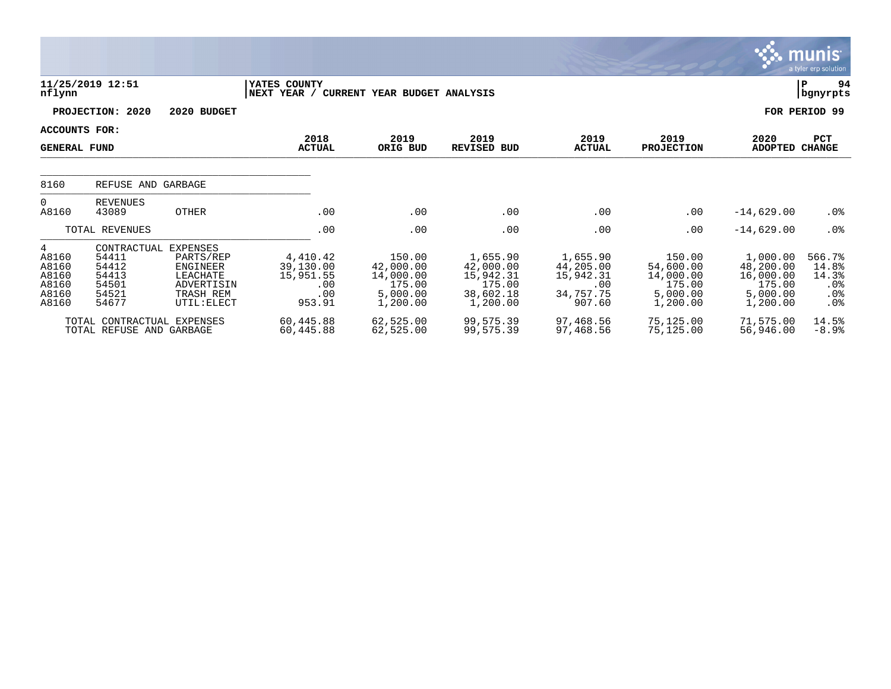11/25/2019 12:51 | YATES COUNTY | P 94
nflynn | NEXT YEAR / CURRENT YEAR BUDGET ANALYSIS | bgnyrpts

**PROJECTION: 2020    2020 BUDGET** | **FOR PERIOD 99**

**ACCOUNTS FOR:**

| GENERAL FUND | | | 2018 ACTUAL | 2019 ORIG BUD | 2019 REVISED BUD | 2019 ACTUAL | 2019 PROJECTION | 2020 ADOPTED | PCT CHANGE |
|---|---|---|---|---|---|---|---|---|---|
| 8160 | REFUSE AND GARBAGE | | | | | | | | |
| 0 | REVENUES | | | | | | | | |
| A8160 | 43089 | OTHER | .00 | .00 | .00 | .00 | .00 | -14,629.00 | .0% |
| | TOTAL REVENUES | | .00 | .00 | .00 | .00 | .00 | -14,629.00 | .0% |
| 4 | CONTRACTUAL EXPENSES | | | | | | | | |
| A8160 | 54411 | PARTS/REP | 4,410.42 | 150.00 | 1,655.90 | 1,655.90 | 150.00 | 1,000.00 | 566.7% |
| A8160 | 54412 | ENGINEER | 39,130.00 | 42,000.00 | 42,000.00 | 44,205.00 | 54,600.00 | 48,200.00 | 14.8% |
| A8160 | 54413 | LEACHATE | 15,951.55 | 14,000.00 | 15,942.31 | 15,942.31 | 14,000.00 | 16,000.00 | 14.3% |
| A8160 | 54501 | ADVERTISIN | .00 | 175.00 | 175.00 | .00 | 175.00 | 175.00 | .0% |
| A8160 | 54521 | TRASH REM | .00 | 5,000.00 | 38,602.18 | 34,757.75 | 5,000.00 | 5,000.00 | .0% |
| A8160 | 54677 | UTIL:ELECT | 953.91 | 1,200.00 | 1,200.00 | 907.60 | 1,200.00 | 1,200.00 | .0% |
| | TOTAL CONTRACTUAL EXPENSES | | 60,445.88 | 62,525.00 | 99,575.39 | 97,468.56 | 75,125.00 | 71,575.00 | 14.5% |
| | TOTAL REFUSE AND GARBAGE | | 60,445.88 | 62,525.00 | 99,575.39 | 97,468.56 | 75,125.00 | 56,946.00 | -8.9% |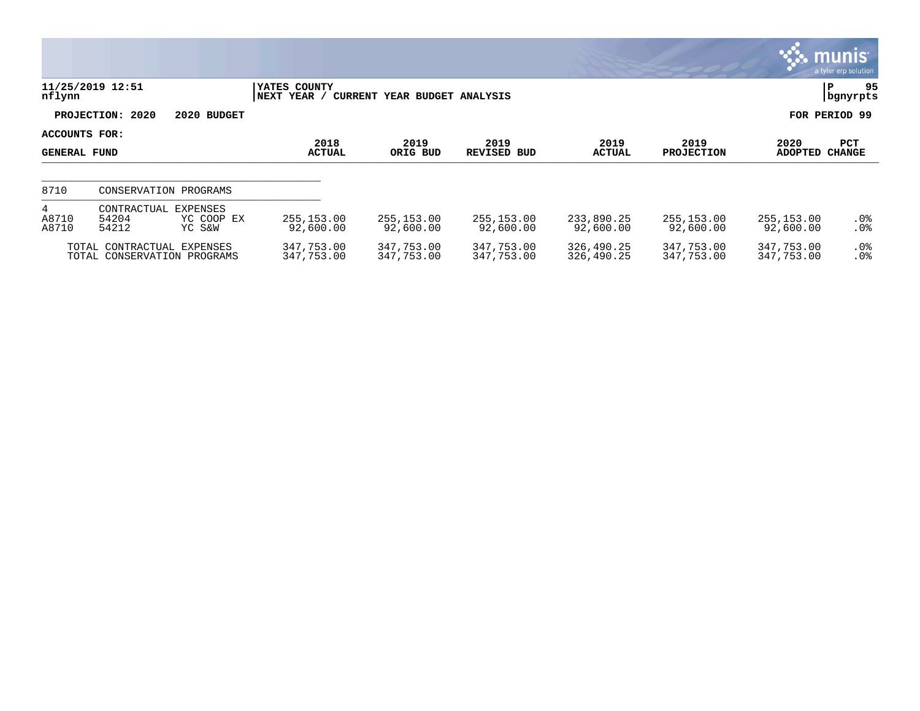11/25/2019 12:51
nflynn

YATES COUNTY
NEXT YEAR / CURRENT YEAR BUDGET ANALYSIS

P 95
bgnyrpts

**PROJECTION: 2020 2020 BUDGET** **FOR PERIOD 99**

**ACCOUNTS FOR:**
**GENERAL FUND**

| | | | 2018 ACTUAL | 2019 ORIG BUD | 2019 REVISED BUD | 2019 ACTUAL | 2019 PROJECTION | 2020 ADOPTED | PCT CHANGE |
|---|---|---|---|---|---|---|---|---|---|
| 8710 | CONSERVATION PROGRAMS | | | | | | | | |
| 4 | CONTRACTUAL EXPENSES | | | | | | | | |
| A8710 | 54204 | YC COOP EX | 255,153.00 | 255,153.00 | 255,153.00 | 233,890.25 | 255,153.00 | 255,153.00 | .0% |
| A8710 | 54212 | YC S&W | 92,600.00 | 92,600.00 | 92,600.00 | 92,600.00 | 92,600.00 | 92,600.00 | .0% |
| TOTAL CONTRACTUAL EXPENSES | | | 347,753.00 | 347,753.00 | 347,753.00 | 326,490.25 | 347,753.00 | 347,753.00 | .0% |
| TOTAL CONSERVATION PROGRAMS | | | 347,753.00 | 347,753.00 | 347,753.00 | 326,490.25 | 347,753.00 | 347,753.00 | .0% |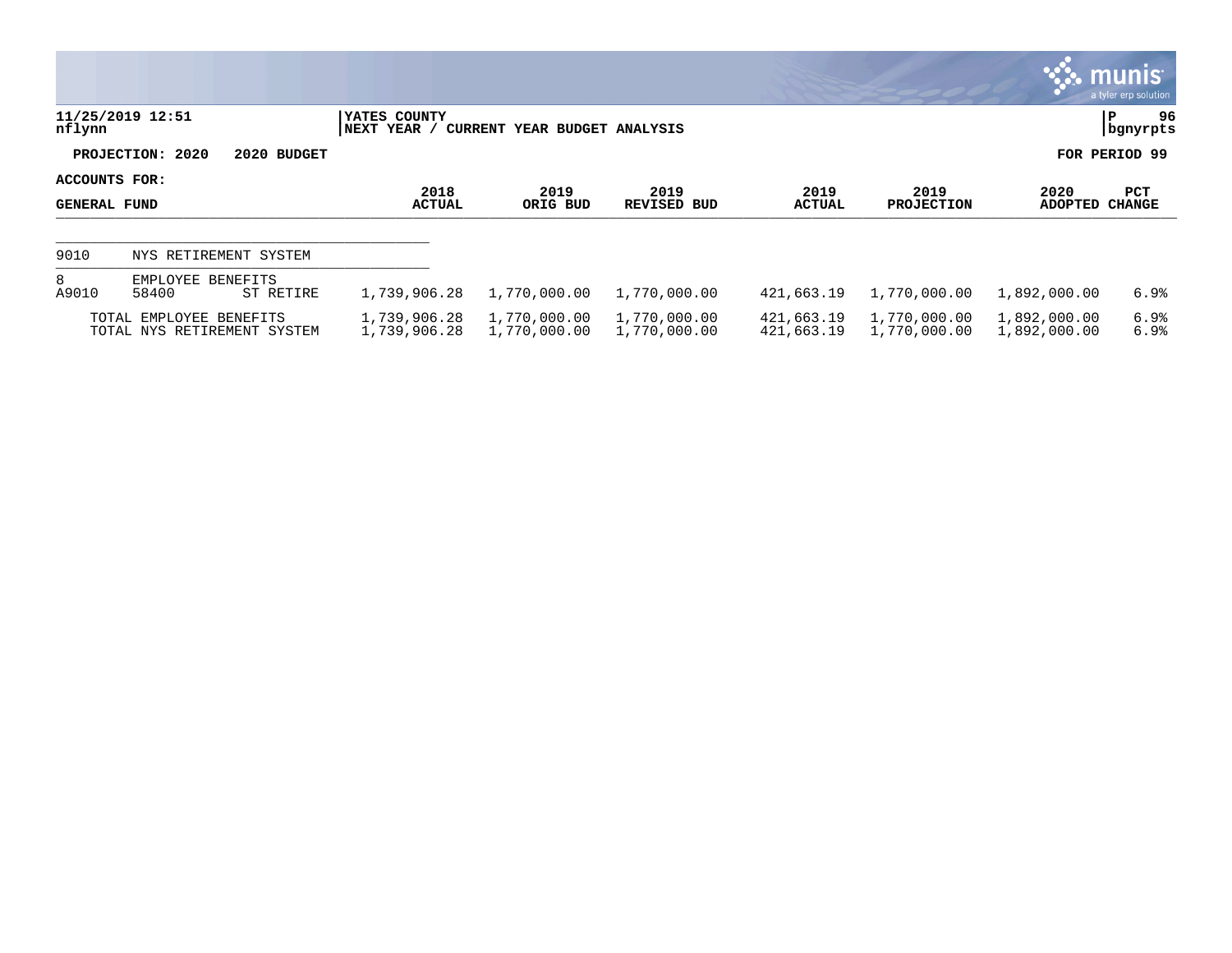11/25/2019 12:51
nflynn

YATES COUNTY
NEXT YEAR / CURRENT YEAR BUDGET ANALYSIS

P 96
bgnyrpts

**PROJECTION: 2020    2020 BUDGET**

**FOR PERIOD 99**

| ACCOUNTS FOR: GENERAL FUND | | | 2018 ACTUAL | 2019 ORIG BUD | 2019 REVISED BUD | 2019 ACTUAL | 2019 PROJECTION | 2020 ADOPTED | PCT CHANGE |
|---|---|---|---|---|---|---|---|---|---|
| 9010 | NYS RETIREMENT SYSTEM | | | | | | | | |
| 8 | EMPLOYEE BENEFITS | | | | | | | | |
| A9010 | 58400 | ST RETIRE | 1,739,906.28 | 1,770,000.00 | 1,770,000.00 | 421,663.19 | 1,770,000.00 | 1,892,000.00 | 6.9% |
| | TOTAL EMPLOYEE BENEFITS | | 1,739,906.28 | 1,770,000.00 | 1,770,000.00 | 421,663.19 | 1,770,000.00 | 1,892,000.00 | 6.9% |
| | TOTAL NYS RETIREMENT SYSTEM | | 1,739,906.28 | 1,770,000.00 | 1,770,000.00 | 421,663.19 | 1,770,000.00 | 1,892,000.00 | 6.9% |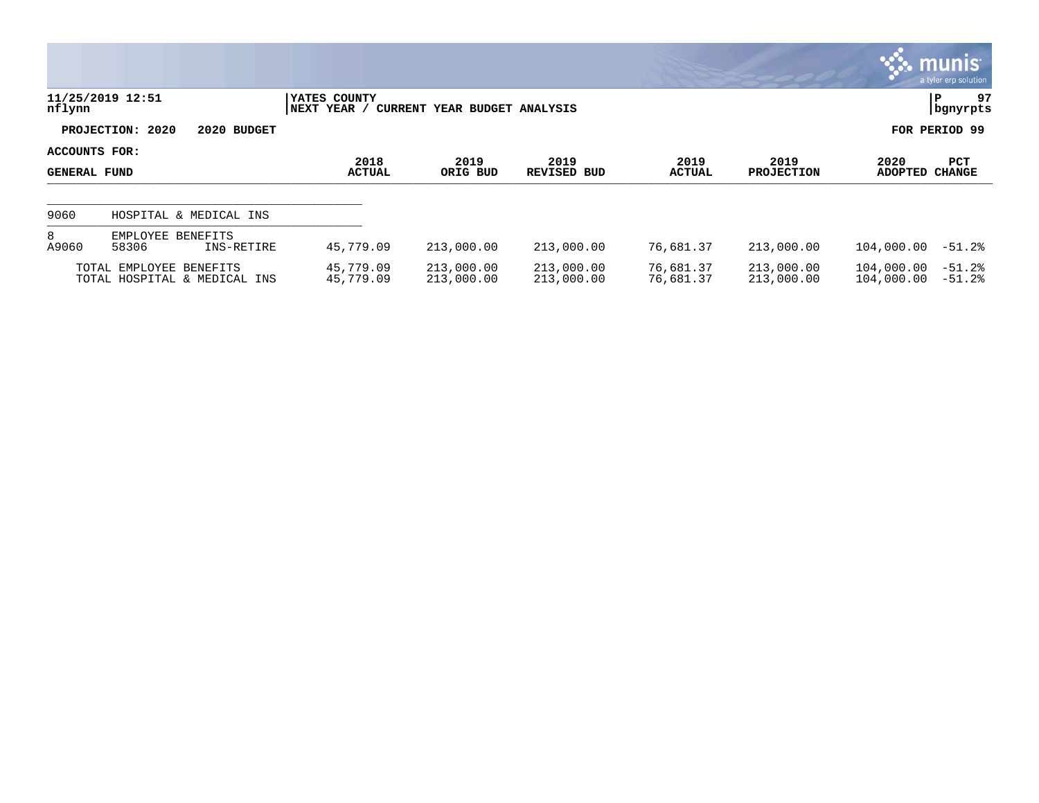**YATES COUNTY**
**NEXT YEAR / CURRENT YEAR BUDGET ANALYSIS**

11/25/2019 12:51
nflynn

**PROJECTION: 2020 2020 BUDGET** **FOR PERIOD 99**

**ACCOUNTS FOR:**
**GENERAL FUND**

| | | | 2018 ACTUAL | 2019 ORIG BUD | 2019 REVISED BUD | 2019 ACTUAL | 2019 PROJECTION | 2020 ADOPTED | PCT CHANGE |
|---|---|---|---|---|---|---|---|---|---|
| 9060 | HOSPITAL & MEDICAL INS | | | | | | | | |
| 8 | EMPLOYEE BENEFITS | | | | | | | | |
| A9060 | 58306 | INS-RETIRE | 45,779.09 | 213,000.00 | 213,000.00 | 76,681.37 | 213,000.00 | 104,000.00 | -51.2% |
| | TOTAL EMPLOYEE BENEFITS | | 45,779.09 | 213,000.00 | 213,000.00 | 76,681.37 | 213,000.00 | 104,000.00 | -51.2% |
| | TOTAL HOSPITAL & MEDICAL INS | | 45,779.09 | 213,000.00 | 213,000.00 | 76,681.37 | 213,000.00 | 104,000.00 | -51.2% |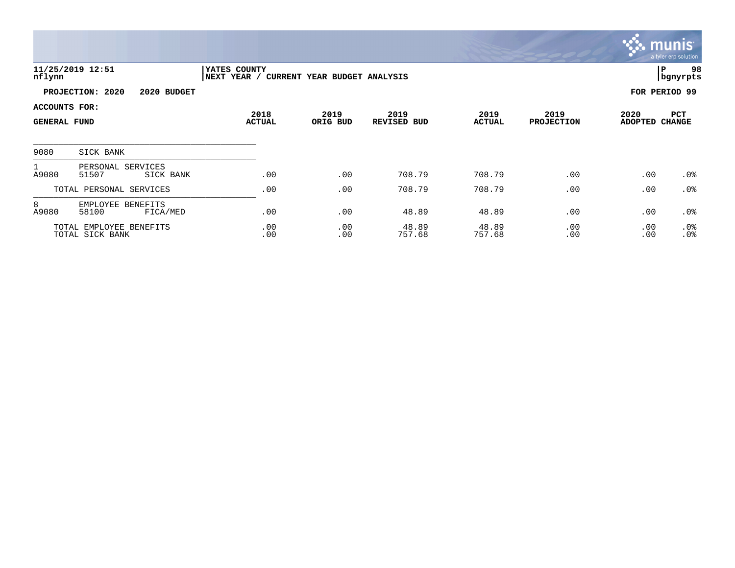**11/25/2019 12:51** | **YATES COUNTY** | **P 98**
nflynn | NEXT YEAR / CURRENT YEAR BUDGET ANALYSIS | bgnyrpts

**PROJECTION: 2020 2020 BUDGET** | **FOR PERIOD 99**

**ACCOUNTS FOR:**

| GENERAL FUND | | | 2018 ACTUAL | 2019 ORIG BUD | 2019 REVISED BUD | 2019 ACTUAL | 2019 PROJECTION | 2020 ADOPTED | PCT CHANGE |
|---|---|---|---|---|---|---|---|---|---|
| 9080 | SICK BANK | | | | | | | | |
| 1 | PERSONAL SERVICES | | | | | | | | |
| A9080 | 51507 | SICK BANK | .00 | .00 | 708.79 | 708.79 | .00 | .00 | .0% |
| | TOTAL PERSONAL SERVICES | | .00 | .00 | 708.79 | 708.79 | .00 | .00 | .0% |
| 8 | EMPLOYEE BENEFITS | | | | | | | | |
| A9080 | 58100 | FICA/MED | .00 | .00 | 48.89 | 48.89 | .00 | .00 | .0% |
| | TOTAL EMPLOYEE BENEFITS | | .00 | .00 | 48.89 | 48.89 | .00 | .00 | .0% |
| | TOTAL SICK BANK | | .00 | .00 | 757.68 | 757.68 | .00 | .00 | .0% |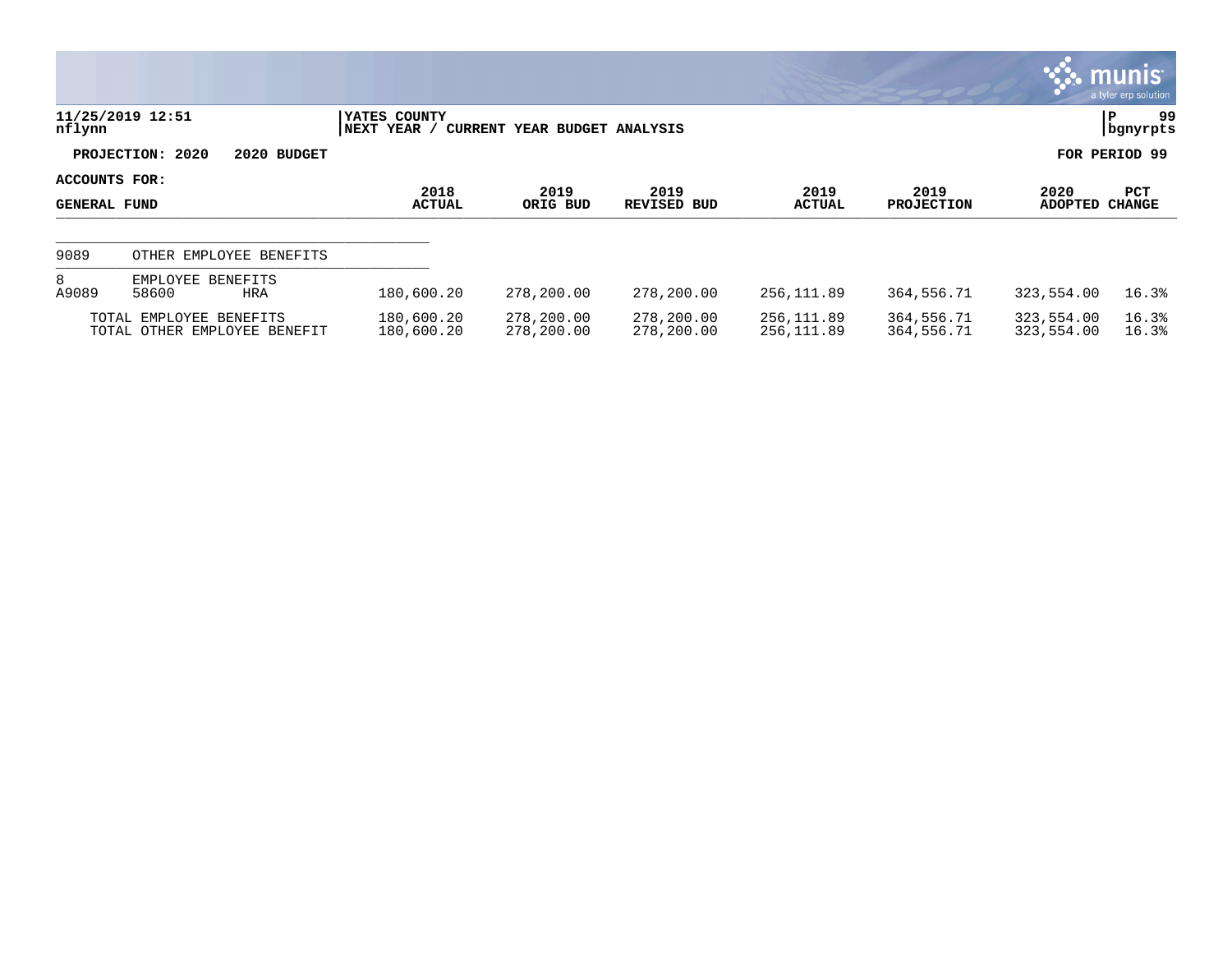11/25/2019 12:51
nflynn

YATES COUNTY
NEXT YEAR / CURRENT YEAR BUDGET ANALYSIS

P 99
bgnyrpts

PROJECTION: 2020 2020 BUDGET

FOR PERIOD 99

ACCOUNTS FOR:

| GENERAL FUND | | | 2018 ACTUAL | 2019 ORIG BUD | 2019 REVISED BUD | 2019 ACTUAL | 2019 PROJECTION | 2020 ADOPTED | PCT CHANGE |
|---|---|---|---|---|---|---|---|---|---|
| 9089 | OTHER EMPLOYEE BENEFITS | | | | | | | | |
| 8 | EMPLOYEE BENEFITS | | | | | | | | |
| A9089 | 58600 | HRA | 180,600.20 | 278,200.00 | 278,200.00 | 256,111.89 | 364,556.71 | 323,554.00 | 16.3% |
| | TOTAL EMPLOYEE BENEFITS | | 180,600.20 | 278,200.00 | 278,200.00 | 256,111.89 | 364,556.71 | 323,554.00 | 16.3% |
| | TOTAL OTHER EMPLOYEE BENEFIT | | 180,600.20 | 278,200.00 | 278,200.00 | 256,111.89 | 364,556.71 | 323,554.00 | 16.3% |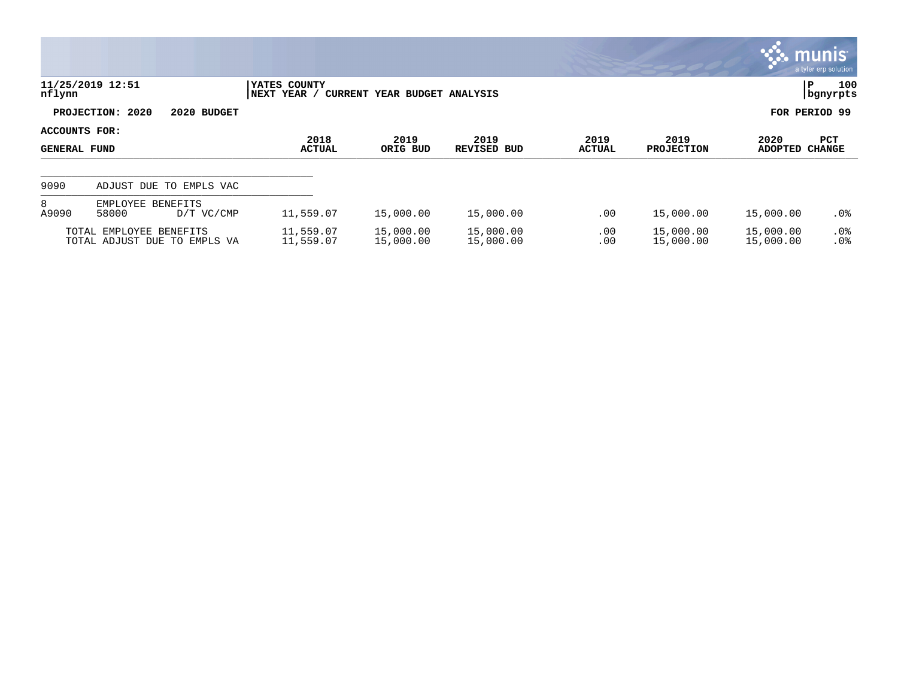**YATES COUNTY**
**NEXT YEAR / CURRENT YEAR BUDGET ANALYSIS**

11/25/2019 12:51
nflynn

P 100
bgnyrpts

**PROJECTION: 2020 2020 BUDGET**

**FOR PERIOD 99**

**ACCOUNTS FOR:**
**GENERAL FUND**

| | | | 2018 ACTUAL | 2019 ORIG BUD | 2019 REVISED BUD | 2019 ACTUAL | 2019 PROJECTION | 2020 ADOPTED | PCT CHANGE |
|---|---|---|---|---|---|---|---|---|---|
| 9090 | ADJUST DUE TO EMPLS VAC | | | | | | | | |
| 8 | EMPLOYEE BENEFITS | | | | | | | | |
| A9090 | 58000 | D/T VC/CMP | 11,559.07 | 15,000.00 | 15,000.00 | .00 | 15,000.00 | 15,000.00 | .0% |
| | TOTAL EMPLOYEE BENEFITS | | 11,559.07 | 15,000.00 | 15,000.00 | .00 | 15,000.00 | 15,000.00 | .0% |
| | TOTAL ADJUST DUE TO EMPLS VA | | 11,559.07 | 15,000.00 | 15,000.00 | .00 | 15,000.00 | 15,000.00 | .0% |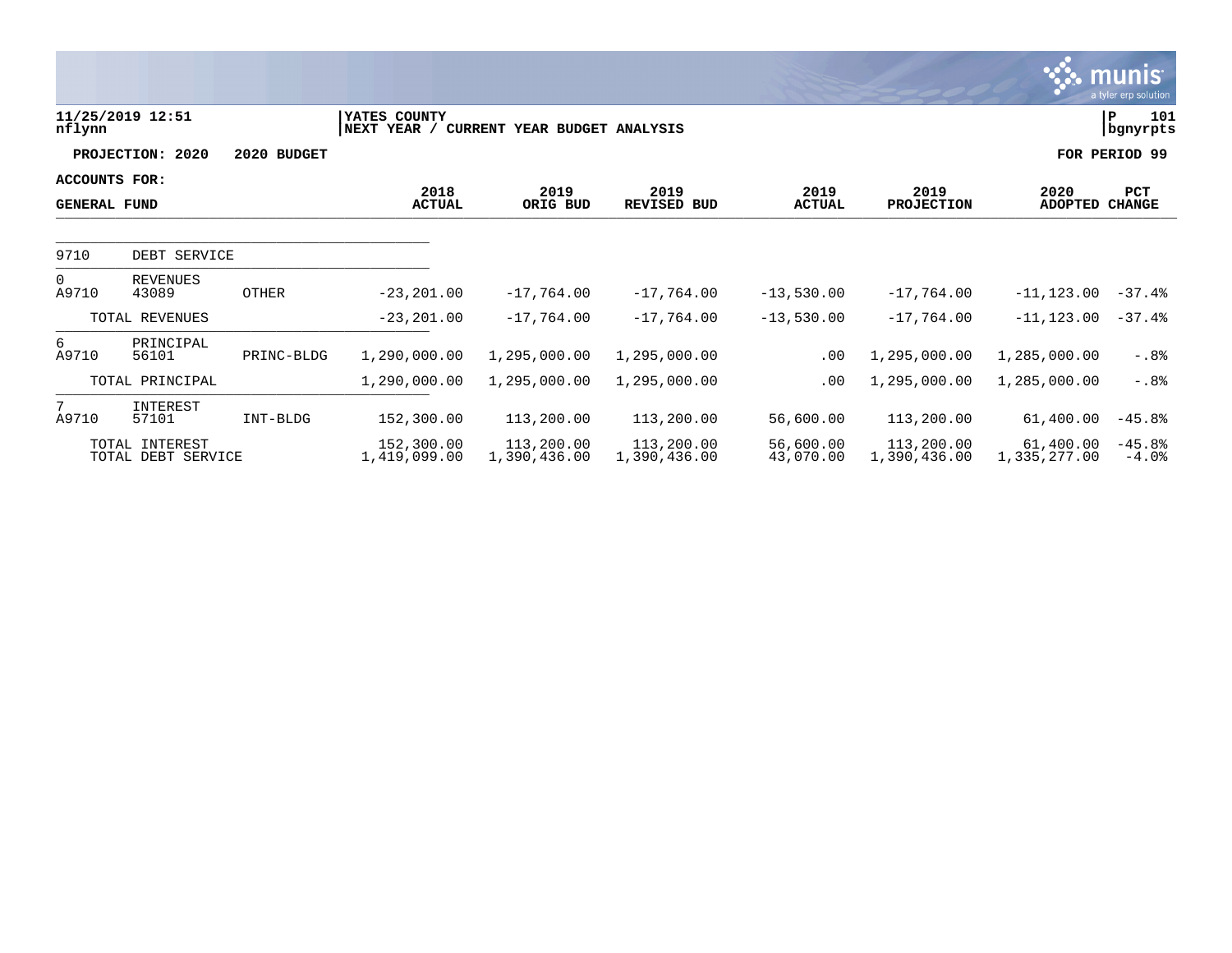11/25/2019 12:51 | YATES COUNTY | P 101
nflynn | NEXT YEAR / CURRENT YEAR BUDGET ANALYSIS | bgnyrpts

**PROJECTION: 2020 — 2020 BUDGET** — FOR PERIOD 99

**ACCOUNTS FOR: GENERAL FUND**

| | | | 2018 ACTUAL | 2019 ORIG BUD | 2019 REVISED BUD | 2019 ACTUAL | 2019 PROJECTION | 2020 ADOPTED | PCT CHANGE |
|---|---|---|---|---|---|---|---|---|---|
| 9710 | DEBT SERVICE | | | | | | | | |
| 0 A9710 | REVENUES 43089 | OTHER | -23,201.00 | -17,764.00 | -17,764.00 | -13,530.00 | -17,764.00 | -11,123.00 | -37.4% |
| | TOTAL REVENUES | | -23,201.00 | -17,764.00 | -17,764.00 | -13,530.00 | -17,764.00 | -11,123.00 | -37.4% |
| 6 A9710 | PRINCIPAL 56101 | PRINC-BLDG | 1,290,000.00 | 1,295,000.00 | 1,295,000.00 | .00 | 1,295,000.00 | 1,285,000.00 | -.8% |
| | TOTAL PRINCIPAL | | 1,290,000.00 | 1,295,000.00 | 1,295,000.00 | .00 | 1,295,000.00 | 1,285,000.00 | -.8% |
| 7 A9710 | INTEREST 57101 | INT-BLDG | 152,300.00 | 113,200.00 | 113,200.00 | 56,600.00 | 113,200.00 | 61,400.00 | -45.8% |
| | TOTAL INTEREST | | 152,300.00 | 113,200.00 | 113,200.00 | 56,600.00 | 113,200.00 | 61,400.00 | -45.8% |
| | TOTAL DEBT SERVICE | | 1,419,099.00 | 1,390,436.00 | 1,390,436.00 | 43,070.00 | 1,390,436.00 | 1,335,277.00 | -4.0% |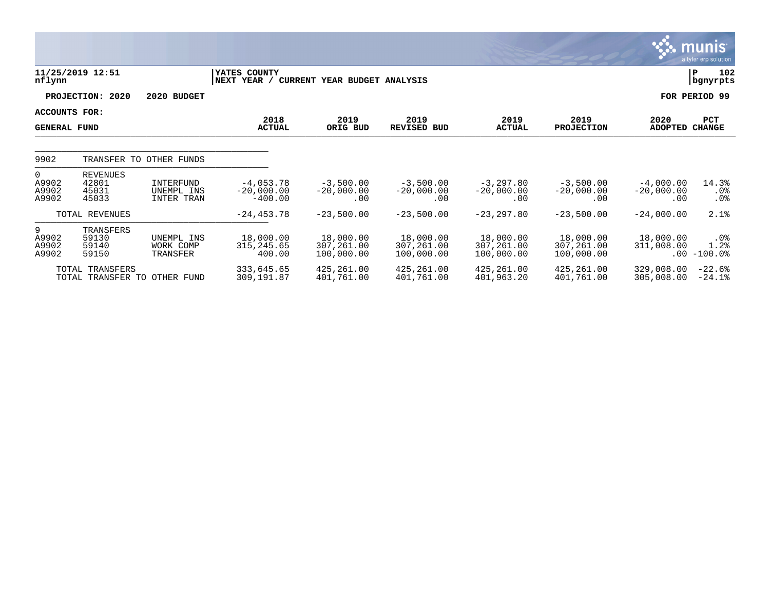**11/25/2019 12:51** | **YATES COUNTY** | **P 102**
**nflynn** | **NEXT YEAR / CURRENT YEAR BUDGET ANALYSIS** | **bgnyrpts**

**PROJECTION: 2020 2020 BUDGET** — **FOR PERIOD 99**

**ACCOUNTS FOR:**
**GENERAL FUND**

| | | | 2018 ACTUAL | 2019 ORIG BUD | 2019 REVISED BUD | 2019 ACTUAL | 2019 PROJECTION | 2020 ADOPTED | PCT CHANGE |
|---|---|---|---|---|---|---|---|---|---|
| 9902 | TRANSFER TO OTHER FUNDS | | | | | | | | |
| 0 | REVENUES | | | | | | | | |
| A9902 | 42801 | INTERFUND | -4,053.78 | -3,500.00 | -3,500.00 | -3,297.80 | -3,500.00 | -4,000.00 | 14.3% |
| A9902 | 45031 | UNEMPL INS | -20,000.00 | -20,000.00 | -20,000.00 | -20,000.00 | -20,000.00 | -20,000.00 | .0% |
| A9902 | 45033 | INTER TRAN | -400.00 | .00 | .00 | .00 | .00 | .00 | .0% |
| | TOTAL REVENUES | | -24,453.78 | -23,500.00 | -23,500.00 | -23,297.80 | -23,500.00 | -24,000.00 | 2.1% |
| 9 | TRANSFERS | | | | | | | | |
| A9902 | 59130 | UNEMPL INS | 18,000.00 | 18,000.00 | 18,000.00 | 18,000.00 | 18,000.00 | 18,000.00 | .0% |
| A9902 | 59140 | WORK COMP | 315,245.65 | 307,261.00 | 307,261.00 | 307,261.00 | 307,261.00 | 311,008.00 | 1.2% |
| A9902 | 59150 | TRANSFER | 400.00 | 100,000.00 | 100,000.00 | 100,000.00 | 100,000.00 | .00 | -100.0% |
| | TOTAL TRANSFERS | | 333,645.65 | 425,261.00 | 425,261.00 | 425,261.00 | 425,261.00 | 329,008.00 | -22.6% |
| | TOTAL TRANSFER TO OTHER FUND | | 309,191.87 | 401,761.00 | 401,761.00 | 401,963.20 | 401,761.00 | 305,008.00 | -24.1% |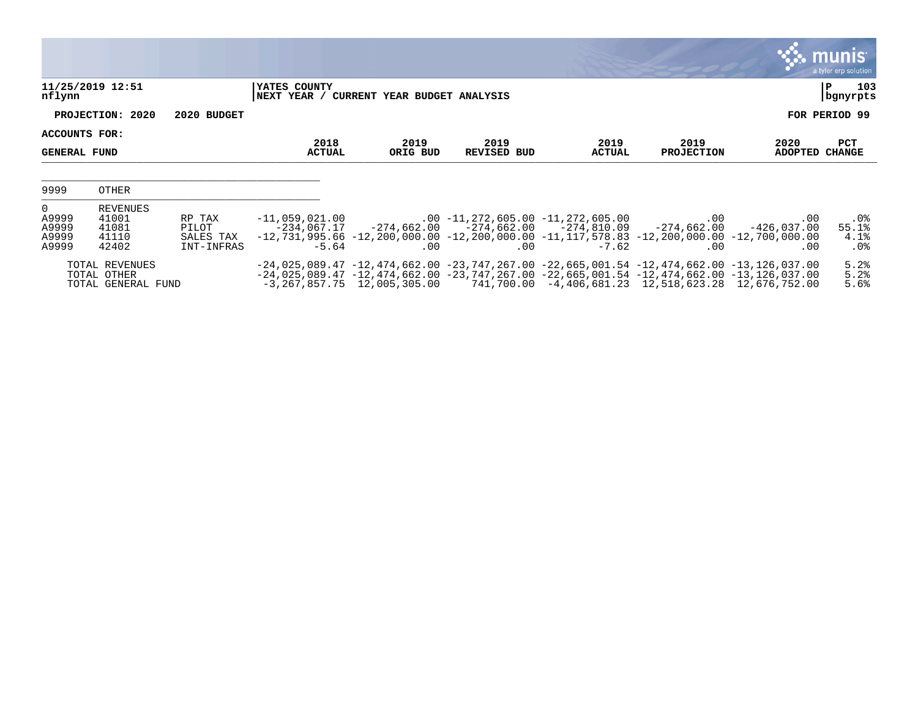11/25/2019 12:51 nflynn | YATES COUNTY NEXT YEAR / CURRENT YEAR BUDGET ANALYSIS | P 103 bgnyrpts

PROJECTION: 2020 2020 BUDGET | FOR PERIOD 99

ACCOUNTS FOR:

| GENERAL FUND | | | 2018 ACTUAL | 2019 ORIG BUD | 2019 REVISED BUD | 2019 ACTUAL | 2019 PROJECTION | 2020 ADOPTED | PCT CHANGE |
|---|---|---|---|---|---|---|---|---|---|
| 9999 | OTHER | | | | | | | | |
| 0 | REVENUES | | | | | | | | |
| A9999 | 41001 | RP TAX | -11,059,021.00 | .00 | -11,272,605.00 | -11,272,605.00 | .00 | .00 | .0% |
| A9999 | 41081 | PILOT | -234,067.17 | -274,662.00 | -274,662.00 | -274,810.09 | -274,662.00 | -426,037.00 | 55.1% |
| A9999 | 41110 | SALES TAX | -12,731,995.66 | -12,200,000.00 | -12,200,000.00 | -11,117,578.83 | -12,200,000.00 | -12,700,000.00 | 4.1% |
| A9999 | 42402 | INT-INFRAS | -5.64 | .00 | .00 | -7.62 | .00 | .00 | .0% |
| TOTAL REVENUES | | | -24,025,089.47 | -12,474,662.00 | -23,747,267.00 | -22,665,001.54 | -12,474,662.00 | -13,126,037.00 | 5.2% |
| TOTAL OTHER | | | -24,025,089.47 | -12,474,662.00 | -23,747,267.00 | -22,665,001.54 | -12,474,662.00 | -13,126,037.00 | 5.2% |
| TOTAL GENERAL FUND | | | -3,267,857.75 | 12,005,305.00 | 741,700.00 | -4,406,681.23 | 12,518,623.28 | 12,676,752.00 | 5.6% |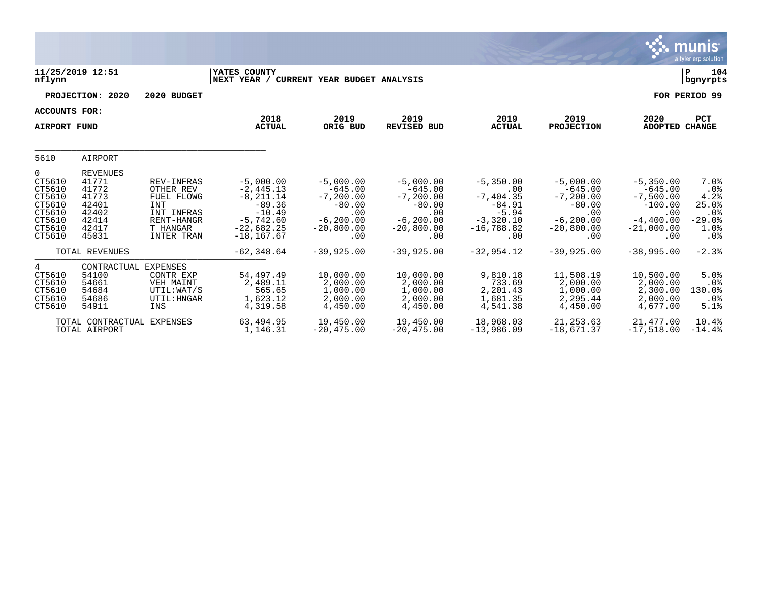11/25/2019 12:51 | YATES COUNTY | P 104
nflynn | NEXT YEAR / CURRENT YEAR BUDGET ANALYSIS | bgnyrpts

PROJECTION: 2020 2020 BUDGET — FOR PERIOD 99

ACCOUNTS FOR:
AIRPORT FUND

| | | | 2018 ACTUAL | 2019 ORIG BUD | 2019 REVISED BUD | 2019 ACTUAL | 2019 PROJECTION | 2020 ADOPTED | PCT CHANGE |
|---|---|---|---|---|---|---|---|---|---|
| 5610 | AIRPORT | | | | | | | | |
| 0 | REVENUES | | | | | | | | |
| CT5610 | 41771 | REV-INFRAS | -5,000.00 | -5,000.00 | -5,000.00 | -5,350.00 | -5,000.00 | -5,350.00 | 7.0% |
| CT5610 | 41772 | OTHER REV | -2,445.13 | -645.00 | -645.00 | .00 | -645.00 | -645.00 | .0% |
| CT5610 | 41773 | FUEL FLOWG | -8,211.14 | -7,200.00 | -7,200.00 | -7,404.35 | -7,200.00 | -7,500.00 | 4.2% |
| CT5610 | 42401 | INT | -89.36 | -80.00 | -80.00 | -84.91 | -80.00 | -100.00 | 25.0% |
| CT5610 | 42402 | INT INFRAS | -10.49 | .00 | .00 | -5.94 | .00 | .00 | .0% |
| CT5610 | 42414 | RENT-HANGR | -5,742.60 | -6,200.00 | -6,200.00 | -3,320.10 | -6,200.00 | -4,400.00 | -29.0% |
| CT5610 | 42417 | T HANGAR | -22,682.25 | -20,800.00 | -20,800.00 | -16,788.82 | -20,800.00 | -21,000.00 | 1.0% |
| CT5610 | 45031 | INTER TRAN | -18,167.67 | .00 | .00 | .00 | .00 | .00 | .0% |
| | TOTAL REVENUES | | -62,348.64 | -39,925.00 | -39,925.00 | -32,954.12 | -39,925.00 | -38,995.00 | -2.3% |
| 4 | CONTRACTUAL EXPENSES | | | | | | | | |
| CT5610 | 54100 | CONTR EXP | 54,497.49 | 10,000.00 | 10,000.00 | 9,810.18 | 11,508.19 | 10,500.00 | 5.0% |
| CT5610 | 54661 | VEH MAINT | 2,489.11 | 2,000.00 | 2,000.00 | 733.69 | 2,000.00 | 2,000.00 | .0% |
| CT5610 | 54684 | UTIL:WAT/S | 565.65 | 1,000.00 | 1,000.00 | 2,201.43 | 1,000.00 | 2,300.00 | 130.0% |
| CT5610 | 54686 | UTIL:HNGAR | 1,623.12 | 2,000.00 | 2,000.00 | 1,681.35 | 2,295.44 | 2,000.00 | .0% |
| CT5610 | 54911 | INS | 4,319.58 | 4,450.00 | 4,450.00 | 4,541.38 | 4,450.00 | 4,677.00 | 5.1% |
| | TOTAL CONTRACTUAL EXPENSES | | 63,494.95 | 19,450.00 | 19,450.00 | 18,968.03 | 21,253.63 | 21,477.00 | 10.4% |
| | TOTAL AIRPORT | | 1,146.31 | -20,475.00 | -20,475.00 | -13,986.09 | -18,671.37 | -17,518.00 | -14.4% |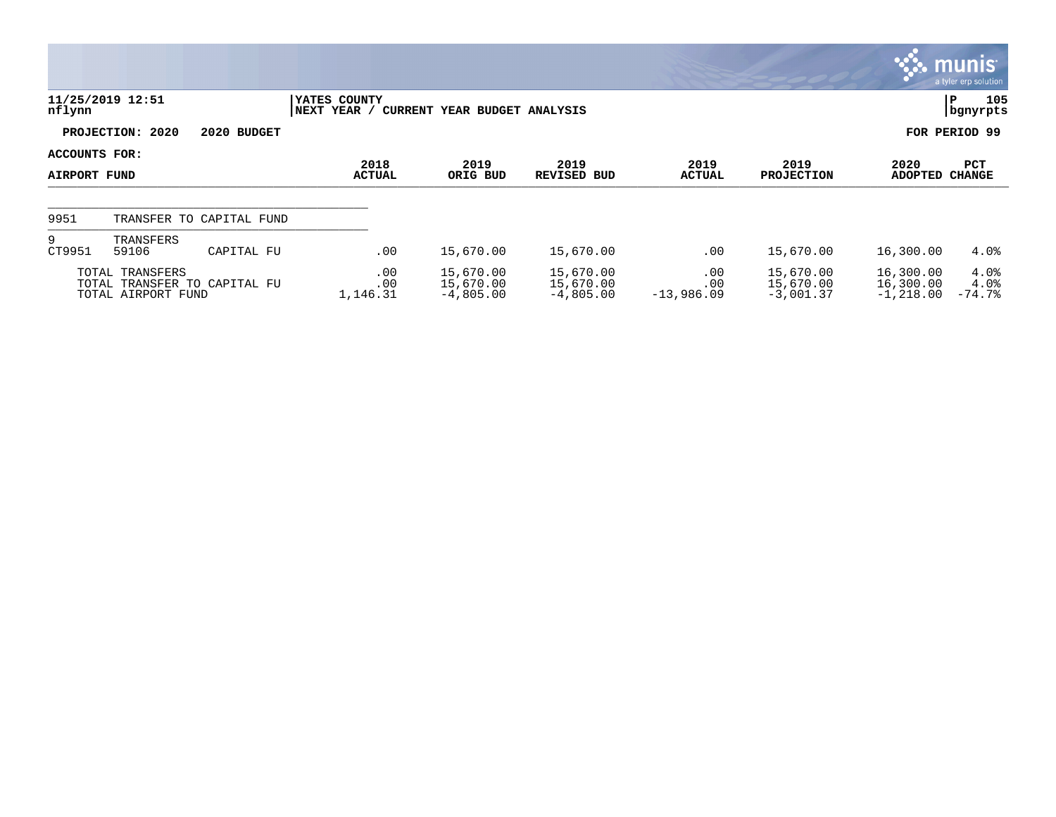**11/25/2019 12:51**
**nflynn**

**YATES COUNTY**
**NEXT YEAR / CURRENT YEAR BUDGET ANALYSIS**

**P 105**
**bgnyrpts**

**PROJECTION: 2020 2020 BUDGET**

**FOR PERIOD 99**

**ACCOUNTS FOR:**

| AIRPORT FUND | | | 2018 ACTUAL | 2019 ORIG BUD | 2019 REVISED BUD | 2019 ACTUAL | 2019 PROJECTION | 2020 ADOPTED | PCT CHANGE |
|---|---|---|---|---|---|---|---|---|---|
| 9951 | TRANSFER TO CAPITAL FUND | | | | | | | | |
| 9 | TRANSFERS | | | | | | | | |
| CT9951 | 59106 | CAPITAL FU | .00 | 15,670.00 | 15,670.00 | .00 | 15,670.00 | 16,300.00 | 4.0% |
| | TOTAL TRANSFERS | | .00 | 15,670.00 | 15,670.00 | .00 | 15,670.00 | 16,300.00 | 4.0% |
| | TOTAL TRANSFER TO CAPITAL FU | | .00 | 15,670.00 | 15,670.00 | .00 | 15,670.00 | 16,300.00 | 4.0% |
| | TOTAL AIRPORT FUND | | 1,146.31 | -4,805.00 | -4,805.00 | -13,986.09 | -3,001.37 | -1,218.00 | -74.7% |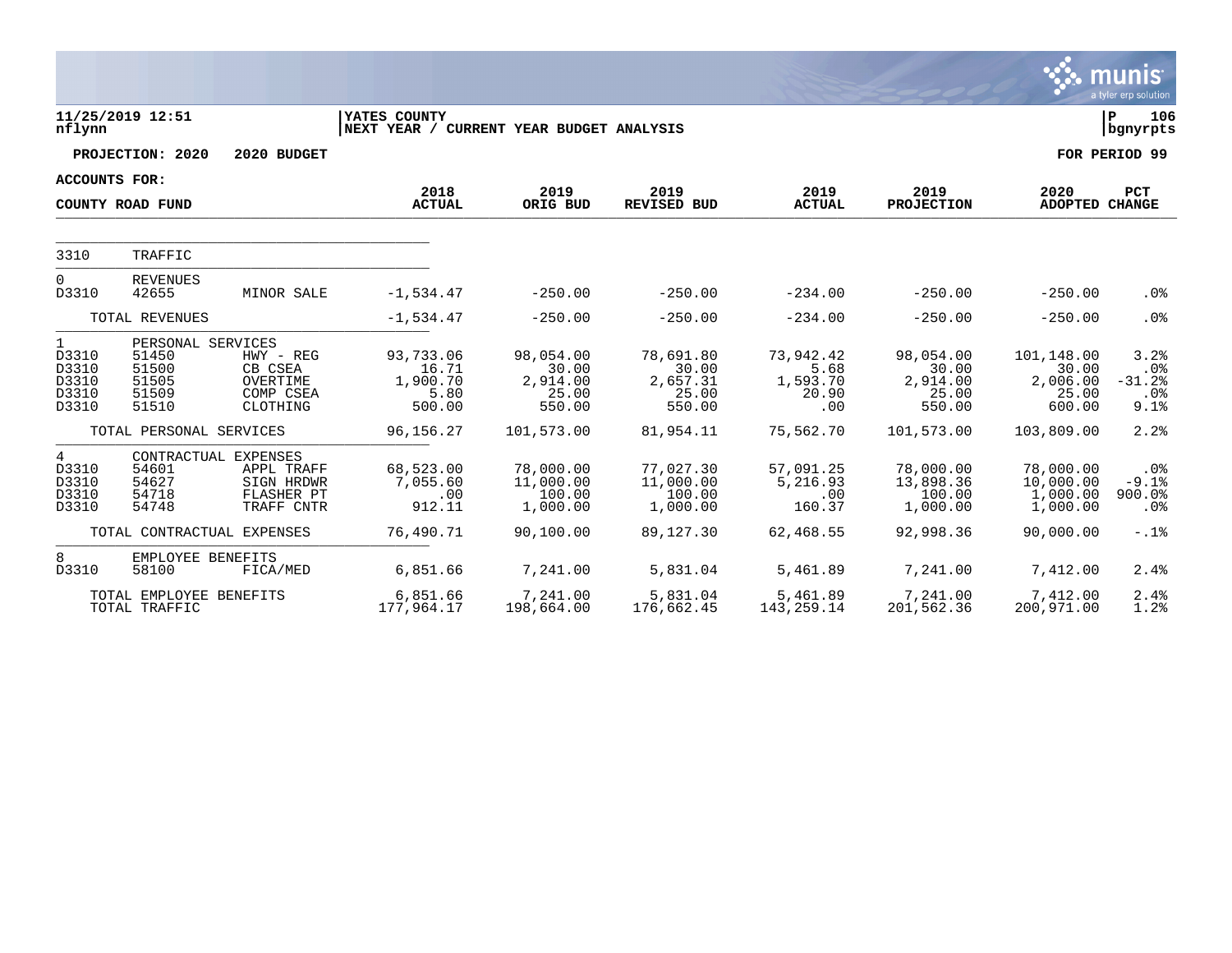11/25/2019 12:51
nflynn

YATES COUNTY
NEXT YEAR / CURRENT YEAR BUDGET ANALYSIS

P 106
bgnyrpts

**PROJECTION: 2020 2020 BUDGET** — **FOR PERIOD 99**

**ACCOUNTS FOR:**

| COUNTY ROAD FUND | | | 2018 ACTUAL | 2019 ORIG BUD | 2019 REVISED BUD | 2019 ACTUAL | 2019 PROJECTION | 2020 ADOPTED | PCT CHANGE |
|---|---|---|---|---|---|---|---|---|---|
| 3310 | TRAFFIC | | | | | | | | |
| 0 | REVENUES | | | | | | | | |
| D3310 | 42655 | MINOR SALE | -1,534.47 | -250.00 | -250.00 | -234.00 | -250.00 | -250.00 | .0% |
| | TOTAL REVENUES | | -1,534.47 | -250.00 | -250.00 | -234.00 | -250.00 | -250.00 | .0% |
| 1 | PERSONAL SERVICES | | | | | | | | |
| D3310 | 51450 | HWY - REG | 93,733.06 | 98,054.00 | 78,691.80 | 73,942.42 | 98,054.00 | 101,148.00 | 3.2% |
| D3310 | 51500 | CB CSEA | 16.71 | 30.00 | 30.00 | 5.68 | 30.00 | 30.00 | .0% |
| D3310 | 51505 | OVERTIME | 1,900.70 | 2,914.00 | 2,657.31 | 1,593.70 | 2,914.00 | 2,006.00 | -31.2% |
| D3310 | 51509 | COMP CSEA | 5.80 | 25.00 | 25.00 | 20.90 | 25.00 | 25.00 | .0% |
| D3310 | 51510 | CLOTHING | 500.00 | 550.00 | 550.00 | .00 | 550.00 | 600.00 | 9.1% |
| | TOTAL PERSONAL SERVICES | | 96,156.27 | 101,573.00 | 81,954.11 | 75,562.70 | 101,573.00 | 103,809.00 | 2.2% |
| 4 | CONTRACTUAL EXPENSES | | | | | | | | |
| D3310 | 54601 | APPL TRAFF | 68,523.00 | 78,000.00 | 77,027.30 | 57,091.25 | 78,000.00 | 78,000.00 | .0% |
| D3310 | 54627 | SIGN HRDWR | 7,055.60 | 11,000.00 | 11,000.00 | 5,216.93 | 13,898.36 | 10,000.00 | -9.1% |
| D3310 | 54718 | FLASHER PT | .00 | 100.00 | 100.00 | .00 | 100.00 | 1,000.00 | 900.0% |
| D3310 | 54748 | TRAFF CNTR | 912.11 | 1,000.00 | 1,000.00 | 160.37 | 1,000.00 | 1,000.00 | .0% |
| | TOTAL CONTRACTUAL EXPENSES | | 76,490.71 | 90,100.00 | 89,127.30 | 62,468.55 | 92,998.36 | 90,000.00 | -.1% |
| 8 | EMPLOYEE BENEFITS | | | | | | | | |
| D3310 | 58100 | FICA/MED | 6,851.66 | 7,241.00 | 5,831.04 | 5,461.89 | 7,241.00 | 7,412.00 | 2.4% |
| | TOTAL EMPLOYEE BENEFITS | | 6,851.66 | 7,241.00 | 5,831.04 | 5,461.89 | 7,241.00 | 7,412.00 | 2.4% |
| | TOTAL TRAFFIC | | 177,964.17 | 198,664.00 | 176,662.45 | 143,259.14 | 201,562.36 | 200,971.00 | 1.2% |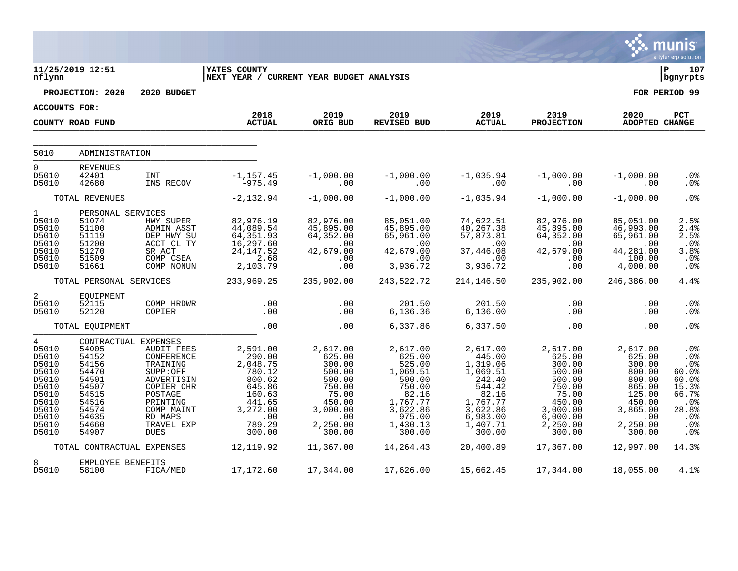**11/25/2019 12:51** | **YATES COUNTY** | **P 107**
**nflynn** | **NEXT YEAR / CURRENT YEAR BUDGET ANALYSIS** | **bgnyrpts**

**PROJECTION: 2020 2020 BUDGET** | **FOR PERIOD 99**

**ACCOUNTS FOR:**

| COUNTY ROAD FUND | | | 2018 ACTUAL | 2019 ORIG BUD | 2019 REVISED BUD | 2019 ACTUAL | 2019 PROJECTION | 2020 ADOPTED | PCT CHANGE |
|---|---|---|---|---|---|---|---|---|---|
| 5010 | ADMINISTRATION | | | | | | | | |
| 0 | REVENUES | | | | | | | | |
| D5010 | 42401 | INT | -1,157.45 | -1,000.00 | -1,000.00 | -1,035.94 | -1,000.00 | -1,000.00 | .0% |
| D5010 | 42680 | INS RECOV | -975.49 | .00 | .00 | .00 | .00 | .00 | .0% |
| | TOTAL REVENUES | | -2,132.94 | -1,000.00 | -1,000.00 | -1,035.94 | -1,000.00 | -1,000.00 | .0% |
| 1 | PERSONAL SERVICES | | | | | | | | |
| D5010 | 51074 | HWY SUPER | 82,976.19 | 82,976.00 | 85,051.00 | 74,622.51 | 82,976.00 | 85,051.00 | 2.5% |
| D5010 | 51100 | ADMIN ASST | 44,089.54 | 45,895.00 | 45,895.00 | 40,267.38 | 45,895.00 | 46,993.00 | 2.4% |
| D5010 | 51119 | DEP HWY SU | 64,351.93 | 64,352.00 | 65,961.00 | 57,873.81 | 64,352.00 | 65,961.00 | 2.5% |
| D5010 | 51200 | ACCT CL TY | 16,297.60 | .00 | .00 | .00 | .00 | .00 | .0% |
| D5010 | 51270 | SR ACT | 24,147.52 | 42,679.00 | 42,679.00 | 37,446.08 | 42,679.00 | 44,281.00 | 3.8% |
| D5010 | 51509 | COMP CSEA | 2.68 | .00 | .00 | .00 | .00 | 100.00 | .0% |
| D5010 | 51661 | COMP NONUN | 2,103.79 | .00 | 3,936.72 | 3,936.72 | .00 | 4,000.00 | .0% |
| | TOTAL PERSONAL SERVICES | | 233,969.25 | 235,902.00 | 243,522.72 | 214,146.50 | 235,902.00 | 246,386.00 | 4.4% |
| 2 | EQUIPMENT | | | | | | | | |
| D5010 | 52115 | COMP HRDWR | .00 | .00 | 201.50 | 201.50 | .00 | .00 | .0% |
| D5010 | 52120 | COPIER | .00 | .00 | 6,136.36 | 6,136.00 | .00 | .00 | .0% |
| | TOTAL EQUIPMENT | | .00 | .00 | 6,337.86 | 6,337.50 | .00 | .00 | .0% |
| 4 | CONTRACTUAL EXPENSES | | | | | | | | |
| D5010 | 54005 | AUDIT FEES | 2,591.00 | 2,617.00 | 2,617.00 | 2,617.00 | 2,617.00 | 2,617.00 | .0% |
| D5010 | 54152 | CONFERENCE | 290.00 | 625.00 | 625.00 | 445.00 | 625.00 | 625.00 | .0% |
| D5010 | 54156 | TRAINING | 2,048.75 | 300.00 | 525.00 | 1,319.06 | 300.00 | 300.00 | .0% |
| D5010 | 54470 | SUPP:OFF | 780.12 | 500.00 | 1,069.51 | 1,069.51 | 500.00 | 800.00 | 60.0% |
| D5010 | 54501 | ADVERTISIN | 800.62 | 500.00 | 500.00 | 242.40 | 500.00 | 800.00 | 60.0% |
| D5010 | 54507 | COPIER CHR | 645.86 | 750.00 | 750.00 | 544.42 | 750.00 | 865.00 | 15.3% |
| D5010 | 54515 | POSTAGE | 160.63 | 75.00 | 82.16 | 82.16 | 75.00 | 125.00 | 66.7% |
| D5010 | 54516 | PRINTING | 441.65 | 450.00 | 1,767.77 | 1,767.77 | 450.00 | 450.00 | .0% |
| D5010 | 54574 | COMP MAINT | 3,272.00 | 3,000.00 | 3,622.86 | 3,622.86 | 3,000.00 | 3,865.00 | 28.8% |
| D5010 | 54635 | RD MAPS | .00 | .00 | 975.00 | 6,983.00 | 6,000.00 | .00 | .0% |
| D5010 | 54660 | TRAVEL EXP | 789.29 | 2,250.00 | 1,430.13 | 1,407.71 | 2,250.00 | 2,250.00 | .0% |
| D5010 | 54907 | DUES | 300.00 | 300.00 | 300.00 | 300.00 | 300.00 | 300.00 | .0% |
| | TOTAL CONTRACTUAL EXPENSES | | 12,119.92 | 11,367.00 | 14,264.43 | 20,400.89 | 17,367.00 | 12,997.00 | 14.3% |
| 8 | EMPLOYEE BENEFITS | | | | | | | | |
| D5010 | 58100 | FICA/MED | 17,172.60 | 17,344.00 | 17,626.00 | 15,662.45 | 17,344.00 | 18,055.00 | 4.1% |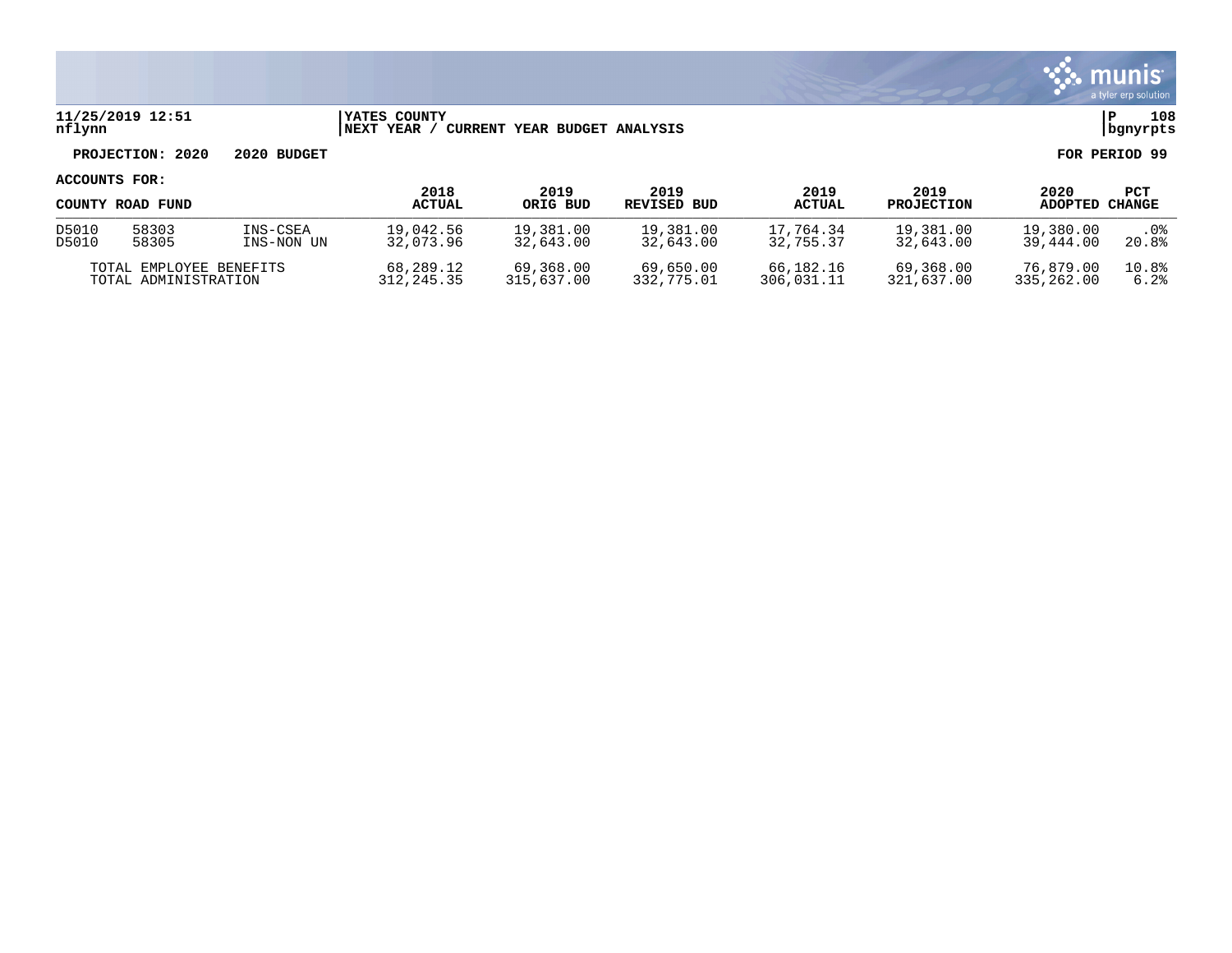**11/25/2019 12:51** | **YATES COUNTY** | **P 108**
**nflynn** | **NEXT YEAR / CURRENT YEAR BUDGET ANALYSIS** | **bgnyrpts**

**PROJECTION: 2020 2020 BUDGET** — **FOR PERIOD 99**

**ACCOUNTS FOR:**

| COUNTY ROAD FUND | | | 2018 ACTUAL | 2019 ORIG BUD | 2019 REVISED BUD | 2019 ACTUAL | 2019 PROJECTION | 2020 ADOPTED | PCT CHANGE |
|---|---|---|---|---|---|---|---|---|---|
| D5010 | 58303 | INS-CSEA | 19,042.56 | 19,381.00 | 19,381.00 | 17,764.34 | 19,381.00 | 19,380.00 | .0% |
| D5010 | 58305 | INS-NON UN | 32,073.96 | 32,643.00 | 32,643.00 | 32,755.37 | 32,643.00 | 39,444.00 | 20.8% |
| TOTAL EMPLOYEE BENEFITS | | | 68,289.12 | 69,368.00 | 69,650.00 | 66,182.16 | 69,368.00 | 76,879.00 | 10.8% |
| TOTAL ADMINISTRATION | | | 312,245.35 | 315,637.00 | 332,775.01 | 306,031.11 | 321,637.00 | 335,262.00 | 6.2% |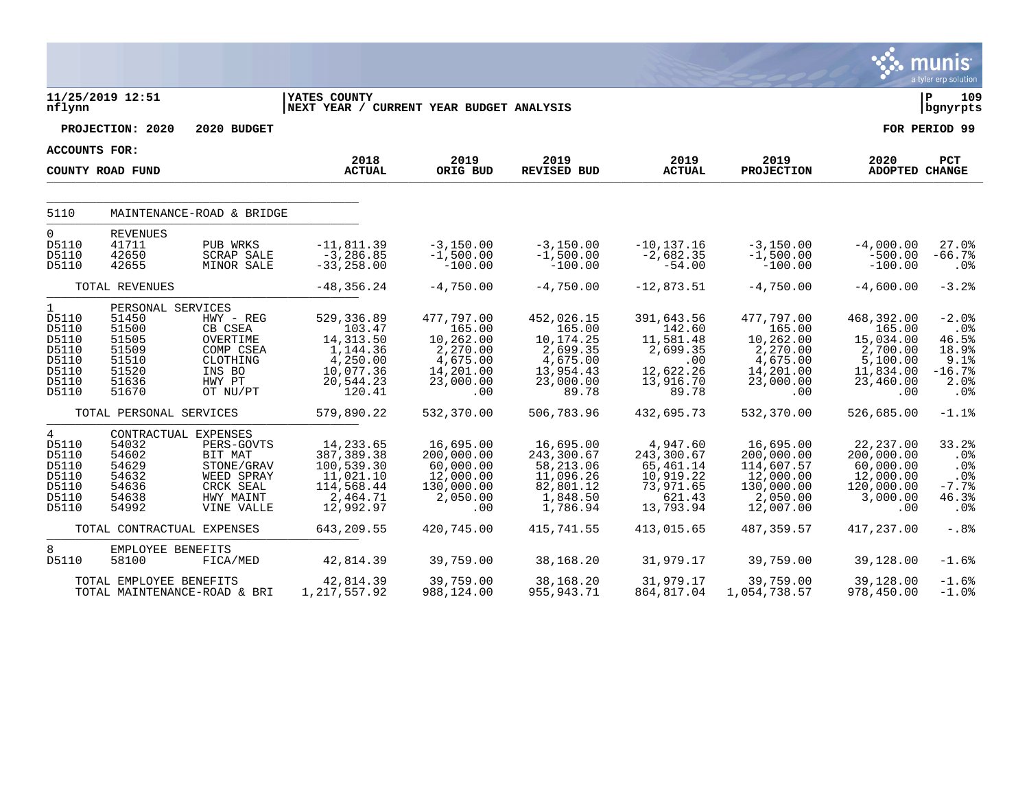**11/25/2019 12:51** | **YATES COUNTY** | **P 109**
**nflynn** | **NEXT YEAR / CURRENT YEAR BUDGET ANALYSIS** | **bgnyrpts**

**PROJECTION: 2020 2020 BUDGET** — **FOR PERIOD 99**

**ACCOUNTS FOR:**

| COUNTY ROAD FUND | | | 2018 ACTUAL | 2019 ORIG BUD | 2019 REVISED BUD | 2019 ACTUAL | 2019 PROJECTION | 2020 ADOPTED | PCT CHANGE |
|---|---|---|---|---|---|---|---|---|---|
| 5110 | MAINTENANCE-ROAD & BRIDGE | | | | | | | | |
| 0 | REVENUES | | | | | | | | |
| D5110 | 41711 | PUB WRKS | -11,811.39 | -3,150.00 | -3,150.00 | -10,137.16 | -3,150.00 | -4,000.00 | 27.0% |
| D5110 | 42650 | SCRAP SALE | -3,286.85 | -1,500.00 | -1,500.00 | -2,682.35 | -1,500.00 | -500.00 | -66.7% |
| D5110 | 42655 | MINOR SALE | -33,258.00 | -100.00 | -100.00 | -54.00 | -100.00 | -100.00 | .0% |
| | TOTAL REVENUES | | -48,356.24 | -4,750.00 | -4,750.00 | -12,873.51 | -4,750.00 | -4,600.00 | -3.2% |
| 1 | PERSONAL SERVICES | | | | | | | | |
| D5110 | 51450 | HWY - REG | 529,336.89 | 477,797.00 | 452,026.15 | 391,643.56 | 477,797.00 | 468,392.00 | -2.0% |
| D5110 | 51500 | CB CSEA | 103.47 | 165.00 | 165.00 | 142.60 | 165.00 | 165.00 | .0% |
| D5110 | 51505 | OVERTIME | 14,313.50 | 10,262.00 | 10,174.25 | 11,581.48 | 10,262.00 | 15,034.00 | 46.5% |
| D5110 | 51509 | COMP CSEA | 1,144.36 | 2,270.00 | 2,699.35 | 2,699.35 | 2,270.00 | 2,700.00 | 18.9% |
| D5110 | 51510 | CLOTHING | 4,250.00 | 4,675.00 | 4,675.00 | .00 | 4,675.00 | 5,100.00 | 9.1% |
| D5110 | 51520 | INS BO | 10,077.36 | 14,201.00 | 13,954.43 | 12,622.26 | 14,201.00 | 11,834.00 | -16.7% |
| D5110 | 51636 | HWY PT | 20,544.23 | 23,000.00 | 23,000.00 | 13,916.70 | 23,000.00 | 23,460.00 | 2.0% |
| D5110 | 51670 | OT NU/PT | 120.41 | .00 | 89.78 | 89.78 | .00 | .00 | .0% |
| | TOTAL PERSONAL SERVICES | | 579,890.22 | 532,370.00 | 506,783.96 | 432,695.73 | 532,370.00 | 526,685.00 | -1.1% |
| 4 | CONTRACTUAL EXPENSES | | | | | | | | |
| D5110 | 54032 | PERS-GOVTS | 14,233.65 | 16,695.00 | 16,695.00 | 4,947.60 | 16,695.00 | 22,237.00 | 33.2% |
| D5110 | 54602 | BIT MAT | 387,389.38 | 200,000.00 | 243,300.67 | 243,300.67 | 200,000.00 | 200,000.00 | .0% |
| D5110 | 54629 | STONE/GRAV | 100,539.30 | 60,000.00 | 58,213.06 | 65,461.14 | 114,607.57 | 60,000.00 | .0% |
| D5110 | 54632 | WEED SPRAY | 11,021.10 | 12,000.00 | 11,096.26 | 10,919.22 | 12,000.00 | 12,000.00 | .0% |
| D5110 | 54636 | CRCK SEAL | 114,568.44 | 130,000.00 | 82,801.12 | 73,971.65 | 130,000.00 | 120,000.00 | -7.7% |
| D5110 | 54638 | HWY MAINT | 2,464.71 | 2,050.00 | 1,848.50 | 621.43 | 2,050.00 | 3,000.00 | 46.3% |
| D5110 | 54992 | VINE VALLE | 12,992.97 | .00 | 1,786.94 | 13,793.94 | 12,007.00 | .00 | .0% |
| | TOTAL CONTRACTUAL EXPENSES | | 643,209.55 | 420,745.00 | 415,741.55 | 413,015.65 | 487,359.57 | 417,237.00 | -.8% |
| 8 | EMPLOYEE BENEFITS | | | | | | | | |
| D5110 | 58100 | FICA/MED | 42,814.39 | 39,759.00 | 38,168.20 | 31,979.17 | 39,759.00 | 39,128.00 | -1.6% |
| | TOTAL EMPLOYEE BENEFITS | | 42,814.39 | 39,759.00 | 38,168.20 | 31,979.17 | 39,759.00 | 39,128.00 | -1.6% |
| | TOTAL MAINTENANCE-ROAD & BRI | | 1,217,557.92 | 988,124.00 | 955,943.71 | 864,817.04 | 1,054,738.57 | 978,450.00 | -1.0% |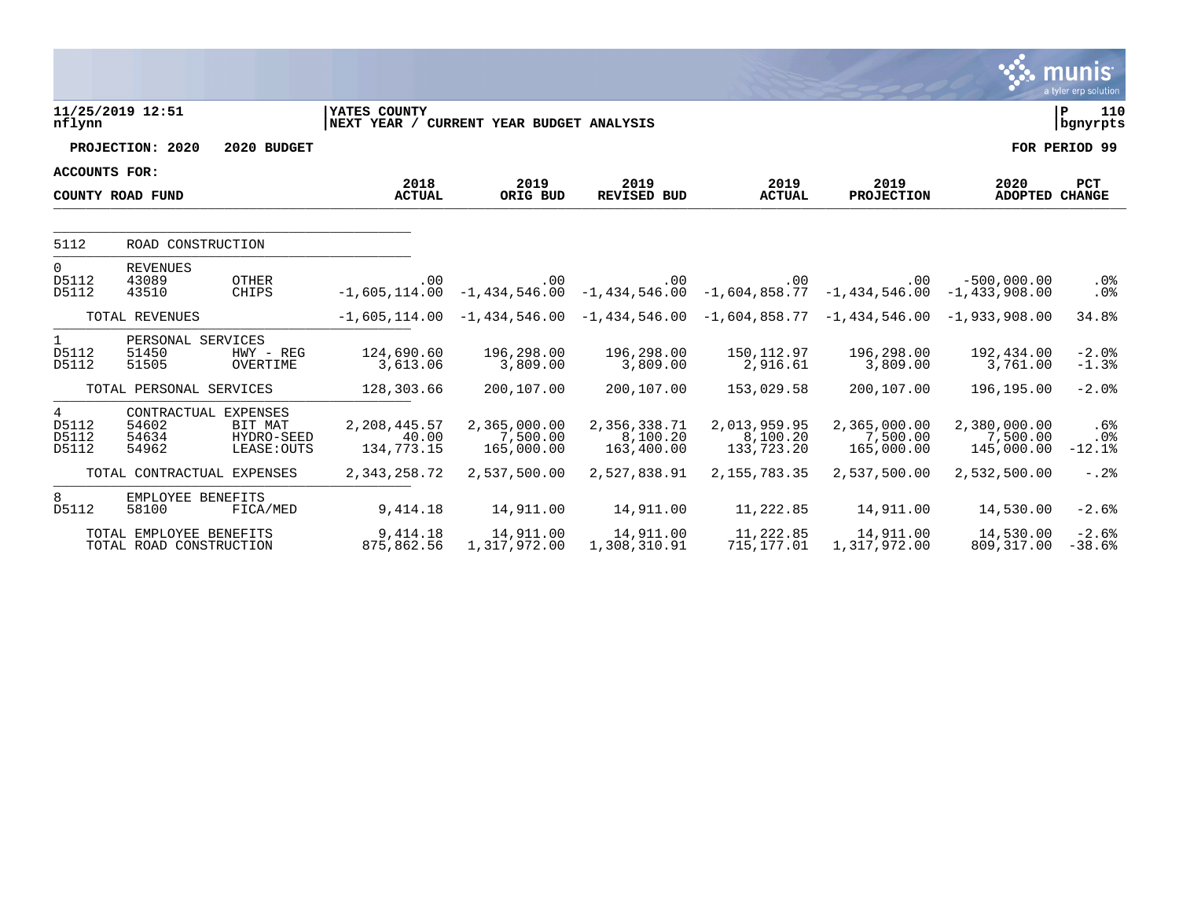11/25/2019 12:51 | YATES COUNTY | P 110
nflynn | NEXT YEAR / CURRENT YEAR BUDGET ANALYSIS | bgnyrpts

**PROJECTION: 2020 2020 BUDGET** **FOR PERIOD 99**

**ACCOUNTS FOR:**

| COUNTY ROAD FUND | | | 2018 ACTUAL | 2019 ORIG BUD | 2019 REVISED BUD | 2019 ACTUAL | 2019 PROJECTION | 2020 ADOPTED | PCT CHANGE |
|---|---|---|---|---|---|---|---|---|---|
| 5112 | ROAD CONSTRUCTION | | | | | | | | |
| 0 | REVENUES | | | | | | | | |
| D5112 | 43089 | OTHER | .00 | .00 | .00 | .00 | .00 | -500,000.00 | .0% |
| D5112 | 43510 | CHIPS | -1,605,114.00 | -1,434,546.00 | -1,434,546.00 | -1,604,858.77 | -1,434,546.00 | -1,433,908.00 | .0% |
| | TOTAL REVENUES | | -1,605,114.00 | -1,434,546.00 | -1,434,546.00 | -1,604,858.77 | -1,434,546.00 | -1,933,908.00 | 34.8% |
| 1 | PERSONAL SERVICES | | | | | | | | |
| D5112 | 51450 | HWY - REG | 124,690.60 | 196,298.00 | 196,298.00 | 150,112.97 | 196,298.00 | 192,434.00 | -2.0% |
| D5112 | 51505 | OVERTIME | 3,613.06 | 3,809.00 | 3,809.00 | 2,916.61 | 3,809.00 | 3,761.00 | -1.3% |
| | TOTAL PERSONAL SERVICES | | 128,303.66 | 200,107.00 | 200,107.00 | 153,029.58 | 200,107.00 | 196,195.00 | -2.0% |
| 4 | CONTRACTUAL EXPENSES | | | | | | | | |
| D5112 | 54602 | BIT MAT | 2,208,445.57 | 2,365,000.00 | 2,356,338.71 | 2,013,959.95 | 2,365,000.00 | 2,380,000.00 | .6% |
| D5112 | 54634 | HYDRO-SEED | 40.00 | 7,500.00 | 8,100.20 | 8,100.20 | 7,500.00 | 7,500.00 | .0% |
| D5112 | 54962 | LEASE:OUTS | 134,773.15 | 165,000.00 | 163,400.00 | 133,723.20 | 165,000.00 | 145,000.00 | -12.1% |
| | TOTAL CONTRACTUAL EXPENSES | | 2,343,258.72 | 2,537,500.00 | 2,527,838.91 | 2,155,783.35 | 2,537,500.00 | 2,532,500.00 | -.2% |
| 8 | EMPLOYEE BENEFITS | | | | | | | | |
| D5112 | 58100 | FICA/MED | 9,414.18 | 14,911.00 | 14,911.00 | 11,222.85 | 14,911.00 | 14,530.00 | -2.6% |
| | TOTAL EMPLOYEE BENEFITS | | 9,414.18 | 14,911.00 | 14,911.00 | 11,222.85 | 14,911.00 | 14,530.00 | -2.6% |
| | TOTAL ROAD CONSTRUCTION | | 875,862.56 | 1,317,972.00 | 1,308,310.91 | 715,177.01 | 1,317,972.00 | 809,317.00 | -38.6% |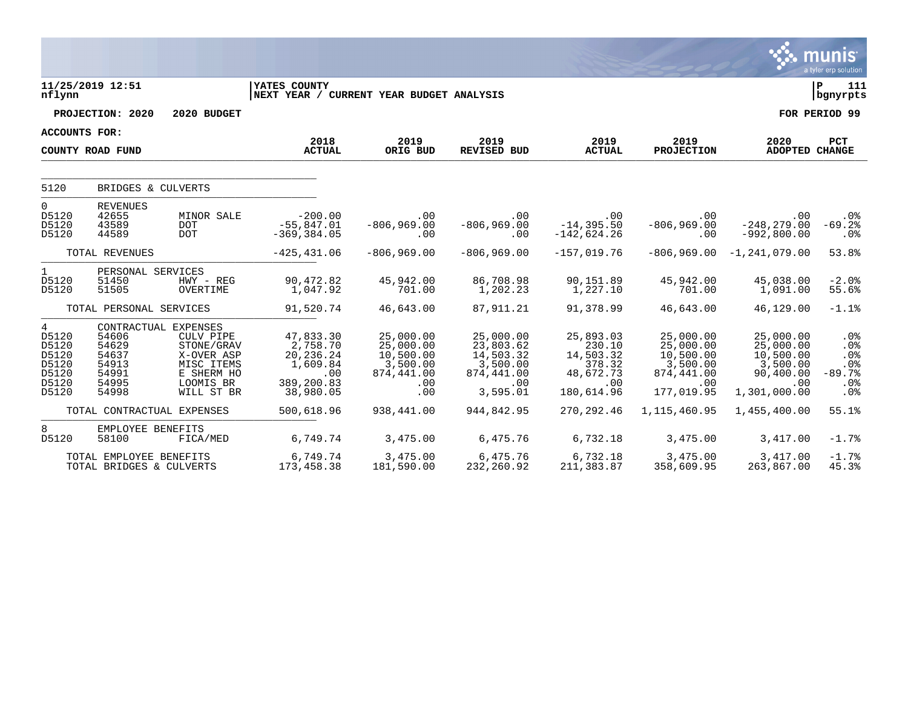**11/25/2019 12:51** | **YATES COUNTY** | **P 111**
**nflynn** | **NEXT YEAR / CURRENT YEAR BUDGET ANALYSIS** | **bgnyrpts**

**PROJECTION: 2020 2020 BUDGET** — **FOR PERIOD 99**

**ACCOUNTS FOR:**

| COUNTY ROAD FUND | | | 2018 ACTUAL | 2019 ORIG BUD | 2019 REVISED BUD | 2019 ACTUAL | 2019 PROJECTION | 2020 ADOPTED | PCT CHANGE |
|---|---|---|---|---|---|---|---|---|---|
| 5120 | BRIDGES & CULVERTS | | | | | | | | |
| 0 | REVENUES | | | | | | | | |
| D5120 | 42655 | MINOR SALE | -200.00 | .00 | .00 | .00 | .00 | .00 | .0% |
| D5120 | 43589 | DOT | -55,847.01 | -806,969.00 | -806,969.00 | -14,395.50 | -806,969.00 | -248,279.00 | -69.2% |
| D5120 | 44589 | DOT | -369,384.05 | .00 | .00 | -142,624.26 | .00 | -992,800.00 | .0% |
| | TOTAL REVENUES | | -425,431.06 | -806,969.00 | -806,969.00 | -157,019.76 | -806,969.00 | -1,241,079.00 | 53.8% |
| 1 | PERSONAL SERVICES | | | | | | | | |
| D5120 | 51450 | HWY - REG | 90,472.82 | 45,942.00 | 86,708.98 | 90,151.89 | 45,942.00 | 45,038.00 | -2.0% |
| D5120 | 51505 | OVERTIME | 1,047.92 | 701.00 | 1,202.23 | 1,227.10 | 701.00 | 1,091.00 | 55.6% |
| | TOTAL PERSONAL SERVICES | | 91,520.74 | 46,643.00 | 87,911.21 | 91,378.99 | 46,643.00 | 46,129.00 | -1.1% |
| 4 | CONTRACTUAL EXPENSES | | | | | | | | |
| D5120 | 54606 | CULV PIPE | 47,833.30 | 25,000.00 | 25,000.00 | 25,893.03 | 25,000.00 | 25,000.00 | .0% |
| D5120 | 54629 | STONE/GRAV | 2,758.70 | 25,000.00 | 23,803.62 | 230.10 | 25,000.00 | 25,000.00 | .0% |
| D5120 | 54637 | X-OVER ASP | 20,236.24 | 10,500.00 | 14,503.32 | 14,503.32 | 10,500.00 | 10,500.00 | .0% |
| D5120 | 54913 | MISC ITEMS | 1,609.84 | 3,500.00 | 3,500.00 | 378.32 | 3,500.00 | 3,500.00 | .0% |
| D5120 | 54991 | E SHERM HO | .00 | 874,441.00 | 874,441.00 | 48,672.73 | 874,441.00 | 90,400.00 | -89.7% |
| D5120 | 54995 | LOOMIS BR | 389,200.83 | .00 | .00 | .00 | .00 | .00 | .0% |
| D5120 | 54998 | WILL ST BR | 38,980.05 | .00 | 3,595.01 | 180,614.96 | 177,019.95 | 1,301,000.00 | .0% |
| | TOTAL CONTRACTUAL EXPENSES | | 500,618.96 | 938,441.00 | 944,842.95 | 270,292.46 | 1,115,460.95 | 1,455,400.00 | 55.1% |
| 8 | EMPLOYEE BENEFITS | | | | | | | | |
| D5120 | 58100 | FICA/MED | 6,749.74 | 3,475.00 | 6,475.76 | 6,732.18 | 3,475.00 | 3,417.00 | -1.7% |
| | TOTAL EMPLOYEE BENEFITS | | 6,749.74 | 3,475.00 | 6,475.76 | 6,732.18 | 3,475.00 | 3,417.00 | -1.7% |
| | TOTAL BRIDGES & CULVERTS | | 173,458.38 | 181,590.00 | 232,260.92 | 211,383.87 | 358,609.95 | 263,867.00 | 45.3% |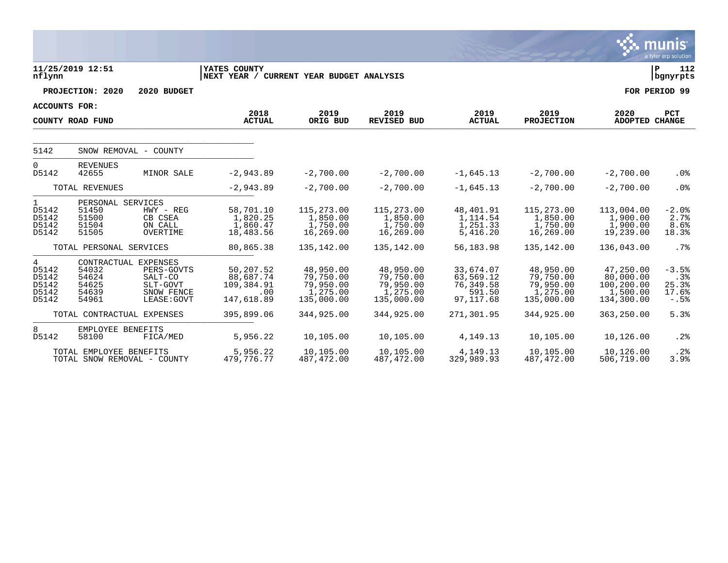**11/25/2019 12:51**
**nflynn**

**YATES COUNTY**
**NEXT YEAR / CURRENT YEAR BUDGET ANALYSIS**

**PROJECTION: 2020 2020 BUDGET**

**FOR PERIOD 99**

**ACCOUNTS FOR:**

| COUNTY ROAD FUND | | | 2018 ACTUAL | 2019 ORIG BUD | 2019 REVISED BUD | 2019 ACTUAL | 2019 PROJECTION | 2020 ADOPTED | PCT CHANGE |
|---|---|---|---|---|---|---|---|---|---|
| 5142 | SNOW REMOVAL - COUNTY | | | | | | | | |
| 0 | REVENUES | | | | | | | | |
| D5142 | 42655 | MINOR SALE | -2,943.89 | -2,700.00 | -2,700.00 | -1,645.13 | -2,700.00 | -2,700.00 | .0% |
| | TOTAL REVENUES | | -2,943.89 | -2,700.00 | -2,700.00 | -1,645.13 | -2,700.00 | -2,700.00 | .0% |
| 1 | PERSONAL SERVICES | | | | | | | | |
| D5142 | 51450 | HWY - REG | 58,701.10 | 115,273.00 | 115,273.00 | 48,401.91 | 115,273.00 | 113,004.00 | -2.0% |
| D5142 | 51500 | CB CSEA | 1,820.25 | 1,850.00 | 1,850.00 | 1,114.54 | 1,850.00 | 1,900.00 | 2.7% |
| D5142 | 51504 | ON CALL | 1,860.47 | 1,750.00 | 1,750.00 | 1,251.33 | 1,750.00 | 1,900.00 | 8.6% |
| D5142 | 51505 | OVERTIME | 18,483.56 | 16,269.00 | 16,269.00 | 5,416.20 | 16,269.00 | 19,239.00 | 18.3% |
| | TOTAL PERSONAL SERVICES | | 80,865.38 | 135,142.00 | 135,142.00 | 56,183.98 | 135,142.00 | 136,043.00 | .7% |
| 4 | CONTRACTUAL EXPENSES | | | | | | | | |
| D5142 | 54032 | PERS-GOVTS | 50,207.52 | 48,950.00 | 48,950.00 | 33,674.07 | 48,950.00 | 47,250.00 | -3.5% |
| D5142 | 54624 | SALT-CO | 88,687.74 | 79,750.00 | 79,750.00 | 63,569.12 | 79,750.00 | 80,000.00 | .3% |
| D5142 | 54625 | SLT-GOVT | 109,384.91 | 79,950.00 | 79,950.00 | 76,349.58 | 79,950.00 | 100,200.00 | 25.3% |
| D5142 | 54639 | SNOW FENCE | .00 | 1,275.00 | 1,275.00 | 591.50 | 1,275.00 | 1,500.00 | 17.6% |
| D5142 | 54961 | LEASE:GOVT | 147,618.89 | 135,000.00 | 135,000.00 | 97,117.68 | 135,000.00 | 134,300.00 | -.5% |
| | TOTAL CONTRACTUAL EXPENSES | | 395,899.06 | 344,925.00 | 344,925.00 | 271,301.95 | 344,925.00 | 363,250.00 | 5.3% |
| 8 | EMPLOYEE BENEFITS | | | | | | | | |
| D5142 | 58100 | FICA/MED | 5,956.22 | 10,105.00 | 10,105.00 | 4,149.13 | 10,105.00 | 10,126.00 | .2% |
| | TOTAL EMPLOYEE BENEFITS | | 5,956.22 | 10,105.00 | 10,105.00 | 4,149.13 | 10,105.00 | 10,126.00 | .2% |
| | TOTAL SNOW REMOVAL - COUNTY | | 479,776.77 | 487,472.00 | 487,472.00 | 329,989.93 | 487,472.00 | 506,719.00 | 3.9% |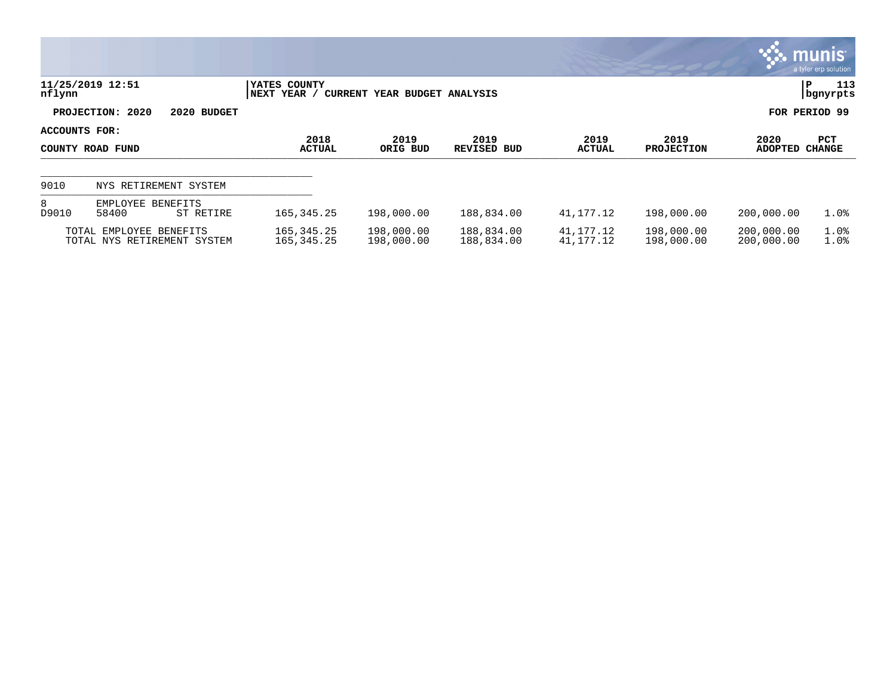YATES COUNTY
NEXT YEAR / CURRENT YEAR BUDGET ANALYSIS

11/25/2019 12:51
nflynn

PROJECTION: 2020 2020 BUDGET

FOR PERIOD 99

ACCOUNTS FOR:
COUNTY ROAD FUND

| | | | 2018 ACTUAL | 2019 ORIG BUD | 2019 REVISED BUD | 2019 ACTUAL | 2019 PROJECTION | 2020 ADOPTED | PCT CHANGE |
|---|---|---|---|---|---|---|---|---|---|
| 9010 | NYS RETIREMENT SYSTEM | | | | | | | | |
| 8 | EMPLOYEE BENEFITS | | | | | | | | |
| D9010 | 58400 | ST RETIRE | 165,345.25 | 198,000.00 | 188,834.00 | 41,177.12 | 198,000.00 | 200,000.00 | 1.0% |
| | TOTAL EMPLOYEE BENEFITS | | 165,345.25 | 198,000.00 | 188,834.00 | 41,177.12 | 198,000.00 | 200,000.00 | 1.0% |
| | TOTAL NYS RETIREMENT SYSTEM | | 165,345.25 | 198,000.00 | 188,834.00 | 41,177.12 | 198,000.00 | 200,000.00 | 1.0% |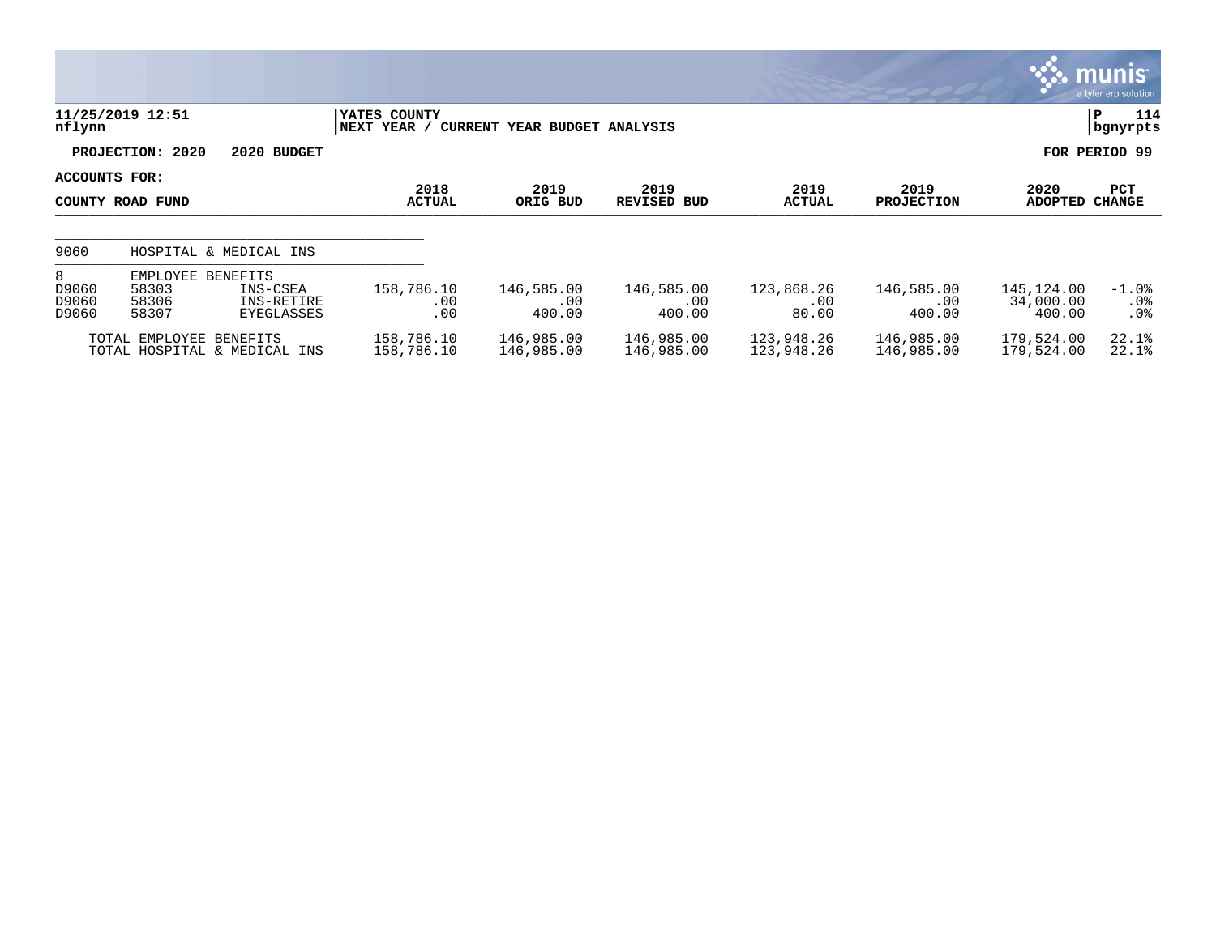**11/25/2019 12:51** | **YATES COUNTY** | **P 114**
**nflynn** | **NEXT YEAR / CURRENT YEAR BUDGET ANALYSIS** | **bgnyrpts**

**PROJECTION: 2020 2020 BUDGET** — **FOR PERIOD 99**

**ACCOUNTS FOR:**

| COUNTY ROAD FUND | | | 2018 ACTUAL | 2019 ORIG BUD | 2019 REVISED BUD | 2019 ACTUAL | 2019 PROJECTION | 2020 ADOPTED | PCT CHANGE |
|---|---|---|---|---|---|---|---|---|---|
| 9060 | HOSPITAL & MEDICAL INS | | | | | | | | |
| 8 | EMPLOYEE BENEFITS | | | | | | | | |
| D9060 | 58303 | INS-CSEA | 158,786.10 | 146,585.00 | 146,585.00 | 123,868.26 | 146,585.00 | 145,124.00 | -1.0% |
| D9060 | 58306 | INS-RETIRE | .00 | .00 | .00 | .00 | .00 | 34,000.00 | .0% |
| D9060 | 58307 | EYEGLASSES | .00 | 400.00 | 400.00 | 80.00 | 400.00 | 400.00 | .0% |
| | TOTAL EMPLOYEE BENEFITS | | 158,786.10 | 146,985.00 | 146,985.00 | 123,948.26 | 146,985.00 | 179,524.00 | 22.1% |
| | TOTAL HOSPITAL & MEDICAL INS | | 158,786.10 | 146,985.00 | 146,985.00 | 123,948.26 | 146,985.00 | 179,524.00 | 22.1% |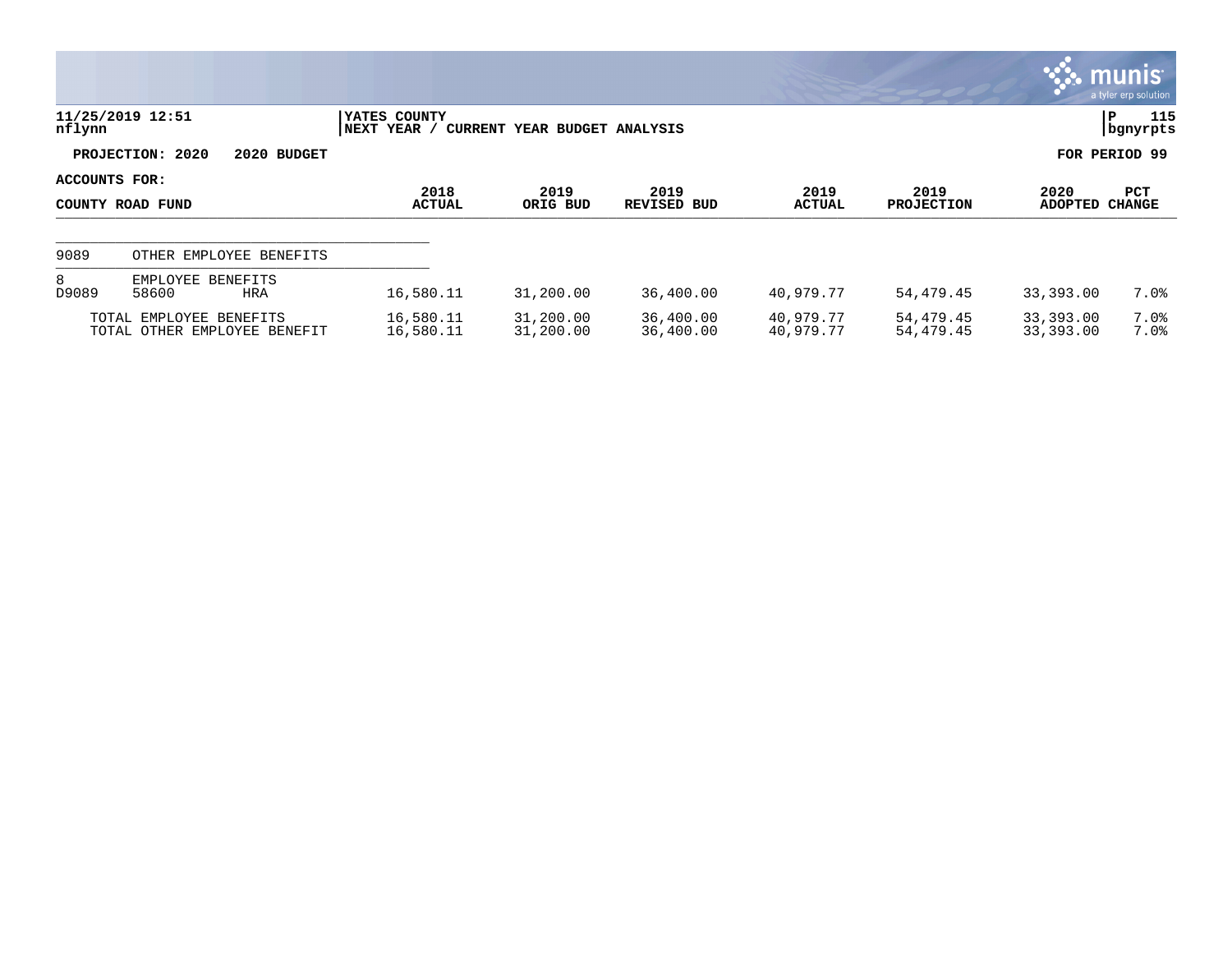11/25/2019 12:51 | YATES COUNTY | P 115
nflynn | NEXT YEAR / CURRENT YEAR BUDGET ANALYSIS | bgnyrpts

**PROJECTION: 2020 2020 BUDGET** — **FOR PERIOD 99**

**ACCOUNTS FOR:**

| COUNTY ROAD FUND | 2018 ACTUAL | 2019 ORIG BUD | 2019 REVISED BUD | 2019 ACTUAL | 2019 PROJECTION | 2020 ADOPTED | PCT CHANGE |
|---|---|---|---|---|---|---|---|
| 9089 OTHER EMPLOYEE BENEFITS | | | | | | | |
| 8 EMPLOYEE BENEFITS | | | | | | | |
| D9089 58600 HRA | 16,580.11 | 31,200.00 | 36,400.00 | 40,979.77 | 54,479.45 | 33,393.00 | 7.0% |
| TOTAL EMPLOYEE BENEFITS | 16,580.11 | 31,200.00 | 36,400.00 | 40,979.77 | 54,479.45 | 33,393.00 | 7.0% |
| TOTAL OTHER EMPLOYEE BENEFIT | 16,580.11 | 31,200.00 | 36,400.00 | 40,979.77 | 54,479.45 | 33,393.00 | 7.0% |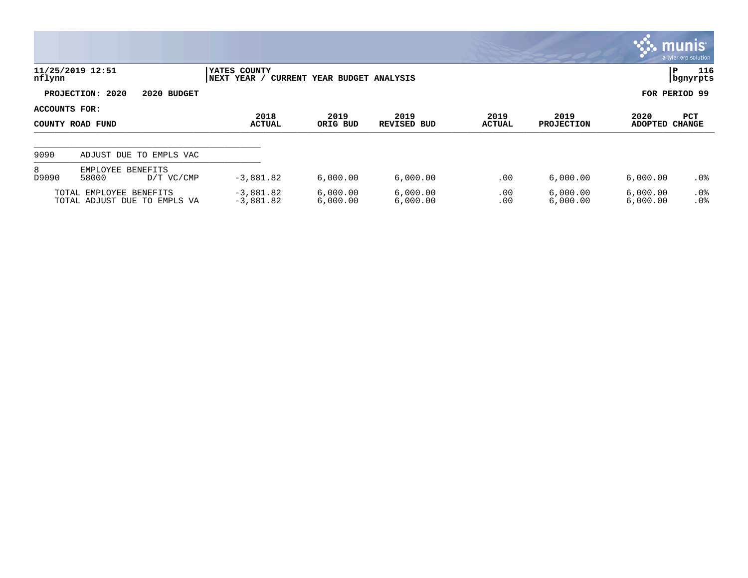11/25/2019 12:51
nflynn

YATES COUNTY
NEXT YEAR / CURRENT YEAR BUDGET ANALYSIS

P 116
bgnyrpts

**PROJECTION: 2020 2020 BUDGET** **FOR PERIOD 99**

**ACCOUNTS FOR:**

| COUNTY ROAD FUND | | | 2018 ACTUAL | 2019 ORIG BUD | 2019 REVISED BUD | 2019 ACTUAL | 2019 PROJECTION | 2020 ADOPTED | PCT CHANGE |
|---|---|---|---|---|---|---|---|---|---|
| 9090 | ADJUST DUE TO EMPLS VAC | | | | | | | | |
| 8 | EMPLOYEE BENEFITS | | | | | | | | |
| D9090 | 58000 | D/T VC/CMP | -3,881.82 | 6,000.00 | 6,000.00 | .00 | 6,000.00 | 6,000.00 | .0% |
| | TOTAL EMPLOYEE BENEFITS | | -3,881.82 | 6,000.00 | 6,000.00 | .00 | 6,000.00 | 6,000.00 | .0% |
| | TOTAL ADJUST DUE TO EMPLS VA | | -3,881.82 | 6,000.00 | 6,000.00 | .00 | 6,000.00 | 6,000.00 | .0% |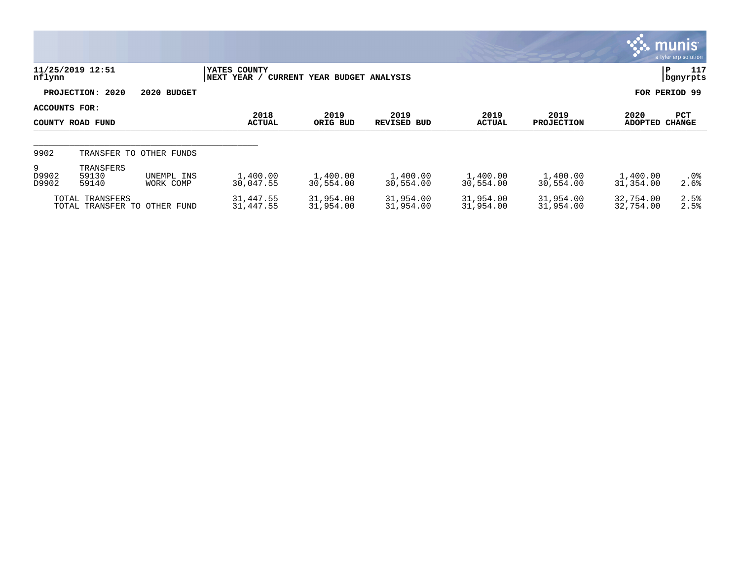11/25/2019 12:51 | YATES COUNTY | P 117
nflynn | NEXT YEAR / CURRENT YEAR BUDGET ANALYSIS | bgnyrpts

**PROJECTION: 2020 2020 BUDGET** — **FOR PERIOD 99**

**ACCOUNTS FOR:**

| COUNTY ROAD FUND | | | 2018 ACTUAL | 2019 ORIG BUD | 2019 REVISED BUD | 2019 ACTUAL | 2019 PROJECTION | 2020 ADOPTED | PCT CHANGE |
|---|---|---|---|---|---|---|---|---|---|
| 9902 | TRANSFER TO OTHER FUNDS | | | | | | | | |
| 9 | TRANSFERS | | | | | | | | |
| D9902 | 59130 | UNEMPL INS | 1,400.00 | 1,400.00 | 1,400.00 | 1,400.00 | 1,400.00 | 1,400.00 | .0% |
| D9902 | 59140 | WORK COMP | 30,047.55 | 30,554.00 | 30,554.00 | 30,554.00 | 30,554.00 | 31,354.00 | 2.6% |
| | TOTAL TRANSFERS | | 31,447.55 | 31,954.00 | 31,954.00 | 31,954.00 | 31,954.00 | 32,754.00 | 2.5% |
| | TOTAL TRANSFER TO OTHER FUND | | 31,447.55 | 31,954.00 | 31,954.00 | 31,954.00 | 31,954.00 | 32,754.00 | 2.5% |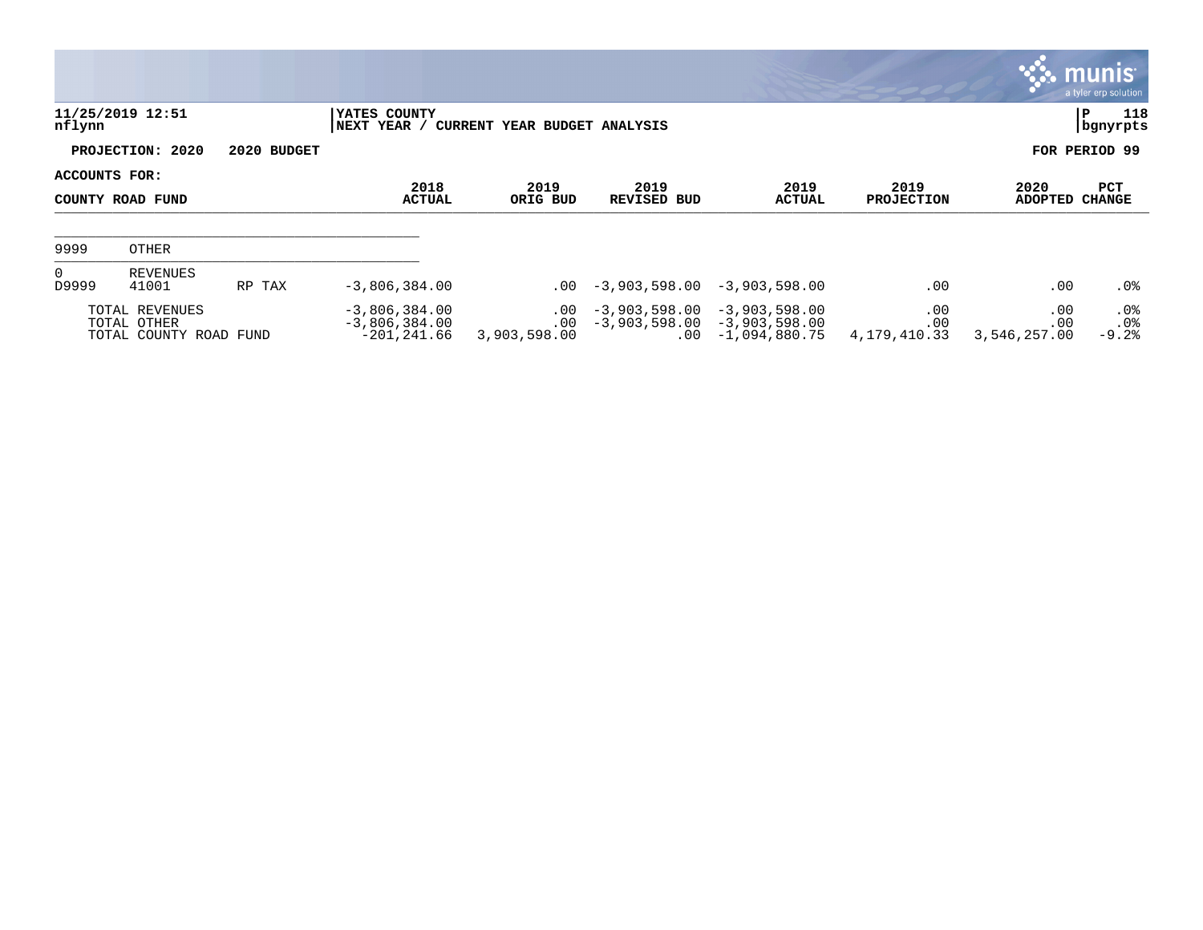11/25/2019 12:51
nflynn

YATES COUNTY
NEXT YEAR / CURRENT YEAR BUDGET ANALYSIS

P 118
bgnyrpts

**PROJECTION: 2020 2020 BUDGET** **FOR PERIOD 99**

**ACCOUNTS FOR:**

| COUNTY ROAD FUND | | | 2018 ACTUAL | 2019 ORIG BUD | 2019 REVISED BUD | 2019 ACTUAL | 2019 PROJECTION | 2020 ADOPTED | PCT CHANGE |
|---|---|---|---|---|---|---|---|---|---|
| 9999 | OTHER | | | | | | | | |
| 0 | REVENUES | | | | | | | | |
| D9999 | 41001 | RP TAX | -3,806,384.00 | .00 | -3,903,598.00 | -3,903,598.00 | .00 | .00 | .0% |
| | TOTAL REVENUES | | -3,806,384.00 | .00 | -3,903,598.00 | -3,903,598.00 | .00 | .00 | .0% |
| | TOTAL OTHER | | -3,806,384.00 | .00 | -3,903,598.00 | -3,903,598.00 | .00 | .00 | .0% |
| | TOTAL COUNTY ROAD FUND | | -201,241.66 | 3,903,598.00 | .00 | -1,094,880.75 | 4,179,410.33 | 3,546,257.00 | -9.2% |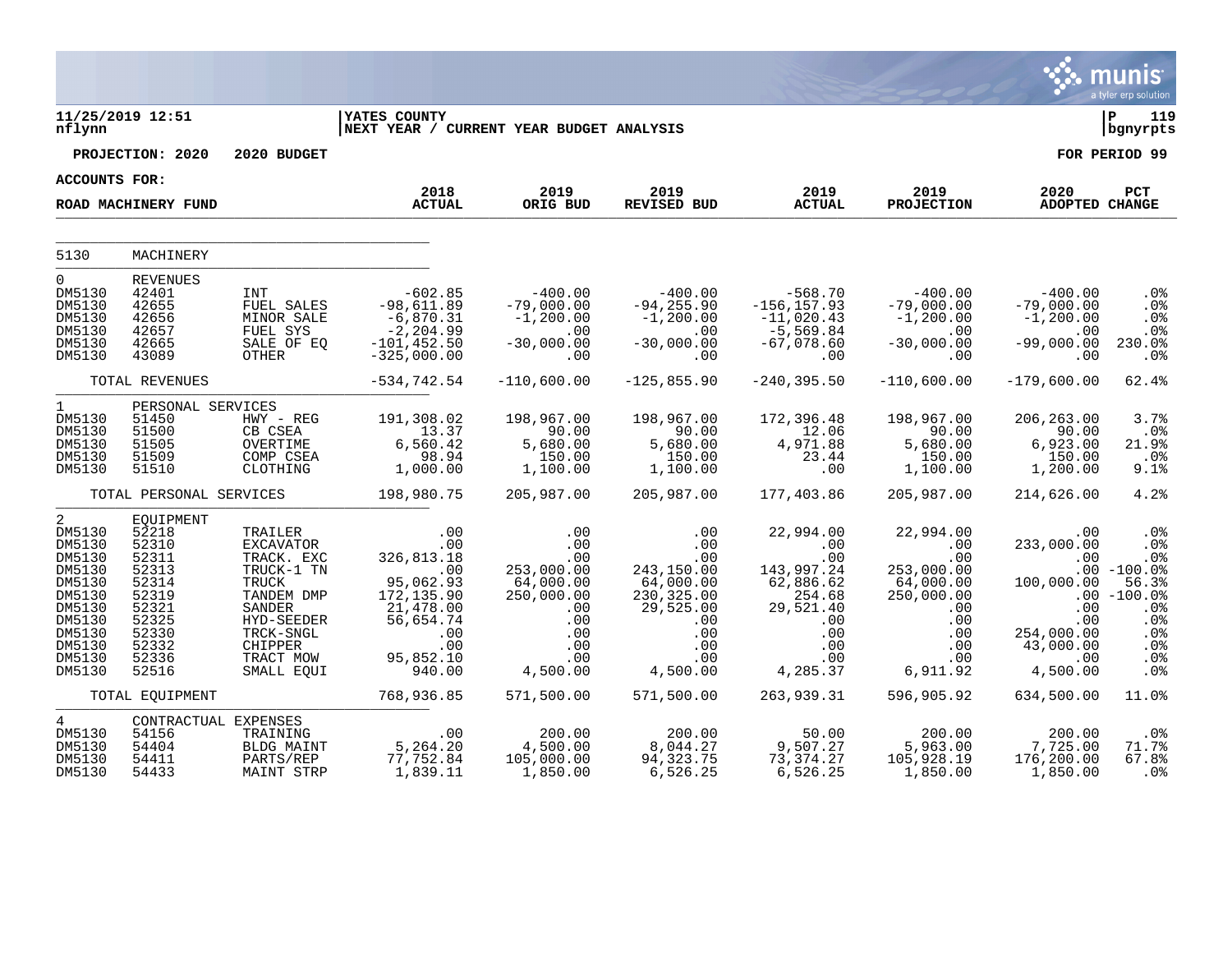11/25/2019 12:51 nflynn | YATES COUNTY
NEXT YEAR / CURRENT YEAR BUDGET ANALYSIS

**PROJECTION: 2020 2020 BUDGET** | **FOR PERIOD 99**

**ACCOUNTS FOR:**

**ROAD MACHINERY FUND**

| | | | 2018 ACTUAL | 2019 ORIG BUD | 2019 REVISED BUD | 2019 ACTUAL | 2019 PROJECTION | 2020 ADOPTED | PCT CHANGE |
|---|---|---|---|---|---|---|---|---|---|
| 5130 | MACHINERY | | | | | | | | |
| 0 | REVENUES | | | | | | | | |
| DM5130 | 42401 | INT | -602.85 | -400.00 | -400.00 | -568.70 | -400.00 | -400.00 | .0% |
| DM5130 | 42655 | FUEL SALES | -98,611.89 | -79,000.00 | -94,255.90 | -156,157.93 | -79,000.00 | -79,000.00 | .0% |
| DM5130 | 42656 | MINOR SALE | -6,870.31 | -1,200.00 | -1,200.00 | -11,020.43 | -1,200.00 | -1,200.00 | .0% |
| DM5130 | 42657 | FUEL SYS | -2,204.99 | .00 | .00 | -5,569.84 | .00 | .00 | .0% |
| DM5130 | 42665 | SALE OF EQ | -101,452.50 | -30,000.00 | -30,000.00 | -67,078.60 | -30,000.00 | -99,000.00 | 230.0% |
| DM5130 | 43089 | OTHER | -325,000.00 | .00 | .00 | .00 | .00 | .00 | .0% |
| | TOTAL REVENUES | | -534,742.54 | -110,600.00 | -125,855.90 | -240,395.50 | -110,600.00 | -179,600.00 | 62.4% |
| 1 | PERSONAL SERVICES | | | | | | | | |
| DM5130 | 51450 | HWY - REG | 191,308.02 | 198,967.00 | 198,967.00 | 172,396.48 | 198,967.00 | 206,263.00 | 3.7% |
| DM5130 | 51500 | CB CSEA | 13.37 | 90.00 | 90.00 | 12.06 | 90.00 | 90.00 | .0% |
| DM5130 | 51505 | OVERTIME | 6,560.42 | 5,680.00 | 5,680.00 | 4,971.88 | 5,680.00 | 6,923.00 | 21.9% |
| DM5130 | 51509 | COMP CSEA | 98.94 | 150.00 | 150.00 | 23.44 | 150.00 | 150.00 | .0% |
| DM5130 | 51510 | CLOTHING | 1,000.00 | 1,100.00 | 1,100.00 | .00 | 1,100.00 | 1,200.00 | 9.1% |
| | TOTAL PERSONAL SERVICES | | 198,980.75 | 205,987.00 | 205,987.00 | 177,403.86 | 205,987.00 | 214,626.00 | 4.2% |
| 2 | EQUIPMENT | | | | | | | | |
| DM5130 | 52218 | TRAILER | .00 | .00 | .00 | 22,994.00 | 22,994.00 | .00 | .0% |
| DM5130 | 52310 | EXCAVATOR | .00 | .00 | .00 | .00 | .00 | 233,000.00 | .0% |
| DM5130 | 52311 | TRACK. EXC | 326,813.18 | .00 | .00 | .00 | .00 | .00 | .0% |
| DM5130 | 52313 | TRUCK-1 TN | .00 | 253,000.00 | 243,150.00 | 143,997.24 | 253,000.00 | .00 | -100.0% |
| DM5130 | 52314 | TRUCK | 95,062.93 | 64,000.00 | 64,000.00 | 62,886.62 | 64,000.00 | 100,000.00 | 56.3% |
| DM5130 | 52319 | TANDEM DMP | 172,135.90 | 250,000.00 | 230,325.00 | 254.68 | 250,000.00 | .00 | -100.0% |
| DM5130 | 52321 | SANDER | 21,478.00 | .00 | 29,525.00 | 29,521.40 | .00 | .00 | .0% |
| DM5130 | 52325 | HYD-SEEDER | 56,654.74 | .00 | .00 | .00 | .00 | .00 | .0% |
| DM5130 | 52330 | TRCK-SNGL | .00 | .00 | .00 | .00 | .00 | 254,000.00 | .0% |
| DM5130 | 52332 | CHIPPER | .00 | .00 | .00 | .00 | .00 | 43,000.00 | .0% |
| DM5130 | 52336 | TRACT MOW | 95,852.10 | .00 | .00 | .00 | .00 | .00 | .0% |
| DM5130 | 52516 | SMALL EQUI | 940.00 | 4,500.00 | 4,500.00 | 4,285.37 | 6,911.92 | 4,500.00 | .0% |
| | TOTAL EQUIPMENT | | 768,936.85 | 571,500.00 | 571,500.00 | 263,939.31 | 596,905.92 | 634,500.00 | 11.0% |
| 4 | CONTRACTUAL EXPENSES | | | | | | | | |
| DM5130 | 54156 | TRAINING | .00 | 200.00 | 200.00 | 50.00 | 200.00 | 200.00 | .0% |
| DM5130 | 54404 | BLDG MAINT | 5,264.20 | 4,500.00 | 8,044.27 | 9,507.27 | 5,963.00 | 7,725.00 | 71.7% |
| DM5130 | 54411 | PARTS/REP | 77,752.84 | 105,000.00 | 94,323.75 | 73,374.27 | 105,928.19 | 176,200.00 | 67.8% |
| DM5130 | 54433 | MAINT STRP | 1,839.11 | 1,850.00 | 6,526.25 | 6,526.25 | 1,850.00 | 1,850.00 | .0% |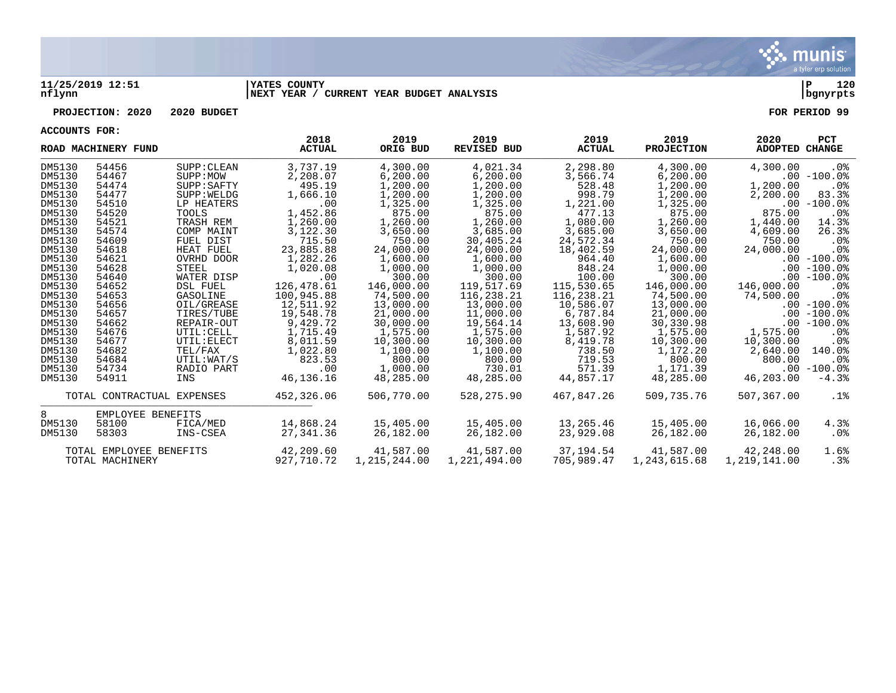**11/25/2019 12:51** | **YATES COUNTY** | **P 120**
**nflynn** | **NEXT YEAR / CURRENT YEAR BUDGET ANALYSIS** | **bgnyrpts**

**PROJECTION: 2020 2020 BUDGET** **FOR PERIOD 99**

**ACCOUNTS FOR:**

| ROAD MACHINERY FUND | | | 2018 ACTUAL | 2019 ORIG BUD | 2019 REVISED BUD | 2019 ACTUAL | 2019 PROJECTION | 2020 ADOPTED | PCT CHANGE |
|---|---|---|---|---|---|---|---|---|---|
| DM5130 | 54456 | SUPP:CLEAN | 3,737.19 | 4,300.00 | 4,021.34 | 2,298.80 | 4,300.00 | 4,300.00 | .0% |
| DM5130 | 54467 | SUPP:MOW | 2,208.07 | 6,200.00 | 6,200.00 | 3,566.74 | 6,200.00 | .00 | -100.0% |
| DM5130 | 54474 | SUPP:SAFTY | 495.19 | 1,200.00 | 1,200.00 | 528.48 | 1,200.00 | 1,200.00 | .0% |
| DM5130 | 54477 | SUPP:WELDG | 1,666.10 | 1,200.00 | 1,200.00 | 998.79 | 1,200.00 | 2,200.00 | 83.3% |
| DM5130 | 54510 | LP HEATERS | .00 | 1,325.00 | 1,325.00 | 1,221.00 | 1,325.00 | .00 | -100.0% |
| DM5130 | 54520 | TOOLS | 1,452.86 | 875.00 | 875.00 | 477.13 | 875.00 | 875.00 | .0% |
| DM5130 | 54521 | TRASH REM | 1,260.00 | 1,260.00 | 1,260.00 | 1,080.00 | 1,260.00 | 1,440.00 | 14.3% |
| DM5130 | 54574 | COMP MAINT | 3,122.30 | 3,650.00 | 3,685.00 | 3,685.00 | 3,650.00 | 4,609.00 | 26.3% |
| DM5130 | 54609 | FUEL DIST | 715.50 | 750.00 | 30,405.24 | 24,572.34 | 750.00 | 750.00 | .0% |
| DM5130 | 54618 | HEAT FUEL | 23,885.88 | 24,000.00 | 24,000.00 | 18,402.59 | 24,000.00 | 24,000.00 | .0% |
| DM5130 | 54621 | OVRHD DOOR | 1,282.26 | 1,600.00 | 1,600.00 | 964.40 | 1,600.00 | .00 | -100.0% |
| DM5130 | 54628 | STEEL | 1,020.08 | 1,000.00 | 1,000.00 | 848.24 | 1,000.00 | .00 | -100.0% |
| DM5130 | 54640 | WATER DISP | .00 | 300.00 | 300.00 | 100.00 | 300.00 | .00 | -100.0% |
| DM5130 | 54652 | DSL FUEL | 126,478.61 | 146,000.00 | 119,517.69 | 115,530.65 | 146,000.00 | 146,000.00 | .0% |
| DM5130 | 54653 | GASOLINE | 100,945.88 | 74,500.00 | 116,238.21 | 116,238.21 | 74,500.00 | 74,500.00 | .0% |
| DM5130 | 54656 | OIL/GREASE | 12,511.92 | 13,000.00 | 13,000.00 | 10,586.07 | 13,000.00 | .00 | -100.0% |
| DM5130 | 54657 | TIRES/TUBE | 19,548.78 | 21,000.00 | 11,000.00 | 6,787.84 | 21,000.00 | .00 | -100.0% |
| DM5130 | 54662 | REPAIR-OUT | 9,429.72 | 30,000.00 | 19,564.14 | 13,608.90 | 30,330.98 | .00 | -100.0% |
| DM5130 | 54676 | UTIL:CELL | 1,715.49 | 1,575.00 | 1,575.00 | 1,587.92 | 1,575.00 | 1,575.00 | .0% |
| DM5130 | 54677 | UTIL:ELECT | 8,011.59 | 10,300.00 | 10,300.00 | 8,419.78 | 10,300.00 | 10,300.00 | .0% |
| DM5130 | 54682 | TEL/FAX | 1,022.80 | 1,100.00 | 1,100.00 | 738.50 | 1,172.20 | 2,640.00 | 140.0% |
| DM5130 | 54684 | UTIL:WAT/S | 823.53 | 800.00 | 800.00 | 719.53 | 800.00 | 800.00 | .0% |
| DM5130 | 54734 | RADIO PART | .00 | 1,000.00 | 730.01 | 571.39 | 1,171.39 | .00 | -100.0% |
| DM5130 | 54911 | INS | 46,136.16 | 48,285.00 | 48,285.00 | 44,857.17 | 48,285.00 | 46,203.00 | -4.3% |
| | TOTAL CONTRACTUAL EXPENSES | | 452,326.06 | 506,770.00 | 528,275.90 | 467,847.26 | 509,735.76 | 507,367.00 | .1% |
| 8 | EMPLOYEE BENEFITS | | | | | | | | |
| DM5130 | 58100 | FICA/MED | 14,868.24 | 15,405.00 | 15,405.00 | 13,265.46 | 15,405.00 | 16,066.00 | 4.3% |
| DM5130 | 58303 | INS-CSEA | 27,341.36 | 26,182.00 | 26,182.00 | 23,929.08 | 26,182.00 | 26,182.00 | .0% |
| | TOTAL EMPLOYEE BENEFITS | | 42,209.60 | 41,587.00 | 41,587.00 | 37,194.54 | 41,587.00 | 42,248.00 | 1.6% |
| | TOTAL MACHINERY | | 927,710.72 | 1,215,244.00 | 1,221,494.00 | 705,989.47 | 1,243,615.68 | 1,219,141.00 | .3% |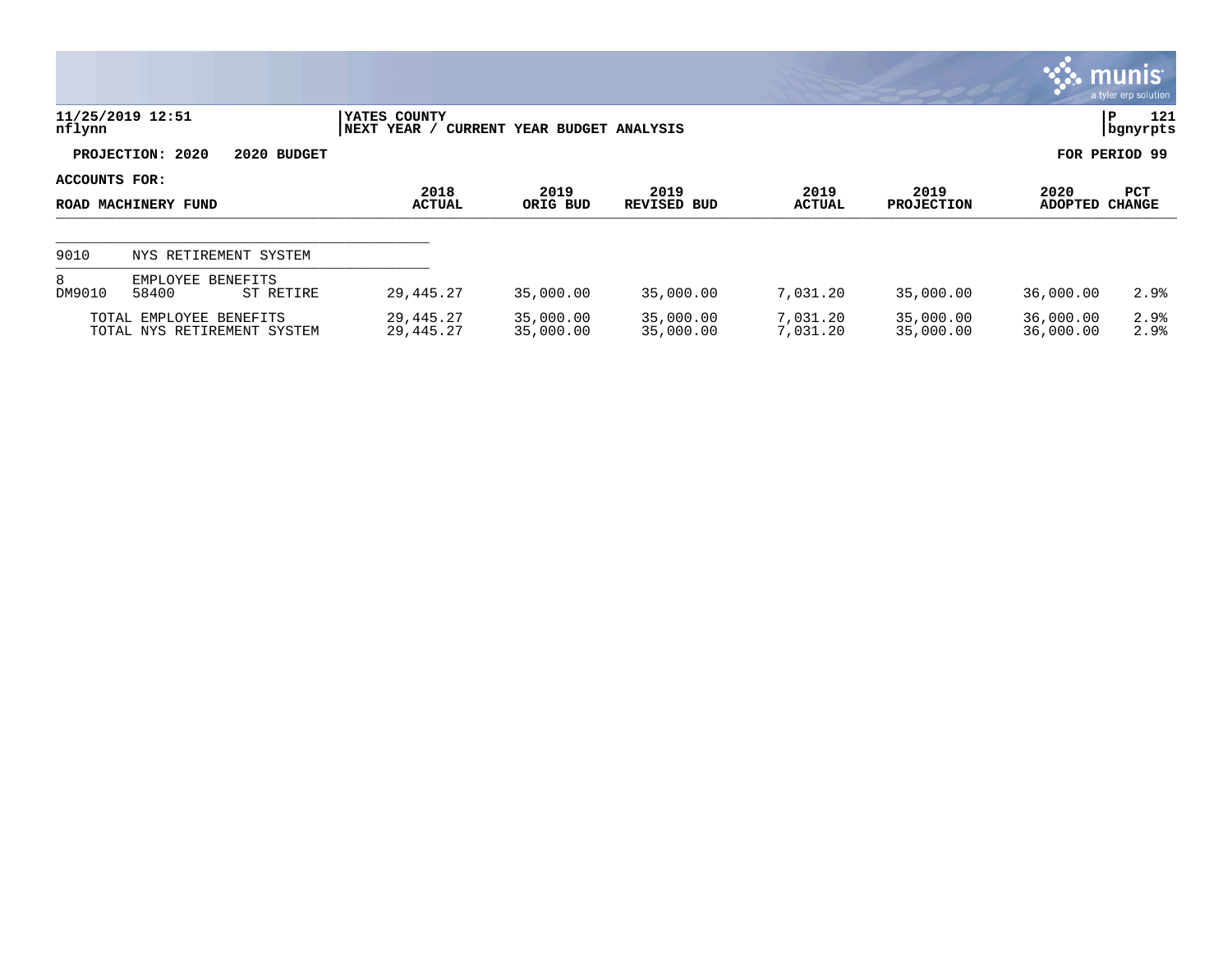**11/25/2019 12:51**
**nflynn**

**YATES COUNTY**
**NEXT YEAR / CURRENT YEAR BUDGET ANALYSIS**

**PROJECTION: 2020 2020 BUDGET** **FOR PERIOD 99**

**ACCOUNTS FOR:**

| ROAD MACHINERY FUND | | | 2018 ACTUAL | 2019 ORIG BUD | 2019 REVISED BUD | 2019 ACTUAL | 2019 PROJECTION | 2020 ADOPTED | PCT CHANGE |
|---|---|---|---|---|---|---|---|---|---|
| 9010 | NYS RETIREMENT SYSTEM | | | | | | | | |
| 8 | EMPLOYEE BENEFITS | | | | | | | | |
| DM9010 | 58400 | ST RETIRE | 29,445.27 | 35,000.00 | 35,000.00 | 7,031.20 | 35,000.00 | 36,000.00 | 2.9% |
| TOTAL EMPLOYEE BENEFITS | | | 29,445.27 | 35,000.00 | 35,000.00 | 7,031.20 | 35,000.00 | 36,000.00 | 2.9% |
| TOTAL NYS RETIREMENT SYSTEM | | | 29,445.27 | 35,000.00 | 35,000.00 | 7,031.20 | 35,000.00 | 36,000.00 | 2.9% |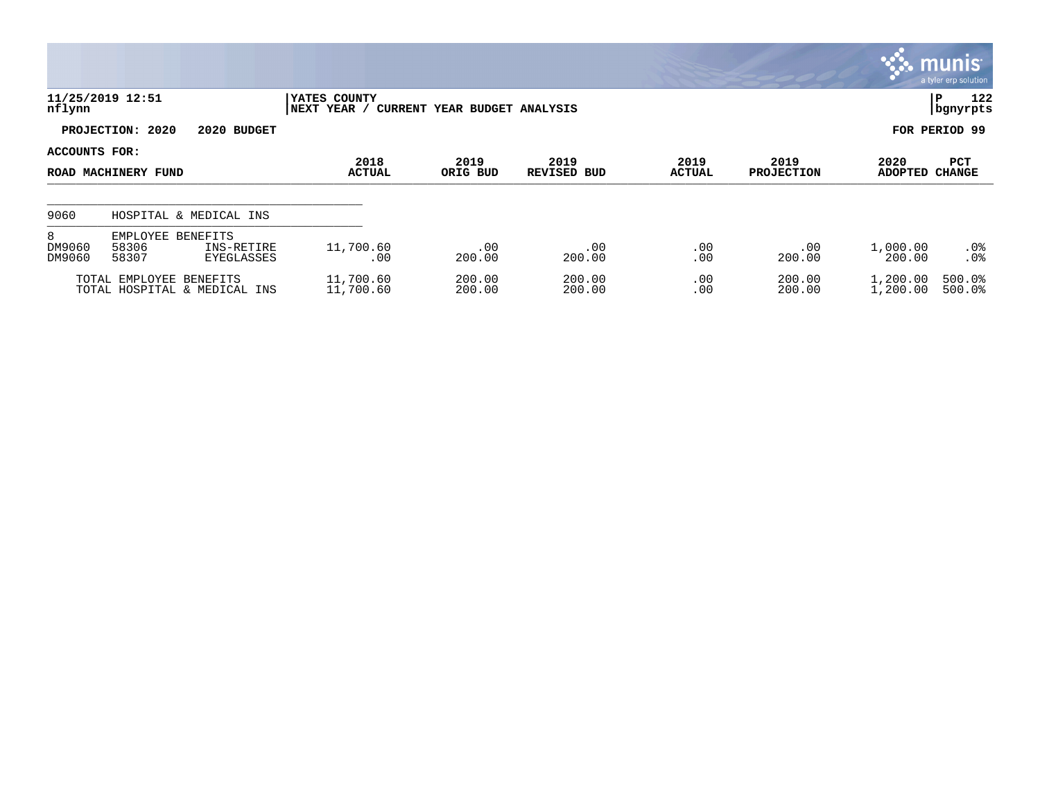11/25/2019 12:51
nflynn

YATES COUNTY
NEXT YEAR / CURRENT YEAR BUDGET ANALYSIS

P 122
bgnyrpts

**PROJECTION: 2020 2020 BUDGET** **FOR PERIOD 99**

**ACCOUNTS FOR:**

| ROAD MACHINERY FUND | | | 2018 ACTUAL | 2019 ORIG BUD | 2019 REVISED BUD | 2019 ACTUAL | 2019 PROJECTION | 2020 ADOPTED | PCT CHANGE |
|---|---|---|---|---|---|---|---|---|---|
| 9060 | HOSPITAL & MEDICAL INS | | | | | | | | |
| 8 | EMPLOYEE BENEFITS | | | | | | | | |
| DM9060 | 58306 | INS-RETIRE | 11,700.60 | .00 | .00 | .00 | .00 | 1,000.00 | .0% |
| DM9060 | 58307 | EYEGLASSES | .00 | 200.00 | 200.00 | .00 | 200.00 | 200.00 | .0% |
| TOTAL EMPLOYEE BENEFITS | | | 11,700.60 | 200.00 | 200.00 | .00 | 200.00 | 1,200.00 | 500.0% |
| TOTAL HOSPITAL & MEDICAL INS | | | 11,700.60 | 200.00 | 200.00 | .00 | 200.00 | 1,200.00 | 500.0% |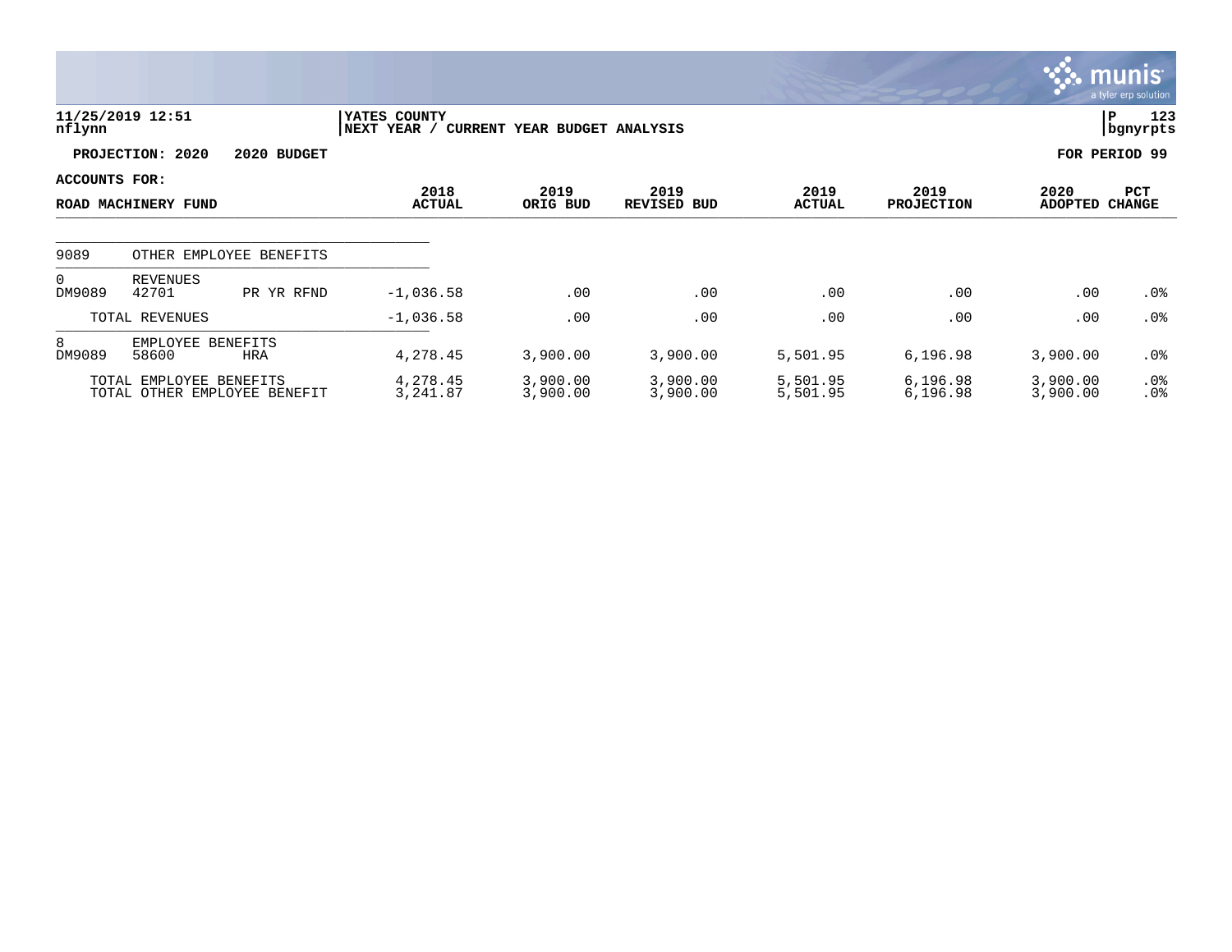**11/25/2019 12:51** | **YATES COUNTY** | **P 123**
**nflynn** | **NEXT YEAR / CURRENT YEAR BUDGET ANALYSIS** | **bgnyrpts**

**PROJECTION: 2020 2020 BUDGET** — **FOR PERIOD 99**

**ACCOUNTS FOR:**

| ROAD MACHINERY FUND | | | 2018 ACTUAL | 2019 ORIG BUD | 2019 REVISED BUD | 2019 ACTUAL | 2019 PROJECTION | 2020 ADOPTED | PCT CHANGE |
|---|---|---|---|---|---|---|---|---|---|
| 9089 | OTHER EMPLOYEE BENEFITS | | | | | | | | |
| 0 | REVENUES | | | | | | | | |
| DM9089 | 42701 | PR YR RFND | -1,036.58 | .00 | .00 | .00 | .00 | .00 | .0% |
| | TOTAL REVENUES | | -1,036.58 | .00 | .00 | .00 | .00 | .00 | .0% |
| 8 | EMPLOYEE BENEFITS | | | | | | | | |
| DM9089 | 58600 | HRA | 4,278.45 | 3,900.00 | 3,900.00 | 5,501.95 | 6,196.98 | 3,900.00 | .0% |
| | TOTAL EMPLOYEE BENEFITS | | 4,278.45 | 3,900.00 | 3,900.00 | 5,501.95 | 6,196.98 | 3,900.00 | .0% |
| | TOTAL OTHER EMPLOYEE BENEFIT | | 3,241.87 | 3,900.00 | 3,900.00 | 5,501.95 | 6,196.98 | 3,900.00 | .0% |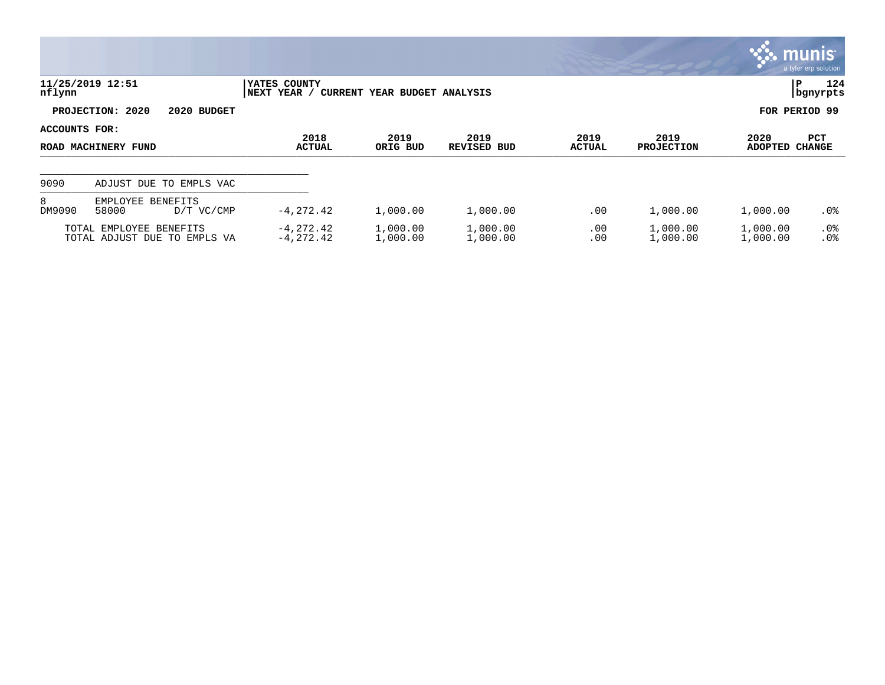YATES COUNTY
NEXT YEAR / CURRENT YEAR BUDGET ANALYSIS

**PROJECTION: 2020 2020 BUDGET** — **FOR PERIOD 99**

**ACCOUNTS FOR:**

| ROAD MACHINERY FUND | | | 2018 ACTUAL | 2019 ORIG BUD | 2019 REVISED BUD | 2019 ACTUAL | 2019 PROJECTION | 2020 ADOPTED | PCT CHANGE |
|---|---|---|---|---|---|---|---|---|---|
| 9090 | ADJUST DUE TO EMPLS VAC | | | | | | | | |
| 8 | EMPLOYEE BENEFITS | | | | | | | | |
| DM9090 | 58000 | D/T VC/CMP | -4,272.42 | 1,000.00 | 1,000.00 | .00 | 1,000.00 | 1,000.00 | .0% |
| | TOTAL EMPLOYEE BENEFITS | | -4,272.42 | 1,000.00 | 1,000.00 | .00 | 1,000.00 | 1,000.00 | .0% |
| | TOTAL ADJUST DUE TO EMPLS VA | | -4,272.42 | 1,000.00 | 1,000.00 | .00 | 1,000.00 | 1,000.00 | .0% |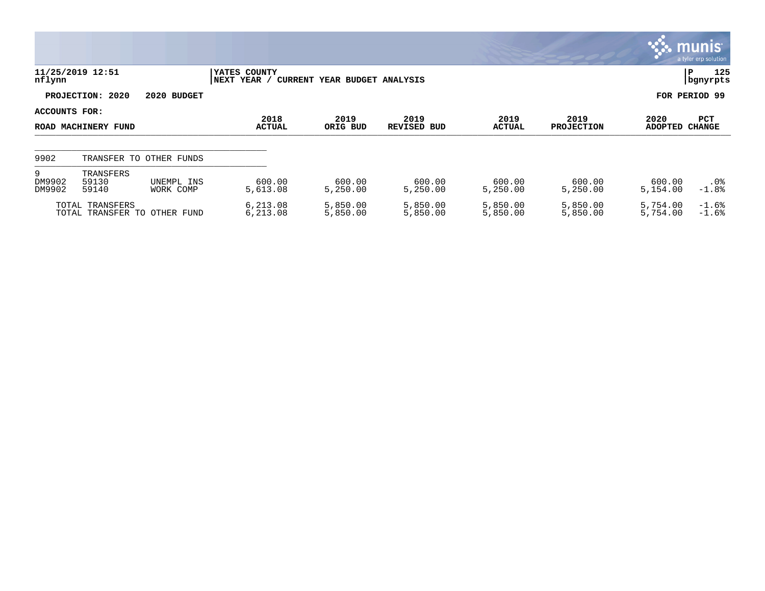**11/25/2019 12:51**
**nflynn**

**YATES COUNTY**
**NEXT YEAR / CURRENT YEAR BUDGET ANALYSIS**

**P 125**
**bgnyrpts**

**PROJECTION: 2020 2020 BUDGET**

**FOR PERIOD 99**

**ACCOUNTS FOR:**

| ROAD MACHINERY FUND | | | 2018 ACTUAL | 2019 ORIG BUD | 2019 REVISED BUD | 2019 ACTUAL | 2019 PROJECTION | 2020 ADOPTED | PCT CHANGE |
|---|---|---|---|---|---|---|---|---|---|
| 9902 | TRANSFER TO OTHER FUNDS | | | | | | | | |
| 9 | TRANSFERS | | | | | | | | |
| DM9902 | 59130 | UNEMPL INS | 600.00 | 600.00 | 600.00 | 600.00 | 600.00 | 600.00 | .0% |
| DM9902 | 59140 | WORK COMP | 5,613.08 | 5,250.00 | 5,250.00 | 5,250.00 | 5,250.00 | 5,154.00 | -1.8% |
| TOTAL TRANSFERS | | | 6,213.08 | 5,850.00 | 5,850.00 | 5,850.00 | 5,850.00 | 5,754.00 | -1.6% |
| TOTAL TRANSFER TO OTHER FUND | | | 6,213.08 | 5,850.00 | 5,850.00 | 5,850.00 | 5,850.00 | 5,754.00 | -1.6% |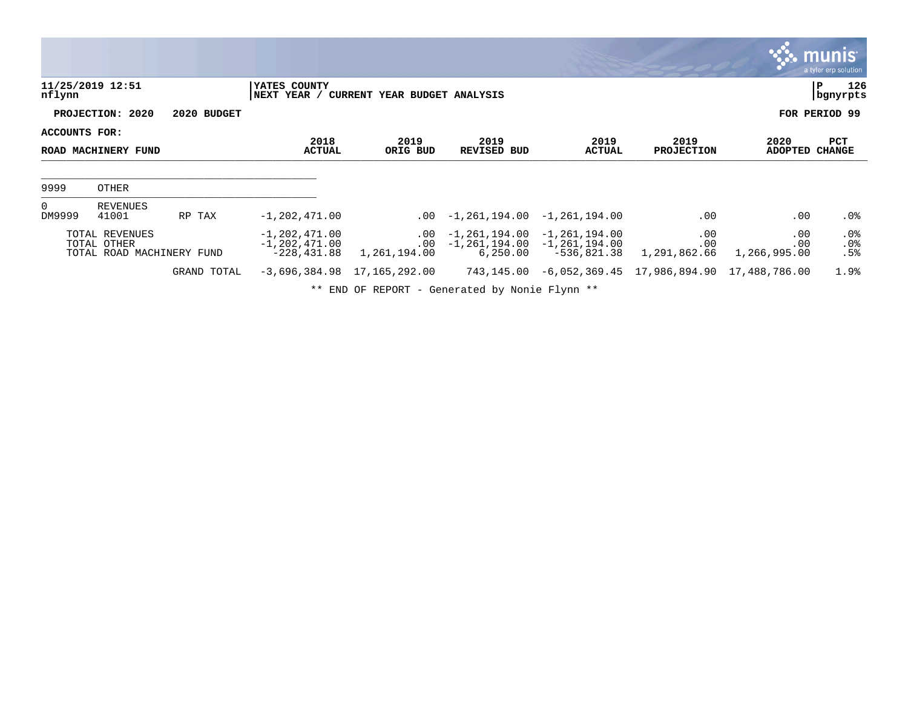11/25/2019 12:51 | YATES COUNTY
nflynn | NEXT YEAR / CURRENT YEAR BUDGET ANALYSIS

**PROJECTION: 2020 2020 BUDGET** — **FOR PERIOD 99**

**ACCOUNTS FOR:**

**ROAD MACHINERY FUND**

| | | | 2018 ACTUAL | 2019 ORIG BUD | 2019 REVISED BUD | 2019 ACTUAL | 2019 PROJECTION | 2020 ADOPTED | PCT CHANGE |
|---|---|---|---|---|---|---|---|---|---|
| 9999 | OTHER | | | | | | | | |
| 0 | REVENUES | | | | | | | | |
| DM9999 | 41001 | RP TAX | -1,202,471.00 | .00 | -1,261,194.00 | -1,261,194.00 | .00 | .00 | .0% |
| | TOTAL REVENUES | | -1,202,471.00 | .00 | -1,261,194.00 | -1,261,194.00 | .00 | .00 | .0% |
| | TOTAL OTHER | | -1,202,471.00 | .00 | -1,261,194.00 | -1,261,194.00 | .00 | .00 | .0% |
| | TOTAL ROAD MACHINERY FUND | | -228,431.88 | 1,261,194.00 | 6,250.00 | -536,821.38 | 1,291,862.66 | 1,266,995.00 | .5% |
| | | GRAND TOTAL | -3,696,384.98 | 17,165,292.00 | 743,145.00 | -6,052,369.45 | 17,986,894.90 | 17,488,786.00 | 1.9% |

** END OF REPORT - Generated by Nonie Flynn **